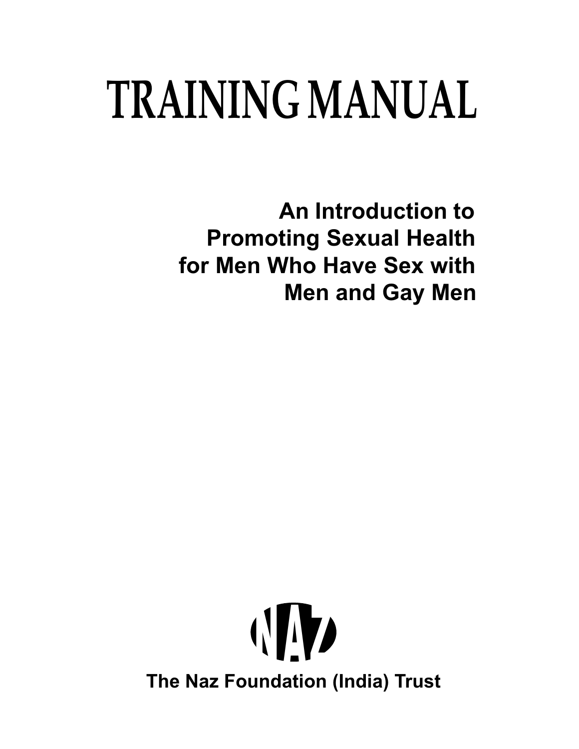# TRAINING MANUAL

## An Introduction to Promoting Sexual Health for Men Who Have Sex with Men and Gay Men

NAZ

The Naz Foundation (India) Trust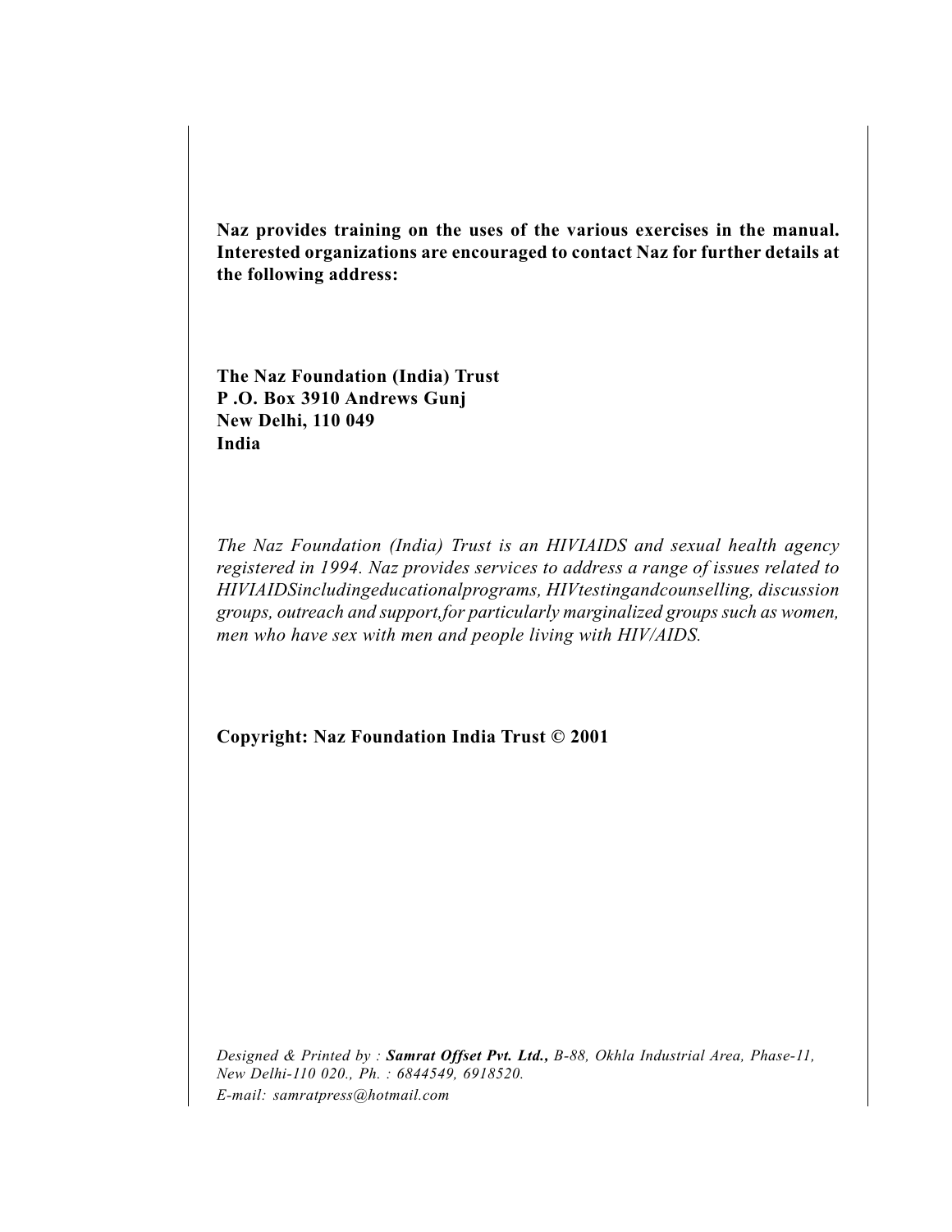**Naz provides training on the uses of the various exercises in the manual. Interested organizations are encouraged to contact Naz for further details at the following address:**

**The Naz Foundation (India) Trust**
**P .O. Box 3910 Andrews Gunj**
**New Delhi, 110 049**
**India**

*The Naz Foundation (India) Trust is an HIVIAIDS and sexual health agency registered in 1994. Naz provides services to address a range of issues related to HIVIAIDSincludingeducationalprograms, HIVtestingandcounselling, discussion groups, outreach and support,for particularly marginalized groups such as women, men who have sex with men and people living with HIV/AIDS.*

**Copyright: Naz Foundation India Trust © 2001**

*Designed & Printed by : **Samrat Offset Pvt. Ltd.,** B-88, Okhla Industrial Area, Phase-11, New Delhi-110 020., Ph. : 6844549, 6918520.*
*E-mail: samratpress@hotmail.com*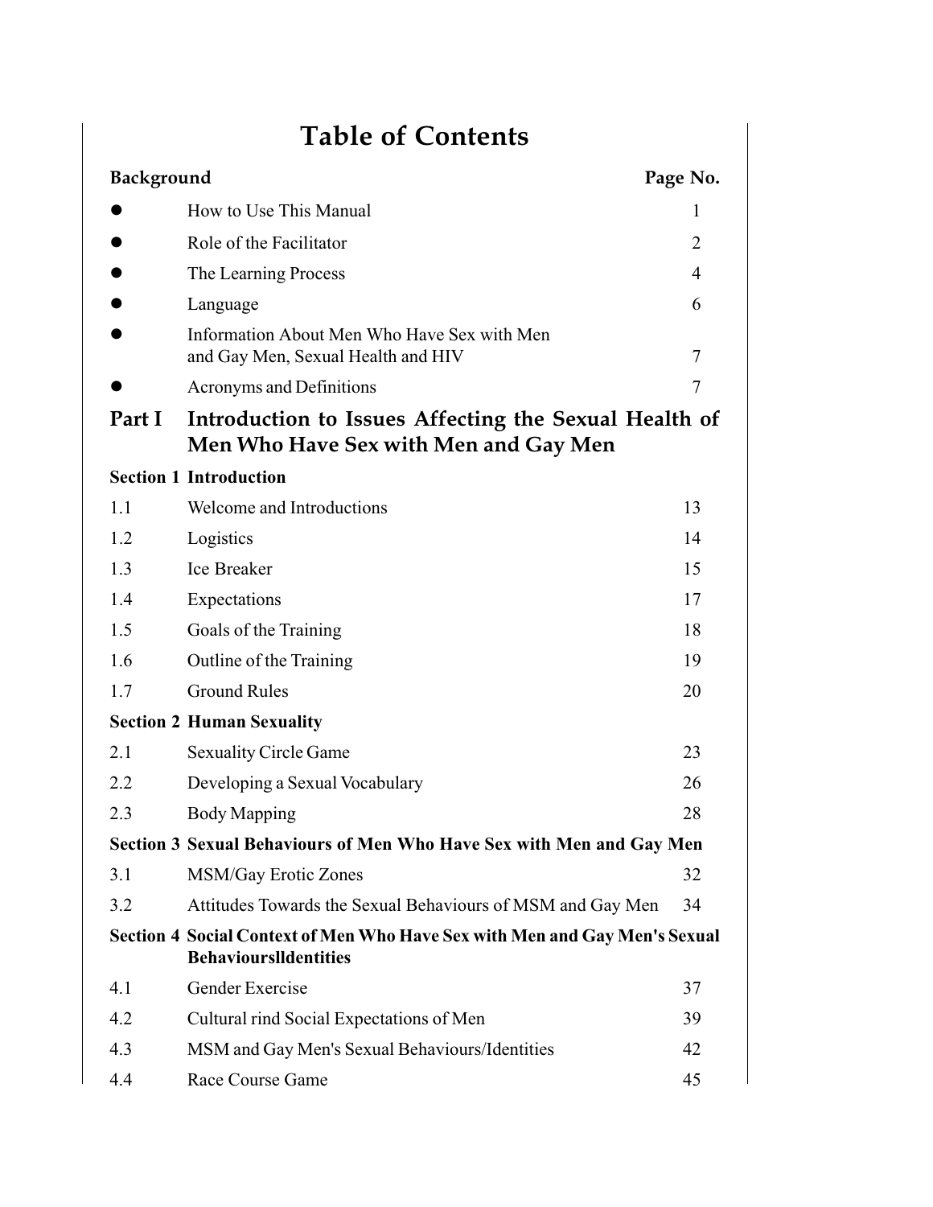# Table of Contents

| **Background** | | **Page No.** |
|---|---|---|
| ● | How to Use This Manual | 1 |
| ● | Role of the Facilitator | 2 |
| ● | The Learning Process | 4 |
| ● | Language | 6 |
| ● | Information About Men Who Have Sex with Men and Gay Men, Sexual Health and HIV | 7 |
| ● | Acronyms and Definitions | 7 |

## Part I Introduction to Issues Affecting the Sexual Health of Men Who Have Sex with Men and Gay Men

### Section 1 Introduction

| | | |
|---|---|---|
| 1.1 | Welcome and Introductions | 13 |
| 1.2 | Logistics | 14 |
| 1.3 | Ice Breaker | 15 |
| 1.4 | Expectations | 17 |
| 1.5 | Goals of the Training | 18 |
| 1.6 | Outline of the Training | 19 |
| 1.7 | Ground Rules | 20 |

### Section 2 Human Sexuality

| | | |
|---|---|---|
| 2.1 | Sexuality Circle Game | 23 |
| 2.2 | Developing a Sexual Vocabulary | 26 |
| 2.3 | Body Mapping | 28 |

### Section 3 Sexual Behaviours of Men Who Have Sex with Men and Gay Men

| | | |
|---|---|---|
| 3.1 | MSM/Gay Erotic Zones | 32 |
| 3.2 | Attitudes Towards the Sexual Behaviours of MSM and Gay Men | 34 |

### Section 4 Social Context of Men Who Have Sex with Men and Gay Men's Sexual Behaviourslldentities

| | | |
|---|---|---|
| 4.1 | Gender Exercise | 37 |
| 4.2 | Cultural rind Social Expectations of Men | 39 |
| 4.3 | MSM and Gay Men's Sexual Behaviours/Identities | 42 |
| 4.4 | Race Course Game | 45 |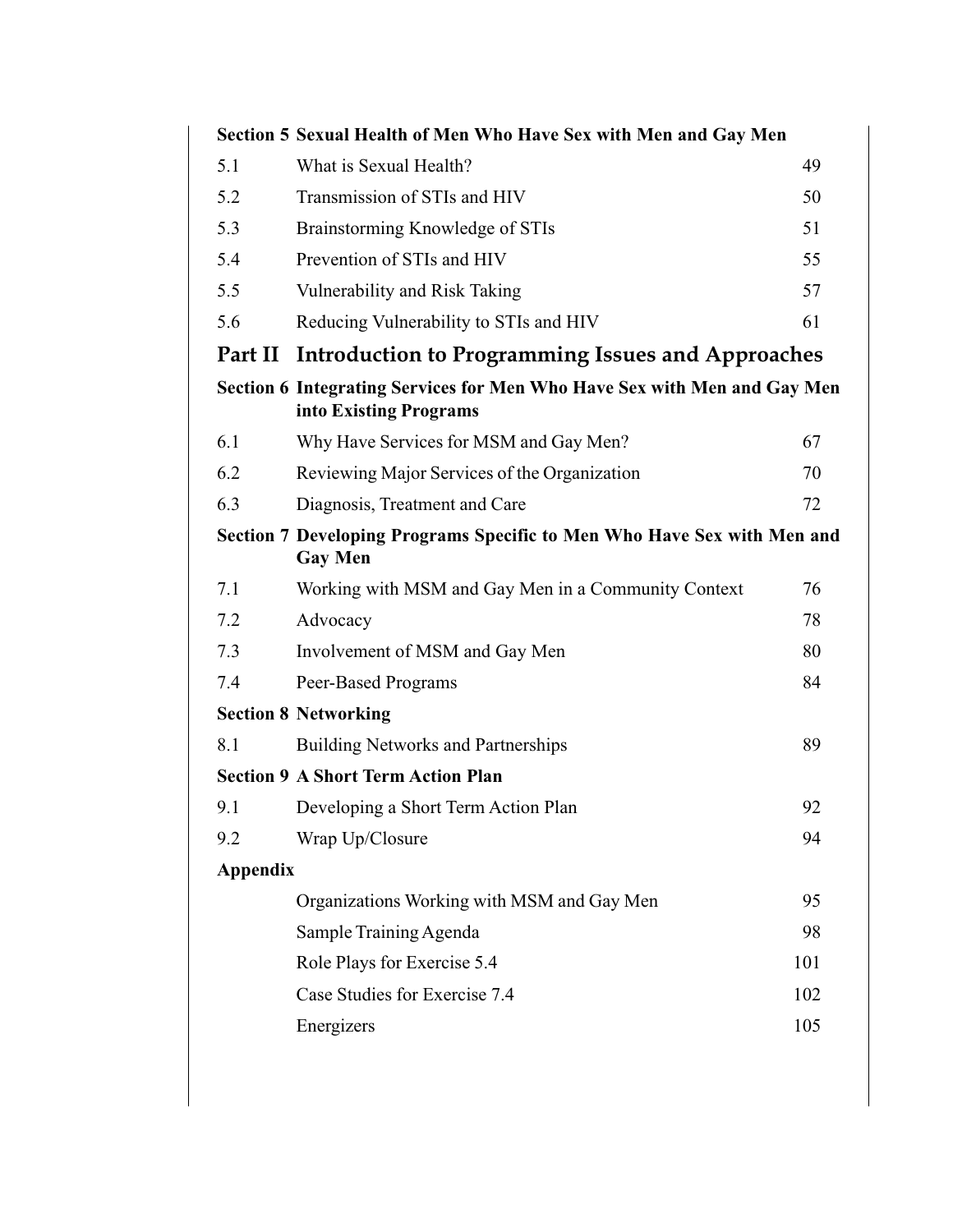| **Section 5** | **Sexual Health of Men Who Have Sex with Men and Gay Men** | |
|---|---|---|
| 5.1 | What is Sexual Health? | 49 |
| 5.2 | Transmission of STIs and HIV | 50 |
| 5.3 | Brainstorming Knowledge of STIs | 51 |
| 5.4 | Prevention of STIs and HIV | 55 |
| 5.5 | Vulnerability and Risk Taking | 57 |
| 5.6 | Reducing Vulnerability to STIs and HIV | 61 |

## Part II Introduction to Programming Issues and Approaches

| **Section 6** | **Integrating Services for Men Who Have Sex with Men and Gay Men into Existing Programs** | |
|---|---|---|
| 6.1 | Why Have Services for MSM and Gay Men? | 67 |
| 6.2 | Reviewing Major Services of the Organization | 70 |
| 6.3 | Diagnosis, Treatment and Care | 72 |
| **Section 7** | **Developing Programs Specific to Men Who Have Sex with Men and Gay Men** | |
| 7.1 | Working with MSM and Gay Men in a Community Context | 76 |
| 7.2 | Advocacy | 78 |
| 7.3 | Involvement of MSM and Gay Men | 80 |
| 7.4 | Peer-Based Programs | 84 |
| **Section 8** | **Networking** | |
| 8.1 | Building Networks and Partnerships | 89 |
| **Section 9** | **A Short Term Action Plan** | |
| 9.1 | Developing a Short Term Action Plan | 92 |
| 9.2 | Wrap Up/Closure | 94 |
| **Appendix** | | |
| | Organizations Working with MSM and Gay Men | 95 |
| | Sample Training Agenda | 98 |
| | Role Plays for Exercise 5.4 | 101 |
| | Case Studies for Exercise 7.4 | 102 |
| | Energizers | 105 |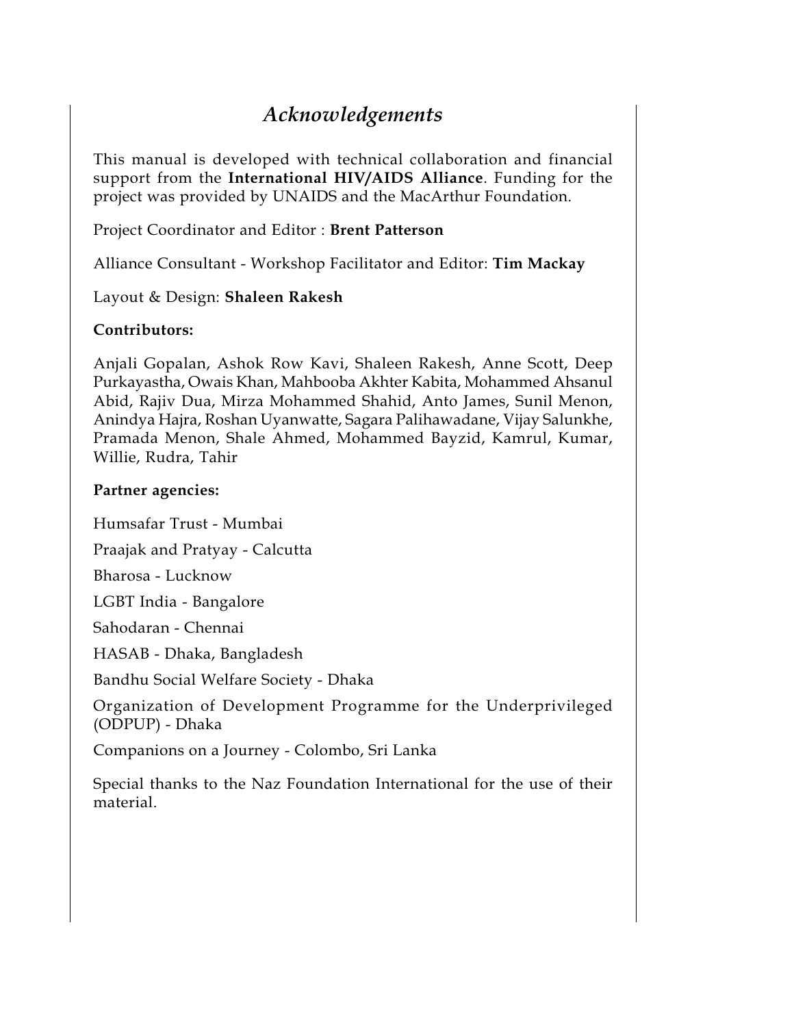# *Acknowledgements*

This manual is developed with technical collaboration and financial support from the **International HIV/AIDS Alliance**. Funding for the project was provided by UNAIDS and the MacArthur Foundation.

Project Coordinator and Editor : **Brent Patterson**

Alliance Consultant - Workshop Facilitator and Editor: **Tim Mackay**

Layout & Design: **Shaleen Rakesh**

**Contributors:**

Anjali Gopalan, Ashok Row Kavi, Shaleen Rakesh, Anne Scott, Deep Purkayastha, Owais Khan, Mahbooba Akhter Kabita, Mohammed Ahsanul Abid, Rajiv Dua, Mirza Mohammed Shahid, Anto James, Sunil Menon, Anindya Hajra, Roshan Uyanwatte, Sagara Palihawadane, Vijay Salunkhe, Pramada Menon, Shale Ahmed, Mohammed Bayzid, Kamrul, Kumar, Willie, Rudra, Tahir

**Partner agencies:**

Humsafar Trust - Mumbai

Praajak and Pratyay - Calcutta

Bharosa - Lucknow

LGBT India - Bangalore

Sahodaran - Chennai

HASAB - Dhaka, Bangladesh

Bandhu Social Welfare Society - Dhaka

Organization of Development Programme for the Underprivileged (ODPUP) - Dhaka

Companions on a Journey - Colombo, Sri Lanka

Special thanks to the Naz Foundation International for the use of their material.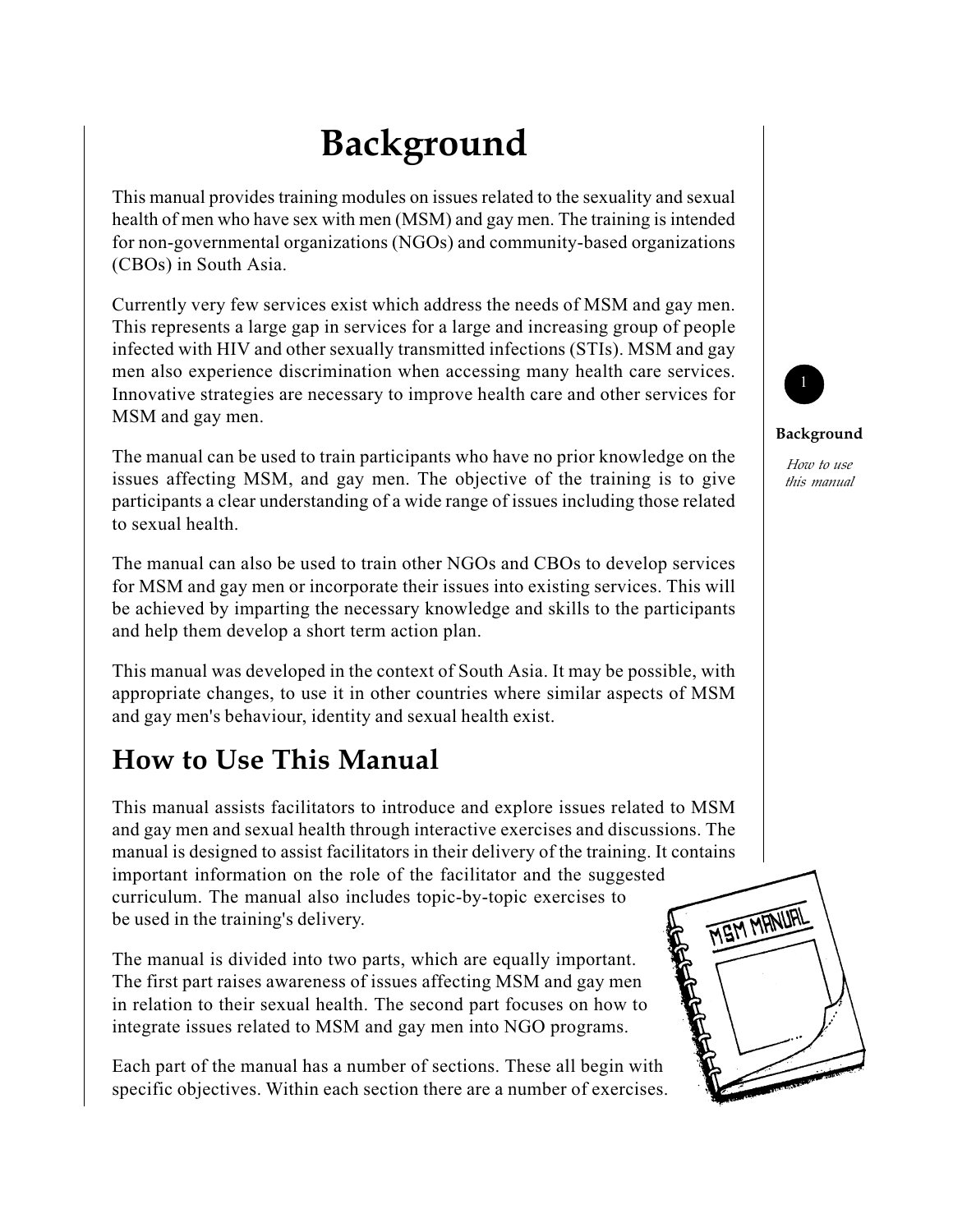# Background

This manual provides training modules on issues related to the sexuality and sexual health of men who have sex with men (MSM) and gay men. The training is intended for non-governmental organizations (NGOs) and community-based organizations (CBOs) in South Asia.

Currently very few services exist which address the needs of MSM and gay men. This represents a large gap in services for a large and increasing group of people infected with HIV and other sexually transmitted infections (STIs). MSM and gay men also experience discrimination when accessing many health care services. Innovative strategies are necessary to improve health care and other services for MSM and gay men.

The manual can be used to train participants who have no prior knowledge on the issues affecting MSM, and gay men. The objective of the training is to give participants a clear understanding of a wide range of issues including those related to sexual health.

The manual can also be used to train other NGOs and CBOs to develop services for MSM and gay men or incorporate their issues into existing services. This will be achieved by imparting the necessary knowledge and skills to the participants and help them develop a short term action plan.

This manual was developed in the context of South Asia. It may be possible, with appropriate changes, to use it in other countries where similar aspects of MSM and gay men's behaviour, identity and sexual health exist.

## How to Use This Manual

This manual assists facilitators to introduce and explore issues related to MSM and gay men and sexual health through interactive exercises and discussions. The manual is designed to assist facilitators in their delivery of the training. It contains important information on the role of the facilitator and the suggested curriculum. The manual also includes topic-by-topic exercises to be used in the training's delivery.

The manual is divided into two parts, which are equally important. The first part raises awareness of issues affecting MSM and gay men in relation to their sexual health. The second part focuses on how to integrate issues related to MSM and gay men into NGO programs.

Each part of the manual has a number of sections. These all begin with specific objectives. Within each section there are a number of exercises.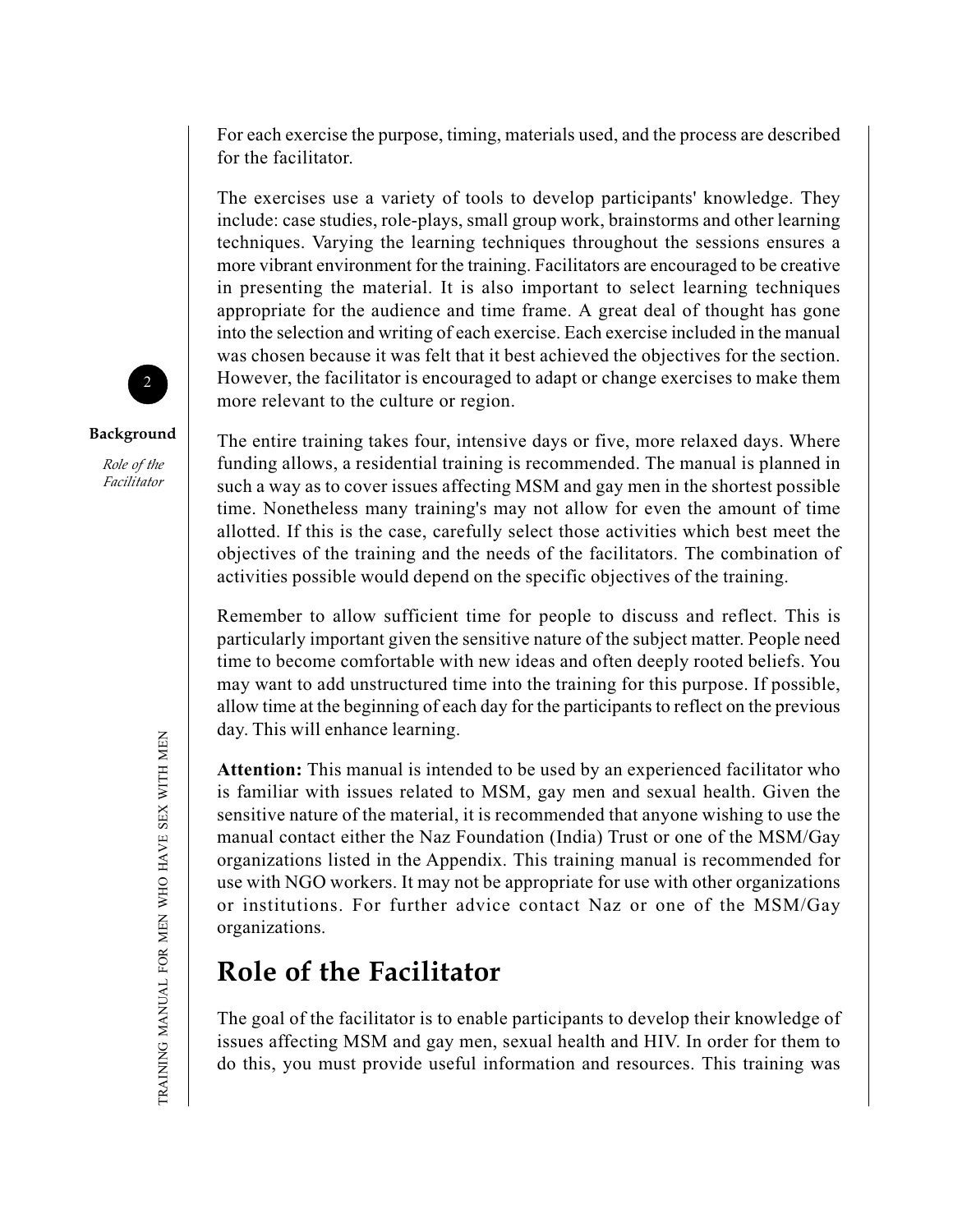For each exercise the purpose, timing, materials used, and the process are described for the facilitator.

The exercises use a variety of tools to develop participants' knowledge. They include: case studies, role-plays, small group work, brainstorms and other learning techniques. Varying the learning techniques throughout the sessions ensures a more vibrant environment for the training. Facilitators are encouraged to be creative in presenting the material. It is also important to select learning techniques appropriate for the audience and time frame. A great deal of thought has gone into the selection and writing of each exercise. Each exercise included in the manual was chosen because it was felt that it best achieved the objectives for the section. However, the facilitator is encouraged to adapt or change exercises to make them more relevant to the culture or region.

The entire training takes four, intensive days or five, more relaxed days. Where funding allows, a residential training is recommended. The manual is planned in such a way as to cover issues affecting MSM and gay men in the shortest possible time. Nonetheless many training's may not allow for even the amount of time allotted. If this is the case, carefully select those activities which best meet the objectives of the training and the needs of the facilitators. The combination of activities possible would depend on the specific objectives of the training.

Remember to allow sufficient time for people to discuss and reflect. This is particularly important given the sensitive nature of the subject matter. People need time to become comfortable with new ideas and often deeply rooted beliefs. You may want to add unstructured time into the training for this purpose. If possible, allow time at the beginning of each day for the participants to reflect on the previous day. This will enhance learning.

**Attention:** This manual is intended to be used by an experienced facilitator who is familiar with issues related to MSM, gay men and sexual health. Given the sensitive nature of the material, it is recommended that anyone wishing to use the manual contact either the Naz Foundation (India) Trust or one of the MSM/Gay organizations listed in the Appendix. This training manual is recommended for use with NGO workers. It may not be appropriate for use with other organizations or institutions. For further advice contact Naz or one of the MSM/Gay organizations.

## Role of the Facilitator

The goal of the facilitator is to enable participants to develop their knowledge of issues affecting MSM and gay men, sexual health and HIV. In order for them to do this, you must provide useful information and resources. This training was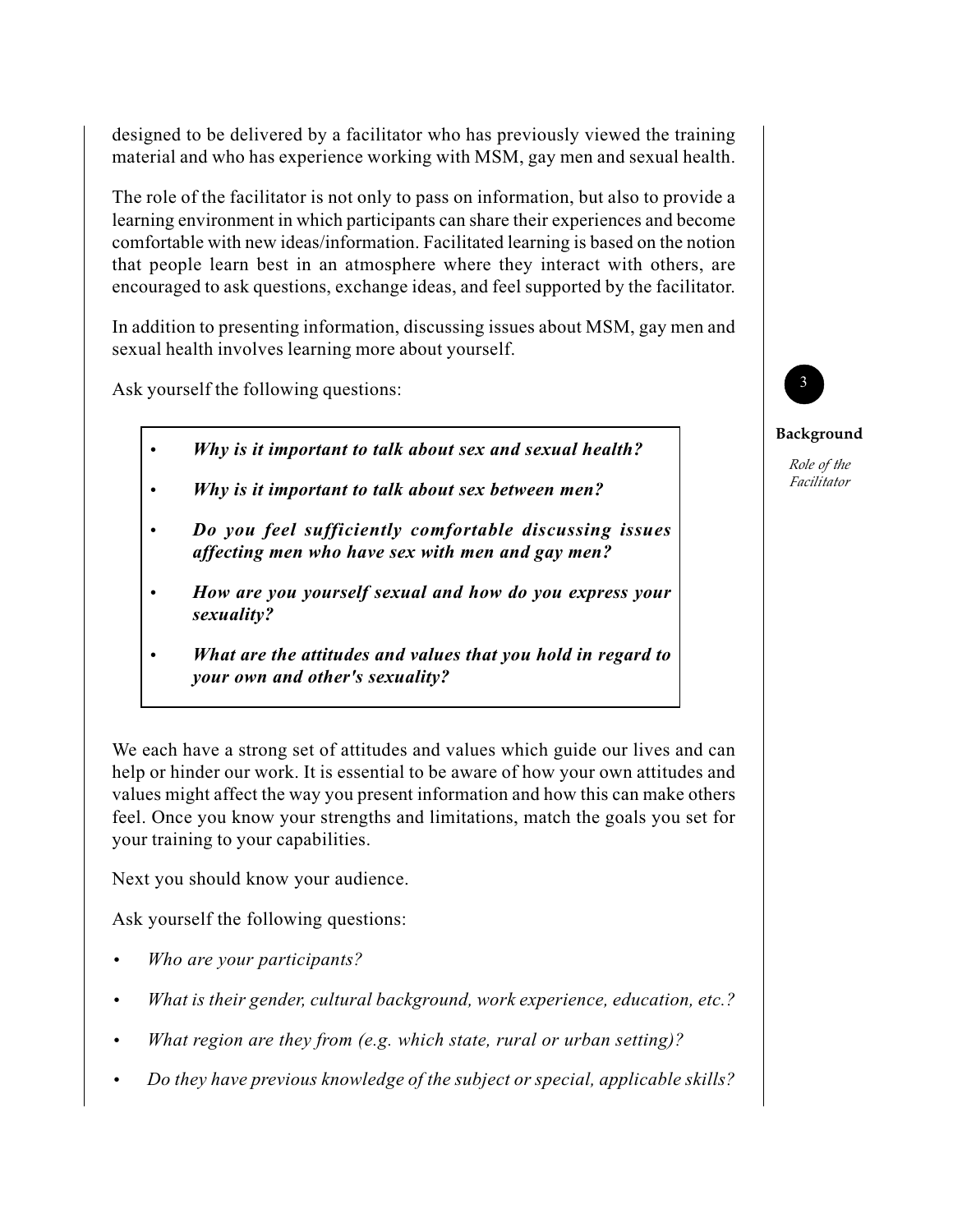designed to be delivered by a facilitator who has previously viewed the training material and who has experience working with MSM, gay men and sexual health.

The role of the facilitator is not only to pass on information, but also to provide a learning environment in which participants can share their experiences and become comfortable with new ideas/information. Facilitated learning is based on the notion that people learn best in an atmosphere where they interact with others, are encouraged to ask questions, exchange ideas, and feel supported by the facilitator.

In addition to presenting information, discussing issues about MSM, gay men and sexual health involves learning more about yourself.

Ask yourself the following questions:

- ***Why is it important to talk about sex and sexual health?***
- ***Why is it important to talk about sex between men?***
- ***Do you feel sufficiently comfortable discussing issues affecting men who have sex with men and gay men?***
- ***How are you yourself sexual and how do you express your sexuality?***
- ***What are the attitudes and values that you hold in regard to your own and other's sexuality?***

We each have a strong set of attitudes and values which guide our lives and can help or hinder our work. It is essential to be aware of how your own attitudes and values might affect the way you present information and how this can make others feel. Once you know your strengths and limitations, match the goals you set for your training to your capabilities.

Next you should know your audience.

Ask yourself the following questions:

- *Who are your participants?*
- *What is their gender, cultural background, work experience, education, etc.?*
- *What region are they from (e.g. which state, rural or urban setting)?*
- *Do they have previous knowledge of the subject or special, applicable skills?*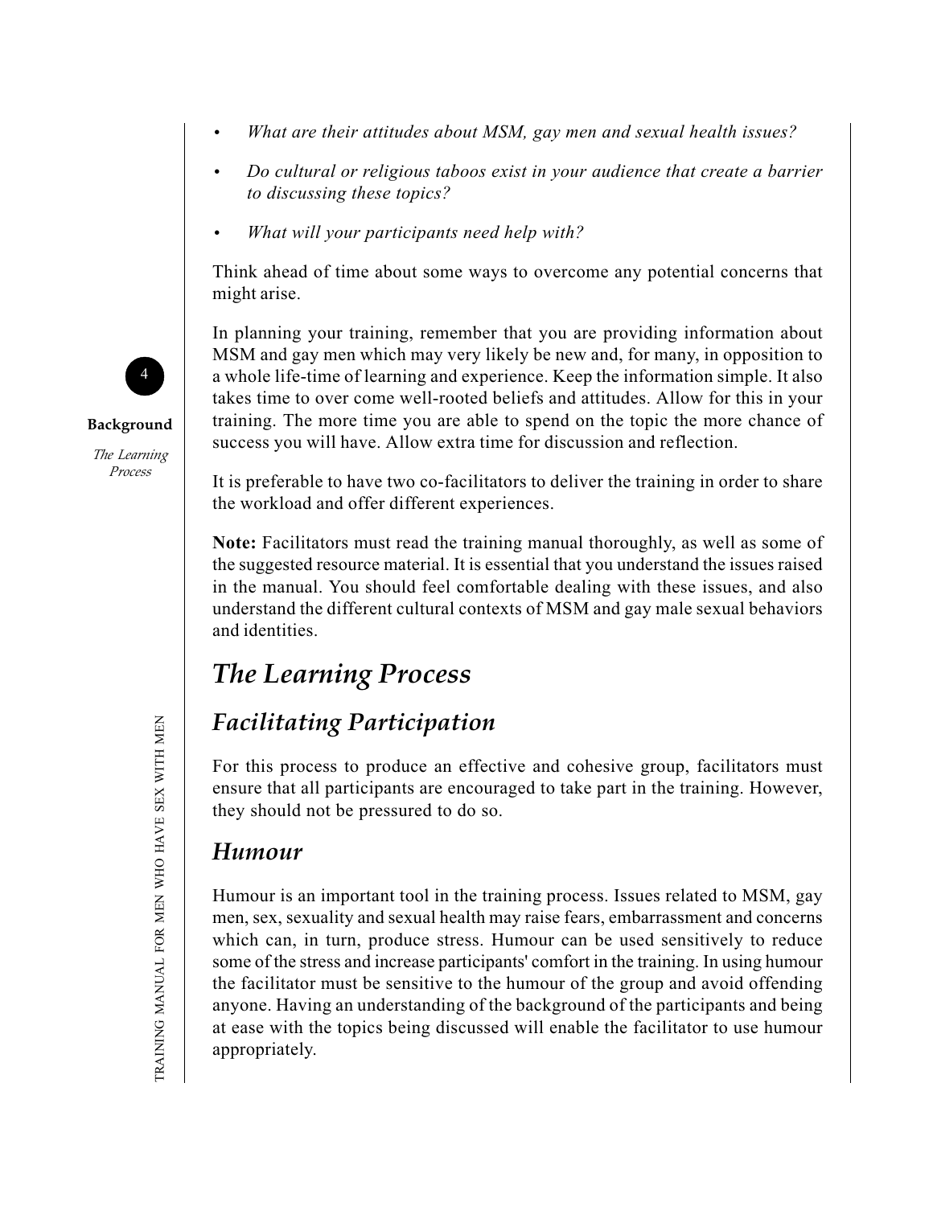- *What are their attitudes about MSM, gay men and sexual health issues?*
- *Do cultural or religious taboos exist in your audience that create a barrier to discussing these topics?*
- *What will your participants need help with?*

Think ahead of time about some ways to overcome any potential concerns that might arise.

In planning your training, remember that you are providing information about MSM and gay men which may very likely be new and, for many, in opposition to a whole life-time of learning and experience. Keep the information simple. It also takes time to over come well-rooted beliefs and attitudes. Allow for this in your training. The more time you are able to spend on the topic the more chance of success you will have. Allow extra time for discussion and reflection.

It is preferable to have two co-facilitators to deliver the training in order to share the workload and offer different experiences.

**Note:** Facilitators must read the training manual thoroughly, as well as some of the suggested resource material. It is essential that you understand the issues raised in the manual. You should feel comfortable dealing with these issues, and also understand the different cultural contexts of MSM and gay male sexual behaviors and identities.

# *The Learning Process*

## *Facilitating Participation*

For this process to produce an effective and cohesive group, facilitators must ensure that all participants are encouraged to take part in the training. However, they should not be pressured to do so.

## *Humour*

Humour is an important tool in the training process. Issues related to MSM, gay men, sex, sexuality and sexual health may raise fears, embarrassment and concerns which can, in turn, produce stress. Humour can be used sensitively to reduce some of the stress and increase participants' comfort in the training. In using humour the facilitator must be sensitive to the humour of the group and avoid offending anyone. Having an understanding of the background of the participants and being at ease with the topics being discussed will enable the facilitator to use humour appropriately.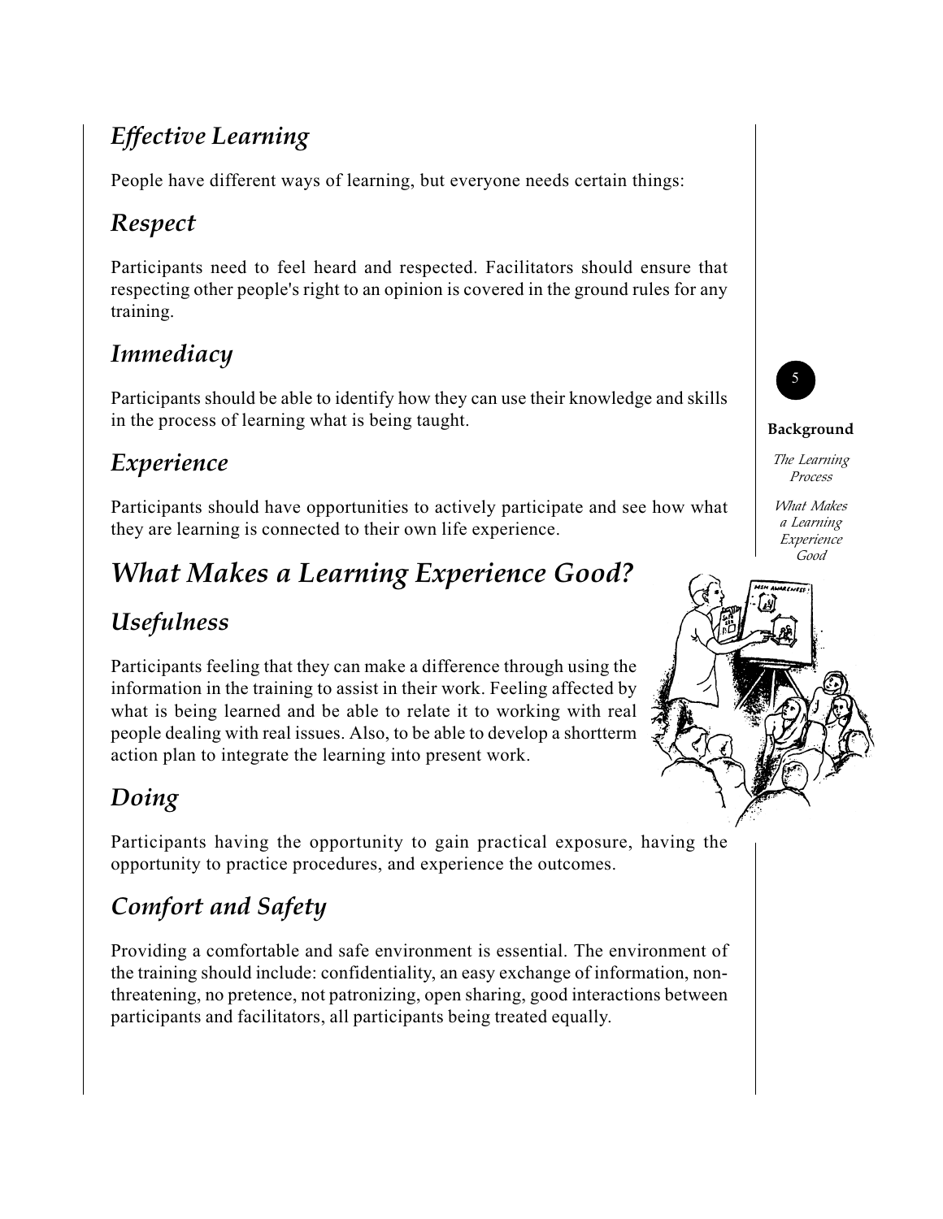## Effective Learning

People have different ways of learning, but everyone needs certain things:

### Respect

Participants need to feel heard and respected. Facilitators should ensure that respecting other people's right to an opinion is covered in the ground rules for any training.

### Immediacy

Participants should be able to identify how they can use their knowledge and skills in the process of learning what is being taught.

### Experience

Participants should have opportunities to actively participate and see how what they are learning is connected to their own life experience.

## What Makes a Learning Experience Good?

### Usefulness

Participants feeling that they can make a difference through using the information in the training to assist in their work. Feeling affected by what is being learned and be able to relate it to working with real people dealing with real issues. Also, to be able to develop a shortterm action plan to integrate the learning into present work.

### Doing

Participants having the opportunity to gain practical exposure, having the opportunity to practice procedures, and experience the outcomes.

### Comfort and Safety

Providing a comfortable and safe environment is essential. The environment of the training should include: confidentiality, an easy exchange of information, non-threatening, no pretence, not patronizing, open sharing, good interactions between participants and facilitators, all participants being treated equally.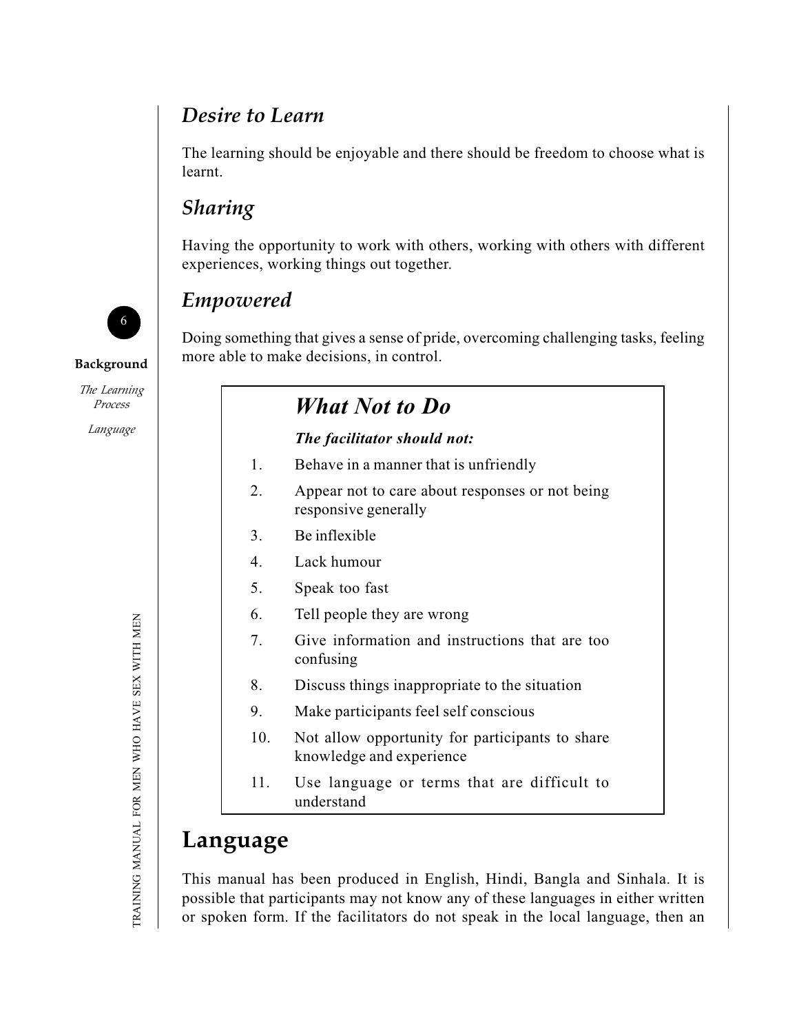### *Desire to Learn*

The learning should be enjoyable and there should be freedom to choose what is learnt.

### *Sharing*

Having the opportunity to work with others, working with others with different experiences, working things out together.

### *Empowered*

Doing something that gives a sense of pride, overcoming challenging tasks, feeling more able to make decisions, in control.

> ## *What Not to Do*
>
> ***The facilitator should not:***
>
> 1. Behave in a manner that is unfriendly
> 2. Appear not to care about responses or not being responsive generally
> 3. Be inflexible
> 4. Lack humour
> 5. Speak too fast
> 6. Tell people they are wrong
> 7. Give information and instructions that are too confusing
> 8. Discuss things inappropriate to the situation
> 9. Make participants feel self conscious
> 10. Not allow opportunity for participants to share knowledge and experience
> 11. Use language or terms that are difficult to understand

## Language

This manual has been produced in English, Hindi, Bangla and Sinhala. It is possible that participants may not know any of these languages in either written or spoken form. If the facilitators do not speak in the local language, then an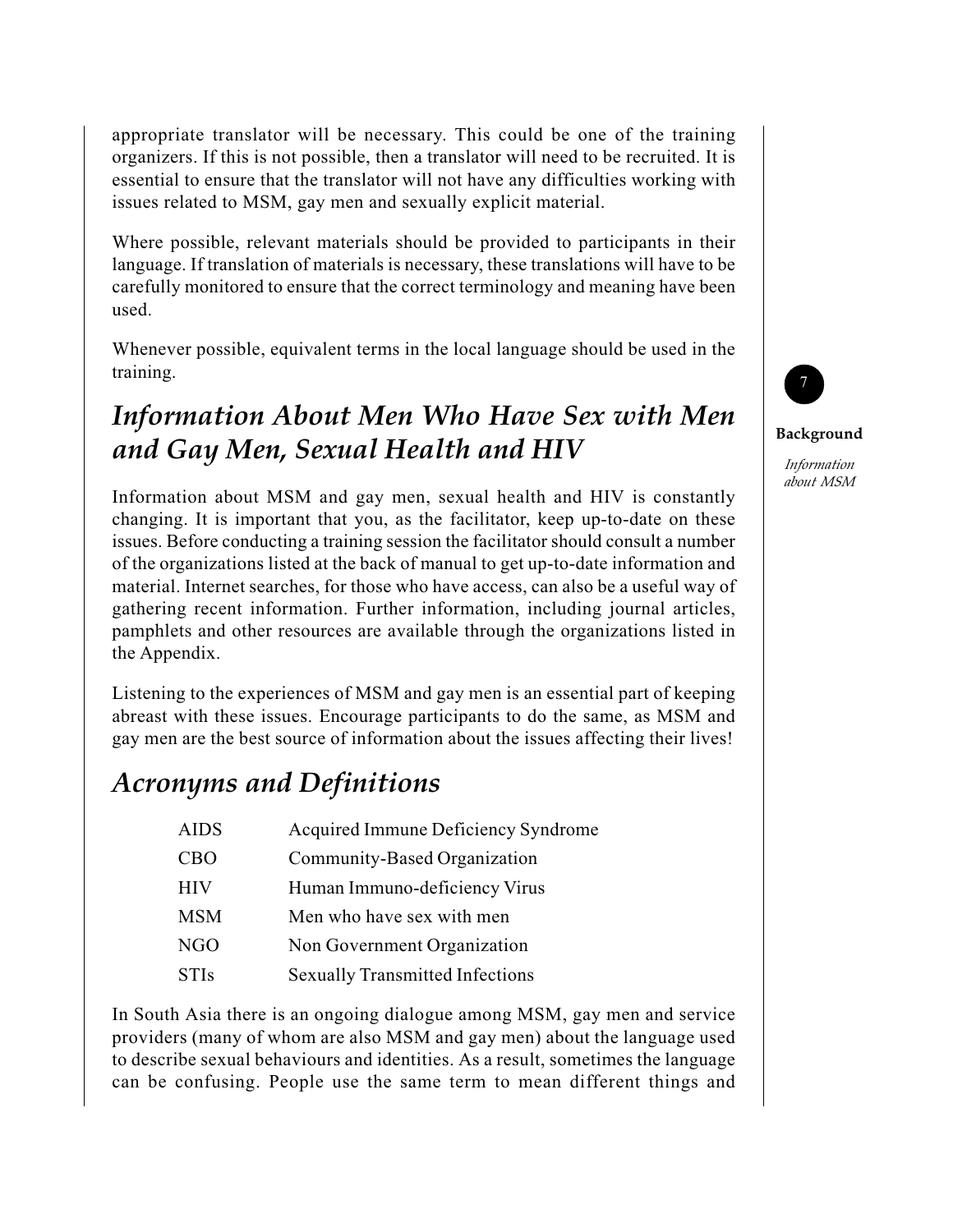appropriate translator will be necessary. This could be one of the training organizers. If this is not possible, then a translator will need to be recruited. It is essential to ensure that the translator will not have any difficulties working with issues related to MSM, gay men and sexually explicit material.

Where possible, relevant materials should be provided to participants in their language. If translation of materials is necessary, these translations will have to be carefully monitored to ensure that the correct terminology and meaning have been used.

Whenever possible, equivalent terms in the local language should be used in the training.

## *Information About Men Who Have Sex with Men and Gay Men, Sexual Health and HIV*

Information about MSM and gay men, sexual health and HIV is constantly changing. It is important that you, as the facilitator, keep up-to-date on these issues. Before conducting a training session the facilitator should consult a number of the organizations listed at the back of manual to get up-to-date information and material. Internet searches, for those who have access, can also be a useful way of gathering recent information. Further information, including journal articles, pamphlets and other resources are available through the organizations listed in the Appendix.

Listening to the experiences of MSM and gay men is an essential part of keeping abreast with these issues. Encourage participants to do the same, as MSM and gay men are the best source of information about the issues affecting their lives!

## *Acronyms and Definitions*

| | |
|---|---|
| AIDS | Acquired Immune Deficiency Syndrome |
| CBO | Community-Based Organization |
| HIV | Human Immuno-deficiency Virus |
| MSM | Men who have sex with men |
| NGO | Non Government Organization |
| STIs | Sexually Transmitted Infections |

In South Asia there is an ongoing dialogue among MSM, gay men and service providers (many of whom are also MSM and gay men) about the language used to describe sexual behaviours and identities. As a result, sometimes the language can be confusing. People use the same term to mean different things and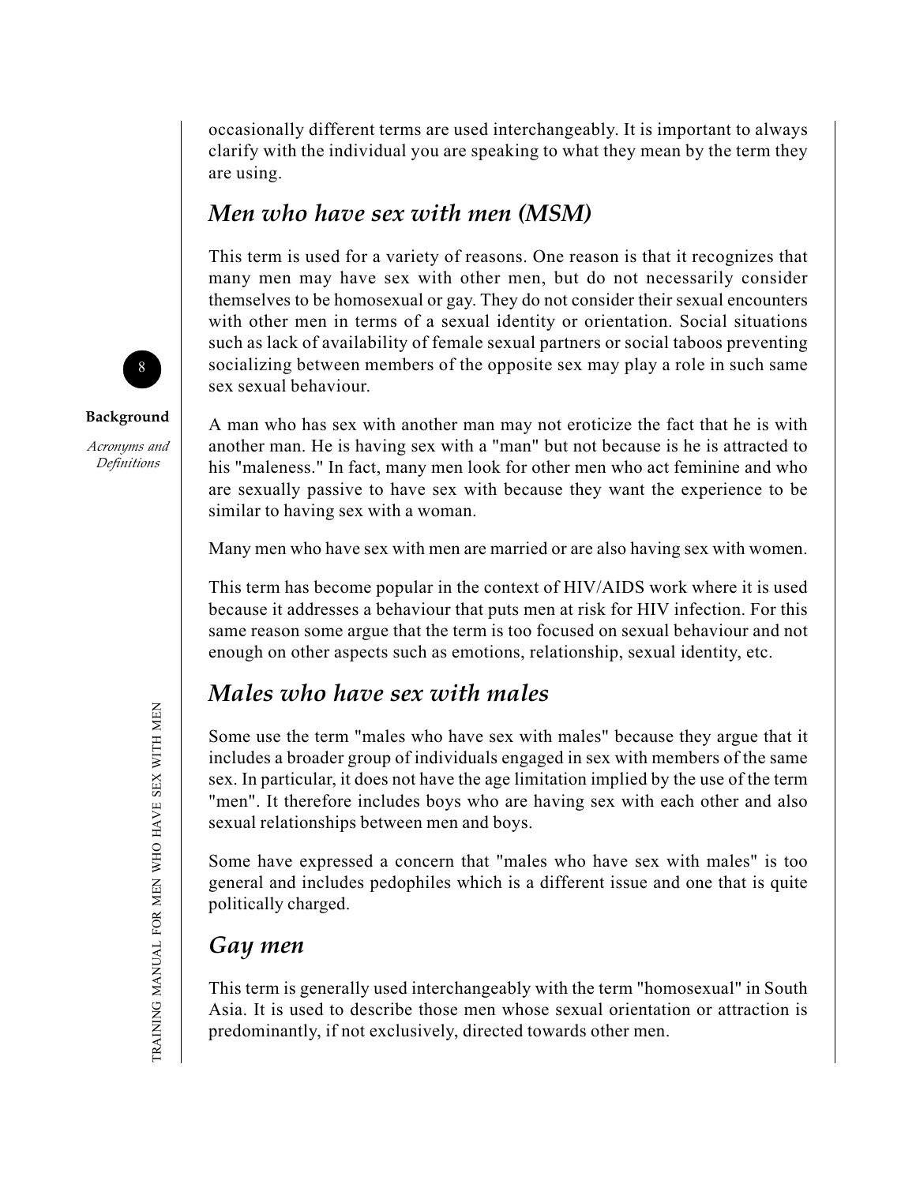occasionally different terms are used interchangeably. It is important to always clarify with the individual you are speaking to what they mean by the term they are using.

## *Men who have sex with men (MSM)*

This term is used for a variety of reasons. One reason is that it recognizes that many men may have sex with other men, but do not necessarily consider themselves to be homosexual or gay. They do not consider their sexual encounters with other men in terms of a sexual identity or orientation. Social situations such as lack of availability of female sexual partners or social taboos preventing socializing between members of the opposite sex may play a role in such same sex sexual behaviour.

A man who has sex with another man may not eroticize the fact that he is with another man. He is having sex with a "man" but not because is he is attracted to his "maleness." In fact, many men look for other men who act feminine and who are sexually passive to have sex with because they want the experience to be similar to having sex with a woman.

Many men who have sex with men are married or are also having sex with women.

This term has become popular in the context of HIV/AIDS work where it is used because it addresses a behaviour that puts men at risk for HIV infection. For this same reason some argue that the term is too focused on sexual behaviour and not enough on other aspects such as emotions, relationship, sexual identity, etc.

## *Males who have sex with males*

Some use the term "males who have sex with males" because they argue that it includes a broader group of individuals engaged in sex with members of the same sex. In particular, it does not have the age limitation implied by the use of the term "men". It therefore includes boys who are having sex with each other and also sexual relationships between men and boys.

Some have expressed a concern that "males who have sex with males" is too general and includes pedophiles which is a different issue and one that is quite politically charged.

## *Gay men*

This term is generally used interchangeably with the term "homosexual" in South Asia. It is used to describe those men whose sexual orientation or attraction is predominantly, if not exclusively, directed towards other men.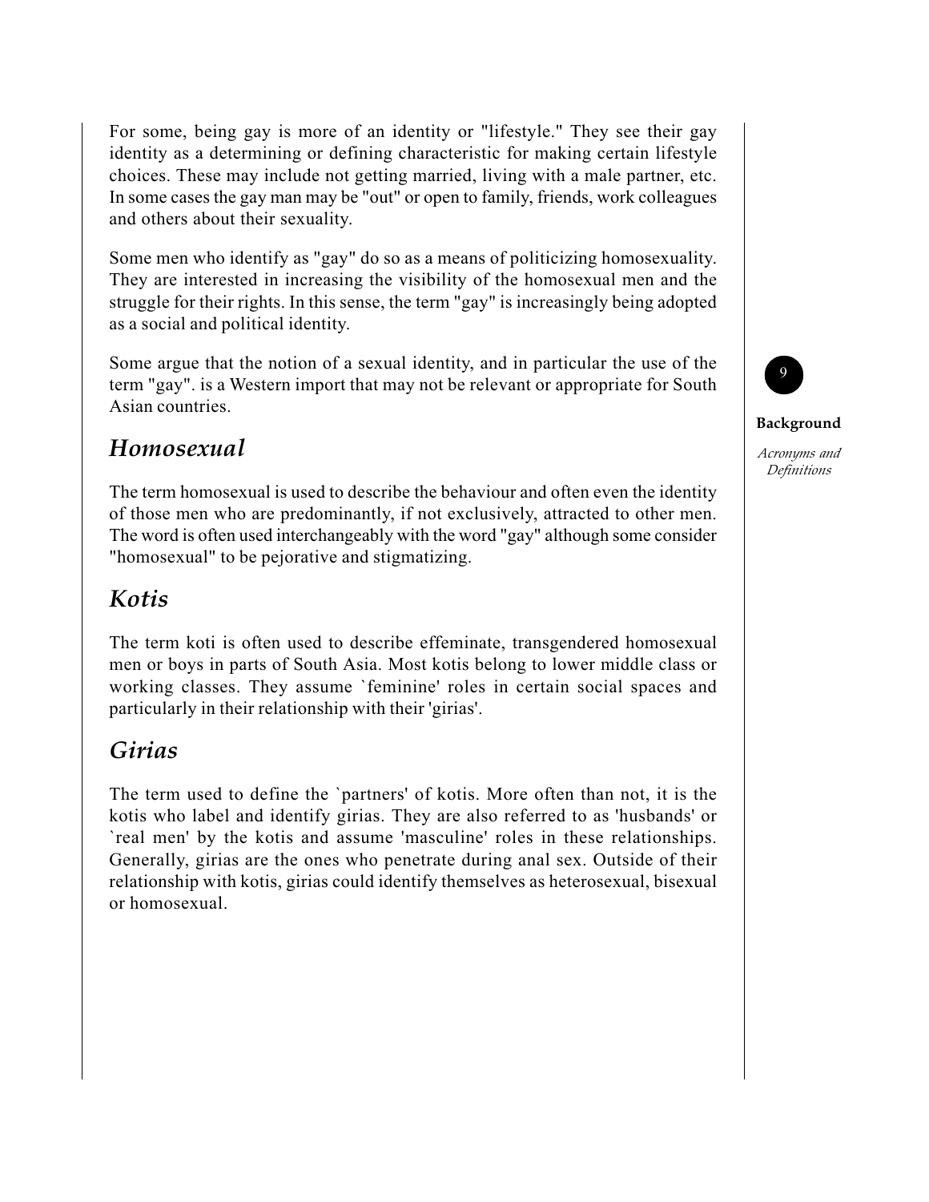For some, being gay is more of an identity or "lifestyle." They see their gay identity as a determining or defining characteristic for making certain lifestyle choices. These may include not getting married, living with a male partner, etc. In some cases the gay man may be "out" or open to family, friends, work colleagues and others about their sexuality.

Some men who identify as "gay" do so as a means of politicizing homosexuality. They are interested in increasing the visibility of the homosexual men and the struggle for their rights. In this sense, the term "gay" is increasingly being adopted as a social and political identity.

Some argue that the notion of a sexual identity, and in particular the use of the term "gay". is a Western import that may not be relevant or appropriate for South Asian countries.

## *Homosexual*

The term homosexual is used to describe the behaviour and often even the identity of those men who are predominantly, if not exclusively, attracted to other men. The word is often used interchangeably with the word "gay" although some consider "homosexual" to be pejorative and stigmatizing.

## *Kotis*

The term koti is often used to describe effeminate, transgendered homosexual men or boys in parts of South Asia. Most kotis belong to lower middle class or working classes. They assume `feminine' roles in certain social spaces and particularly in their relationship with their 'girias'.

## *Girias*

The term used to define the `partners' of kotis. More often than not, it is the kotis who label and identify girias. They are also referred to as 'husbands' or `real men' by the kotis and assume 'masculine' roles in these relationships. Generally, girias are the ones who penetrate during anal sex. Outside of their relationship with kotis, girias could identify themselves as heterosexual, bisexual or homosexual.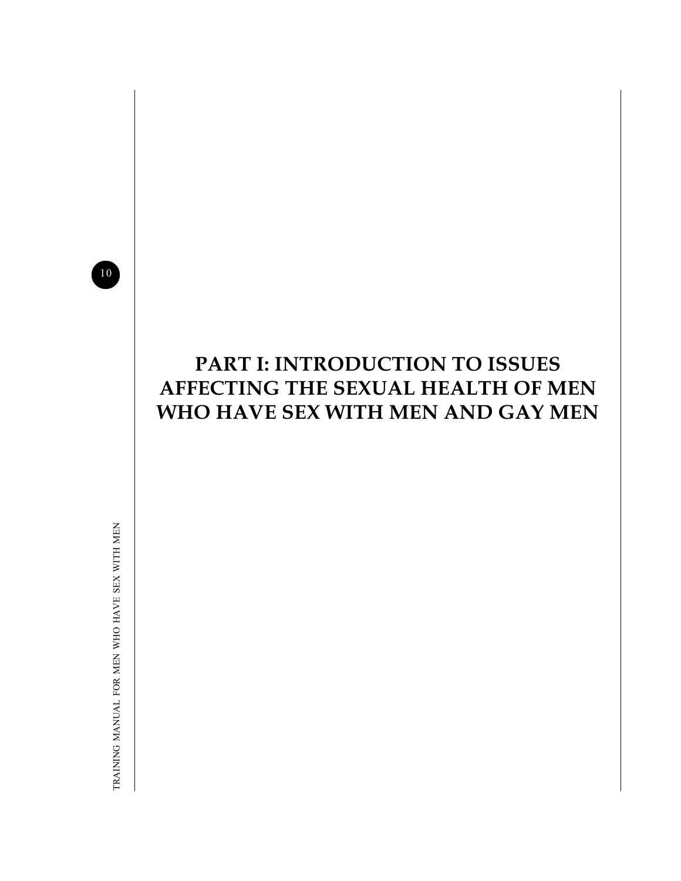# PART I: INTRODUCTION TO ISSUES AFFECTING THE SEXUAL HEALTH OF MEN WHO HAVE SEX WITH MEN AND GAY MEN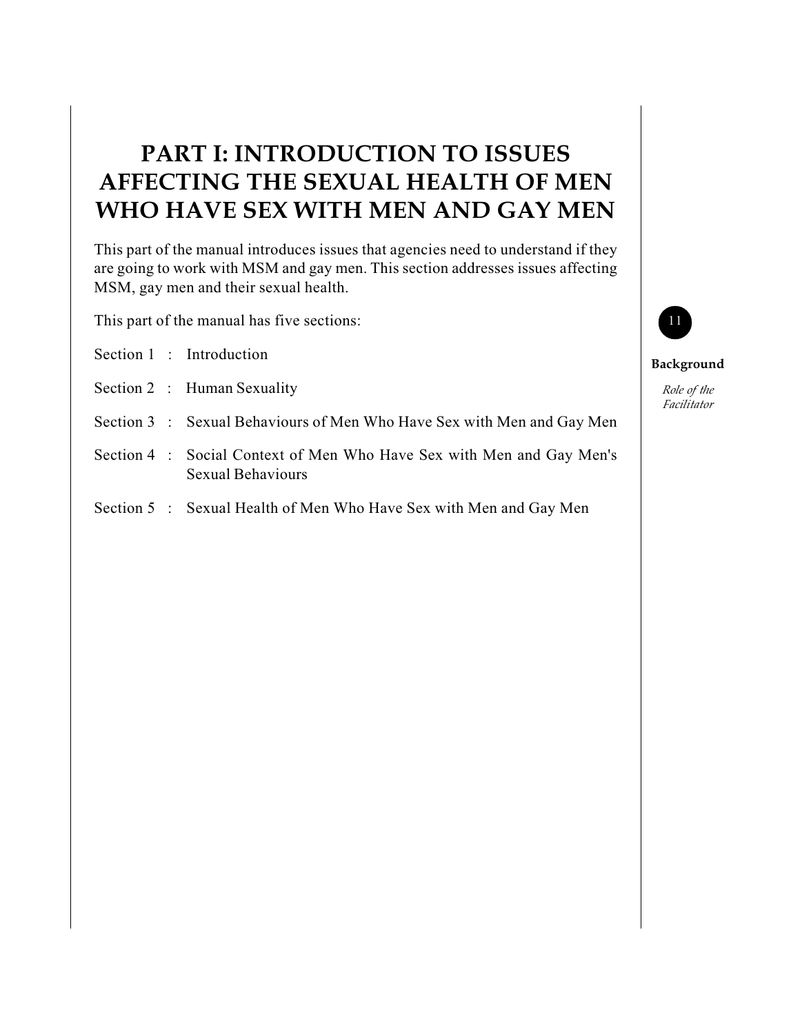# PART I: INTRODUCTION TO ISSUES AFFECTING THE SEXUAL HEALTH OF MEN WHO HAVE SEX WITH MEN AND GAY MEN

This part of the manual introduces issues that agencies need to understand if they are going to work with MSM and gay men. This section addresses issues affecting MSM, gay men and their sexual health.

This part of the manual has five sections:

Section 1 : Introduction

Section 2 : Human Sexuality

Section 3 : Sexual Behaviours of Men Who Have Sex with Men and Gay Men

Section 4 : Social Context of Men Who Have Sex with Men and Gay Men's Sexual Behaviours

Section 5 : Sexual Health of Men Who Have Sex with Men and Gay Men

**Background**

*Role of the Facilitator*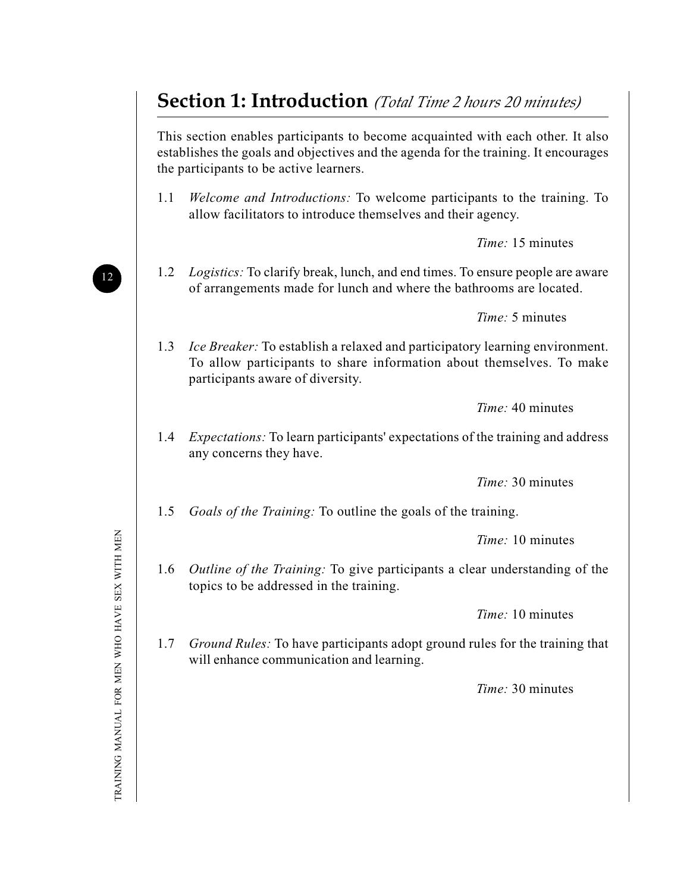## Section 1: Introduction *(Total Time 2 hours 20 minutes)*

This section enables participants to become acquainted with each other. It also establishes the goals and objectives and the agenda for the training. It encourages the participants to be active learners.

1.1 *Welcome and Introductions:* To welcome participants to the training. To allow facilitators to introduce themselves and their agency.

*Time:* 15 minutes

1.2 *Logistics:* To clarify break, lunch, and end times. To ensure people are aware of arrangements made for lunch and where the bathrooms are located.

*Time:* 5 minutes

1.3 *Ice Breaker:* To establish a relaxed and participatory learning environment. To allow participants to share information about themselves. To make participants aware of diversity.

*Time:* 40 minutes

1.4 *Expectations:* To learn participants' expectations of the training and address any concerns they have.

*Time:* 30 minutes

1.5 *Goals of the Training:* To outline the goals of the training.

*Time:* 10 minutes

1.6 *Outline of the Training:* To give participants a clear understanding of the topics to be addressed in the training.

*Time:* 10 minutes

1.7 *Ground Rules:* To have participants adopt ground rules for the training that will enhance communication and learning.

*Time:* 30 minutes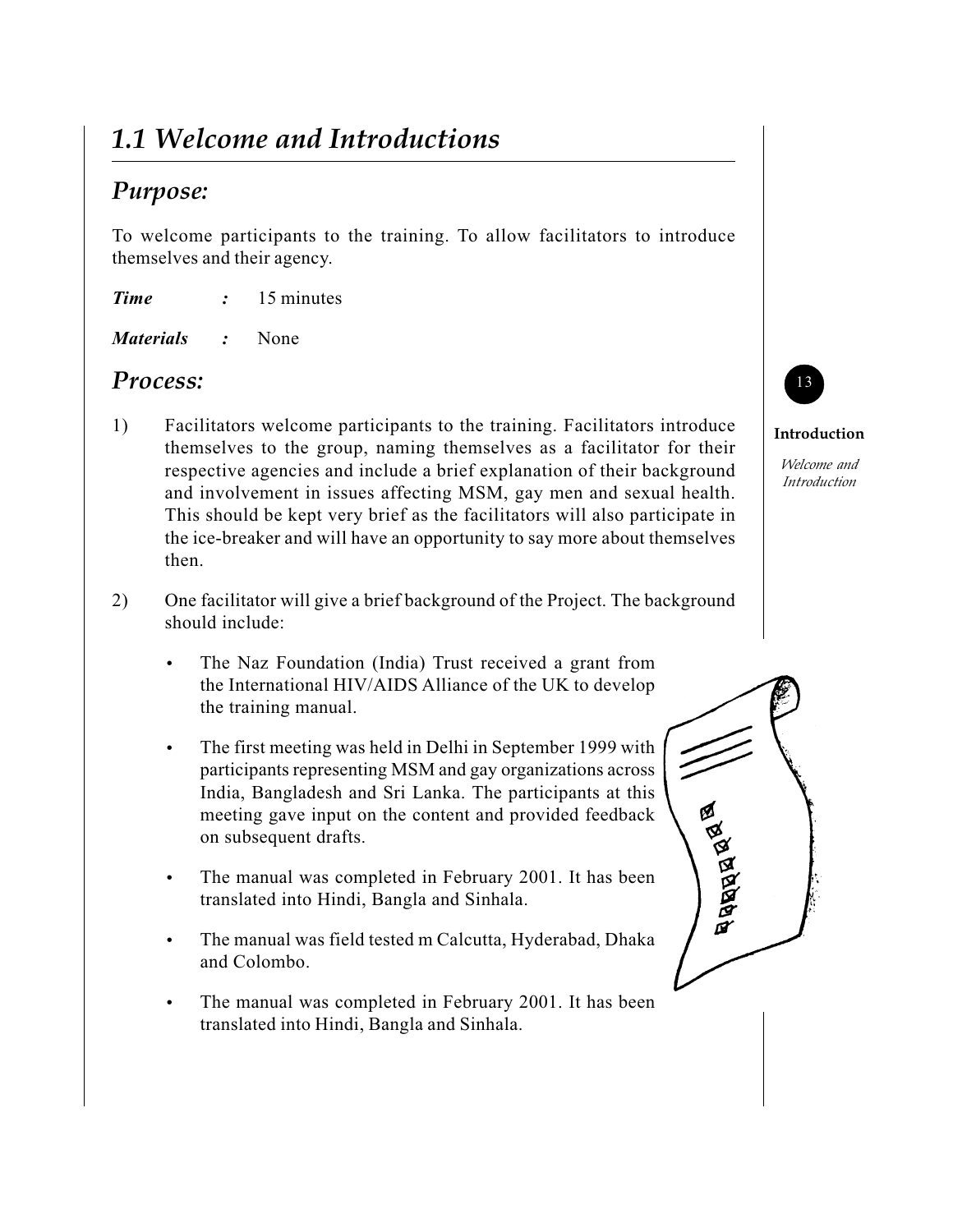# 1.1 Welcome and Introductions

## Purpose:

To welcome participants to the training. To allow facilitators to introduce themselves and their agency.

***Time*** ***:*** 15 minutes

***Materials*** ***:*** None

## Process:

1) Facilitators welcome participants to the training. Facilitators introduce themselves to the group, naming themselves as a facilitator for their respective agencies and include a brief explanation of their background and involvement in issues affecting MSM, gay men and sexual health. This should be kept very brief as the facilitators will also participate in the ice-breaker and will have an opportunity to say more about themselves then.

2) One facilitator will give a brief background of the Project. The background should include:

   - The Naz Foundation (India) Trust received a grant from the International HIV/AIDS Alliance of the UK to develop the training manual.
   - The first meeting was held in Delhi in September 1999 with participants representing MSM and gay organizations across India, Bangladesh and Sri Lanka. The participants at this meeting gave input on the content and provided feedback on subsequent drafts.
   - The manual was completed in February 2001. It has been translated into Hindi, Bangla and Sinhala.
   - The manual was field tested m Calcutta, Hyderabad, Dhaka and Colombo.
   - The manual was completed in February 2001. It has been translated into Hindi, Bangla and Sinhala.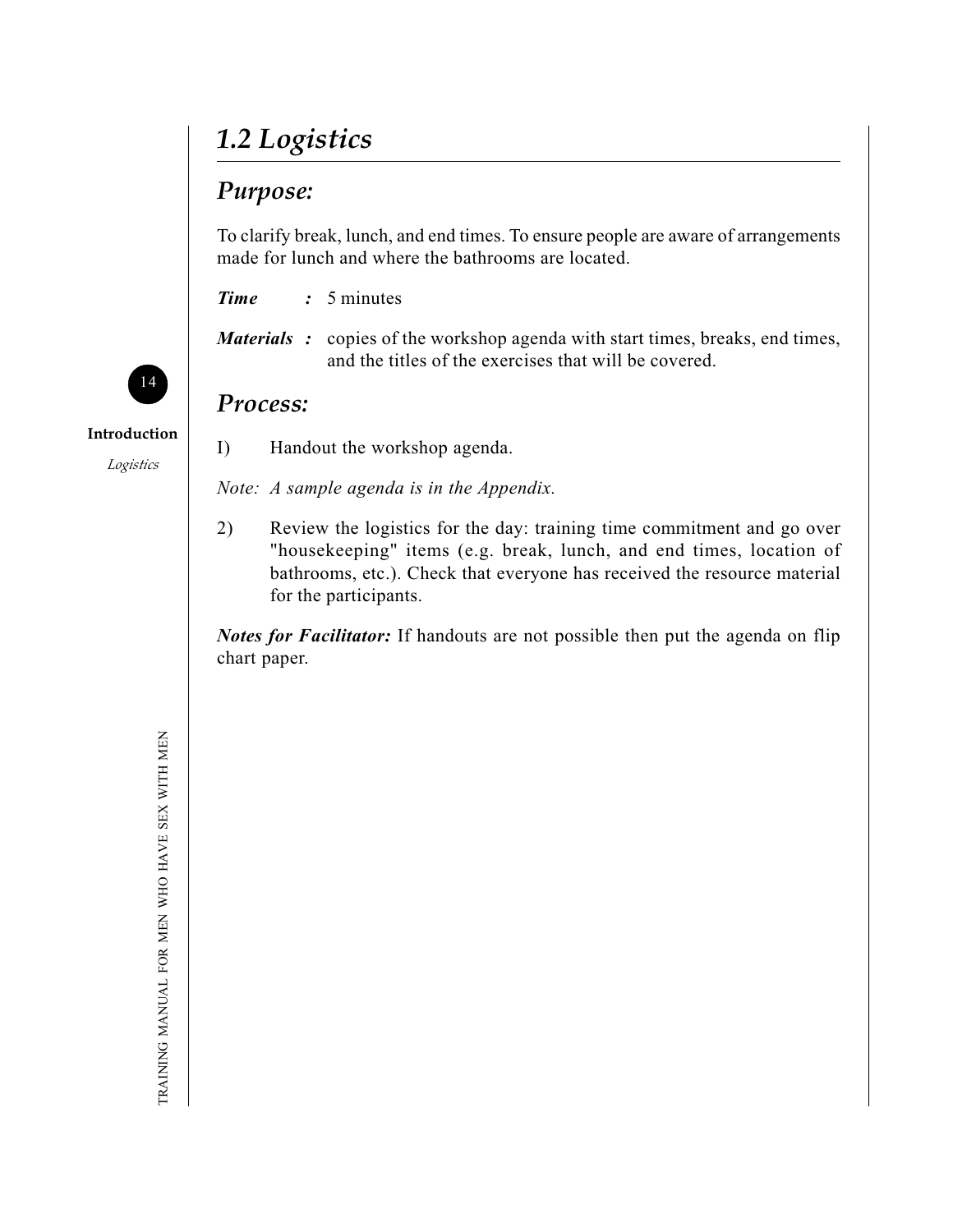# *1.2 Logistics*

## *Purpose:*

To clarify break, lunch, and end times. To ensure people are aware of arrangements made for lunch and where the bathrooms are located.

***Time*** **:** 5 minutes

***Materials*** **:** copies of the workshop agenda with start times, breaks, end times, and the titles of the exercises that will be covered.

## *Process:*

I) Handout the workshop agenda.

*Note: A sample agenda is in the Appendix.*

2) Review the logistics for the day: training time commitment and go over "housekeeping" items (e.g. break, lunch, and end times, location of bathrooms, etc.). Check that everyone has received the resource material for the participants.

***Notes for Facilitator:*** If handouts are not possible then put the agenda on flip chart paper.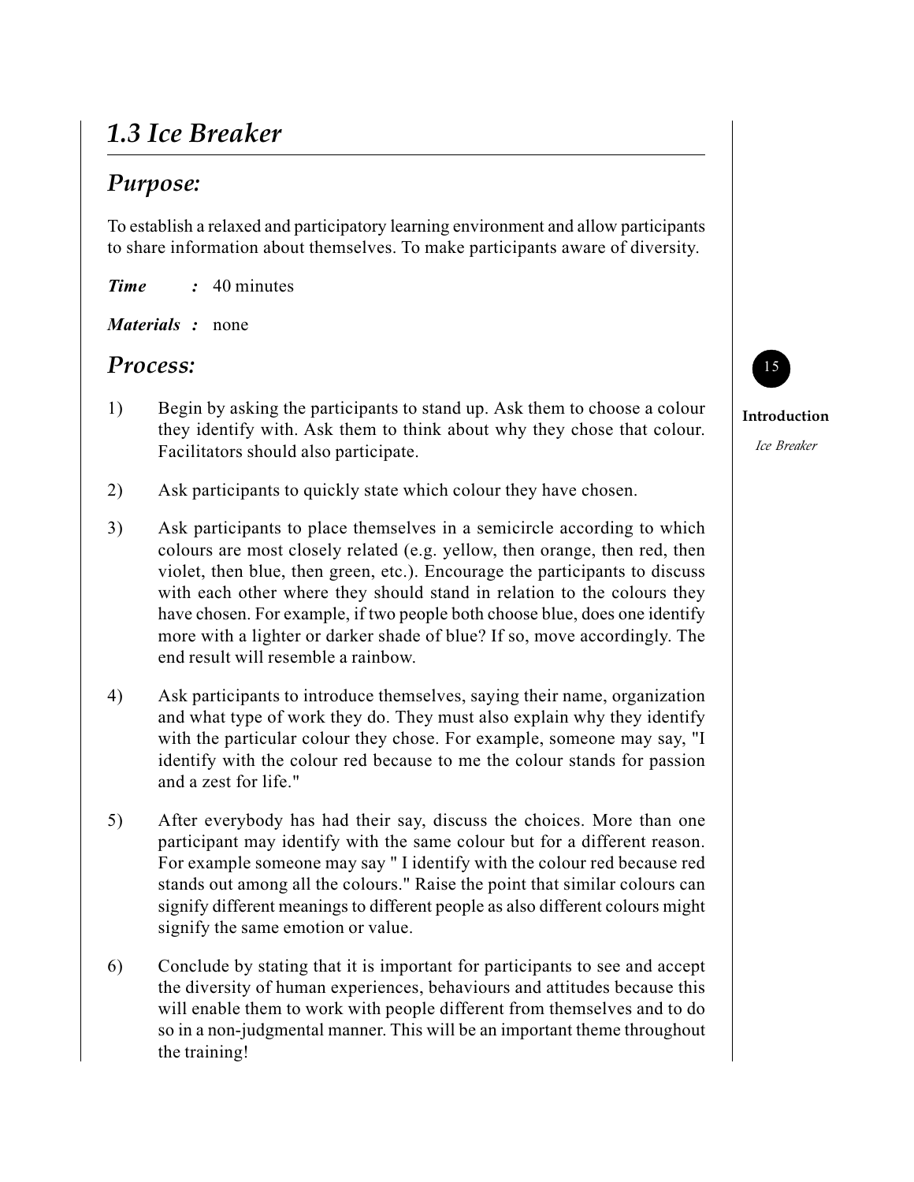## *1.3 Ice Breaker*

### *Purpose:*

To establish a relaxed and participatory learning environment and allow participants to share information about themselves. To make participants aware of diversity.

***Time :*** 40 minutes

***Materials :*** none

### *Process:*

1) Begin by asking the participants to stand up. Ask them to choose a colour they identify with. Ask them to think about why they chose that colour. Facilitators should also participate.

2) Ask participants to quickly state which colour they have chosen.

3) Ask participants to place themselves in a semicircle according to which colours are most closely related (e.g. yellow, then orange, then red, then violet, then blue, then green, etc.). Encourage the participants to discuss with each other where they should stand in relation to the colours they have chosen. For example, if two people both choose blue, does one identify more with a lighter or darker shade of blue? If so, move accordingly. The end result will resemble a rainbow.

4) Ask participants to introduce themselves, saying their name, organization and what type of work they do. They must also explain why they identify with the particular colour they chose. For example, someone may say, "I identify with the colour red because to me the colour stands for passion and a zest for life."

5) After everybody has had their say, discuss the choices. More than one participant may identify with the same colour but for a different reason. For example someone may say " I identify with the colour red because red stands out among all the colours." Raise the point that similar colours can signify different meanings to different people as also different colours might signify the same emotion or value.

6) Conclude by stating that it is important for participants to see and accept the diversity of human experiences, behaviours and attitudes because this will enable them to work with people different from themselves and to do so in a non-judgmental manner. This will be an important theme throughout the training!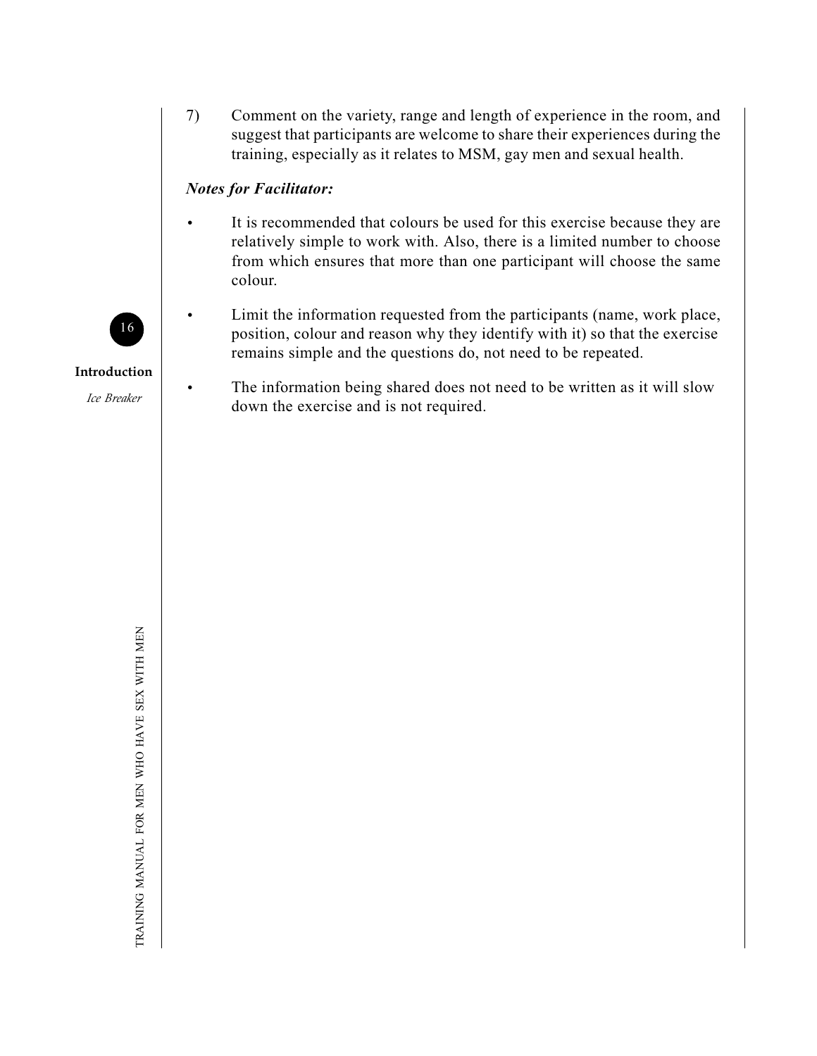7) Comment on the variety, range and length of experience in the room, and suggest that participants are welcome to share their experiences during the training, especially as it relates to MSM, gay men and sexual health.

***Notes for Facilitator:***

- It is recommended that colours be used for this exercise because they are relatively simple to work with. Also, there is a limited number to choose from which ensures that more than one participant will choose the same colour.
- Limit the information requested from the participants (name, work place, position, colour and reason why they identify with it) so that the exercise remains simple and the questions do, not need to be repeated.
- The information being shared does not need to be written as it will slow down the exercise and is not required.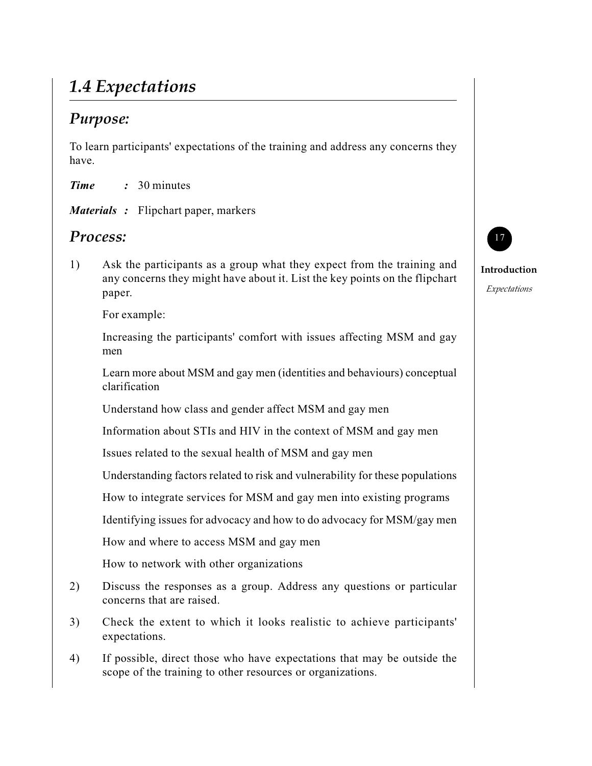## *1.4 Expectations*

### *Purpose:*

To learn participants' expectations of the training and address any concerns they have.

***Time*** **:** 30 minutes

***Materials*** **:** Flipchart paper, markers

### *Process:*

1) Ask the participants as a group what they expect from the training and any concerns they might have about it. List the key points on the flipchart paper.

   For example:

   Increasing the participants' comfort with issues affecting MSM and gay men

   Learn more about MSM and gay men (identities and behaviours) conceptual clarification

   Understand how class and gender affect MSM and gay men

   Information about STIs and HIV in the context of MSM and gay men

   Issues related to the sexual health of MSM and gay men

   Understanding factors related to risk and vulnerability for these populations

   How to integrate services for MSM and gay men into existing programs

   Identifying issues for advocacy and how to do advocacy for MSM/gay men

   How and where to access MSM and gay men

   How to network with other organizations

2) Discuss the responses as a group. Address any questions or particular concerns that are raised.

3) Check the extent to which it looks realistic to achieve participants' expectations.

4) If possible, direct those who have expectations that may be outside the scope of the training to other resources or organizations.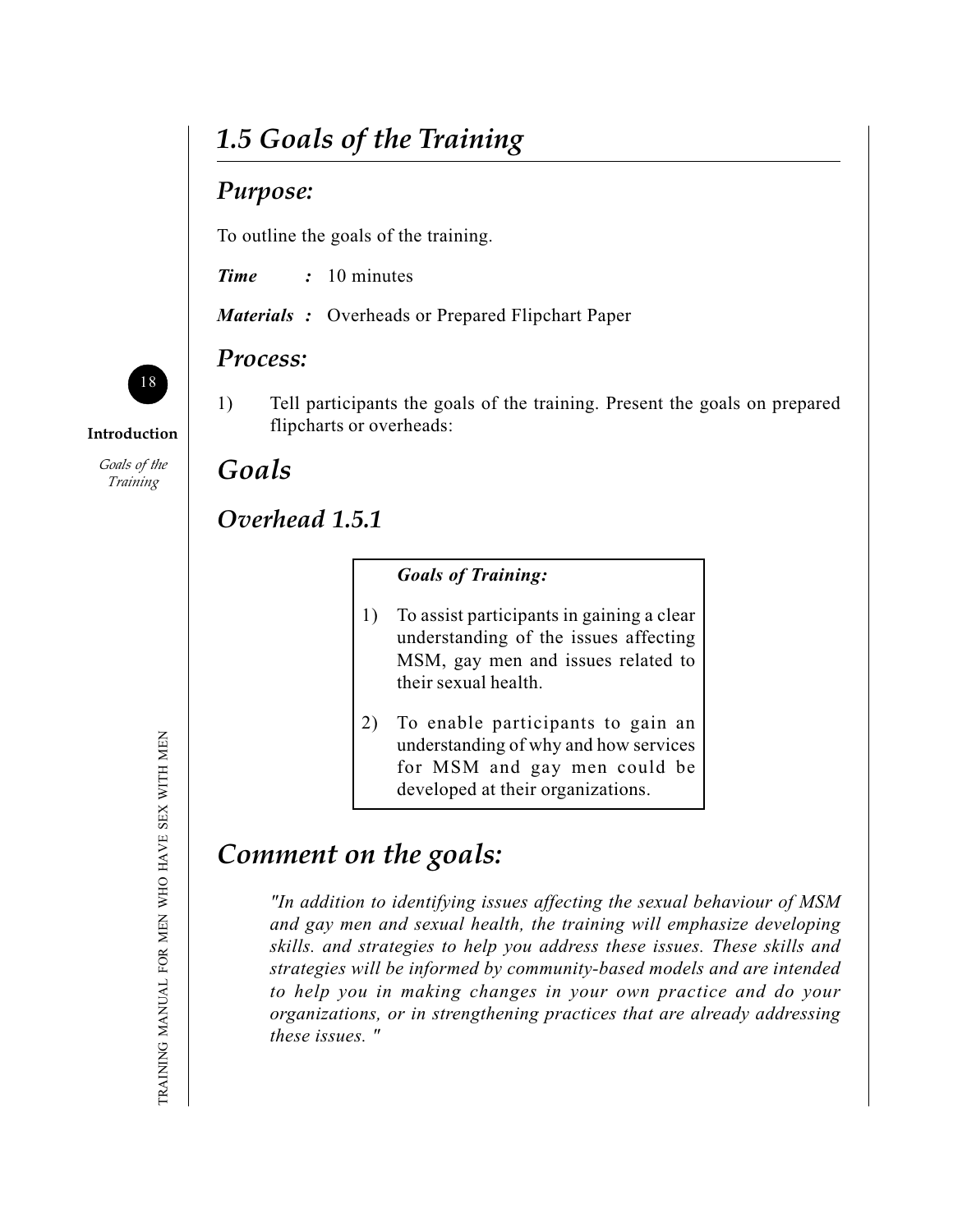## *1.5 Goals of the Training*

### *Purpose:*

To outline the goals of the training.

***Time*** ***:*** 10 minutes

***Materials :*** Overheads or Prepared Flipchart Paper

### *Process:*

1) Tell participants the goals of the training. Present the goals on prepared flipcharts or overheads:

## *Goals*

### *Overhead 1.5.1*

***Goals of Training:***

1) To assist participants in gaining a clear understanding of the issues affecting MSM, gay men and issues related to their sexual health.

2) To enable participants to gain an understanding of why and how services for MSM and gay men could be developed at their organizations.

## *Comment on the goals:*

*"In addition to identifying issues affecting the sexual behaviour of MSM and gay men and sexual health, the training will emphasize developing skills. and strategies to help you address these issues. These skills and strategies will be informed by community-based models and are intended to help you in making changes in your own practice and do your organizations, or in strengthening practices that are already addressing these issues. "*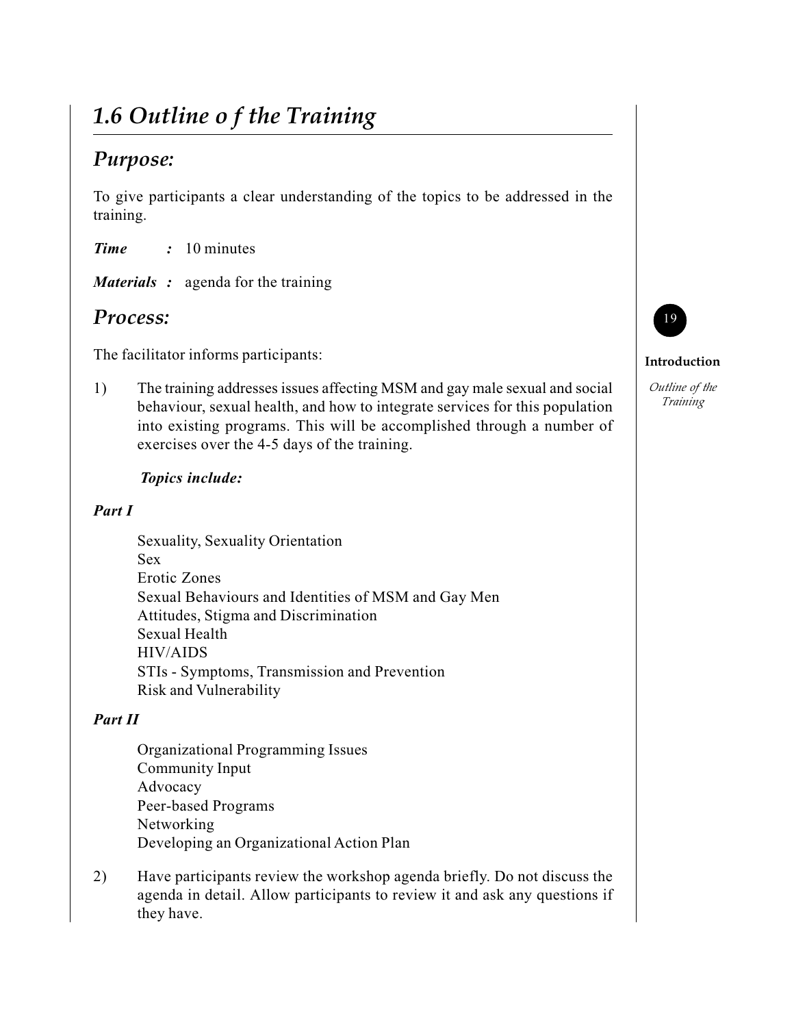## *1.6 Outline o f the Training*

### *Purpose:*

To give participants a clear understanding of the topics to be addressed in the training.

***Time*** ***:*** 10 minutes

***Materials*** ***:*** agenda for the training

### *Process:*

The facilitator informs participants:

1) The training addresses issues affecting MSM and gay male sexual and social behaviour, sexual health, and how to integrate services for this population into existing programs. This will be accomplished through a number of exercises over the 4-5 days of the training.

   ***Topics include:***

***Part I***

Sexuality, Sexuality Orientation
Sex
Erotic Zones
Sexual Behaviours and Identities of MSM and Gay Men
Attitudes, Stigma and Discrimination
Sexual Health
HIV/AIDS
STIs - Symptoms, Transmission and Prevention
Risk and Vulnerability

***Part II***

Organizational Programming Issues
Community Input
Advocacy
Peer-based Programs
Networking
Developing an Organizational Action Plan

2) Have participants review the workshop agenda briefly. Do not discuss the agenda in detail. Allow participants to review it and ask any questions if they have.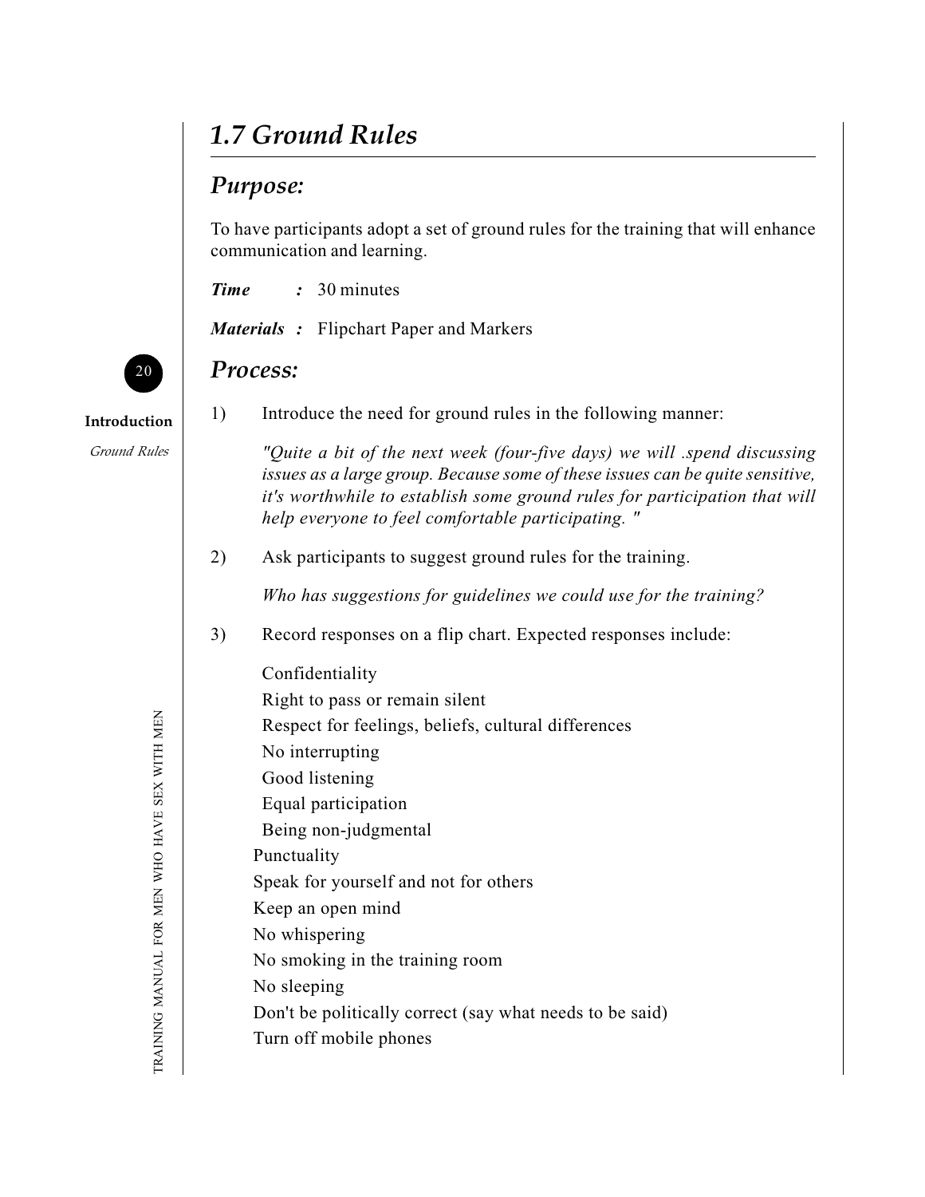## *1.7 Ground Rules*

### *Purpose:*

To have participants adopt a set of ground rules for the training that will enhance communication and learning.

***Time*** ***:*** 30 minutes

***Materials :*** Flipchart Paper and Markers

### *Process:*

1) Introduce the need for ground rules in the following manner:

   *"Quite a bit of the next week (four-five days) we will .spend discussing issues as a large group. Because some of these issues can be quite sensitive, it's worthwhile to establish some ground rules for participation that will help everyone to feel comfortable participating. "*

2) Ask participants to suggest ground rules for the training.

   *Who has suggestions for guidelines we could use for the training?*

3) Record responses on a flip chart. Expected responses include:

   Confidentiality  
   Right to pass or remain silent  
   Respect for feelings, beliefs, cultural differences  
   No interrupting  
   Good listening  
   Equal participation  
   Being non-judgmental  
   Punctuality  
   Speak for yourself and not for others  
   Keep an open mind  
   No whispering  
   No smoking in the training room  
   No sleeping  
   Don't be politically correct (say what needs to be said)  
   Turn off mobile phones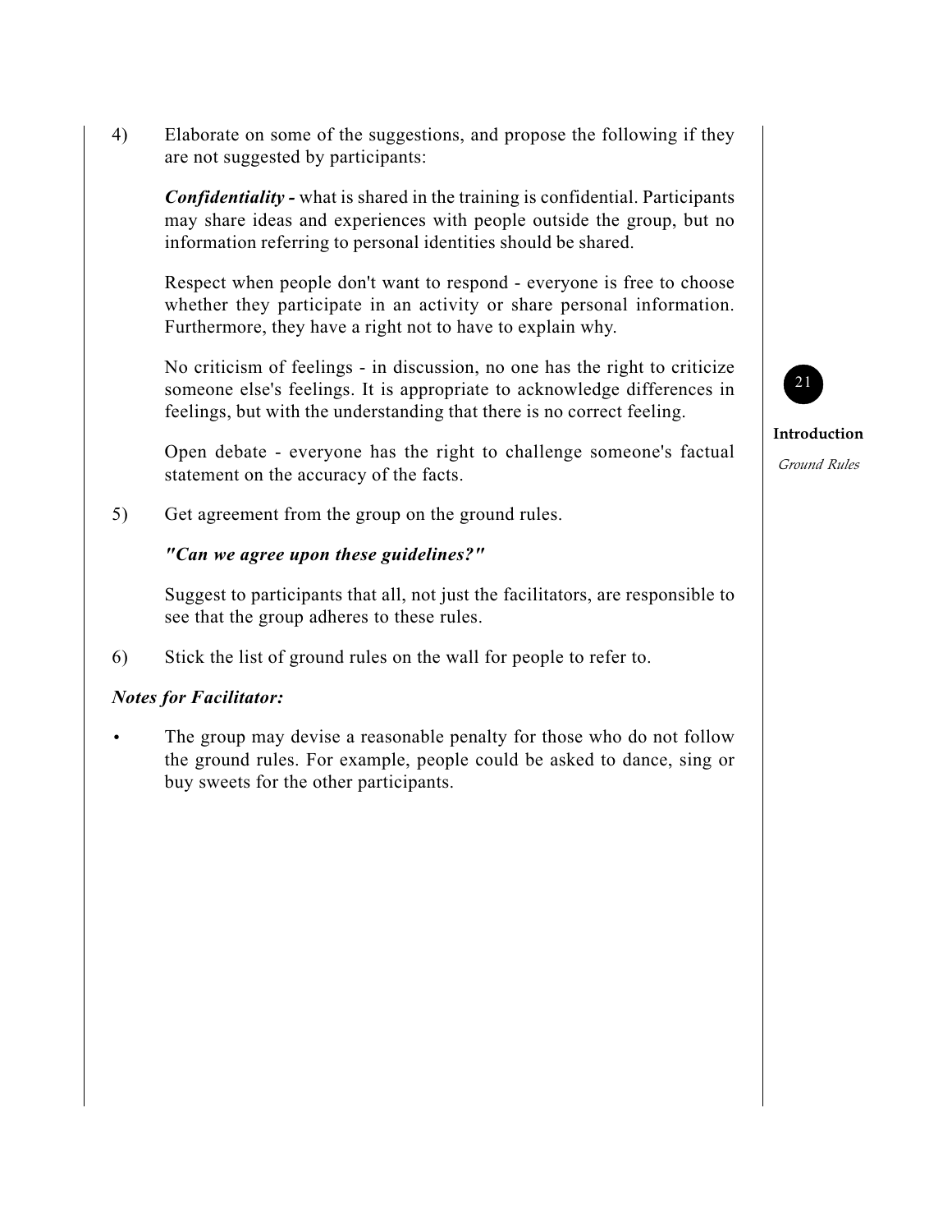4) Elaborate on some of the suggestions, and propose the following if they are not suggested by participants:

   ***Confidentiality -*** what is shared in the training is confidential. Participants may share ideas and experiences with people outside the group, but no information referring to personal identities should be shared.

   Respect when people don't want to respond - everyone is free to choose whether they participate in an activity or share personal information. Furthermore, they have a right not to have to explain why.

   No criticism of feelings - in discussion, no one has the right to criticize someone else's feelings. It is appropriate to acknowledge differences in feelings, but with the understanding that there is no correct feeling.

   Open debate - everyone has the right to challenge someone's factual statement on the accuracy of the facts.

5) Get agreement from the group on the ground rules.

   ***"Can we agree upon these guidelines?"***

   Suggest to participants that all, not just the facilitators, are responsible to see that the group adheres to these rules.

6) Stick the list of ground rules on the wall for people to refer to.

***Notes for Facilitator:***

- The group may devise a reasonable penalty for those who do not follow the ground rules. For example, people could be asked to dance, sing or buy sweets for the other participants.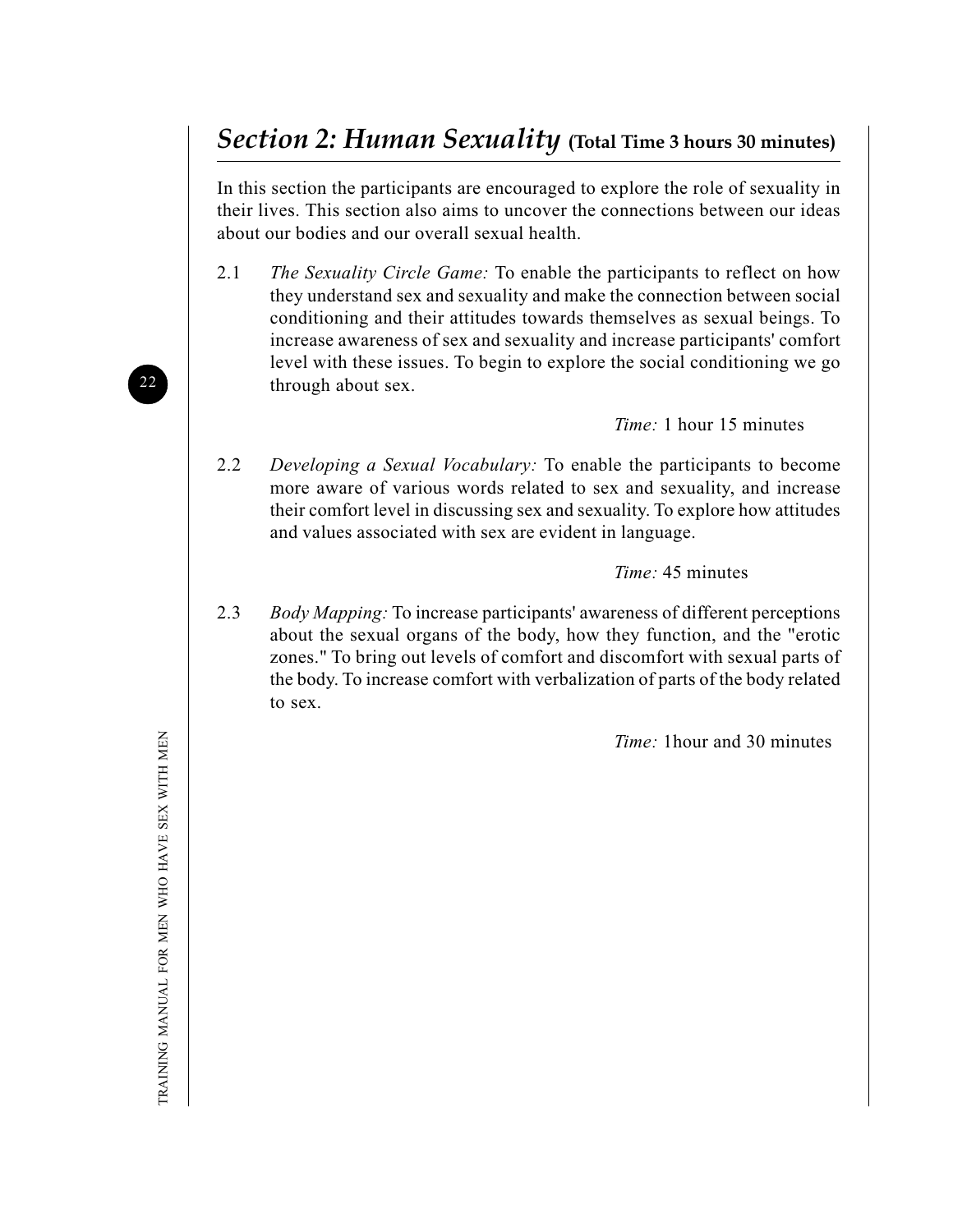## *Section 2: Human Sexuality* **(Total Time 3 hours 30 minutes)**

In this section the participants are encouraged to explore the role of sexuality in their lives. This section also aims to uncover the connections between our ideas about our bodies and our overall sexual health.

2.1 *The Sexuality Circle Game:* To enable the participants to reflect on how they understand sex and sexuality and make the connection between social conditioning and their attitudes towards themselves as sexual beings. To increase awareness of sex and sexuality and increase participants' comfort level with these issues. To begin to explore the social conditioning we go through about sex.

*Time:* 1 hour 15 minutes

2.2 *Developing a Sexual Vocabulary:* To enable the participants to become more aware of various words related to sex and sexuality, and increase their comfort level in discussing sex and sexuality. To explore how attitudes and values associated with sex are evident in language.

*Time:* 45 minutes

2.3 *Body Mapping:* To increase participants' awareness of different perceptions about the sexual organs of the body, how they function, and the "erotic zones." To bring out levels of comfort and discomfort with sexual parts of the body. To increase comfort with verbalization of parts of the body related to sex.

*Time:* 1hour and 30 minutes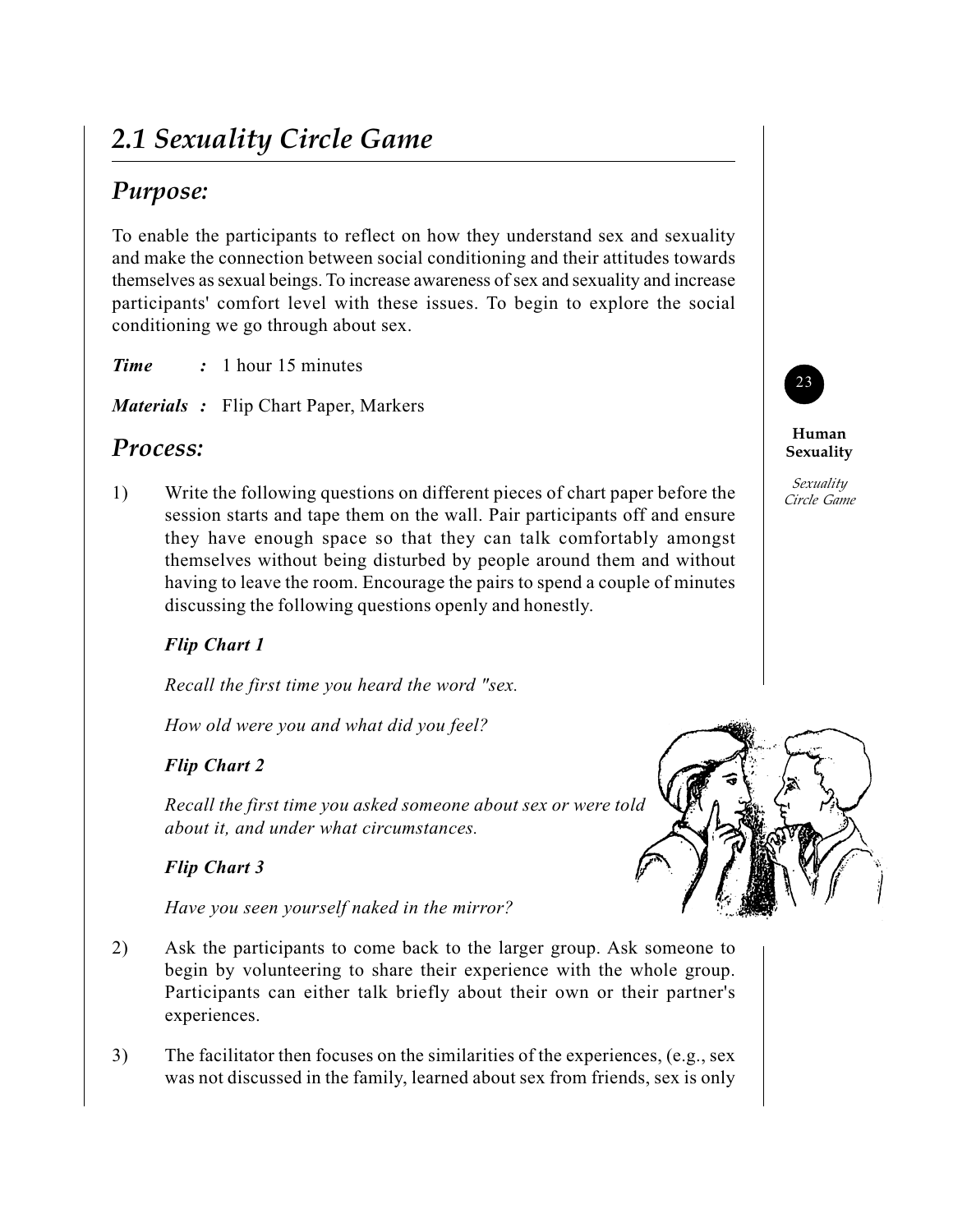## *2.1 Sexuality Circle Game*

### *Purpose:*

To enable the participants to reflect on how they understand sex and sexuality and make the connection between social conditioning and their attitudes towards themselves as sexual beings. To increase awareness of sex and sexuality and increase participants' comfort level with these issues. To begin to explore the social conditioning we go through about sex.

***Time*** **:** 1 hour 15 minutes

***Materials*** **:** Flip Chart Paper, Markers

### *Process:*

1) Write the following questions on different pieces of chart paper before the session starts and tape them on the wall. Pair participants off and ensure they have enough space so that they can talk comfortably amongst themselves without being disturbed by people around them and without having to leave the room. Encourage the pairs to spend a couple of minutes discussing the following questions openly and honestly.

   ***Flip Chart 1***

   *Recall the first time you heard the word "sex.*

   *How old were you and what did you feel?*

   ***Flip Chart 2***

   *Recall the first time you asked someone about sex or were told about it, and under what circumstances.*

   ***Flip Chart 3***

   *Have you seen yourself naked in the mirror?*

2) Ask the participants to come back to the larger group. Ask someone to begin by volunteering to share their experience with the whole group. Participants can either talk briefly about their own or their partner's experiences.

3) The facilitator then focuses on the similarities of the experiences, (e.g., sex was not discussed in the family, learned about sex from friends, sex is only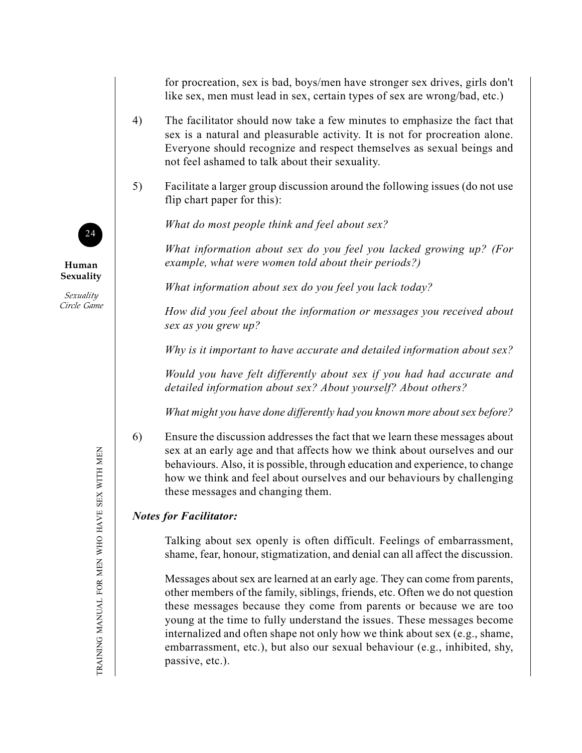for procreation, sex is bad, boys/men have stronger sex drives, girls don't like sex, men must lead in sex, certain types of sex are wrong/bad, etc.)

4) The facilitator should now take a few minutes to emphasize the fact that sex is a natural and pleasurable activity. It is not for procreation alone. Everyone should recognize and respect themselves as sexual beings and not feel ashamed to talk about their sexuality.

5) Facilitate a larger group discussion around the following issues (do not use flip chart paper for this):

   *What do most people think and feel about sex?*

   *What information about sex do you feel you lacked growing up? (For example, what were women told about their periods?)*

   *What information about sex do you feel you lack today?*

   *How did you feel about the information or messages you received about sex as you grew up?*

   *Why is it important to have accurate and detailed information about sex?*

   *Would you have felt differently about sex if you had had accurate and detailed information about sex? About yourself? About others?*

   *What might you have done differently had you known more about sex before?*

6) Ensure the discussion addresses the fact that we learn these messages about sex at an early age and that affects how we think about ourselves and our behaviours. Also, it is possible, through education and experience, to change how we think and feel about ourselves and our behaviours by challenging these messages and changing them.

***Notes for Facilitator:***

Talking about sex openly is often difficult. Feelings of embarrassment, shame, fear, honour, stigmatization, and denial can all affect the discussion.

Messages about sex are learned at an early age. They can come from parents, other members of the family, siblings, friends, etc. Often we do not question these messages because they come from parents or because we are too young at the time to fully understand the issues. These messages become internalized and often shape not only how we think about sex (e.g., shame, embarrassment, etc.), but also our sexual behaviour (e.g., inhibited, shy, passive, etc.).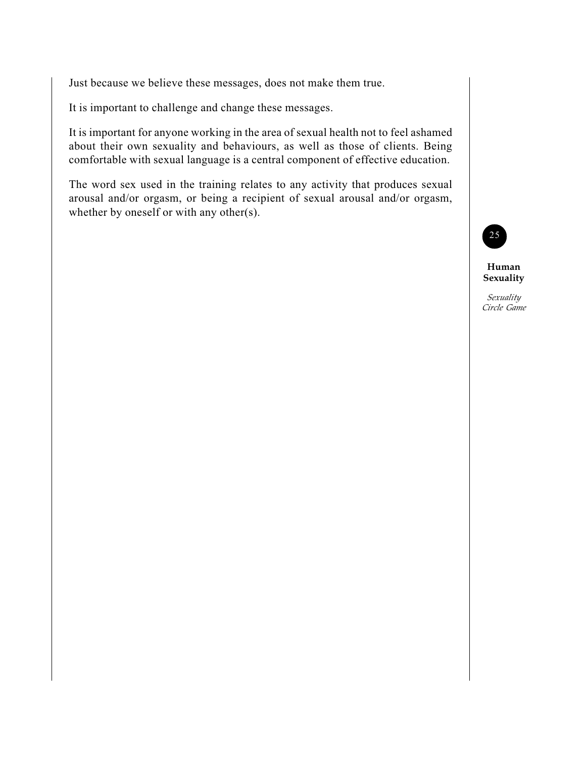Just because we believe these messages, does not make them true.

It is important to challenge and change these messages.

It is important for anyone working in the area of sexual health not to feel ashamed about their own sexuality and behaviours, as well as those of clients. Being comfortable with sexual language is a central component of effective education.

The word sex used in the training relates to any activity that produces sexual arousal and/or orgasm, or being a recipient of sexual arousal and/or orgasm, whether by oneself or with any other(s).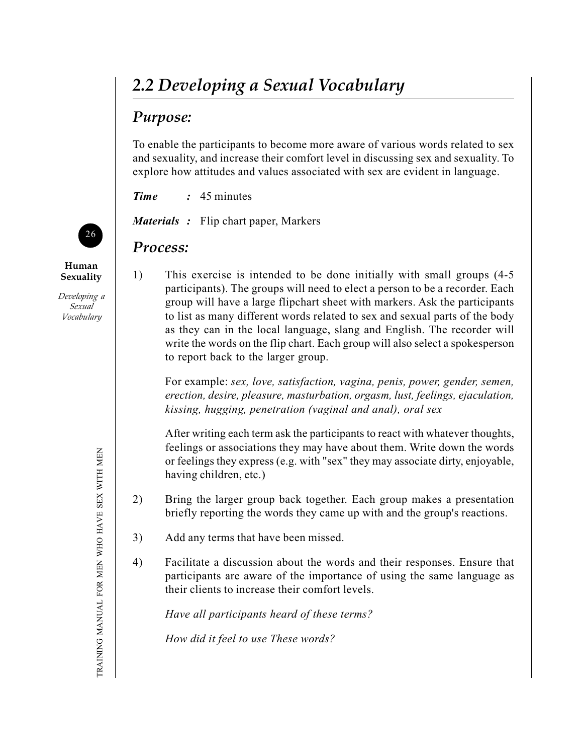## 2.2 Developing a Sexual Vocabulary

### Purpose:

To enable the participants to become more aware of various words related to sex and sexuality, and increase their comfort level in discussing sex and sexuality. To explore how attitudes and values associated with sex are evident in language.

***Time*** **:** 45 minutes

***Materials*** **:** Flip chart paper, Markers

### Process:

1) This exercise is intended to be done initially with small groups (4-5 participants). The groups will need to elect a person to be a recorder. Each group will have a large flipchart sheet with markers. Ask the participants to list as many different words related to sex and sexual parts of the body as they can in the local language, slang and English. The recorder will write the words on the flip chart. Each group will also select a spokesperson to report back to the larger group.

   For example: *sex, love, satisfaction, vagina, penis, power, gender, semen, erection, desire, pleasure, masturbation, orgasm, lust, feelings, ejaculation, kissing, hugging, penetration (vaginal and anal), oral sex*

   After writing each term ask the participants to react with whatever thoughts, feelings or associations they may have about them. Write down the words or feelings they express (e.g. with "sex" they may associate dirty, enjoyable, having children, etc.)

2) Bring the larger group back together. Each group makes a presentation briefly reporting the words they came up with and the group's reactions.

3) Add any terms that have been missed.

4) Facilitate a discussion about the words and their responses. Ensure that participants are aware of the importance of using the same language as their clients to increase their comfort levels.

   *Have all participants heard of these terms?*

   *How did it feel to use These words?*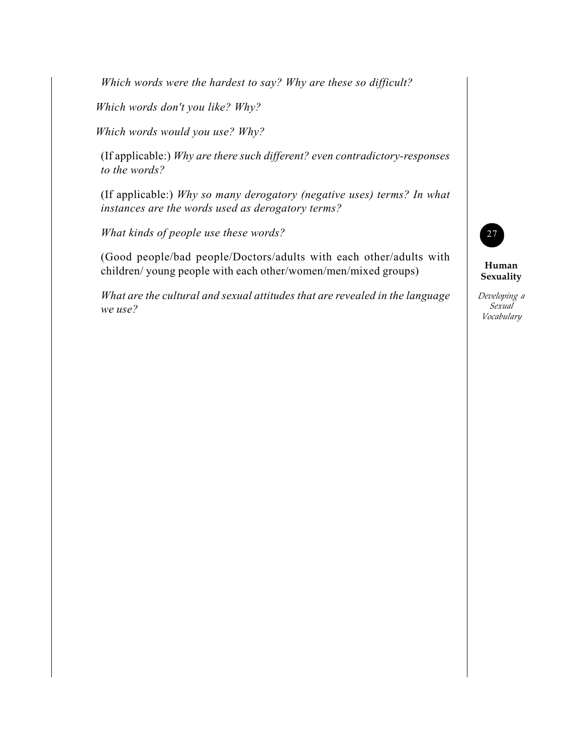*Which words were the hardest to say? Why are these so difficult?*

*Which words don't you like? Why?*

*Which words would you use? Why?*

(If applicable:) *Why are there such different? even contradictory-responses to the words?*

(If applicable:) *Why so many derogatory (negative uses) terms? In what instances are the words used as derogatory terms?*

*What kinds of people use these words?*

(Good people/bad people/Doctors/adults with each other/adults with children/ young people with each other/women/men/mixed groups)

*What are the cultural and sexual attitudes that are revealed in the language we use?*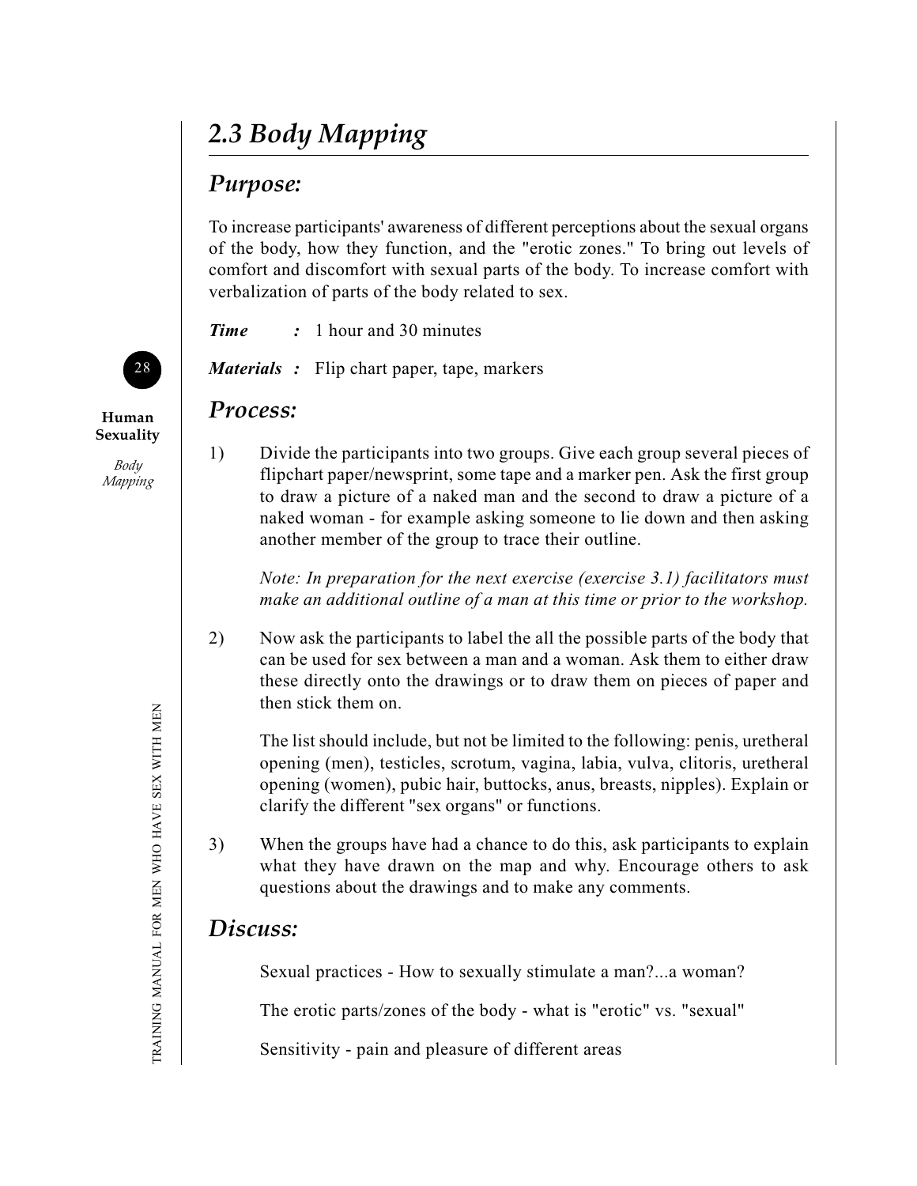## 2.3 Body Mapping

### Purpose:

To increase participants' awareness of different perceptions about the sexual organs of the body, how they function, and the "erotic zones." To bring out levels of comfort and discomfort with sexual parts of the body. To increase comfort with verbalization of parts of the body related to sex.

***Time*** **:** 1 hour and 30 minutes

***Materials*** **:** Flip chart paper, tape, markers

### Process:

1) Divide the participants into two groups. Give each group several pieces of flipchart paper/newsprint, some tape and a marker pen. Ask the first group to draw a picture of a naked man and the second to draw a picture of a naked woman - for example asking someone to lie down and then asking another member of the group to trace their outline.

   *Note: In preparation for the next exercise (exercise 3.1) facilitators must make an additional outline of a man at this time or prior to the workshop.*

2) Now ask the participants to label the all the possible parts of the body that can be used for sex between a man and a woman. Ask them to either draw these directly onto the drawings or to draw them on pieces of paper and then stick them on.

   The list should include, but not be limited to the following: penis, uretheral opening (men), testicles, scrotum, vagina, labia, vulva, clitoris, uretheral opening (women), pubic hair, buttocks, anus, breasts, nipples). Explain or clarify the different "sex organs" or functions.

3) When the groups have had a chance to do this, ask participants to explain what they have drawn on the map and why. Encourage others to ask questions about the drawings and to make any comments.

### Discuss:

Sexual practices - How to sexually stimulate a man?...a woman?

The erotic parts/zones of the body - what is "erotic" vs. "sexual"

Sensitivity - pain and pleasure of different areas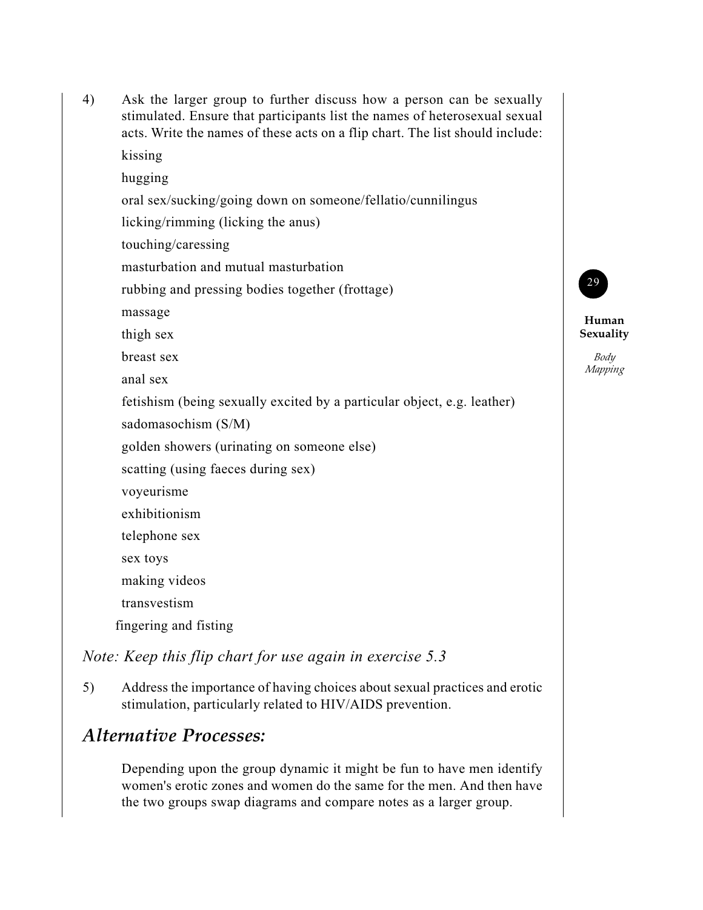4) Ask the larger group to further discuss how a person can be sexually stimulated. Ensure that participants list the names of heterosexual sexual acts. Write the names of these acts on a flip chart. The list should include:

   kissing

   hugging

   oral sex/sucking/going down on someone/fellatio/cunnilingus

   licking/rimming (licking the anus)

   touching/caressing

   masturbation and mutual masturbation

   rubbing and pressing bodies together (frottage)

   massage

   thigh sex

   breast sex

   anal sex

   fetishism (being sexually excited by a particular object, e.g. leather)

   sadomasochism (S/M)

   golden showers (urinating on someone else)

   scatting (using faeces during sex)

   voyeurisme

   exhibitionism

   telephone sex

   sex toys

   making videos

   transvestism

   fingering and fisting

*Note: Keep this flip chart for use again in exercise 5.3*

5) Address the importance of having choices about sexual practices and erotic stimulation, particularly related to HIV/AIDS prevention.

## *Alternative Processes:*

Depending upon the group dynamic it might be fun to have men identify women's erotic zones and women do the same for the men. And then have the two groups swap diagrams and compare notes as a larger group.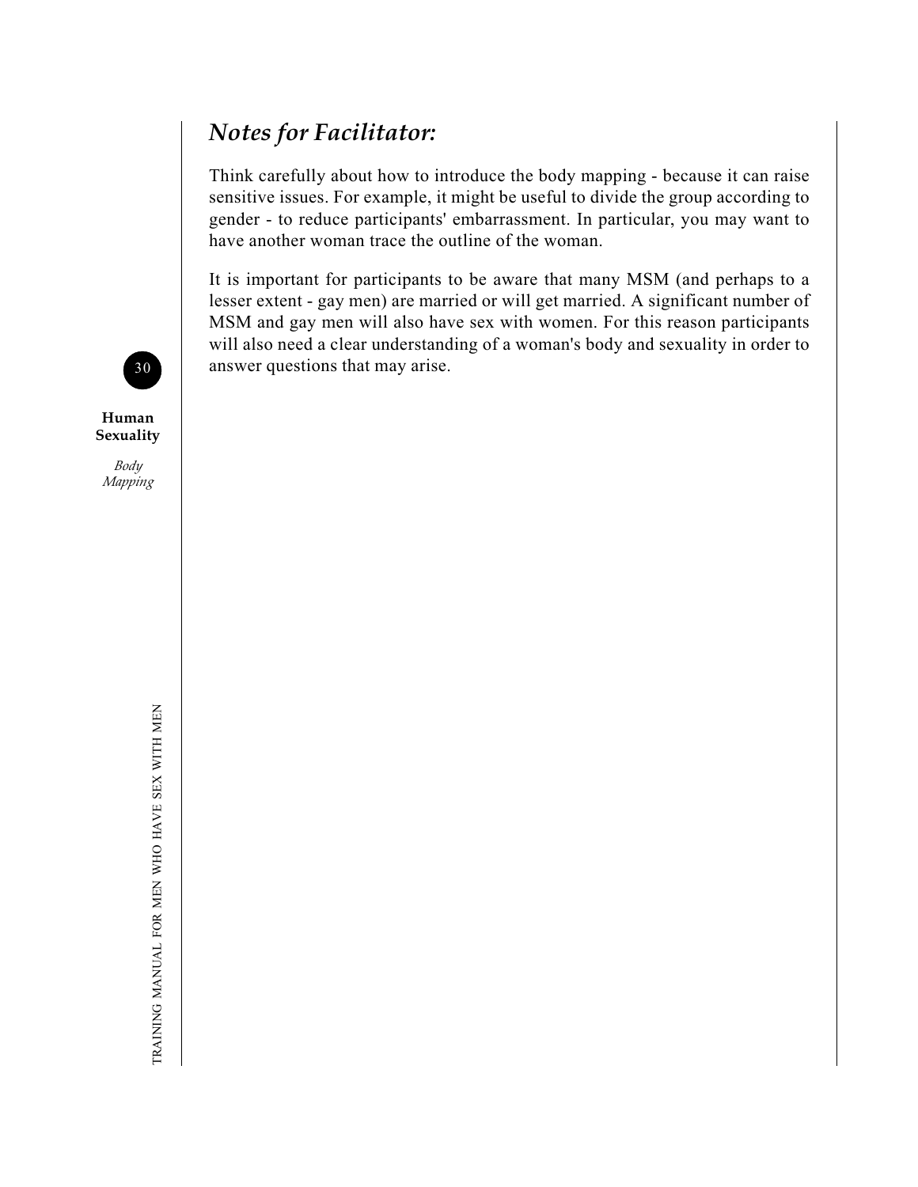## *Notes for Facilitator:*

Think carefully about how to introduce the body mapping - because it can raise sensitive issues. For example, it might be useful to divide the group according to gender - to reduce participants' embarrassment. In particular, you may want to have another woman trace the outline of the woman.

It is important for participants to be aware that many MSM (and perhaps to a lesser extent - gay men) are married or will get married. A significant number of MSM and gay men will also have sex with women. For this reason participants will also need a clear understanding of a woman's body and sexuality in order to answer questions that may arise.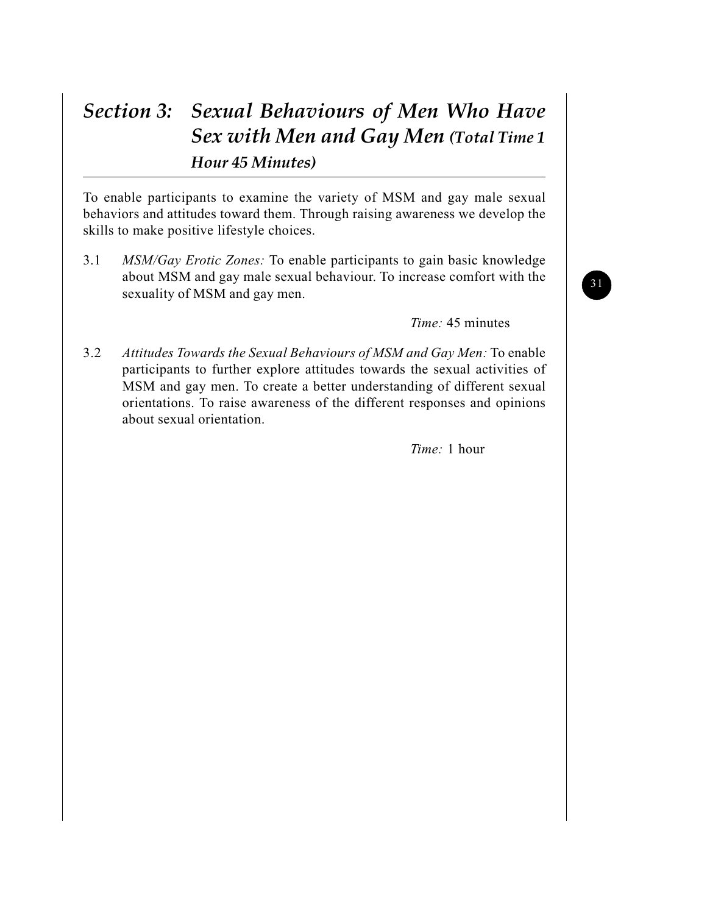## *Section 3: Sexual Behaviours of Men Who Have Sex with Men and Gay Men (Total Time 1 Hour 45 Minutes)*

To enable participants to examine the variety of MSM and gay male sexual behaviors and attitudes toward them. Through raising awareness we develop the skills to make positive lifestyle choices.

3.1 *MSM/Gay Erotic Zones:* To enable participants to gain basic knowledge about MSM and gay male sexual behaviour. To increase comfort with the sexuality of MSM and gay men.

*Time:* 45 minutes

3.2 *Attitudes Towards the Sexual Behaviours of MSM and Gay Men:* To enable participants to further explore attitudes towards the sexual activities of MSM and gay men. To create a better understanding of different sexual orientations. To raise awareness of the different responses and opinions about sexual orientation.

*Time:* 1 hour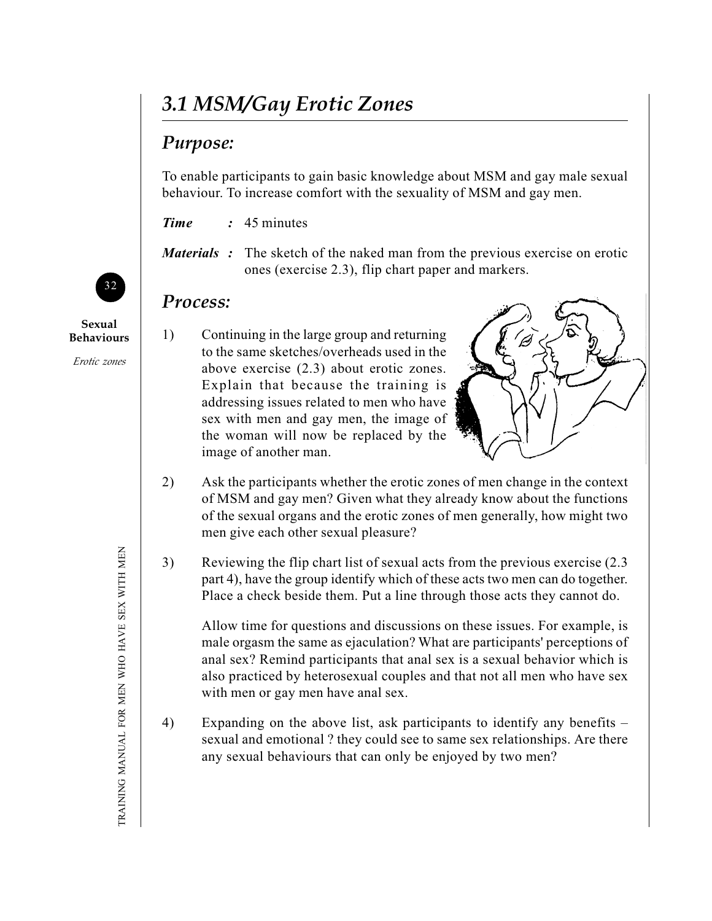# 3.1 MSM/Gay Erotic Zones

## Purpose:

To enable participants to gain basic knowledge about MSM and gay male sexual behaviour. To increase comfort with the sexuality of MSM and gay men.

***Time*** **:** 45 minutes

***Materials*** **:** The sketch of the naked man from the previous exercise on erotic ones (exercise 2.3), flip chart paper and markers.

## Process:

1) Continuing in the large group and returning to the same sketches/overheads used in the above exercise (2.3) about erotic zones. Explain that because the training is addressing issues related to men who have sex with men and gay men, the image of the woman will now be replaced by the image of another man.

2) Ask the participants whether the erotic zones of men change in the context of MSM and gay men? Given what they already know about the functions of the sexual organs and the erotic zones of men generally, how might two men give each other sexual pleasure?

3) Reviewing the flip chart list of sexual acts from the previous exercise (2.3 part 4), have the group identify which of these acts two men can do together. Place a check beside them. Put a line through those acts they cannot do.

   Allow time for questions and discussions on these issues. For example, is male orgasm the same as ejaculation? What are participants' perceptions of anal sex? Remind participants that anal sex is a sexual behavior which is also practiced by heterosexual couples and that not all men who have sex with men or gay men have anal sex.

4) Expanding on the above list, ask participants to identify any benefits – sexual and emotional ? they could see to same sex relationships. Are there any sexual behaviours that can only be enjoyed by two men?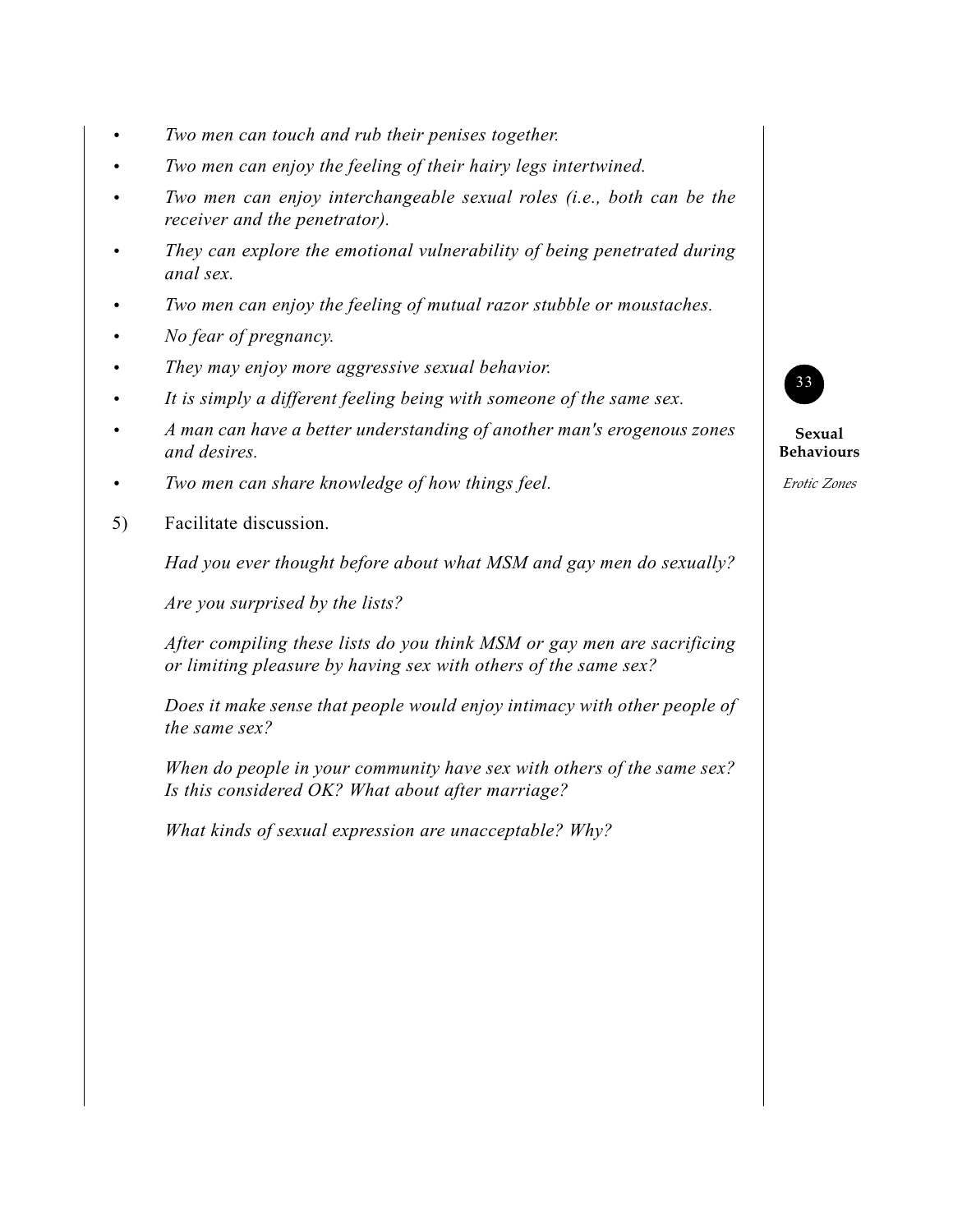- *Two men can touch and rub their penises together.*
- *Two men can enjoy the feeling of their hairy legs intertwined.*
- *Two men can enjoy interchangeable sexual roles (i.e., both can be the receiver and the penetrator).*
- *They can explore the emotional vulnerability of being penetrated during anal sex.*
- *Two men can enjoy the feeling of mutual razor stubble or moustaches.*
- *No fear of pregnancy.*
- *They may enjoy more aggressive sexual behavior.*
- *It is simply a different feeling being with someone of the same sex.*
- *A man can have a better understanding of another man's erogenous zones and desires.*
- *Two men can share knowledge of how things feel.*

5) Facilitate discussion.

   *Had you ever thought before about what MSM and gay men do sexually?*

   *Are you surprised by the lists?*

   *After compiling these lists do you think MSM or gay men are sacrificing or limiting pleasure by having sex with others of the same sex?*

   *Does it make sense that people would enjoy intimacy with other people of the same sex?*

   *When do people in your community have sex with others of the same sex? Is this considered OK? What about after marriage?*

   *What kinds of sexual expression are unacceptable? Why?*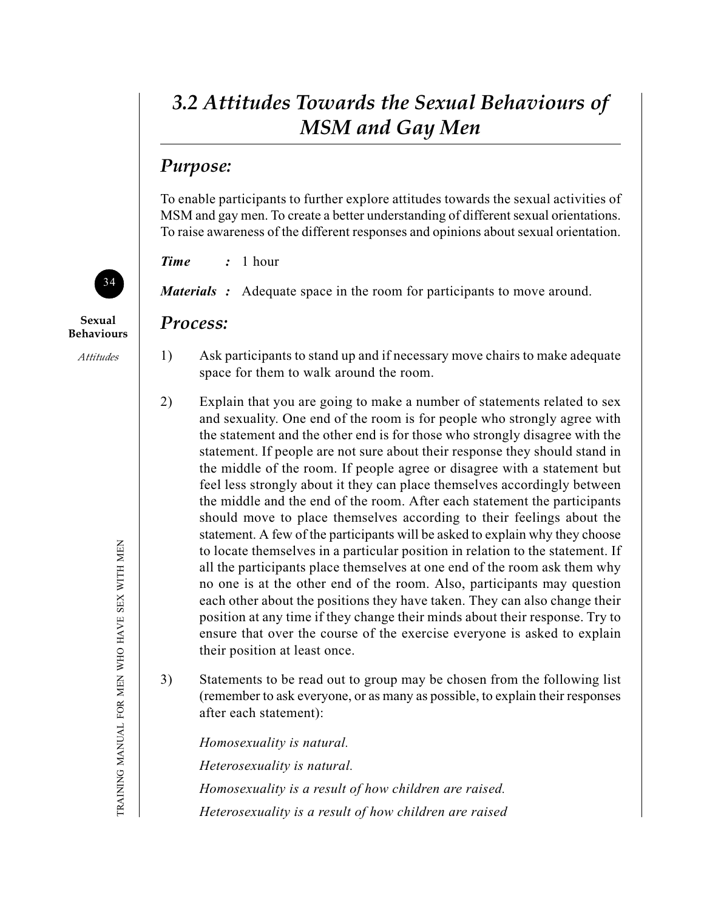# *3.2 Attitudes Towards the Sexual Behaviours of MSM and Gay Men*

## *Purpose:*

To enable participants to further explore attitudes towards the sexual activities of MSM and gay men. To create a better understanding of different sexual orientations. To raise awareness of the different responses and opinions about sexual orientation.

***Time*** : 1 hour

***Materials*** : Adequate space in the room for participants to move around.

## *Process:*

1) Ask participants to stand up and if necessary move chairs to make adequate space for them to walk around the room.

2) Explain that you are going to make a number of statements related to sex and sexuality. One end of the room is for people who strongly agree with the statement and the other end is for those who strongly disagree with the statement. If people are not sure about their response they should stand in the middle of the room. If people agree or disagree with a statement but feel less strongly about it they can place themselves accordingly between the middle and the end of the room. After each statement the participants should move to place themselves according to their feelings about the statement. A few of the participants will be asked to explain why they choose to locate themselves in a particular position in relation to the statement. If all the participants place themselves at one end of the room ask them why no one is at the other end of the room. Also, participants may question each other about the positions they have taken. They can also change their position at any time if they change their minds about their response. Try to ensure that over the course of the exercise everyone is asked to explain their position at least once.

3) Statements to be read out to group may be chosen from the following list (remember to ask everyone, or as many as possible, to explain their responses after each statement):

   *Homosexuality is natural.*

   *Heterosexuality is natural.*

   *Homosexuality is a result of how children are raised.*

   *Heterosexuality is a result of how children are raised*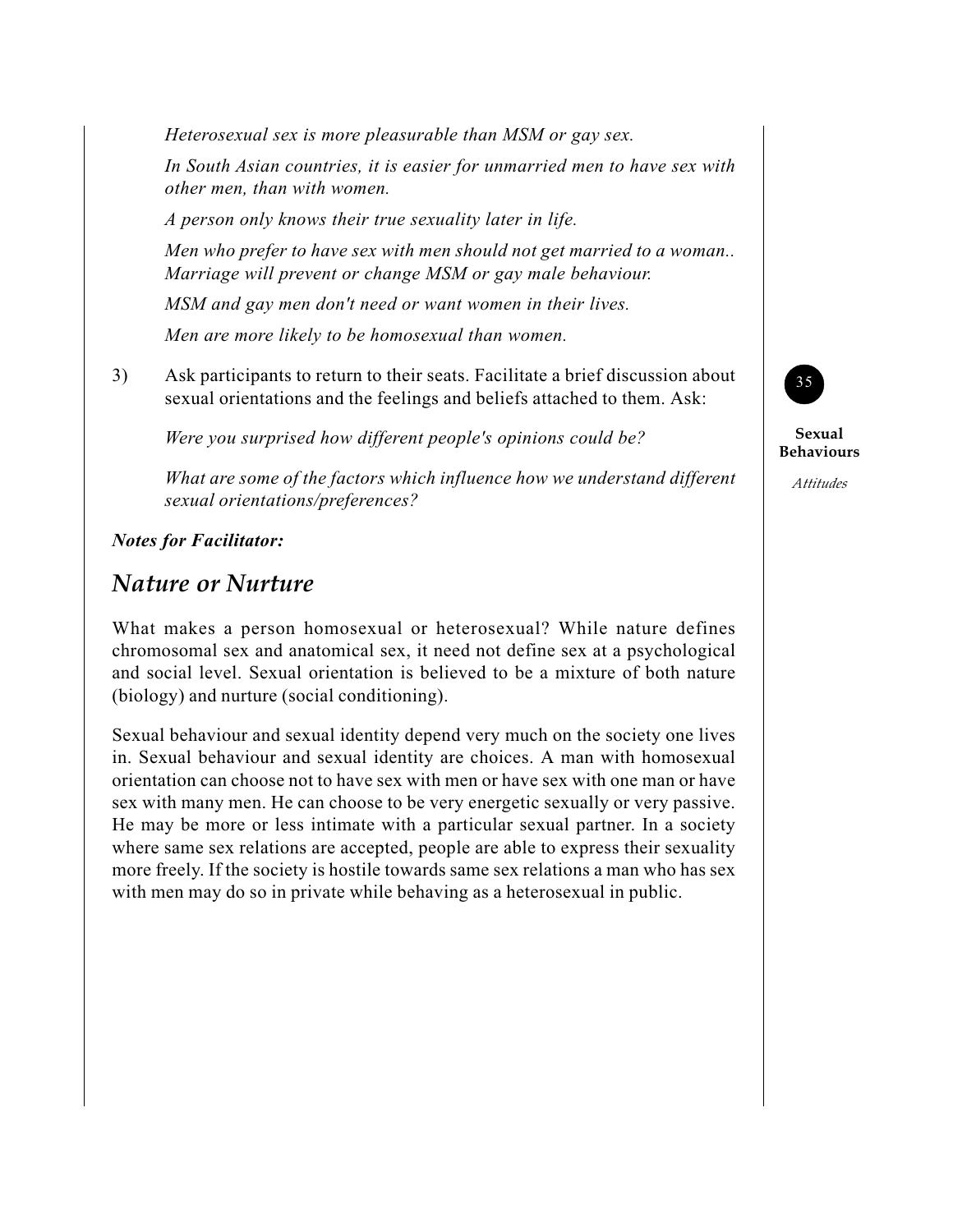*Heterosexual sex is more pleasurable than MSM or gay sex.*

*In South Asian countries, it is easier for unmarried men to have sex with other men, than with women.*

*A person only knows their true sexuality later in life.*

*Men who prefer to have sex with men should not get married to a woman.. Marriage will prevent or change MSM or gay male behaviour.*

*MSM and gay men don't need or want women in their lives.*

*Men are more likely to be homosexual than women.*

3) Ask participants to return to their seats. Facilitate a brief discussion about sexual orientations and the feelings and beliefs attached to them. Ask:

   *Were you surprised how different people's opinions could be?*

   *What are some of the factors which influence how we understand different sexual orientations/preferences?*

***Notes for Facilitator:***

## *Nature or Nurture*

What makes a person homosexual or heterosexual? While nature defines chromosomal sex and anatomical sex, it need not define sex at a psychological and social level. Sexual orientation is believed to be a mixture of both nature (biology) and nurture (social conditioning).

Sexual behaviour and sexual identity depend very much on the society one lives in. Sexual behaviour and sexual identity are choices. A man with homosexual orientation can choose not to have sex with men or have sex with one man or have sex with many men. He can choose to be very energetic sexually or very passive. He may be more or less intimate with a particular sexual partner. In a society where same sex relations are accepted, people are able to express their sexuality more freely. If the society is hostile towards same sex relations a man who has sex with men may do so in private while behaving as a heterosexual in public.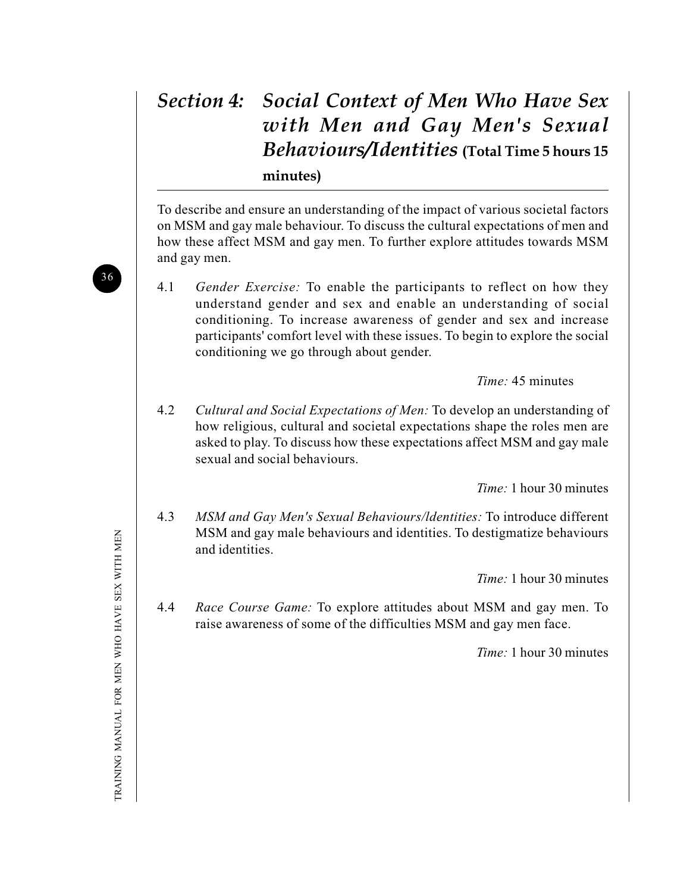# *Section 4: Social Context of Men Who Have Sex with Men and Gay Men's Sexual Behaviours/Identities* **(Total Time 5 hours 15 minutes)**

To describe and ensure an understanding of the impact of various societal factors on MSM and gay male behaviour. To discuss the cultural expectations of men and how these affect MSM and gay men. To further explore attitudes towards MSM and gay men.

4.1 *Gender Exercise:* To enable the participants to reflect on how they understand gender and sex and enable an understanding of social conditioning. To increase awareness of gender and sex and increase participants' comfort level with these issues. To begin to explore the social conditioning we go through about gender.

*Time:* 45 minutes

4.2 *Cultural and Social Expectations of Men:* To develop an understanding of how religious, cultural and societal expectations shape the roles men are asked to play. To discuss how these expectations affect MSM and gay male sexual and social behaviours.

*Time:* 1 hour 30 minutes

4.3 *MSM and Gay Men's Sexual Behaviours/ldentities:* To introduce different MSM and gay male behaviours and identities. To destigmatize behaviours and identities.

*Time:* 1 hour 30 minutes

4.4 *Race Course Game:* To explore attitudes about MSM and gay men. To raise awareness of some of the difficulties MSM and gay men face.

*Time:* 1 hour 30 minutes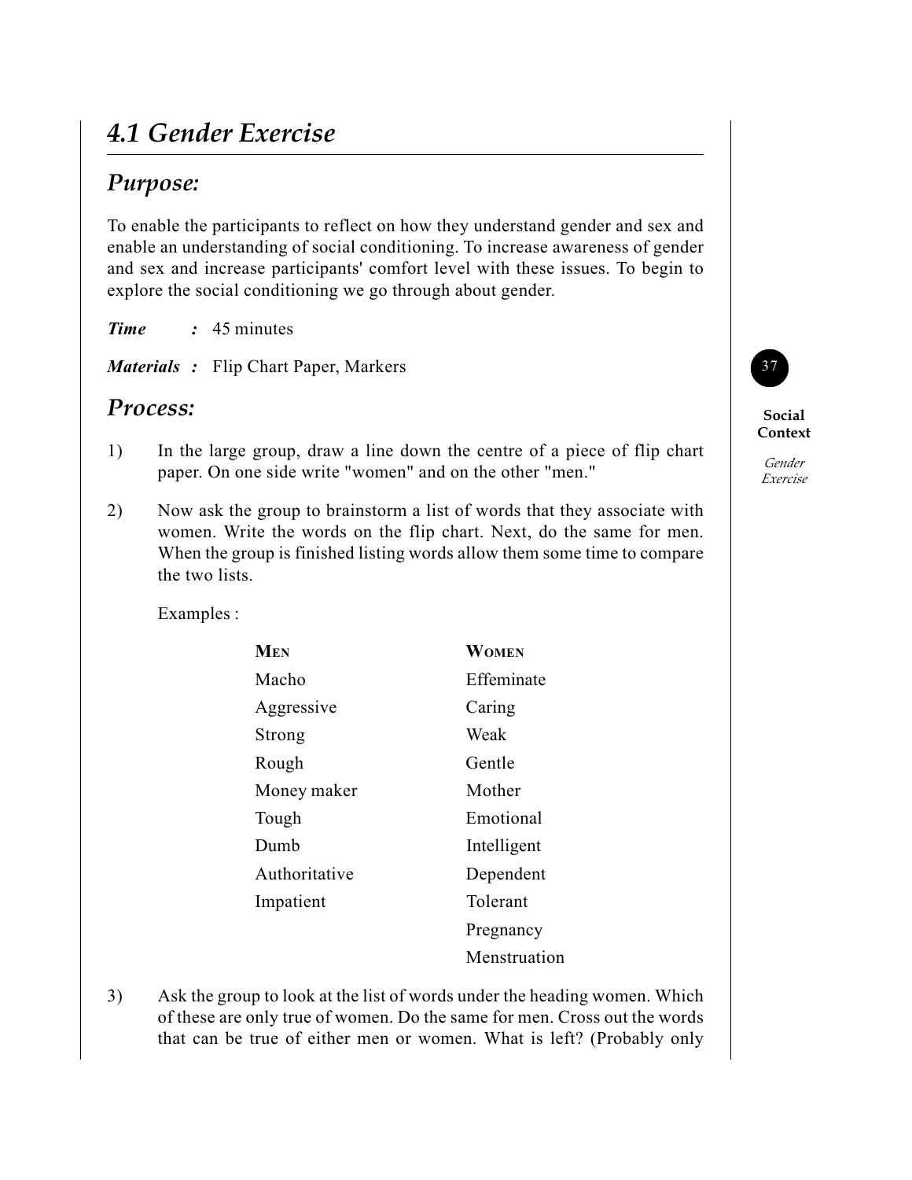# 4.1 Gender Exercise

## Purpose:

To enable the participants to reflect on how they understand gender and sex and enable an understanding of social conditioning. To increase awareness of gender and sex and increase participants' comfort level with these issues. To begin to explore the social conditioning we go through about gender.

***Time*** **:** 45 minutes

***Materials*** **:** Flip Chart Paper, Markers

## Process:

1) In the large group, draw a line down the centre of a piece of flip chart paper. On one side write "women" and on the other "men."

2) Now ask the group to brainstorm a list of words that they associate with women. Write the words on the flip chart. Next, do the same for men. When the group is finished listing words allow them some time to compare the two lists.

   Examples :

| MEN | WOMEN |
|---|---|
| Macho | Effeminate |
| Aggressive | Caring |
| Strong | Weak |
| Rough | Gentle |
| Money maker | Mother |
| Tough | Emotional |
| Dumb | Intelligent |
| Authoritative | Dependent |
| Impatient | Tolerant |
| | Pregnancy |
| | Menstruation |

3) Ask the group to look at the list of words under the heading women. Which of these are only true of women. Do the same for men. Cross out the words that can be true of either men or women. What is left? (Probably only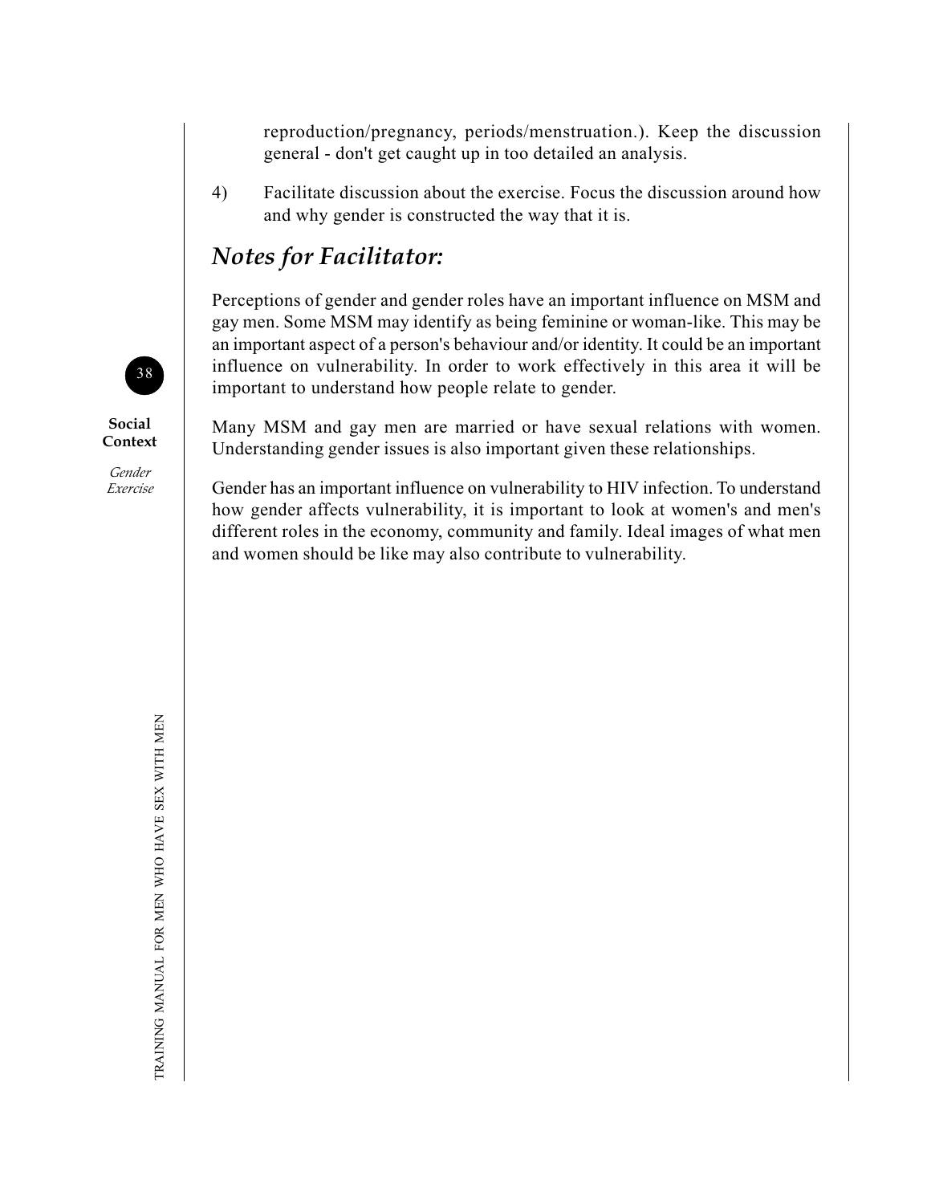reproduction/pregnancy, periods/menstruation.). Keep the discussion general - don't get caught up in too detailed an analysis.

4) Facilitate discussion about the exercise. Focus the discussion around how and why gender is constructed the way that it is.

## *Notes for Facilitator:*

Perceptions of gender and gender roles have an important influence on MSM and gay men. Some MSM may identify as being feminine or woman-like. This may be an important aspect of a person's behaviour and/or identity. It could be an important influence on vulnerability. In order to work effectively in this area it will be important to understand how people relate to gender.

Many MSM and gay men are married or have sexual relations with women. Understanding gender issues is also important given these relationships.

Gender has an important influence on vulnerability to HIV infection. To understand how gender affects vulnerability, it is important to look at women's and men's different roles in the economy, community and family. Ideal images of what men and women should be like may also contribute to vulnerability.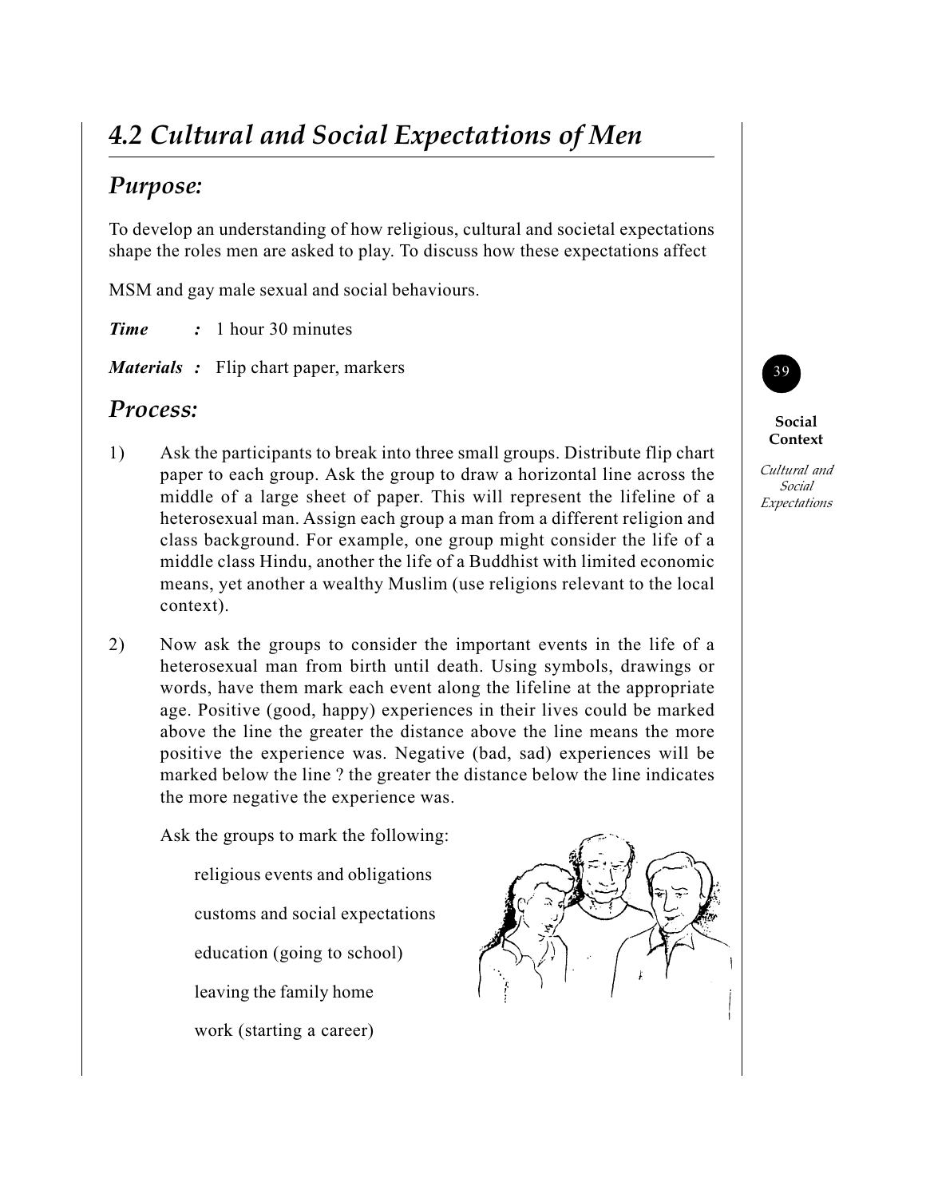# 4.2 Cultural and Social Expectations of Men

## Purpose:

To develop an understanding of how religious, cultural and societal expectations shape the roles men are asked to play. To discuss how these expectations affect

MSM and gay male sexual and social behaviours.

***Time*** ***:*** 1 hour 30 minutes

***Materials*** ***:*** Flip chart paper, markers

## Process:

1) Ask the participants to break into three small groups. Distribute flip chart paper to each group. Ask the group to draw a horizontal line across the middle of a large sheet of paper. This will represent the lifeline of a heterosexual man. Assign each group a man from a different religion and class background. For example, one group might consider the life of a middle class Hindu, another the life of a Buddhist with limited economic means, yet another a wealthy Muslim (use religions relevant to the local context).

2) Now ask the groups to consider the important events in the life of a heterosexual man from birth until death. Using symbols, drawings or words, have them mark each event along the lifeline at the appropriate age. Positive (good, happy) experiences in their lives could be marked above the line the greater the distance above the line means the more positive the experience was. Negative (bad, sad) experiences will be marked below the line ? the greater the distance below the line indicates the more negative the experience was.

   Ask the groups to mark the following:

   religious events and obligations

   customs and social expectations

   education (going to school)

   leaving the family home

   work (starting a career)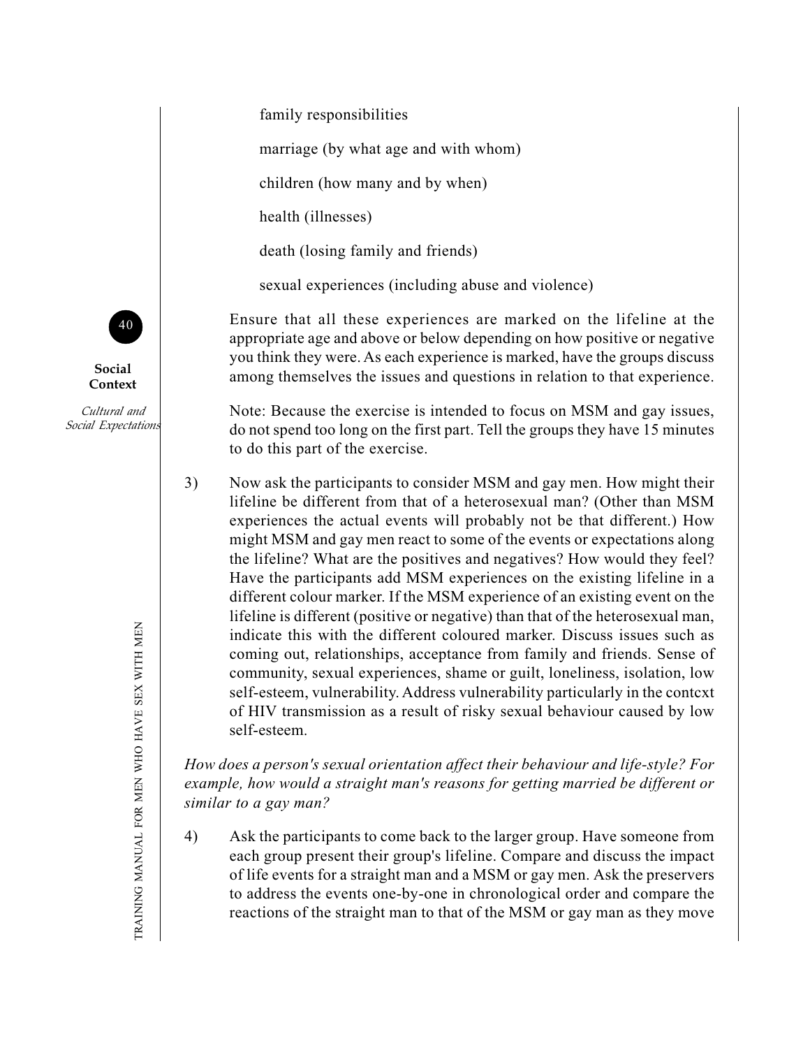family responsibilities

marriage (by what age and with whom)

children (how many and by when)

health (illnesses)

death (losing family and friends)

sexual experiences (including abuse and violence)

Ensure that all these experiences are marked on the lifeline at the appropriate age and above or below depending on how positive or negative you think they were. As each experience is marked, have the groups discuss among themselves the issues and questions in relation to that experience.

Note: Because the exercise is intended to focus on MSM and gay issues, do not spend too long on the first part. Tell the groups they have 15 minutes to do this part of the exercise.

3) Now ask the participants to consider MSM and gay men. How might their lifeline be different from that of a heterosexual man? (Other than MSM experiences the actual events will probably not be that different.) How might MSM and gay men react to some of the events or expectations along the lifeline? What are the positives and negatives? How would they feel? Have the participants add MSM experiences on the existing lifeline in a different colour marker. If the MSM experience of an existing event on the lifeline is different (positive or negative) than that of the heterosexual man, indicate this with the different coloured marker. Discuss issues such as coming out, relationships, acceptance from family and friends. Sense of community, sexual experiences, shame or guilt, loneliness, isolation, low self-esteem, vulnerability. Address vulnerability particularly in the contcxt of HIV transmission as a result of risky sexual behaviour caused by low self-esteem.

*How does a person's sexual orientation affect their behaviour and life-style? For example, how would a straight man's reasons for getting married be different or similar to a gay man?*

4) Ask the participants to come back to the larger group. Have someone from each group present their group's lifeline. Compare and discuss the impact of life events for a straight man and a MSM or gay men. Ask the preservers to address the events one-by-one in chronological order and compare the reactions of the straight man to that of the MSM or gay man as they move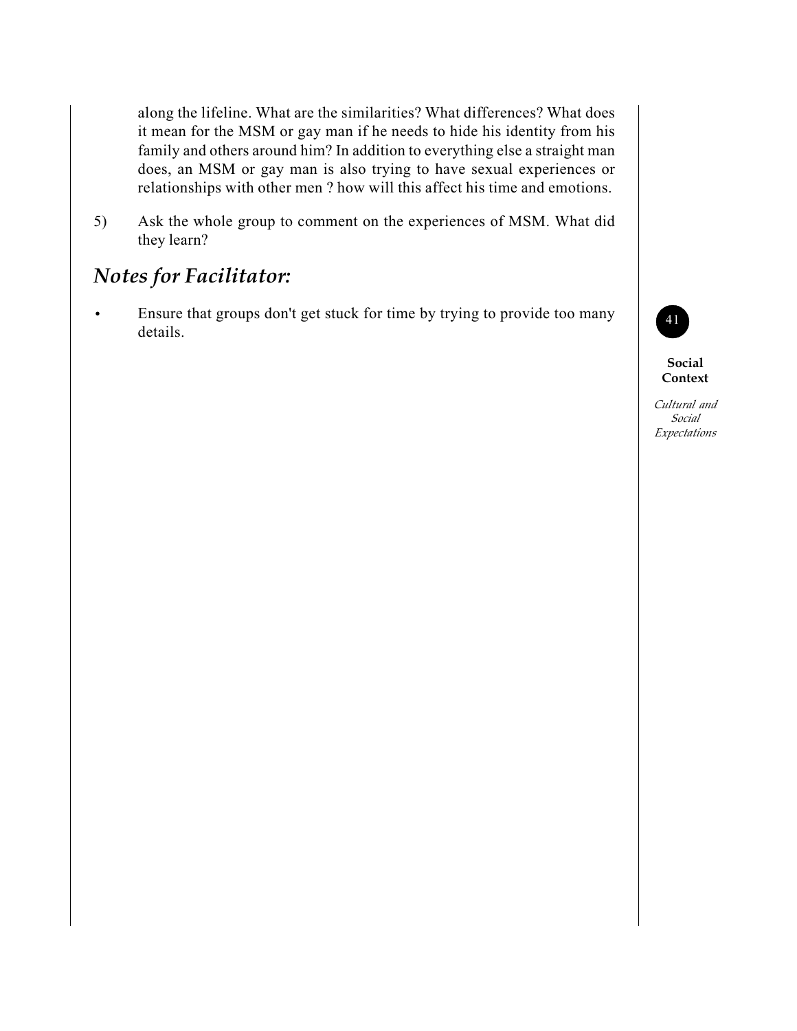along the lifeline. What are the similarities? What differences? What does it mean for the MSM or gay man if he needs to hide his identity from his family and others around him? In addition to everything else a straight man does, an MSM or gay man is also trying to have sexual experiences or relationships with other men ? how will this affect his time and emotions.

5) Ask the whole group to comment on the experiences of MSM. What did they learn?

## *Notes for Facilitator:*

- Ensure that groups don't get stuck for time by trying to provide too many details.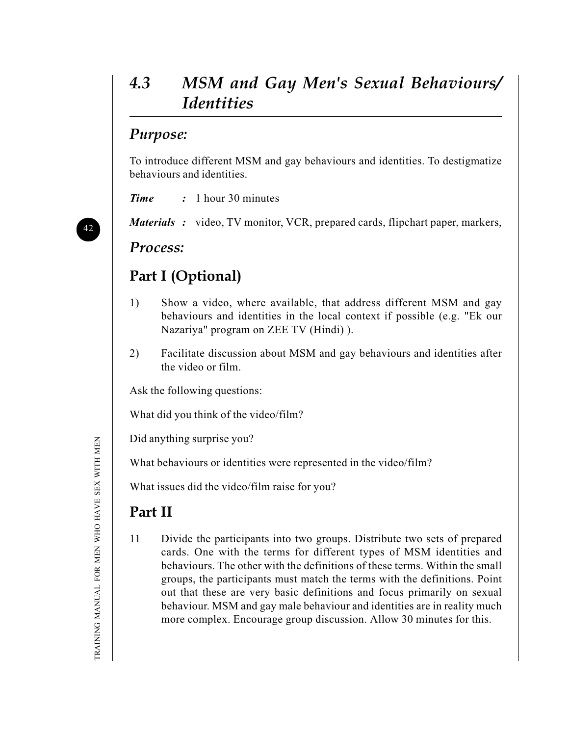# 4.3 MSM and Gay Men's Sexual Behaviours/ Identities

## *Purpose:*

To introduce different MSM and gay behaviours and identities. To destigmatize behaviours and identities.

***Time*** **:** 1 hour 30 minutes

***Materials*** **:** video, TV monitor, VCR, prepared cards, flipchart paper, markers,

## *Process:*

## Part I (Optional)

1) Show a video, where available, that address different MSM and gay behaviours and identities in the local context if possible (e.g. "Ek our Nazariya" program on ZEE TV (Hindi) ).

2) Facilitate discussion about MSM and gay behaviours and identities after the video or film.

Ask the following questions:

What did you think of the video/film?

Did anything surprise you?

What behaviours or identities were represented in the video/film?

What issues did the video/film raise for you?

## Part II

11 Divide the participants into two groups. Distribute two sets of prepared cards. One with the terms for different types of MSM identities and behaviours. The other with the definitions of these terms. Within the small groups, the participants must match the terms with the definitions. Point out that these are very basic definitions and focus primarily on sexual behaviour. MSM and gay male behaviour and identities are in reality much more complex. Encourage group discussion. Allow 30 minutes for this.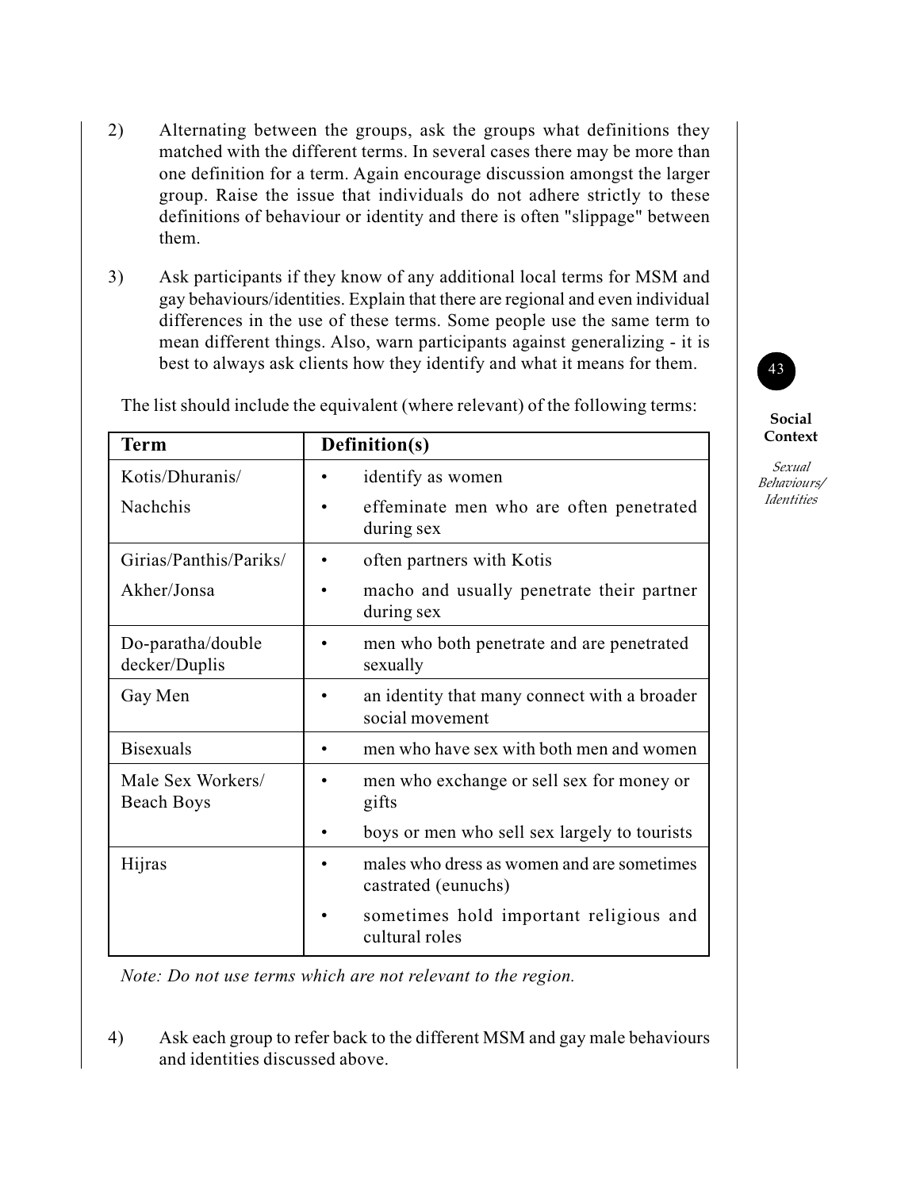2) Alternating between the groups, ask the groups what definitions they matched with the different terms. In several cases there may be more than one definition for a term. Again encourage discussion amongst the larger group. Raise the issue that individuals do not adhere strictly to these definitions of behaviour or identity and there is often "slippage" between them.

3) Ask participants if they know of any additional local terms for MSM and gay behaviours/identities. Explain that there are regional and even individual differences in the use of these terms. Some people use the same term to mean different things. Also, warn participants against generalizing - it is best to always ask clients how they identify and what it means for them.

The list should include the equivalent (where relevant) of the following terms:

| Term | Definition(s) |
|---|---|
| Kotis/Dhuranis/ Nachchis | • identify as women<br>• effeminate men who are often penetrated during sex |
| Girias/Panthis/Pariks/ Akher/Jonsa | • often partners with Kotis<br>• macho and usually penetrate their partner during sex |
| Do-paratha/double decker/Duplis | • men who both penetrate and are penetrated sexually |
| Gay Men | • an identity that many connect with a broader social movement |
| Bisexuals | • men who have sex with both men and women |
| Male Sex Workers/ Beach Boys | • men who exchange or sell sex for money or gifts<br>• boys or men who sell sex largely to tourists |
| Hijras | • males who dress as women and are sometimes castrated (eunuchs)<br>• sometimes hold important religious and cultural roles |

*Note: Do not use terms which are not relevant to the region.*

4) Ask each group to refer back to the different MSM and gay male behaviours and identities discussed above.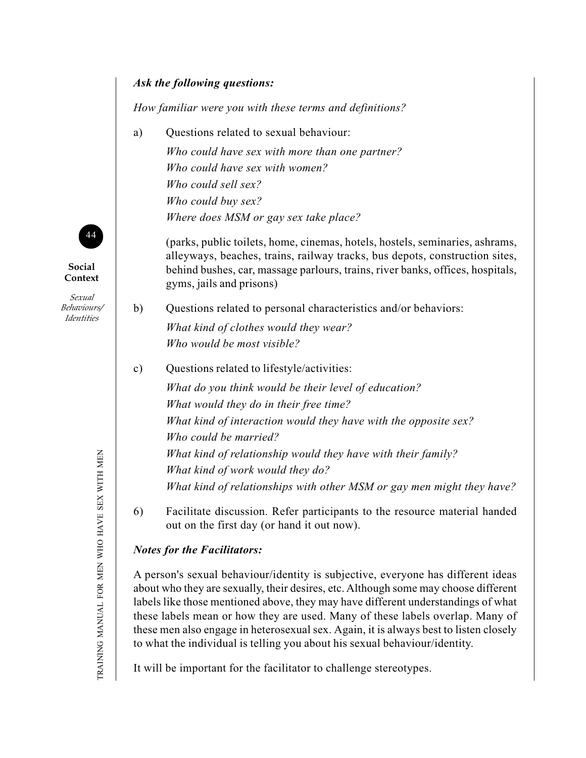***Ask the following questions:***

*How familiar were you with these terms and definitions?*

a) Questions related to sexual behaviour:

*Who could have sex with more than one partner?*
*Who could have sex with women?*
*Who could sell sex?*
*Who could buy sex?*
*Where does MSM or gay sex take place?*

(parks, public toilets, home, cinemas, hotels, hostels, seminaries, ashrams, alleyways, beaches, trains, railway tracks, bus depots, construction sites, behind bushes, car, massage parlours, trains, river banks, offices, hospitals, gyms, jails and prisons)

b) Questions related to personal characteristics and/or behaviors:

*What kind of clothes would they wear?*
*Who would be most visible?*

c) Questions related to lifestyle/activities:

*What do you think would be their level of education?*
*What would they do in their free time?*
*What kind of interaction would they have with the opposite sex?*
*Who could be married?*
*What kind of relationship would they have with their family?*
*What kind of work would they do?*
*What kind of relationships with other MSM or gay men might they have?*

6) Facilitate discussion. Refer participants to the resource material handed out on the first day (or hand it out now).

***Notes for the Facilitators:***

A person's sexual behaviour/identity is subjective, everyone has different ideas about who they are sexually, their desires, etc. Although some may choose different labels like those mentioned above, they may have different understandings of what these labels mean or how they are used. Many of these labels overlap. Many of these men also engage in heterosexual sex. Again, it is always best to listen closely to what the individual is telling you about his sexual behaviour/identity.

It will be important for the facilitator to challenge stereotypes.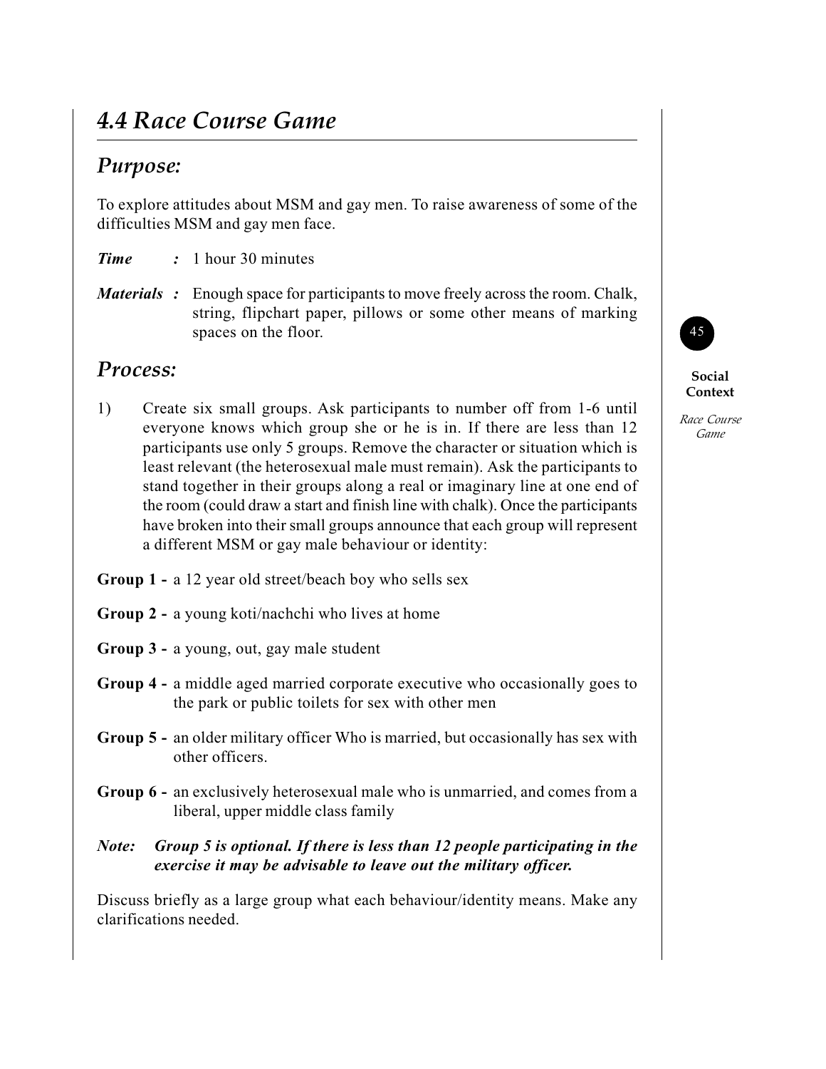## 4.4 Race Course Game

### Purpose:

To explore attitudes about MSM and gay men. To raise awareness of some of the difficulties MSM and gay men face.

***Time*** **:** 1 hour 30 minutes

***Materials*** **:** Enough space for participants to move freely across the room. Chalk, string, flipchart paper, pillows or some other means of marking spaces on the floor.

### Process:

1) Create six small groups. Ask participants to number off from 1-6 until everyone knows which group she or he is in. If there are less than 12 participants use only 5 groups. Remove the character or situation which is least relevant (the heterosexual male must remain). Ask the participants to stand together in their groups along a real or imaginary line at one end of the room (could draw a start and finish line with chalk). Once the participants have broken into their small groups announce that each group will represent a different MSM or gay male behaviour or identity:

**Group 1 -** a 12 year old street/beach boy who sells sex

**Group 2 -** a young koti/nachchi who lives at home

**Group 3 -** a young, out, gay male student

**Group 4 -** a middle aged married corporate executive who occasionally goes to the park or public toilets for sex with other men

**Group 5 -** an older military officer Who is married, but occasionally has sex with other officers.

**Group 6 -** an exclusively heterosexual male who is unmarried, and comes from a liberal, upper middle class family

***Note: Group 5 is optional. If there is less than 12 people participating in the exercise it may be advisable to leave out the military officer.***

Discuss briefly as a large group what each behaviour/identity means. Make any clarifications needed.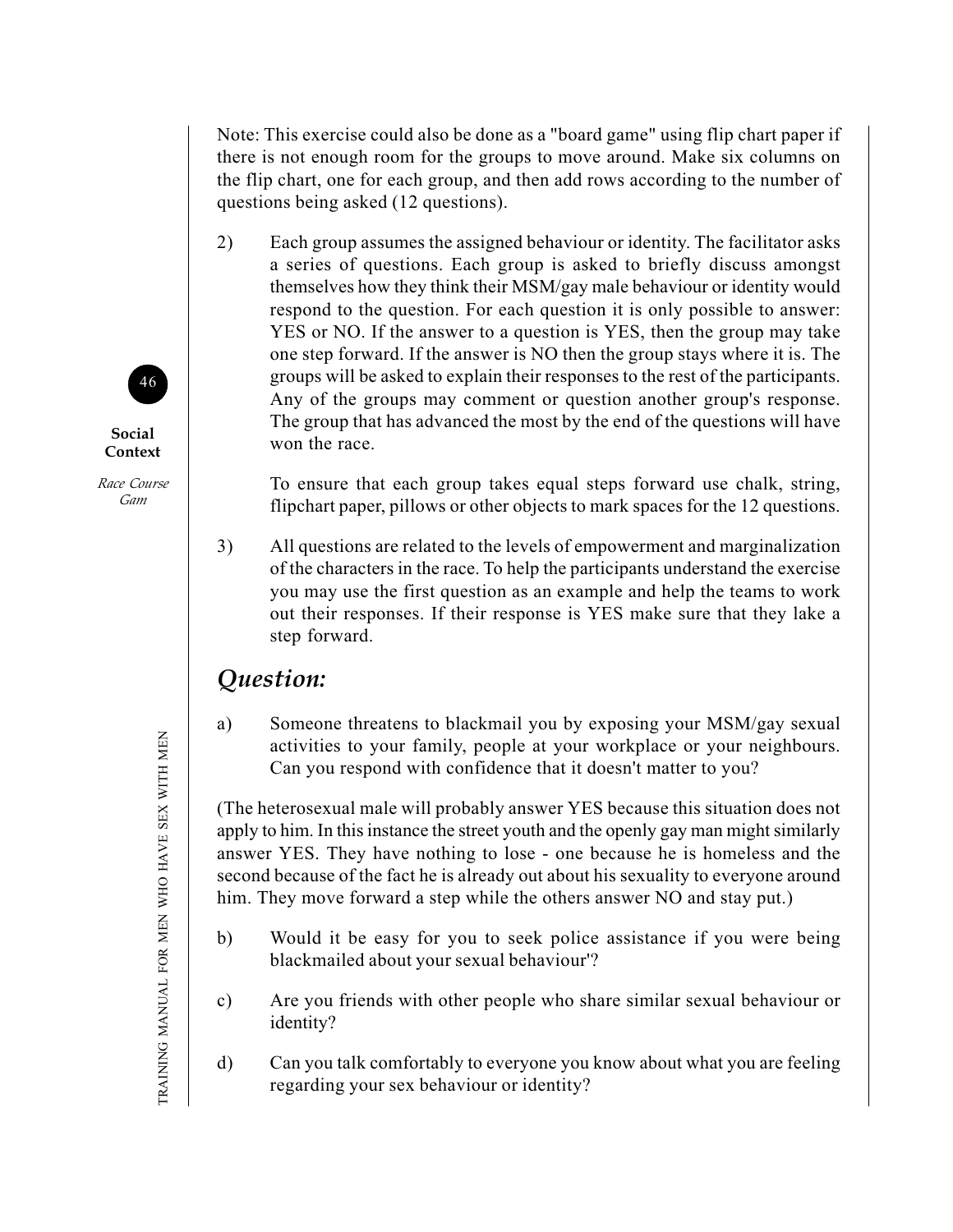Note: This exercise could also be done as a "board game" using flip chart paper if there is not enough room for the groups to move around. Make six columns on the flip chart, one for each group, and then add rows according to the number of questions being asked (12 questions).

2) Each group assumes the assigned behaviour or identity. The facilitator asks a series of questions. Each group is asked to briefly discuss amongst themselves how they think their MSM/gay male behaviour or identity would respond to the question. For each question it is only possible to answer: YES or NO. If the answer to a question is YES, then the group may take one step forward. If the answer is NO then the group stays where it is. The groups will be asked to explain their responses to the rest of the participants. Any of the groups may comment or question another group's response. The group that has advanced the most by the end of the questions will have won the race.

   To ensure that each group takes equal steps forward use chalk, string, flipchart paper, pillows or other objects to mark spaces for the 12 questions.

3) All questions are related to the levels of empowerment and marginalization of the characters in the race. To help the participants understand the exercise you may use the first question as an example and help the teams to work out their responses. If their response is YES make sure that they lake a step forward.

## *Question:*

a) Someone threatens to blackmail you by exposing your MSM/gay sexual activities to your family, people at your workplace or your neighbours. Can you respond with confidence that it doesn't matter to you?

(The heterosexual male will probably answer YES because this situation does not apply to him. In this instance the street youth and the openly gay man might similarly answer YES. They have nothing to lose - one because he is homeless and the second because of the fact he is already out about his sexuality to everyone around him. They move forward a step while the others answer NO and stay put.)

b) Would it be easy for you to seek police assistance if you were being blackmailed about your sexual behaviour'?

c) Are you friends with other people who share similar sexual behaviour or identity?

d) Can you talk comfortably to everyone you know about what you are feeling regarding your sex behaviour or identity?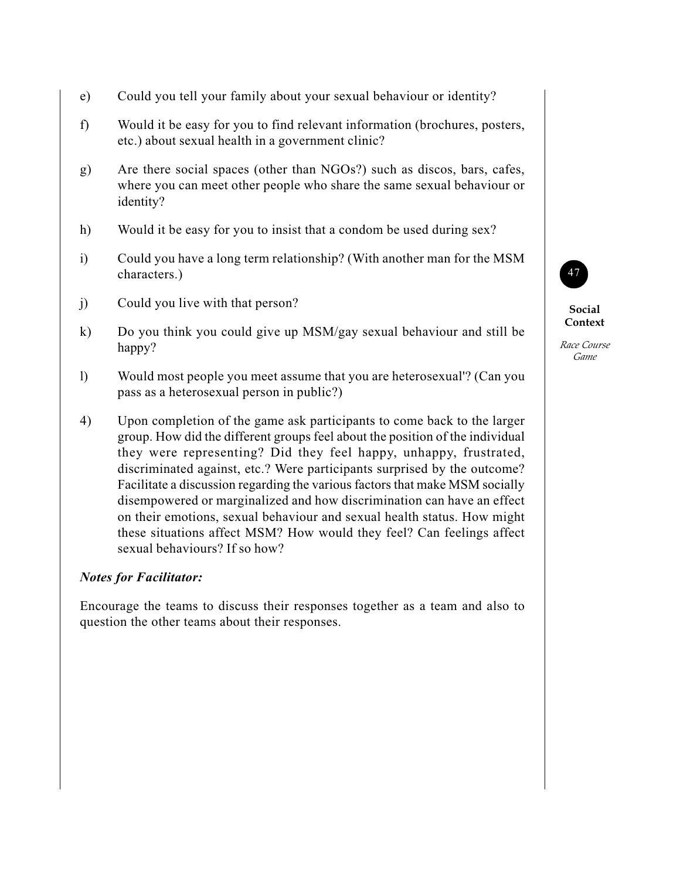e) Could you tell your family about your sexual behaviour or identity?

f) Would it be easy for you to find relevant information (brochures, posters, etc.) about sexual health in a government clinic?

g) Are there social spaces (other than NGOs?) such as discos, bars, cafes, where you can meet other people who share the same sexual behaviour or identity?

h) Would it be easy for you to insist that a condom be used during sex?

i) Could you have a long term relationship? (With another man for the MSM characters.)

j) Could you live with that person?

k) Do you think you could give up MSM/gay sexual behaviour and still be happy?

l) Would most people you meet assume that you are heterosexual'? (Can you pass as a heterosexual person in public?)

4) Upon completion of the game ask participants to come back to the larger group. How did the different groups feel about the position of the individual they were representing? Did they feel happy, unhappy, frustrated, discriminated against, etc.? Were participants surprised by the outcome? Facilitate a discussion regarding the various factors that make MSM socially disempowered or marginalized and how discrimination can have an effect on their emotions, sexual behaviour and sexual health status. How might these situations affect MSM? How would they feel? Can feelings affect sexual behaviours? If so how?

***Notes for Facilitator:***

Encourage the teams to discuss their responses together as a team and also to question the other teams about their responses.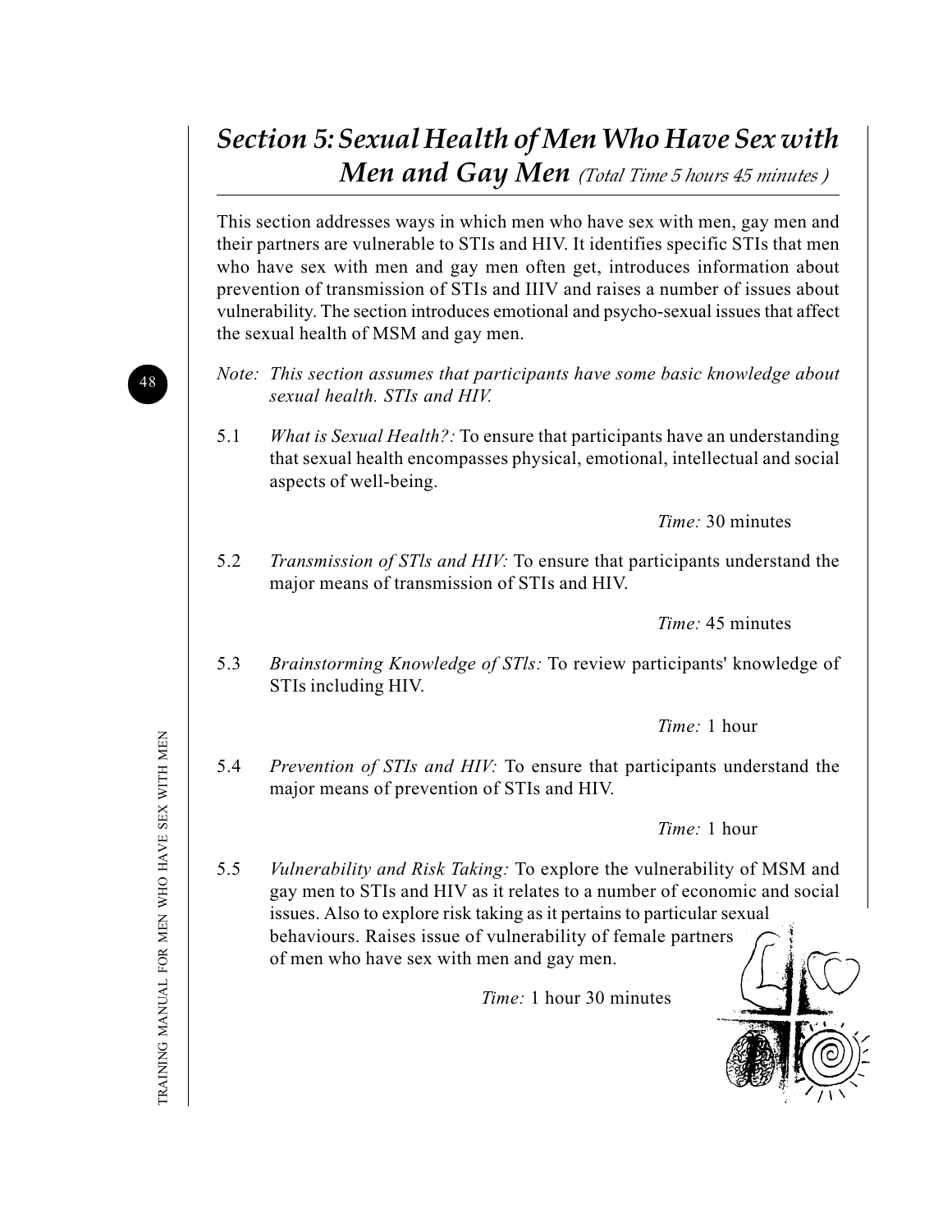# *Section 5: Sexual Health of Men Who Have Sex with Men and Gay Men* *(Total Time 5 hours 45 minutes )*

This section addresses ways in which men who have sex with men, gay men and their partners are vulnerable to STIs and HIV. It identifies specific STIs that men who have sex with men and gay men often get, introduces information about prevention of transmission of STIs and IIIV and raises a number of issues about vulnerability. The section introduces emotional and psycho-sexual issues that affect the sexual health of MSM and gay men.

*Note: This section assumes that participants have some basic knowledge about sexual health. STIs and HIV.*

5.1 *What is Sexual Health?:* To ensure that participants have an understanding that sexual health encompasses physical, emotional, intellectual and social aspects of well-being.

*Time:* 30 minutes

5.2 *Transmission of STls and HIV:* To ensure that participants understand the major means of transmission of STIs and HIV.

*Time:* 45 minutes

5.3 *Brainstorming Knowledge of STls:* To review participants' knowledge of STIs including HIV.

*Time:* 1 hour

5.4 *Prevention of STIs and HIV:* To ensure that participants understand the major means of prevention of STIs and HIV.

*Time:* 1 hour

5.5 *Vulnerability and Risk Taking:* To explore the vulnerability of MSM and gay men to STIs and HIV as it relates to a number of economic and social issues. Also to explore risk taking as it pertains to particular sexual behaviours. Raises issue of vulnerability of female partners of men who have sex with men and gay men.

*Time:* 1 hour 30 minutes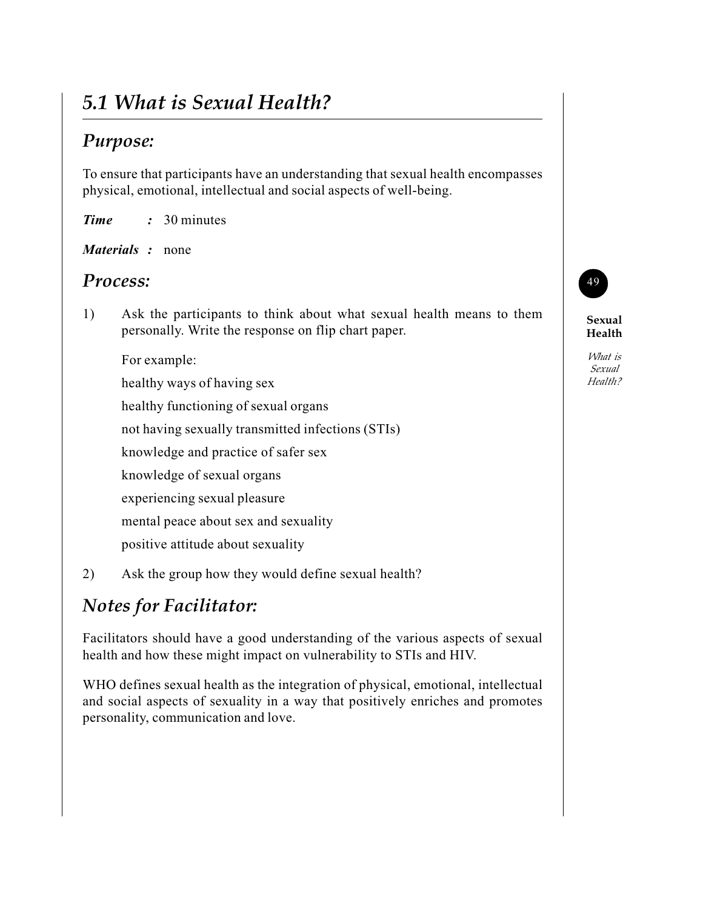## 5.1 What is Sexual Health?

### Purpose:

To ensure that participants have an understanding that sexual health encompasses physical, emotional, intellectual and social aspects of well-being.

***Time*** **:** 30 minutes

***Materials*** **:** none

### Process:

1) Ask the participants to think about what sexual health means to them personally. Write the response on flip chart paper.

   For example:

   healthy ways of having sex

   healthy functioning of sexual organs

   not having sexually transmitted infections (STIs)

   knowledge and practice of safer sex

   knowledge of sexual organs

   experiencing sexual pleasure

   mental peace about sex and sexuality

   positive attitude about sexuality

2) Ask the group how they would define sexual health?

### Notes for Facilitator:

Facilitators should have a good understanding of the various aspects of sexual health and how these might impact on vulnerability to STIs and HIV.

WHO defines sexual health as the integration of physical, emotional, intellectual and social aspects of sexuality in a way that positively enriches and promotes personality, communication and love.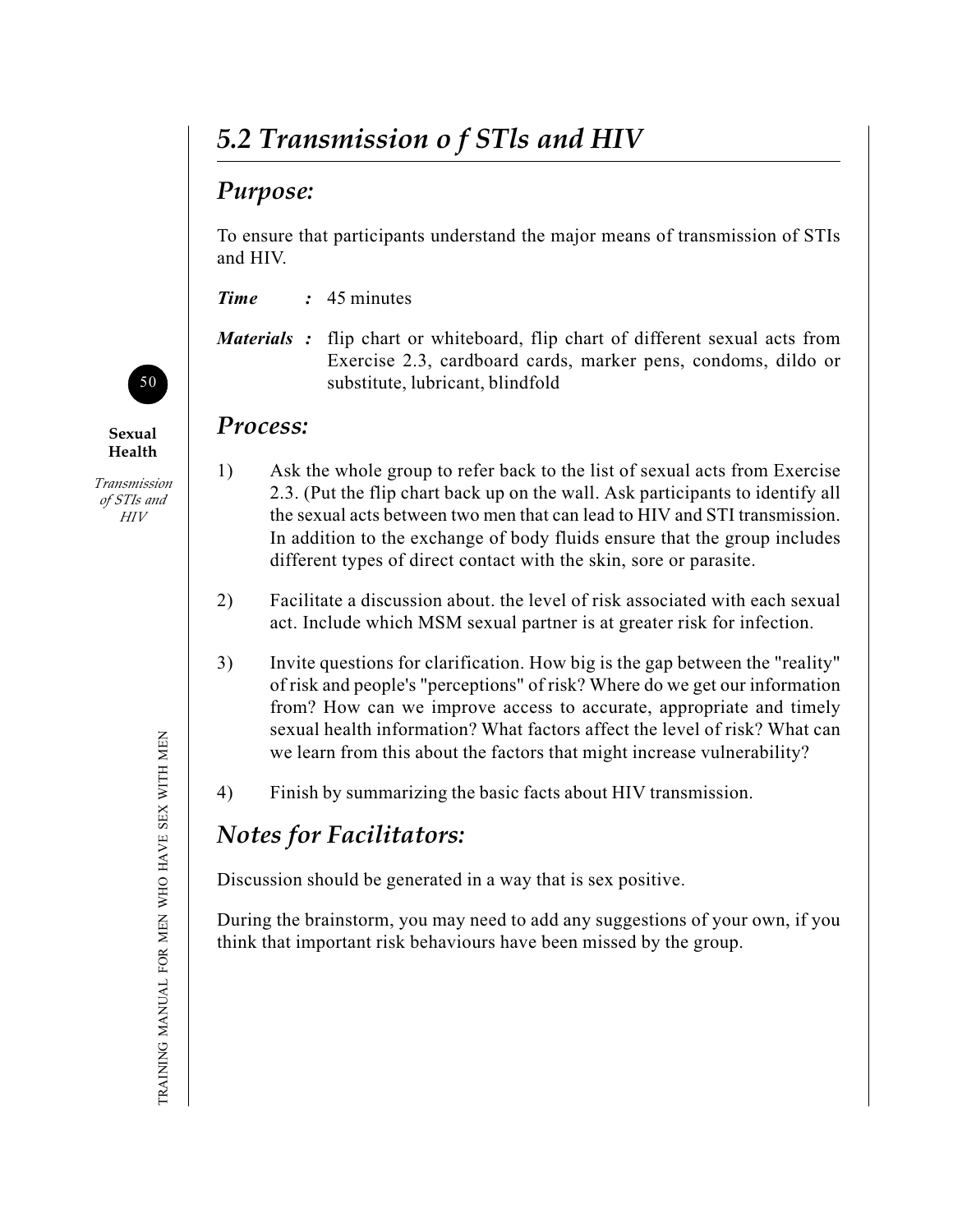## 5.2 Transmission o f STls and HIV

### Purpose:

To ensure that participants understand the major means of transmission of STIs and HIV.

***Time*** **:** 45 minutes

***Materials*** **:** flip chart or whiteboard, flip chart of different sexual acts from Exercise 2.3, cardboard cards, marker pens, condoms, dildo or substitute, lubricant, blindfold

### Process:

1) Ask the whole group to refer back to the list of sexual acts from Exercise 2.3. (Put the flip chart back up on the wall. Ask participants to identify all the sexual acts between two men that can lead to HIV and STI transmission. In addition to the exchange of body fluids ensure that the group includes different types of direct contact with the skin, sore or parasite.

2) Facilitate a discussion about. the level of risk associated with each sexual act. Include which MSM sexual partner is at greater risk for infection.

3) Invite questions for clarification. How big is the gap between the "reality" of risk and people's "perceptions" of risk? Where do we get our information from? How can we improve access to accurate, appropriate and timely sexual health information? What factors affect the level of risk? What can we learn from this about the factors that might increase vulnerability?

4) Finish by summarizing the basic facts about HIV transmission.

### Notes for Facilitators:

Discussion should be generated in a way that is sex positive.

During the brainstorm, you may need to add any suggestions of your own, if you think that important risk behaviours have been missed by the group.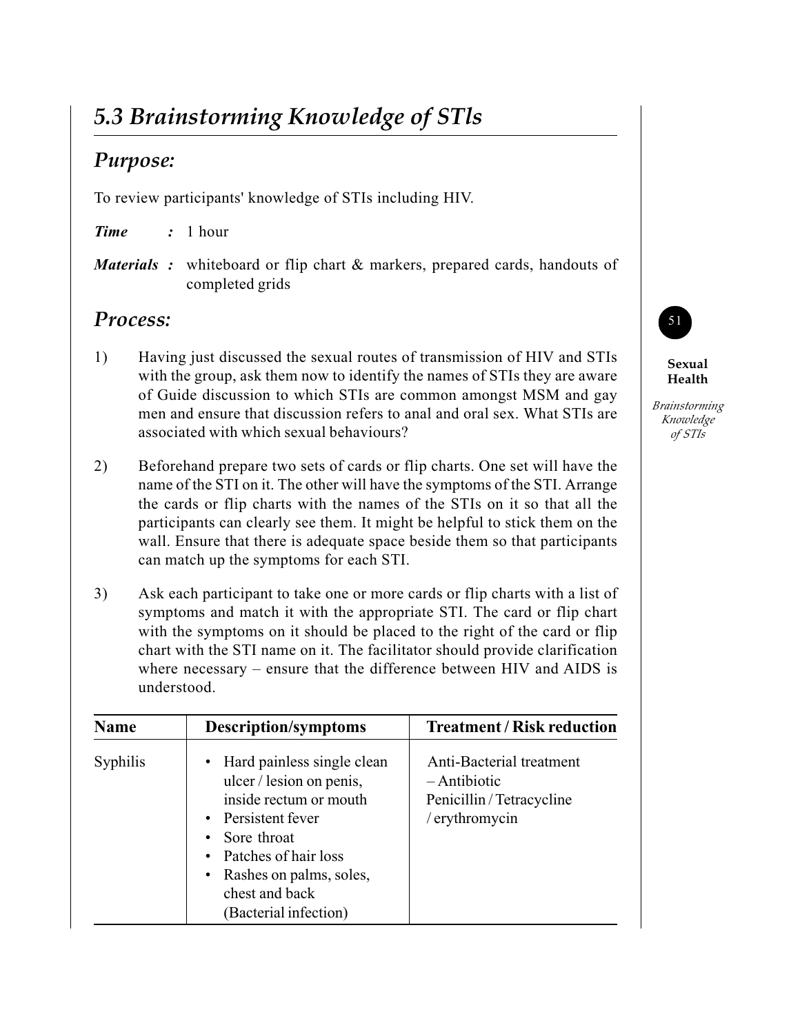## *5.3 Brainstorming Knowledge of STIs*

### *Purpose:*

To review participants' knowledge of STIs including HIV.

***Time*** **:** 1 hour

***Materials :*** whiteboard or flip chart & markers, prepared cards, handouts of completed grids

### *Process:*

1) Having just discussed the sexual routes of transmission of HIV and STIs with the group, ask them now to identify the names of STIs they are aware of Guide discussion to which STIs are common amongst MSM and gay men and ensure that discussion refers to anal and oral sex. What STIs are associated with which sexual behaviours?

2) Beforehand prepare two sets of cards or flip charts. One set will have the name of the STI on it. The other will have the symptoms of the STI. Arrange the cards or flip charts with the names of the STIs on it so that all the participants can clearly see them. It might be helpful to stick them on the wall. Ensure that there is adequate space beside them so that participants can match up the symptoms for each STI.

3) Ask each participant to take one or more cards or flip charts with a list of symptoms and match it with the appropriate STI. The card or flip chart with the symptoms on it should be placed to the right of the card or flip chart with the STI name on it. The facilitator should provide clarification where necessary – ensure that the difference between HIV and AIDS is understood.

| Name | Description/symptoms | Treatment / Risk reduction |
|---|---|---|
| Syphilis | • Hard painless single clean ulcer / lesion on penis, inside rectum or mouth<br>• Persistent fever<br>• Sore throat<br>• Patches of hair loss<br>• Rashes on palms, soles, chest and back<br>(Bacterial infection) | Anti-Bacterial treatment – Antibiotic Penicillin / Tetracycline / erythromycin |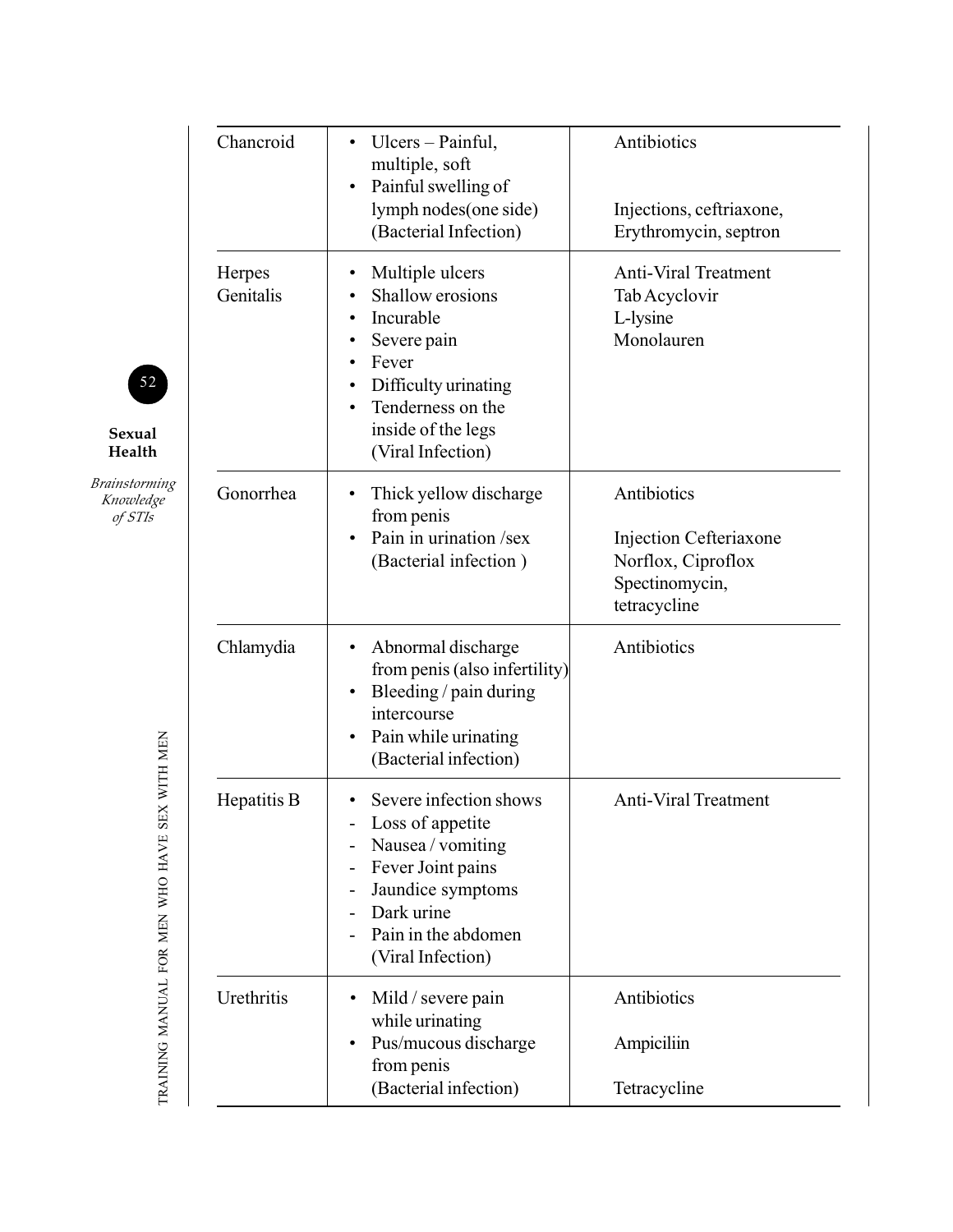| Chancroid | • Ulcers – Painful, multiple, soft<br>• Painful swelling of lymph nodes(one side)<br>(Bacterial Infection) | Antibiotics<br><br>Injections, ceftriaxone, Erythromycin, septron |
|---|---|---|
| Herpes Genitalis | • Multiple ulcers<br>• Shallow erosions<br>• Incurable<br>• Severe pain<br>• Fever<br>• Difficulty urinating<br>• Tenderness on the inside of the legs<br>(Viral Infection) | Anti-Viral Treatment<br>Tab Acyclovir<br>L-lysine<br>Monolauren |
| Gonorrhea | • Thick yellow discharge from penis<br>• Pain in urination /sex<br>(Bacterial infection ) | Antibiotics<br><br>Injection Cefteriaxone<br>Norflox, Ciproflox<br>Spectinomycin,<br>tetracycline |
| Chlamydia | • Abnormal discharge from penis (also infertility)<br>• Bleeding / pain during intercourse<br>• Pain while urinating<br>(Bacterial infection) | Antibiotics |
| Hepatitis B | • Severe infection shows<br>- Loss of appetite<br>- Nausea / vomiting<br>- Fever Joint pains<br>- Jaundice symptoms<br>- Dark urine<br>- Pain in the abdomen<br>(Viral Infection) | Anti-Viral Treatment |
| Urethritis | • Mild / severe pain while urinating<br>• Pus/mucous discharge from penis<br>(Bacterial infection) | Antibiotics<br><br>Ampiciliin<br><br>Tetracycline |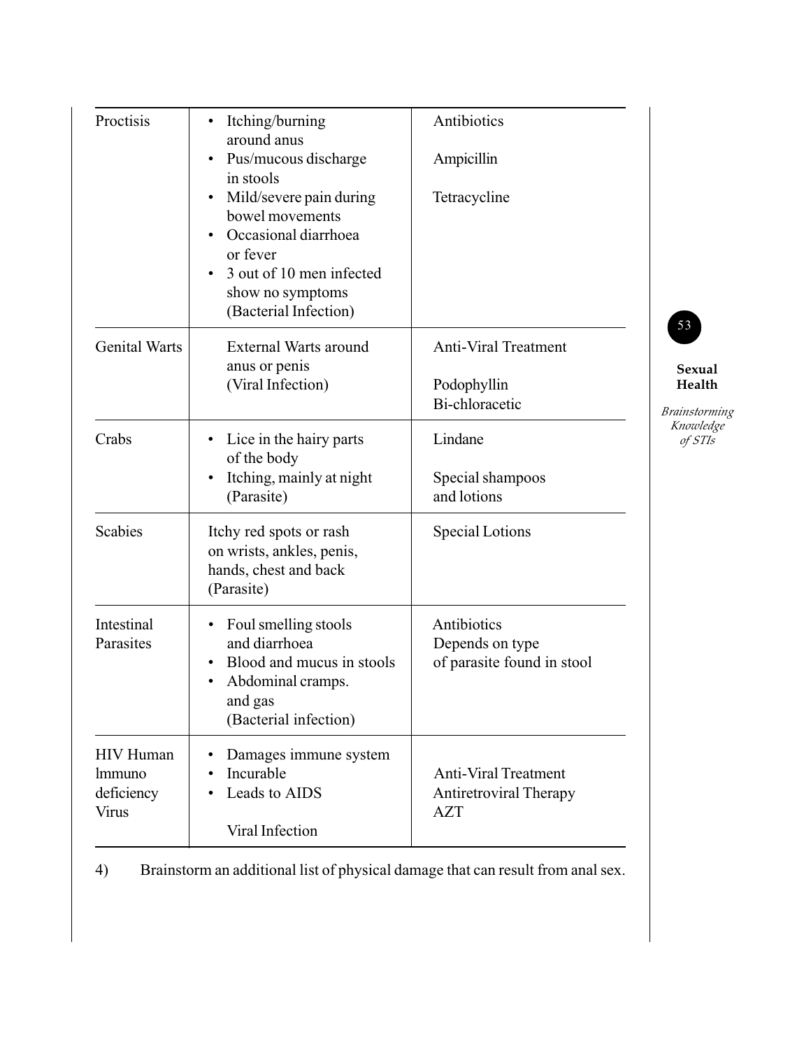| Proctisis | • Itching/burning around anus<br>• Pus/mucous discharge in stools<br>• Mild/severe pain during bowel movements<br>• Occasional diarrhoea or fever<br>• 3 out of 10 men infected show no symptoms (Bacterial Infection) | Antibiotics<br><br>Ampicillin<br><br>Tetracycline |
|---|---|---|
| Genital Warts | External Warts around anus or penis (Viral Infection) | Anti-Viral Treatment<br><br>Podophyllin<br>Bi-chloracetic |
| Crabs | • Lice in the hairy parts of the body<br>• Itching, mainly at night (Parasite) | Lindane<br><br>Special shampoos and lotions |
| Scabies | Itchy red spots or rash on wrists, ankles, penis, hands, chest and back (Parasite) | Special Lotions |
| Intestinal Parasites | • Foul smelling stools and diarrhoea<br>• Blood and mucus in stools<br>• Abdominal cramps. and gas (Bacterial infection) | Antibiotics<br>Depends on type of parasite found in stool |
| HIV Human lmmuno deficiency Virus | • Damages immune system<br>• Incurable<br>• Leads to AIDS<br><br>Viral Infection | Anti-Viral Treatment<br>Antiretroviral Therapy<br>AZT |

4) Brainstorm an additional list of physical damage that can result from anal sex.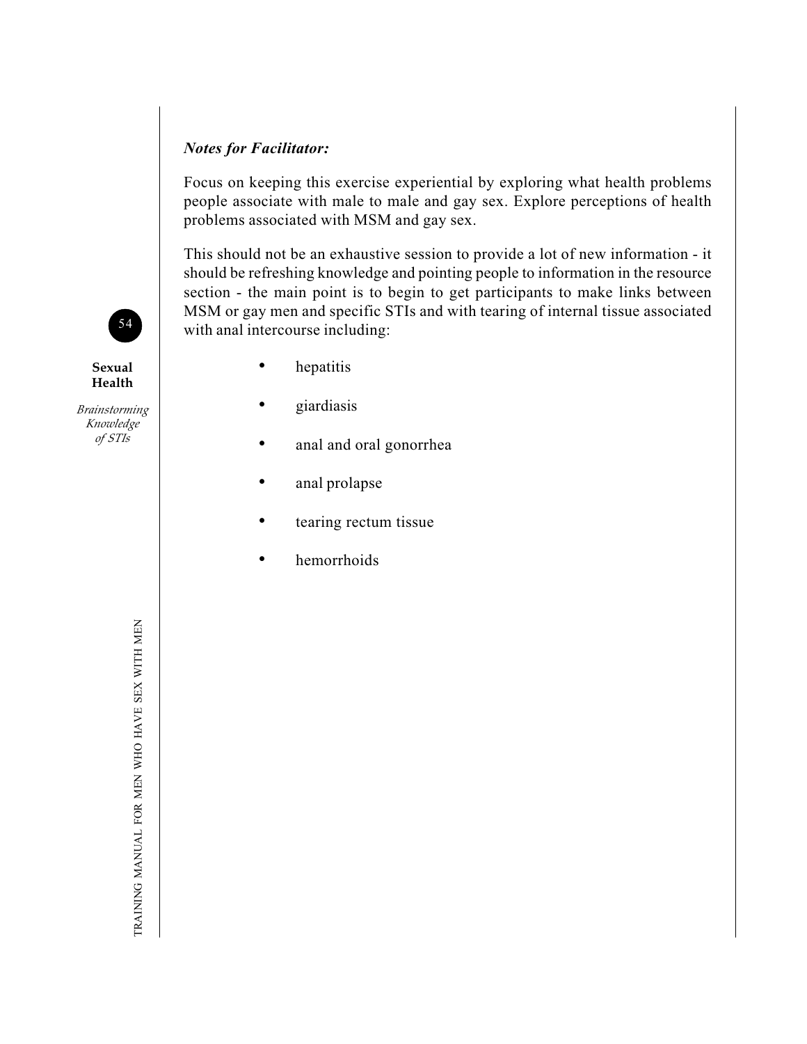***Notes for Facilitator:***

Focus on keeping this exercise experiential by exploring what health problems people associate with male to male and gay sex. Explore perceptions of health problems associated with MSM and gay sex.

This should not be an exhaustive session to provide a lot of new information - it should be refreshing knowledge and pointing people to information in the resource section - the main point is to begin to get participants to make links between MSM or gay men and specific STIs and with tearing of internal tissue associated with anal intercourse including:

- hepatitis
- giardiasis
- anal and oral gonorrhea
- anal prolapse
- tearing rectum tissue
- hemorrhoids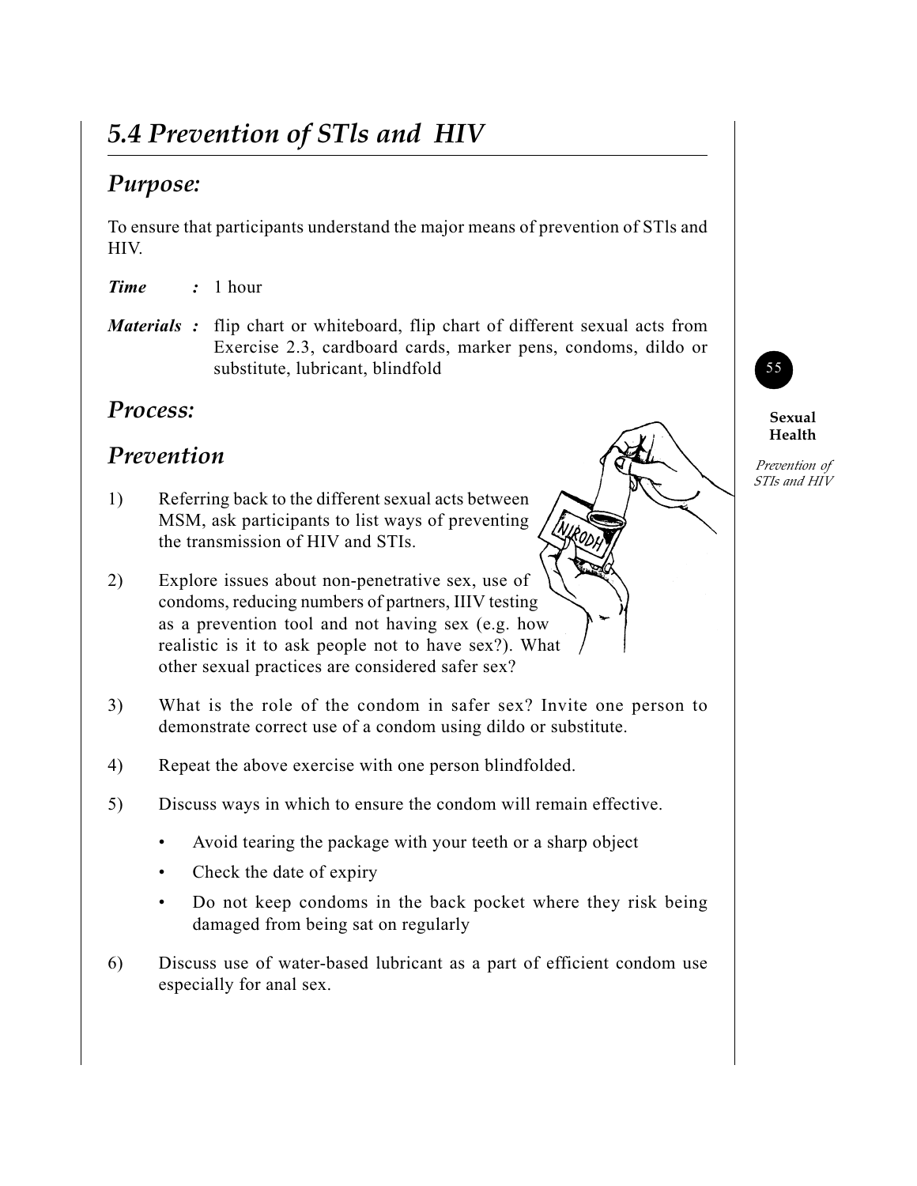# 5.4 Prevention of STls and HIV

## *Purpose:*

To ensure that participants understand the major means of prevention of STls and HIV.

***Time*** **:** 1 hour

***Materials*** **:** flip chart or whiteboard, flip chart of different sexual acts from Exercise 2.3, cardboard cards, marker pens, condoms, dildo or substitute, lubricant, blindfold

## *Process:*

## *Prevention*

1) Referring back to the different sexual acts between MSM, ask participants to list ways of preventing the transmission of HIV and STIs.

2) Explore issues about non-penetrative sex, use of condoms, reducing numbers of partners, IIIV testing as a prevention tool and not having sex (e.g. how realistic is it to ask people not to have sex?). What other sexual practices are considered safer sex?

3) What is the role of the condom in safer sex? Invite one person to demonstrate correct use of a condom using dildo or substitute.

4) Repeat the above exercise with one person blindfolded.

5) Discuss ways in which to ensure the condom will remain effective.

   - Avoid tearing the package with your teeth or a sharp object
   - Check the date of expiry
   - Do not keep condoms in the back pocket where they risk being damaged from being sat on regularly

6) Discuss use of water-based lubricant as a part of efficient condom use especially for anal sex.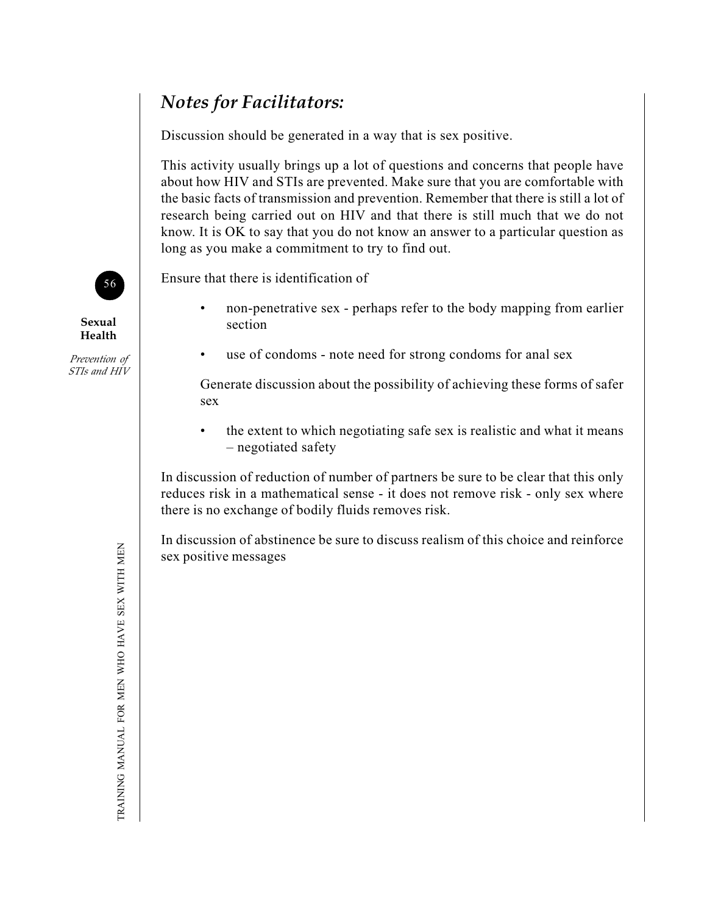## *Notes for Facilitators:*

Discussion should be generated in a way that is sex positive.

This activity usually brings up a lot of questions and concerns that people have about how HIV and STIs are prevented. Make sure that you are comfortable with the basic facts of transmission and prevention. Remember that there is still a lot of research being carried out on HIV and that there is still much that we do not know. It is OK to say that you do not know an answer to a particular question as long as you make a commitment to try to find out.

Ensure that there is identification of

- non-penetrative sex - perhaps refer to the body mapping from earlier section
- use of condoms - note need for strong condoms for anal sex

  Generate discussion about the possibility of achieving these forms of safer sex

- the extent to which negotiating safe sex is realistic and what it means – negotiated safety

In discussion of reduction of number of partners be sure to be clear that this only reduces risk in a mathematical sense - it does not remove risk - only sex where there is no exchange of bodily fluids removes risk.

In discussion of abstinence be sure to discuss realism of this choice and reinforce sex positive messages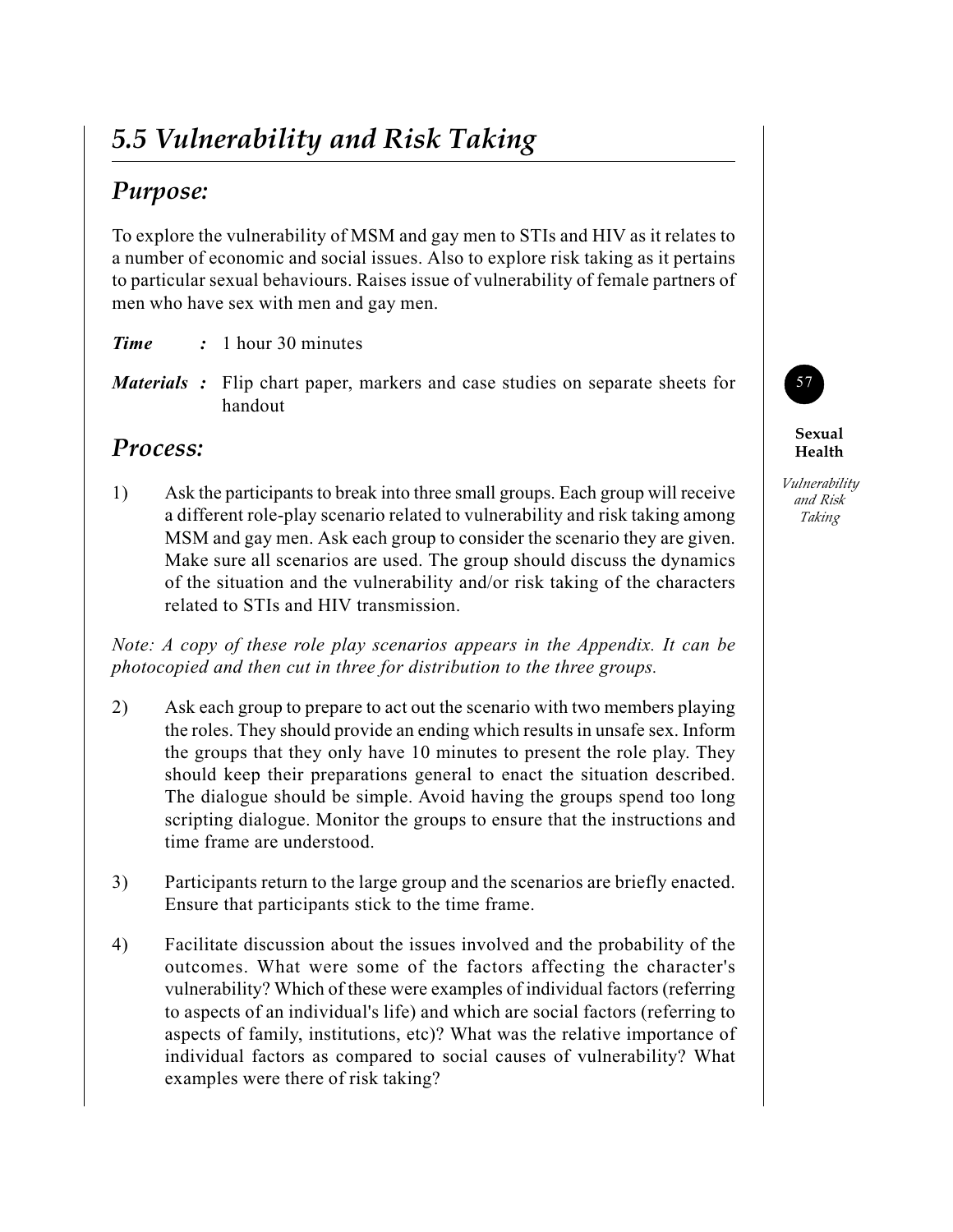## 5.5 Vulnerability and Risk Taking

### Purpose:

To explore the vulnerability of MSM and gay men to STIs and HIV as it relates to a number of economic and social issues. Also to explore risk taking as it pertains to particular sexual behaviours. Raises issue of vulnerability of female partners of men who have sex with men and gay men.

***Time*** **:** 1 hour 30 minutes

***Materials*** **:** Flip chart paper, markers and case studies on separate sheets for handout

### Process:

1) Ask the participants to break into three small groups. Each group will receive a different role-play scenario related to vulnerability and risk taking among MSM and gay men. Ask each group to consider the scenario they are given. Make sure all scenarios are used. The group should discuss the dynamics of the situation and the vulnerability and/or risk taking of the characters related to STIs and HIV transmission.

*Note: A copy of these role play scenarios appears in the Appendix. It can be photocopied and then cut in three for distribution to the three groups.*

2) Ask each group to prepare to act out the scenario with two members playing the roles. They should provide an ending which results in unsafe sex. Inform the groups that they only have 10 minutes to present the role play. They should keep their preparations general to enact the situation described. The dialogue should be simple. Avoid having the groups spend too long scripting dialogue. Monitor the groups to ensure that the instructions and time frame are understood.

3) Participants return to the large group and the scenarios are briefly enacted. Ensure that participants stick to the time frame.

4) Facilitate discussion about the issues involved and the probability of the outcomes. What were some of the factors affecting the character's vulnerability? Which of these were examples of individual factors (referring to aspects of an individual's life) and which are social factors (referring to aspects of family, institutions, etc)? What was the relative importance of individual factors as compared to social causes of vulnerability? What examples were there of risk taking?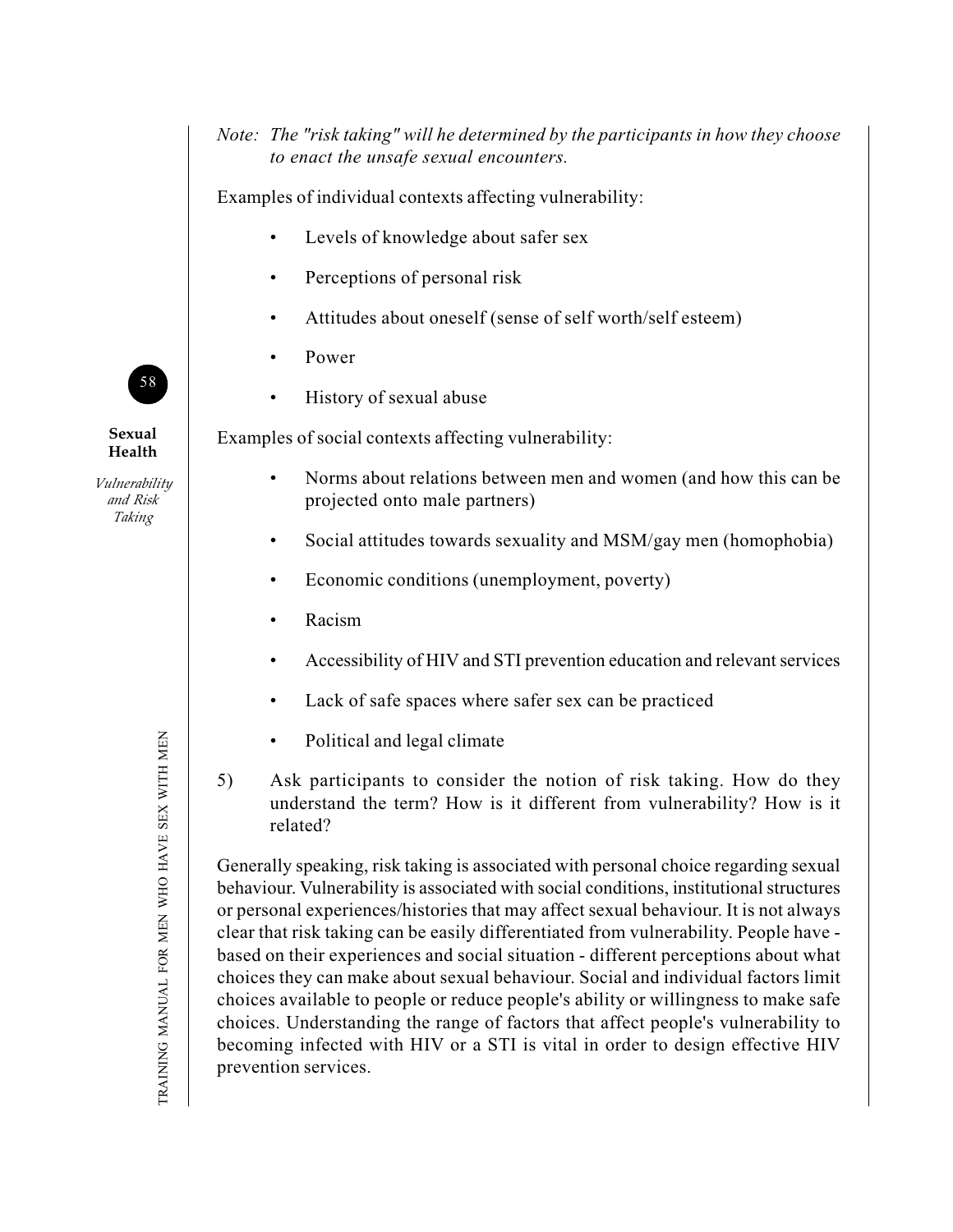*Note: The "risk taking" will he determined by the participants in how they choose to enact the unsafe sexual encounters.*

Examples of individual contexts affecting vulnerability:

- Levels of knowledge about safer sex
- Perceptions of personal risk
- Attitudes about oneself (sense of self worth/self esteem)
- Power
- History of sexual abuse

Examples of social contexts affecting vulnerability:

- Norms about relations between men and women (and how this can be projected onto male partners)
- Social attitudes towards sexuality and MSM/gay men (homophobia)
- Economic conditions (unemployment, poverty)
- Racism
- Accessibility of HIV and STI prevention education and relevant services
- Lack of safe spaces where safer sex can be practiced
- Political and legal climate

5) Ask participants to consider the notion of risk taking. How do they understand the term? How is it different from vulnerability? How is it related?

Generally speaking, risk taking is associated with personal choice regarding sexual behaviour. Vulnerability is associated with social conditions, institutional structures or personal experiences/histories that may affect sexual behaviour. It is not always clear that risk taking can be easily differentiated from vulnerability. People have - based on their experiences and social situation - different perceptions about what choices they can make about sexual behaviour. Social and individual factors limit choices available to people or reduce people's ability or willingness to make safe choices. Understanding the range of factors that affect people's vulnerability to becoming infected with HIV or a STI is vital in order to design effective HIV prevention services.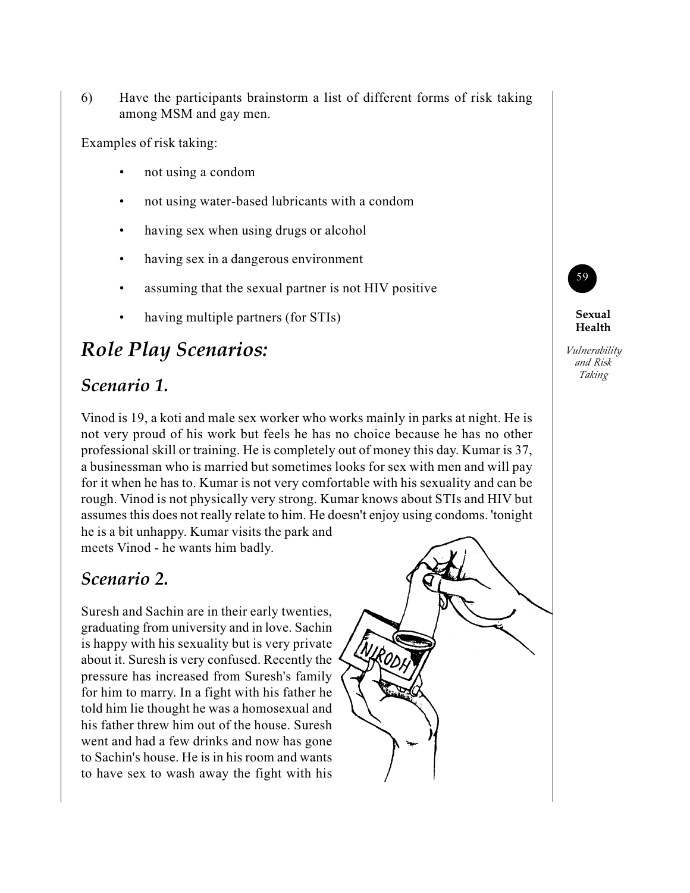6) Have the participants brainstorm a list of different forms of risk taking among MSM and gay men.

Examples of risk taking:

- not using a condom
- not using water-based lubricants with a condom
- having sex when using drugs or alcohol
- having sex in a dangerous environment
- assuming that the sexual partner is not HIV positive
- having multiple partners (for STIs)

# *Role Play Scenarios:*

## *Scenario 1.*

Vinod is 19, a koti and male sex worker who works mainly in parks at night. He is not very proud of his work but feels he has no choice because he has no other professional skill or training. He is completely out of money this day. Kumar is 37, a businessman who is married but sometimes looks for sex with men and will pay for it when he has to. Kumar is not very comfortable with his sexuality and can be rough. Vinod is not physically very strong. Kumar knows about STIs and HIV but assumes this does not really relate to him. He doesn't enjoy using condoms. 'tonight he is a bit unhappy. Kumar visits the park and meets Vinod - he wants him badly.

## *Scenario 2.*

Suresh and Sachin are in their early twenties, graduating from university and in love. Sachin is happy with his sexuality but is very private about it. Suresh is very confused. Recently the pressure has increased from Suresh's family for him to marry. In a fight with his father he told him lie thought he was a homosexual and his father threw him out of the house. Suresh went and had a few drinks and now has gone to Sachin's house. He is in his room and wants to have sex to wash away the fight with his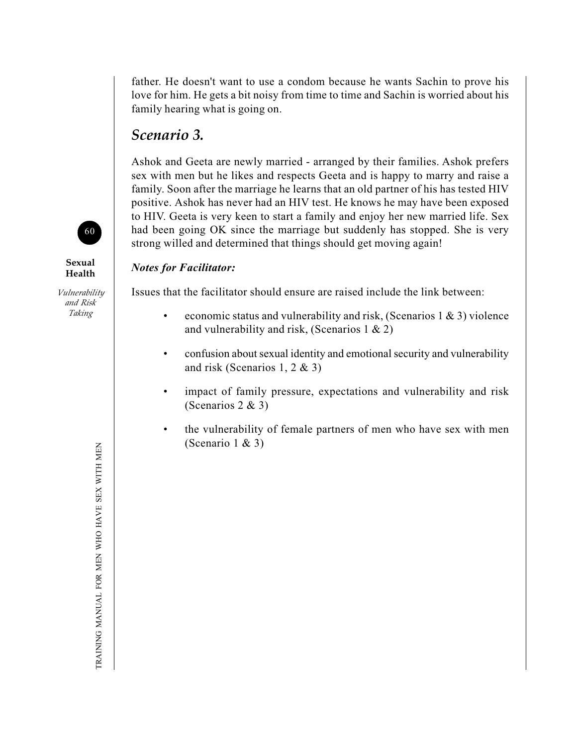father. He doesn't want to use a condom because he wants Sachin to prove his love for him. He gets a bit noisy from time to time and Sachin is worried about his family hearing what is going on.

## *Scenario 3.*

Ashok and Geeta are newly married - arranged by their families. Ashok prefers sex with men but he likes and respects Geeta and is happy to marry and raise a family. Soon after the marriage he learns that an old partner of his has tested HIV positive. Ashok has never had an HIV test. He knows he may have been exposed to HIV. Geeta is very keen to start a family and enjoy her new married life. Sex had been going OK since the marriage but suddenly has stopped. She is very strong willed and determined that things should get moving again!

***Notes for Facilitator:***

Issues that the facilitator should ensure are raised include the link between:

- economic status and vulnerability and risk, (Scenarios 1 & 3) violence and vulnerability and risk, (Scenarios 1 & 2)
- confusion about sexual identity and emotional security and vulnerability and risk (Scenarios 1, 2 & 3)
- impact of family pressure, expectations and vulnerability and risk (Scenarios 2 & 3)
- the vulnerability of female partners of men who have sex with men (Scenario 1 & 3)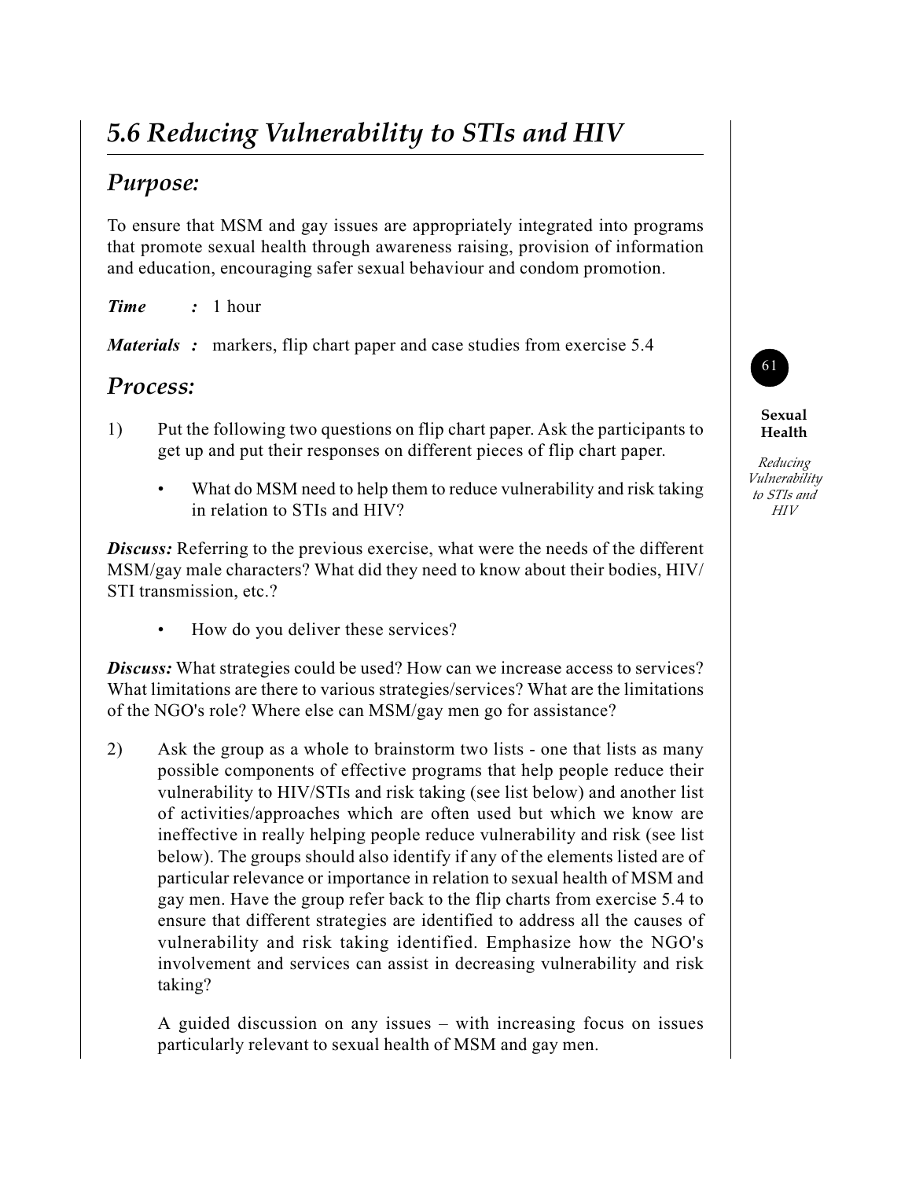# 5.6 Reducing Vulnerability to STIs and HIV

## Purpose:

To ensure that MSM and gay issues are appropriately integrated into programs that promote sexual health through awareness raising, provision of information and education, encouraging safer sexual behaviour and condom promotion.

***Time*** **:** 1 hour

***Materials*** **:** markers, flip chart paper and case studies from exercise 5.4

## Process:

1) Put the following two questions on flip chart paper. Ask the participants to get up and put their responses on different pieces of flip chart paper.

   - What do MSM need to help them to reduce vulnerability and risk taking in relation to STIs and HIV?

***Discuss:*** Referring to the previous exercise, what were the needs of the different MSM/gay male characters? What did they need to know about their bodies, HIV/STI transmission, etc.?

   - How do you deliver these services?

***Discuss:*** What strategies could be used? How can we increase access to services? What limitations are there to various strategies/services? What are the limitations of the NGO's role? Where else can MSM/gay men go for assistance?

2) Ask the group as a whole to brainstorm two lists - one that lists as many possible components of effective programs that help people reduce their vulnerability to HIV/STIs and risk taking (see list below) and another list of activities/approaches which are often used but which we know are ineffective in really helping people reduce vulnerability and risk (see list below). The groups should also identify if any of the elements listed are of particular relevance or importance in relation to sexual health of MSM and gay men. Have the group refer back to the flip charts from exercise 5.4 to ensure that different strategies are identified to address all the causes of vulnerability and risk taking identified. Emphasize how the NGO's involvement and services can assist in decreasing vulnerability and risk taking?

   A guided discussion on any issues – with increasing focus on issues particularly relevant to sexual health of MSM and gay men.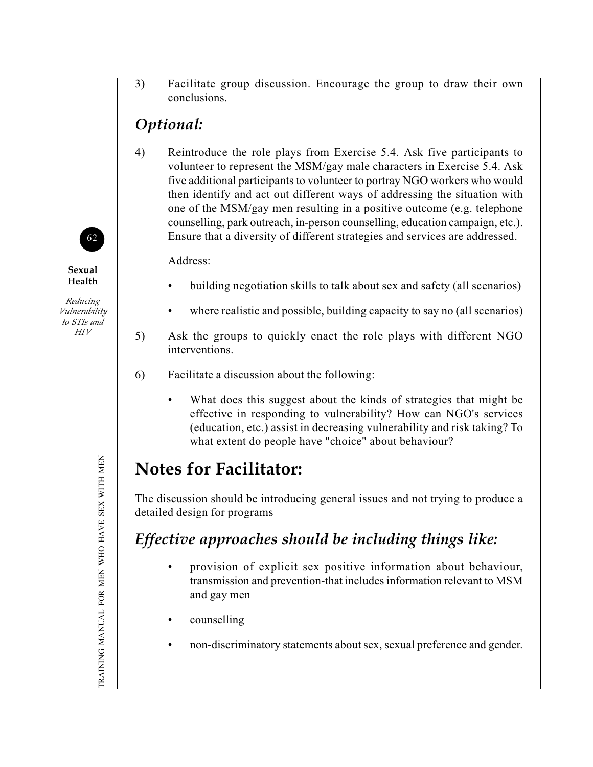3) Facilitate group discussion. Encourage the group to draw their own conclusions.

## *Optional:*

4) Reintroduce the role plays from Exercise 5.4. Ask five participants to volunteer to represent the MSM/gay male characters in Exercise 5.4. Ask five additional participants to volunteer to portray NGO workers who would then identify and act out different ways of addressing the situation with one of the MSM/gay men resulting in a positive outcome (e.g. telephone counselling, park outreach, in-person counselling, education campaign, etc.). Ensure that a diversity of different strategies and services are addressed.

   Address:

   - building negotiation skills to talk about sex and safety (all scenarios)
   - where realistic and possible, building capacity to say no (all scenarios)

5) Ask the groups to quickly enact the role plays with different NGO interventions.

6) Facilitate a discussion about the following:

   - What does this suggest about the kinds of strategies that might be effective in responding to vulnerability? How can NGO's services (education, etc.) assist in decreasing vulnerability and risk taking? To what extent do people have "choice" about behaviour?

# Notes for Facilitator:

The discussion should be introducing general issues and not trying to produce a detailed design for programs

## *Effective approaches should be including things like:*

- provision of explicit sex positive information about behaviour, transmission and prevention-that includes information relevant to MSM and gay men
- counselling
- non-discriminatory statements about sex, sexual preference and gender.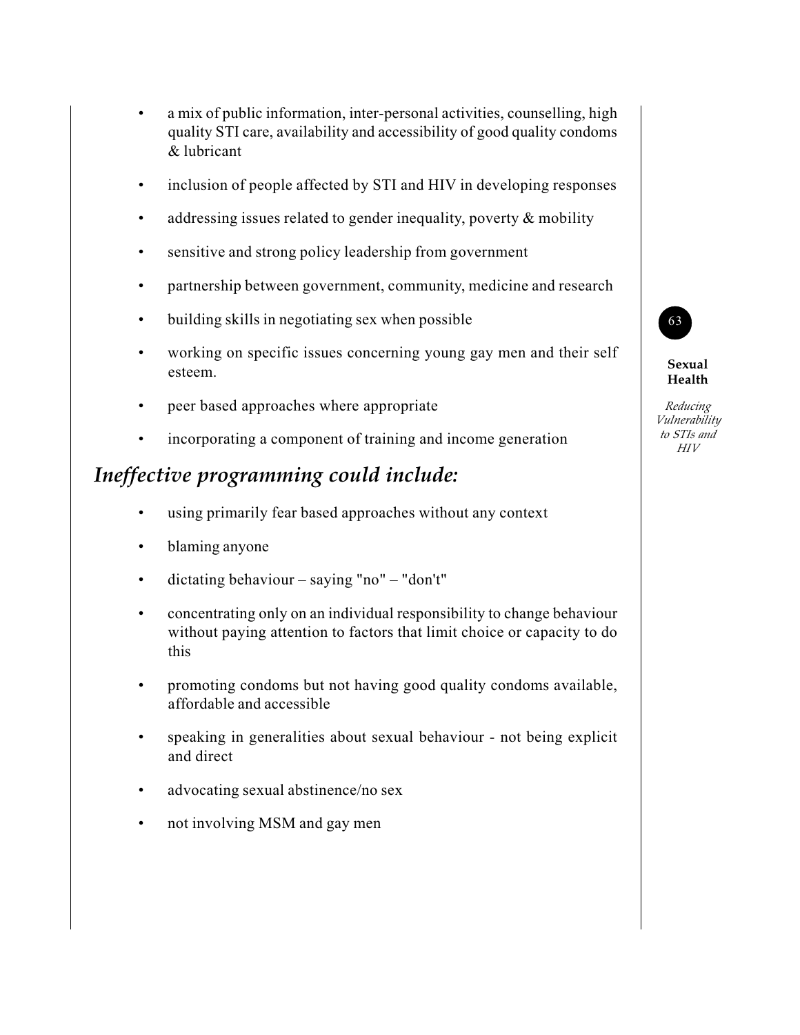- a mix of public information, inter-personal activities, counselling, high quality STI care, availability and accessibility of good quality condoms & lubricant
- inclusion of people affected by STI and HIV in developing responses
- addressing issues related to gender inequality, poverty & mobility
- sensitive and strong policy leadership from government
- partnership between government, community, medicine and research
- building skills in negotiating sex when possible
- working on specific issues concerning young gay men and their self esteem.
- peer based approaches where appropriate
- incorporating a component of training and income generation

## *Ineffective programming could include:*

- using primarily fear based approaches without any context
- blaming anyone
- dictating behaviour – saying "no" – "don't"
- concentrating only on an individual responsibility to change behaviour without paying attention to factors that limit choice or capacity to do this
- promoting condoms but not having good quality condoms available, affordable and accessible
- speaking in generalities about sexual behaviour - not being explicit and direct
- advocating sexual abstinence/no sex
- not involving MSM and gay men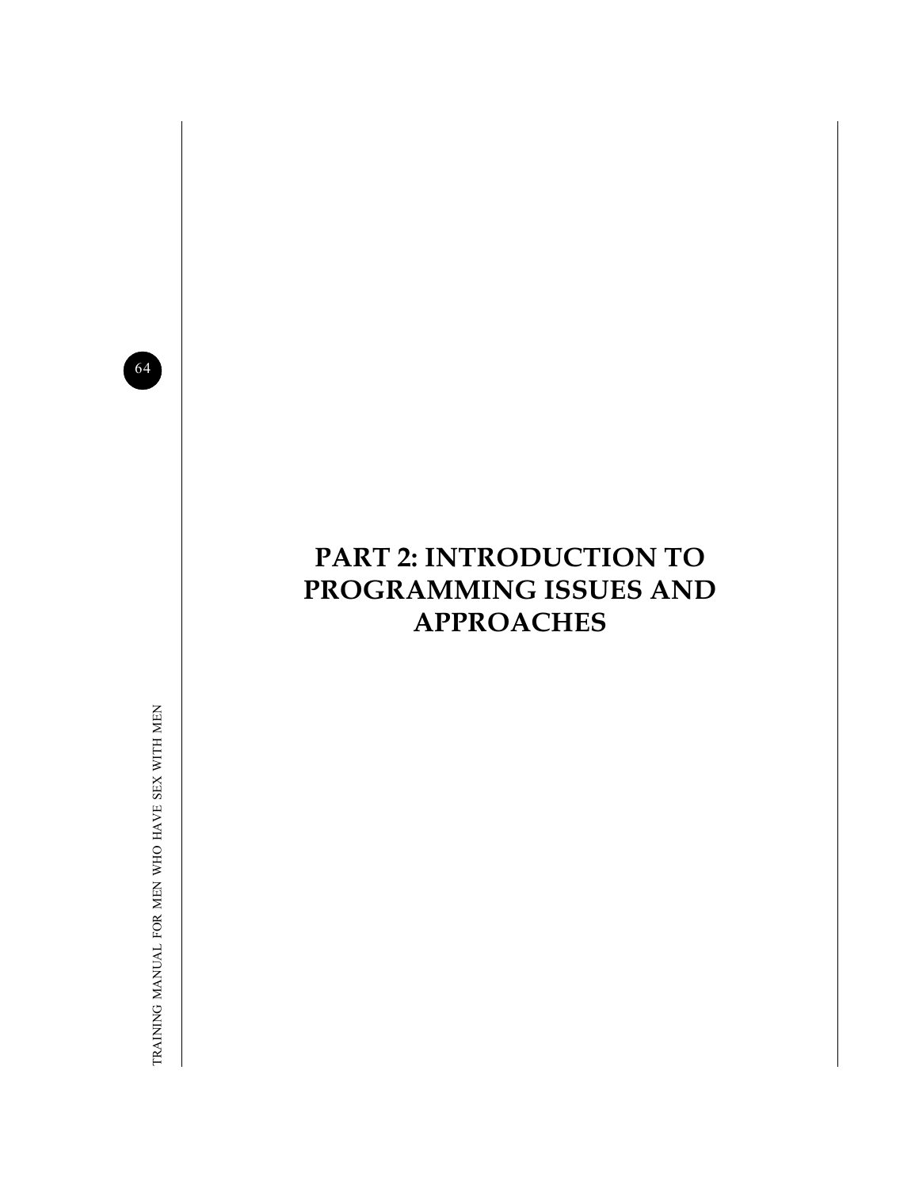# PART 2: INTRODUCTION TO PROGRAMMING ISSUES AND APPROACHES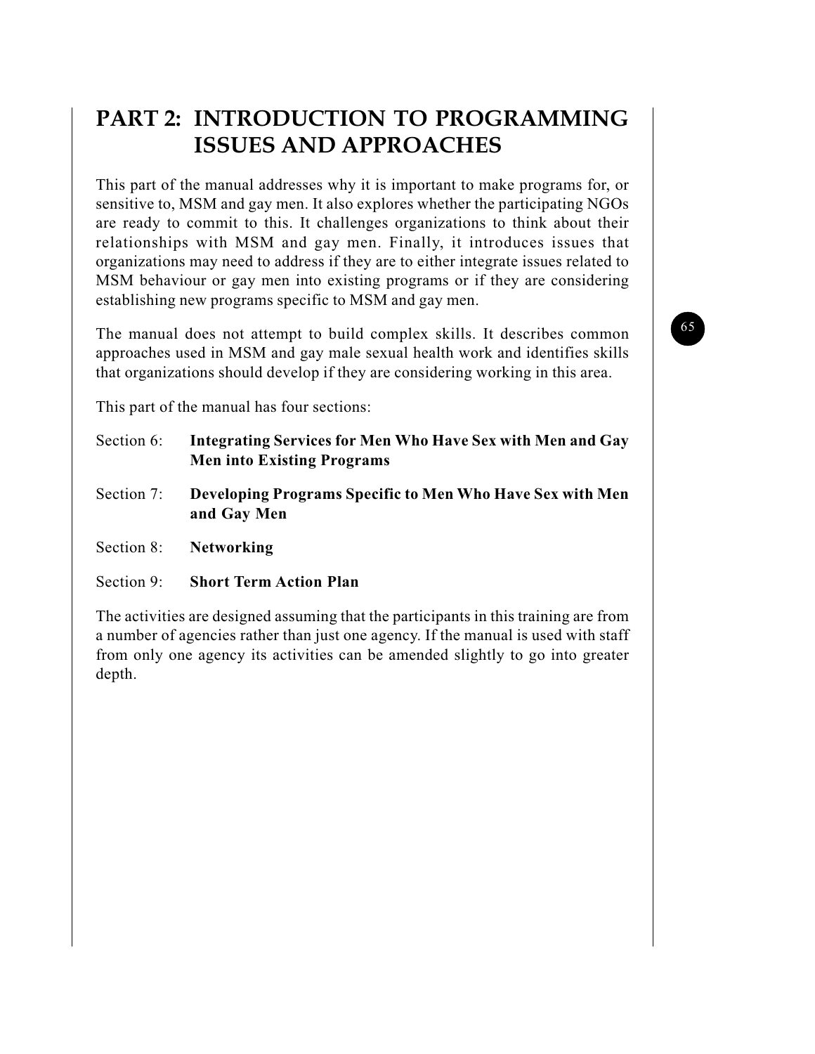# PART 2: INTRODUCTION TO PROGRAMMING ISSUES AND APPROACHES

This part of the manual addresses why it is important to make programs for, or sensitive to, MSM and gay men. It also explores whether the participating NGOs are ready to commit to this. It challenges organizations to think about their relationships with MSM and gay men. Finally, it introduces issues that organizations may need to address if they are to either integrate issues related to MSM behaviour or gay men into existing programs or if they are considering establishing new programs specific to MSM and gay men.

The manual does not attempt to build complex skills. It describes common approaches used in MSM and gay male sexual health work and identifies skills that organizations should develop if they are considering working in this area.

This part of the manual has four sections:

Section 6: **Integrating Services for Men Who Have Sex with Men and Gay Men into Existing Programs**

Section 7: **Developing Programs Specific to Men Who Have Sex with Men and Gay Men**

Section 8: **Networking**

Section 9: **Short Term Action Plan**

The activities are designed assuming that the participants in this training are from a number of agencies rather than just one agency. If the manual is used with staff from only one agency its activities can be amended slightly to go into greater depth.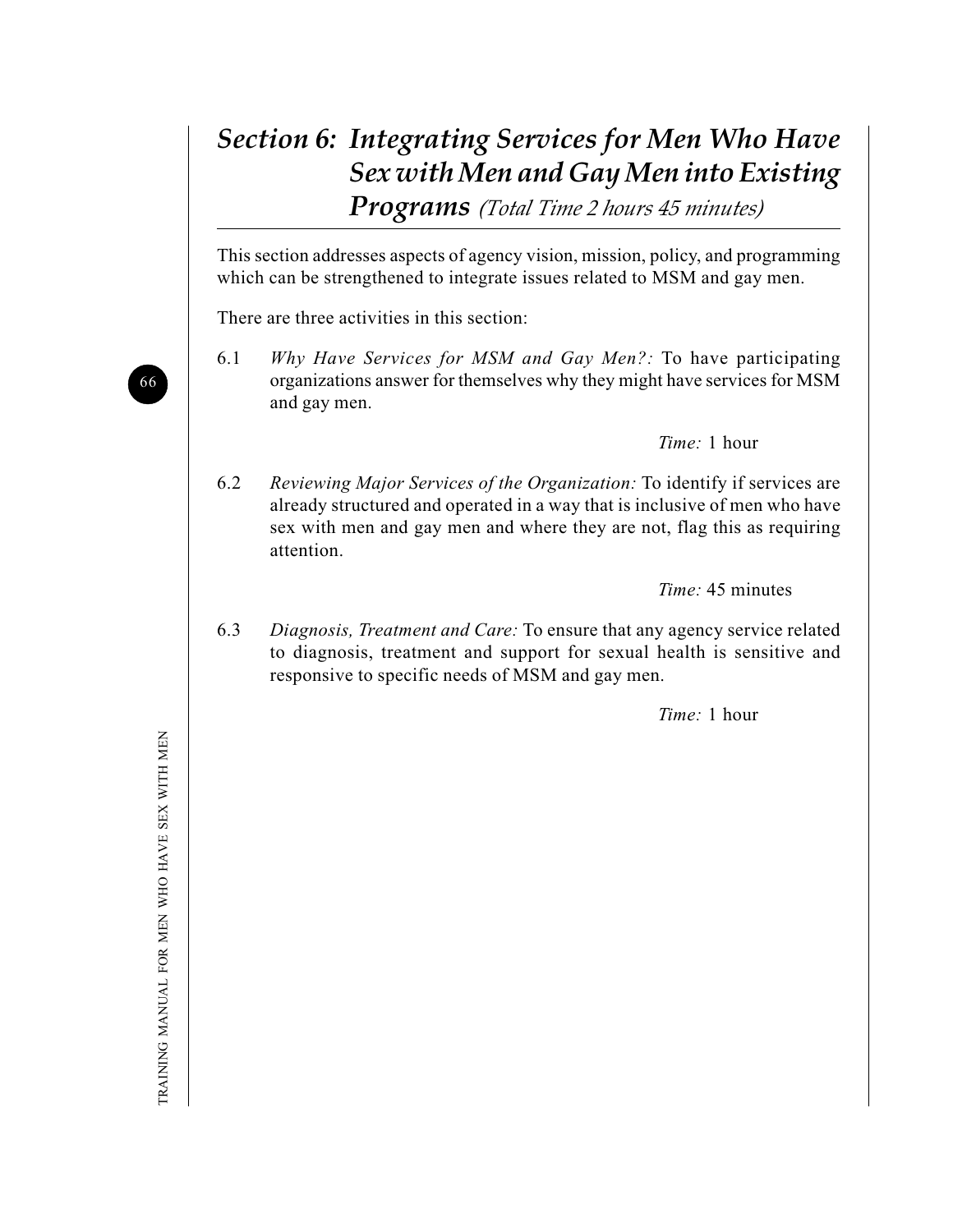# *Section 6: Integrating Services for Men Who Have Sex with Men and Gay Men into Existing Programs* *(Total Time 2 hours 45 minutes)*

This section addresses aspects of agency vision, mission, policy, and programming which can be strengthened to integrate issues related to MSM and gay men.

There are three activities in this section:

6.1 *Why Have Services for MSM and Gay Men?:* To have participating organizations answer for themselves why they might have services for MSM and gay men.

*Time:* 1 hour

6.2 *Reviewing Major Services of the Organization:* To identify if services are already structured and operated in a way that is inclusive of men who have sex with men and gay men and where they are not, flag this as requiring attention.

*Time:* 45 minutes

6.3 *Diagnosis, Treatment and Care:* To ensure that any agency service related to diagnosis, treatment and support for sexual health is sensitive and responsive to specific needs of MSM and gay men.

*Time:* 1 hour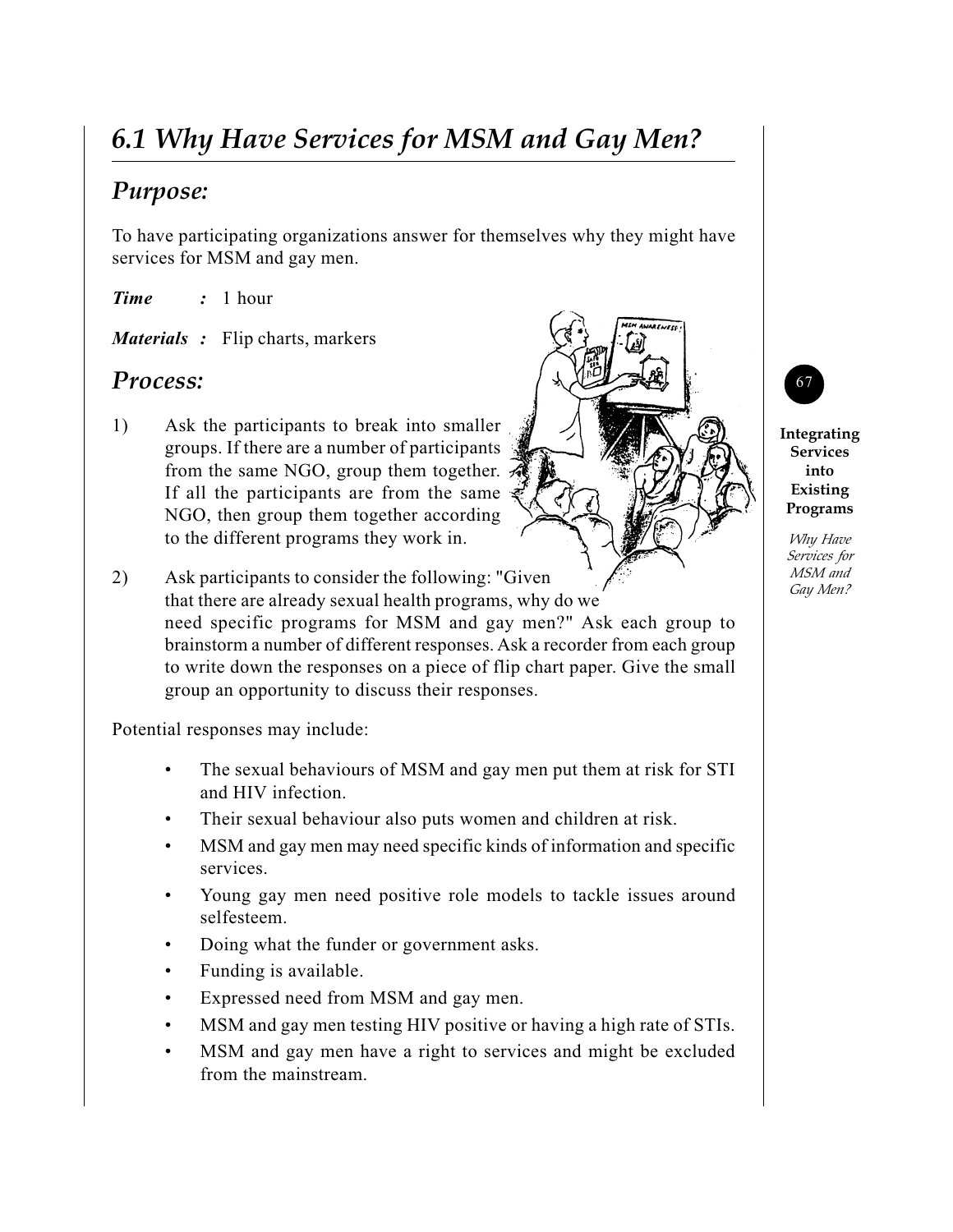# 6.1 Why Have Services for MSM and Gay Men?

## *Purpose:*

To have participating organizations answer for themselves why they might have services for MSM and gay men.

***Time*** ***:*** 1 hour

***Materials*** ***:*** Flip charts, markers

## *Process:*

1) Ask the participants to break into smaller groups. If there are a number of participants from the same NGO, group them together. If all the participants are from the same NGO, then group them together according to the different programs they work in.

2) Ask participants to consider the following: "Given that there are already sexual health programs, why do we need specific programs for MSM and gay men?" Ask each group to brainstorm a number of different responses. Ask a recorder from each group to write down the responses on a piece of flip chart paper. Give the small group an opportunity to discuss their responses.

Potential responses may include:

- The sexual behaviours of MSM and gay men put them at risk for STI and HIV infection.
- Their sexual behaviour also puts women and children at risk.
- MSM and gay men may need specific kinds of information and specific services.
- Young gay men need positive role models to tackle issues around selfesteem.
- Doing what the funder or government asks.
- Funding is available.
- Expressed need from MSM and gay men.
- MSM and gay men testing HIV positive or having a high rate of STIs.
- MSM and gay men have a right to services and might be excluded from the mainstream.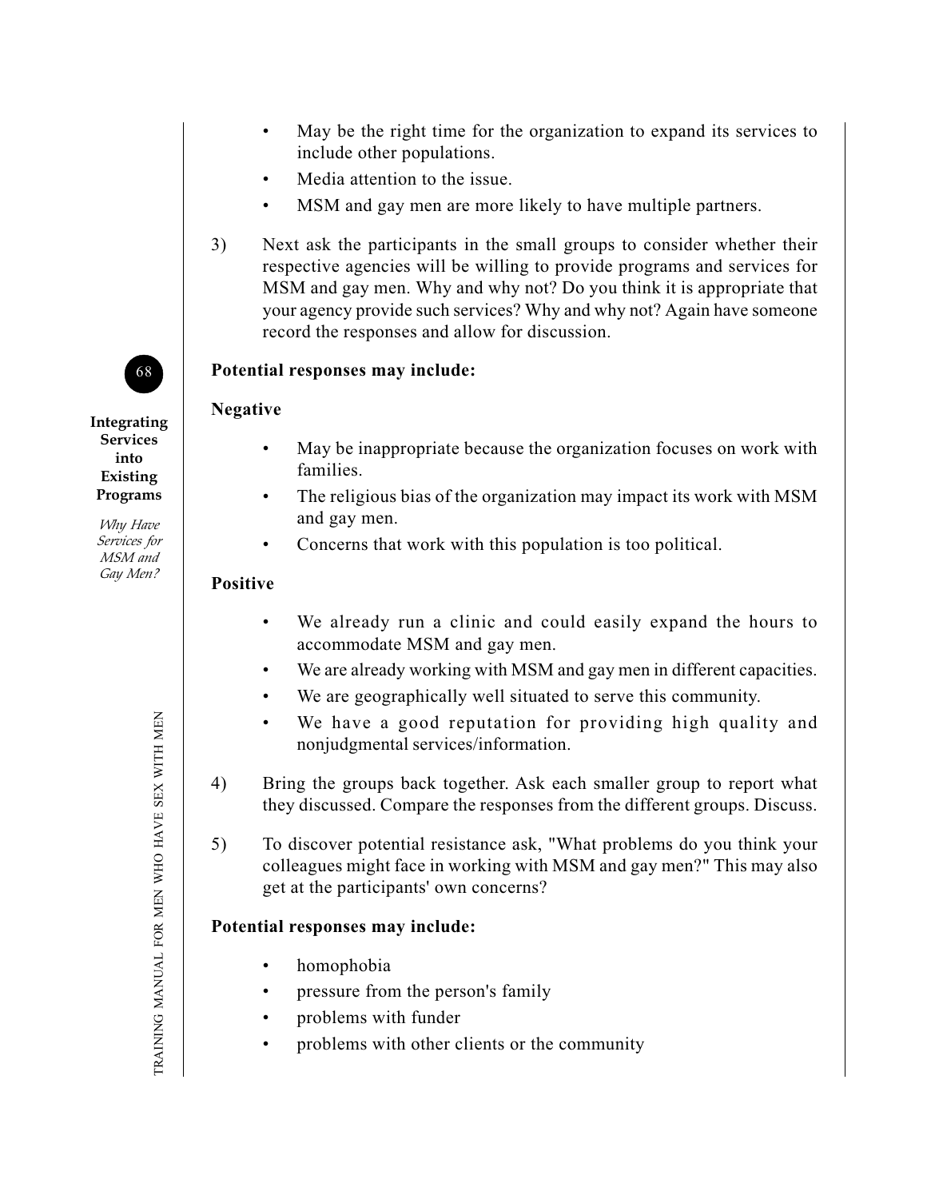- May be the right time for the organization to expand its services to include other populations.
- Media attention to the issue.
- MSM and gay men are more likely to have multiple partners.

3) Next ask the participants in the small groups to consider whether their respective agencies will be willing to provide programs and services for MSM and gay men. Why and why not? Do you think it is appropriate that your agency provide such services? Why and why not? Again have someone record the responses and allow for discussion.

**Potential responses may include:**

**Negative**

- May be inappropriate because the organization focuses on work with families.
- The religious bias of the organization may impact its work with MSM and gay men.
- Concerns that work with this population is too political.

**Positive**

- We already run a clinic and could easily expand the hours to accommodate MSM and gay men.
- We are already working with MSM and gay men in different capacities.
- We are geographically well situated to serve this community.
- We have a good reputation for providing high quality and nonjudgmental services/information.

4) Bring the groups back together. Ask each smaller group to report what they discussed. Compare the responses from the different groups. Discuss.

5) To discover potential resistance ask, "What problems do you think your colleagues might face in working with MSM and gay men?" This may also get at the participants' own concerns?

**Potential responses may include:**

- homophobia
- pressure from the person's family
- problems with funder
- problems with other clients or the community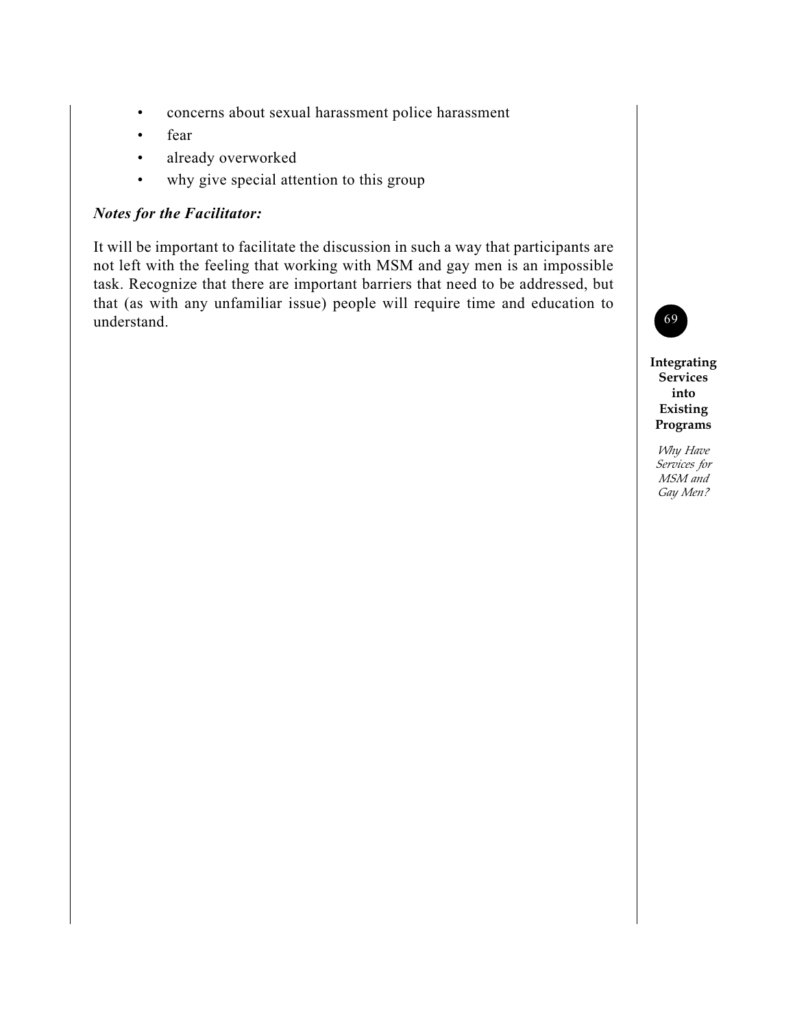- concerns about sexual harassment police harassment
- fear
- already overworked
- why give special attention to this group

***Notes for the Facilitator:***

It will be important to facilitate the discussion in such a way that participants are not left with the feeling that working with MSM and gay men is an impossible task. Recognize that there are important barriers that need to be addressed, but that (as with any unfamiliar issue) people will require time and education to understand.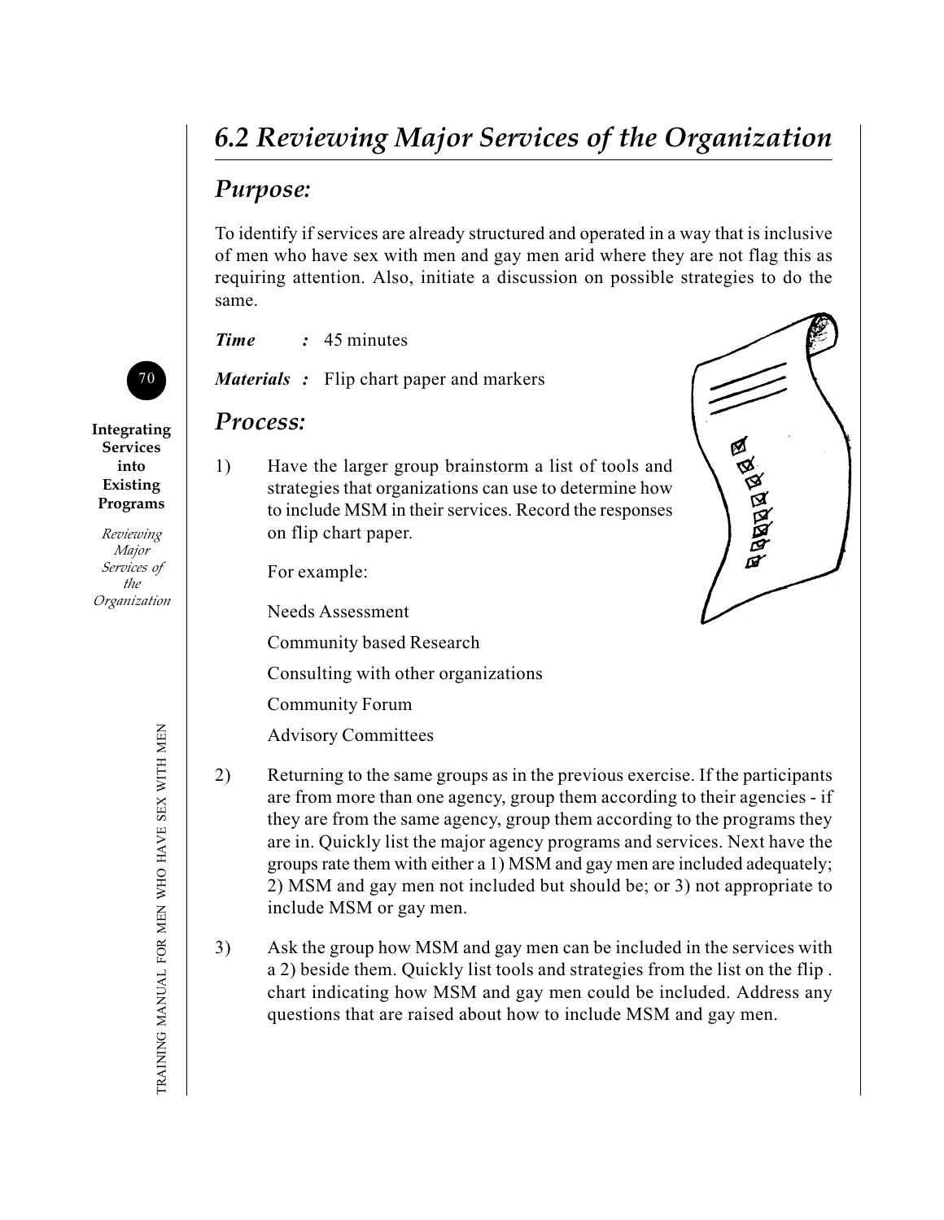## 6.2 Reviewing Major Services of the Organization

### Purpose:

To identify if services are already structured and operated in a way that is inclusive of men who have sex with men and gay men arid where they are not flag this as requiring attention. Also, initiate a discussion on possible strategies to do the same.

***Time*** **:** 45 minutes

***Materials*** **:** Flip chart paper and markers

### Process:

1) Have the larger group brainstorm a list of tools and strategies that organizations can use to determine how to include MSM in their services. Record the responses on flip chart paper.

   For example:

   Needs Assessment

   Community based Research

   Consulting with other organizations

   Community Forum

   Advisory Committees

2) Returning to the same groups as in the previous exercise. If the participants are from more than one agency, group them according to their agencies - if they are from the same agency, group them according to the programs they are in. Quickly list the major agency programs and services. Next have the groups rate them with either a 1) MSM and gay men are included adequately; 2) MSM and gay men not included but should be; or 3) not appropriate to include MSM or gay men.

3) Ask the group how MSM and gay men can be included in the services with a 2) beside them. Quickly list tools and strategies from the list on the flip . chart indicating how MSM and gay men could be included. Address any questions that are raised about how to include MSM and gay men.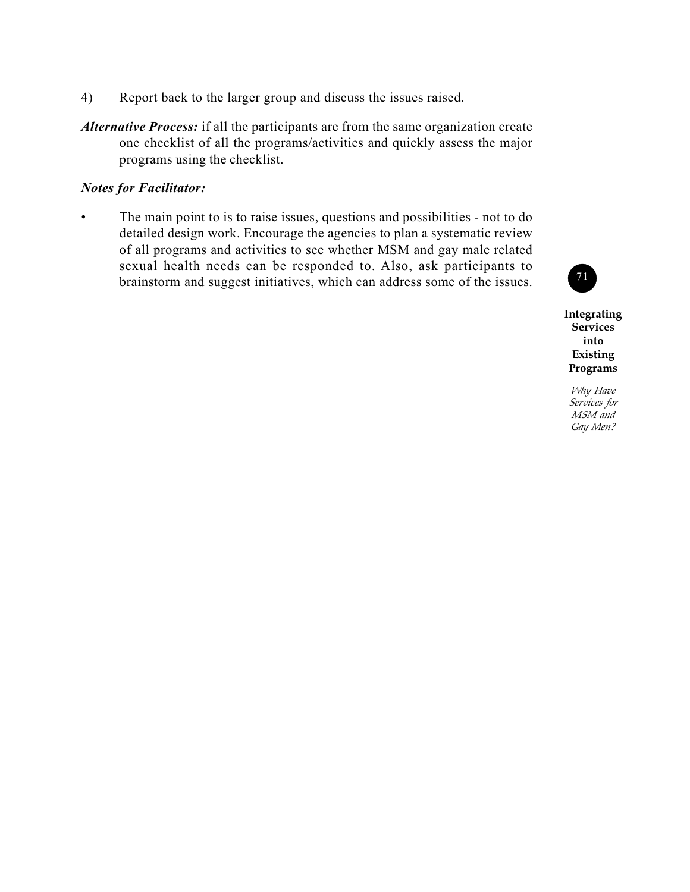4) Report back to the larger group and discuss the issues raised.

***Alternative Process:*** if all the participants are from the same organization create one checklist of all the programs/activities and quickly assess the major programs using the checklist.

***Notes for Facilitator:***

- The main point to is to raise issues, questions and possibilities - not to do detailed design work. Encourage the agencies to plan a systematic review of all programs and activities to see whether MSM and gay male related sexual health needs can be responded to. Also, ask participants to brainstorm and suggest initiatives, which can address some of the issues.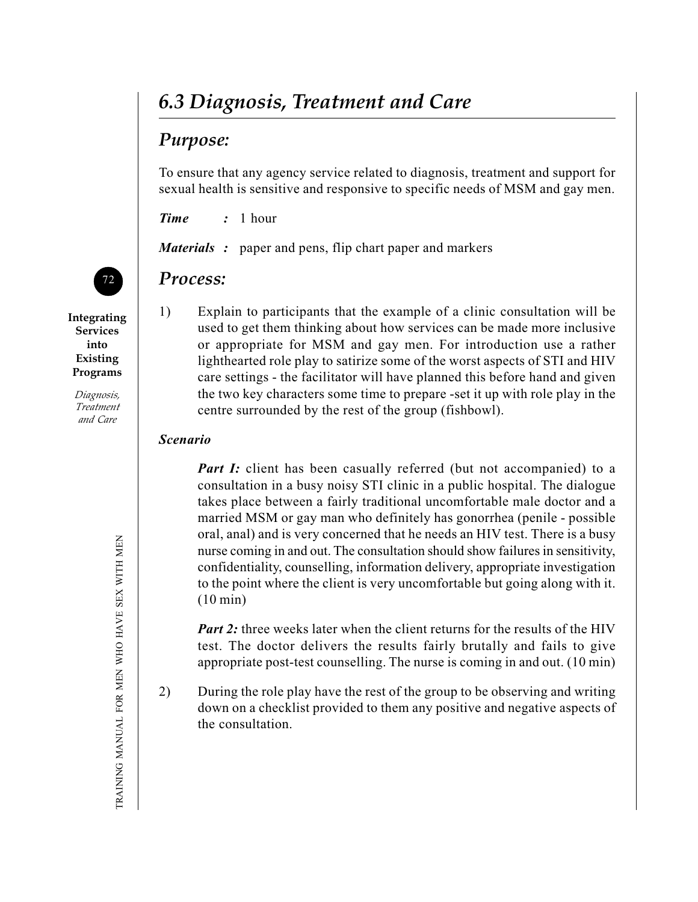## *6.3 Diagnosis, Treatment and Care*

### *Purpose:*

To ensure that any agency service related to diagnosis, treatment and support for sexual health is sensitive and responsive to specific needs of MSM and gay men.

***Time*** **:** 1 hour

***Materials*** **:** paper and pens, flip chart paper and markers

### *Process:*

1) Explain to participants that the example of a clinic consultation will be used to get them thinking about how services can be made more inclusive or appropriate for MSM and gay men. For introduction use a rather lighthearted role play to satirize some of the worst aspects of STI and HIV care settings - the facilitator will have planned this before hand and given the two key characters some time to prepare -set it up with role play in the centre surrounded by the rest of the group (fishbowl).

***Scenario***

> ***Part I:*** client has been casually referred (but not accompanied) to a consultation in a busy noisy STI clinic in a public hospital. The dialogue takes place between a fairly traditional uncomfortable male doctor and a married MSM or gay man who definitely has gonorrhea (penile - possible oral, anal) and is very concerned that he needs an HIV test. There is a busy nurse coming in and out. The consultation should show failures in sensitivity, confidentiality, counselling, information delivery, appropriate investigation to the point where the client is very uncomfortable but going along with it. (10 min)
>
> ***Part 2:*** three weeks later when the client returns for the results of the HIV test. The doctor delivers the results fairly brutally and fails to give appropriate post-test counselling. The nurse is coming in and out. (10 min)

2) During the role play have the rest of the group to be observing and writing down on a checklist provided to them any positive and negative aspects of the consultation.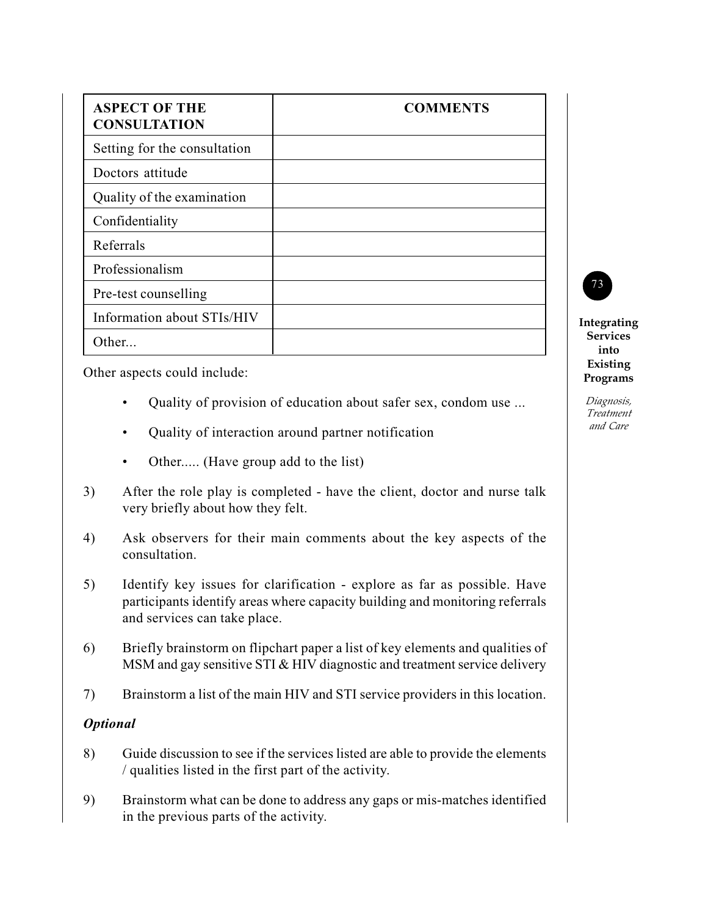| ASPECT OF THE CONSULTATION | COMMENTS |
|---|---|
| Setting for the consultation | |
| Doctors attitude | |
| Quality of the examination | |
| Confidentiality | |
| Referrals | |
| Professionalism | |
| Pre-test counselling | |
| Information about STIs/HIV | |
| Other... | |

Other aspects could include:

- Quality of provision of education about safer sex, condom use ...
- Quality of interaction around partner notification
- Other..... (Have group add to the list)

3) After the role play is completed - have the client, doctor and nurse talk very briefly about how they felt.

4) Ask observers for their main comments about the key aspects of the consultation.

5) Identify key issues for clarification - explore as far as possible. Have participants identify areas where capacity building and monitoring referrals and services can take place.

6) Briefly brainstorm on flipchart paper a list of key elements and qualities of MSM and gay sensitive STI & HIV diagnostic and treatment service delivery

7) Brainstorm a list of the main HIV and STI service providers in this location.

***Optional***

8) Guide discussion to see if the services listed are able to provide the elements / qualities listed in the first part of the activity.

9) Brainstorm what can be done to address any gaps or mis-matches identified in the previous parts of the activity.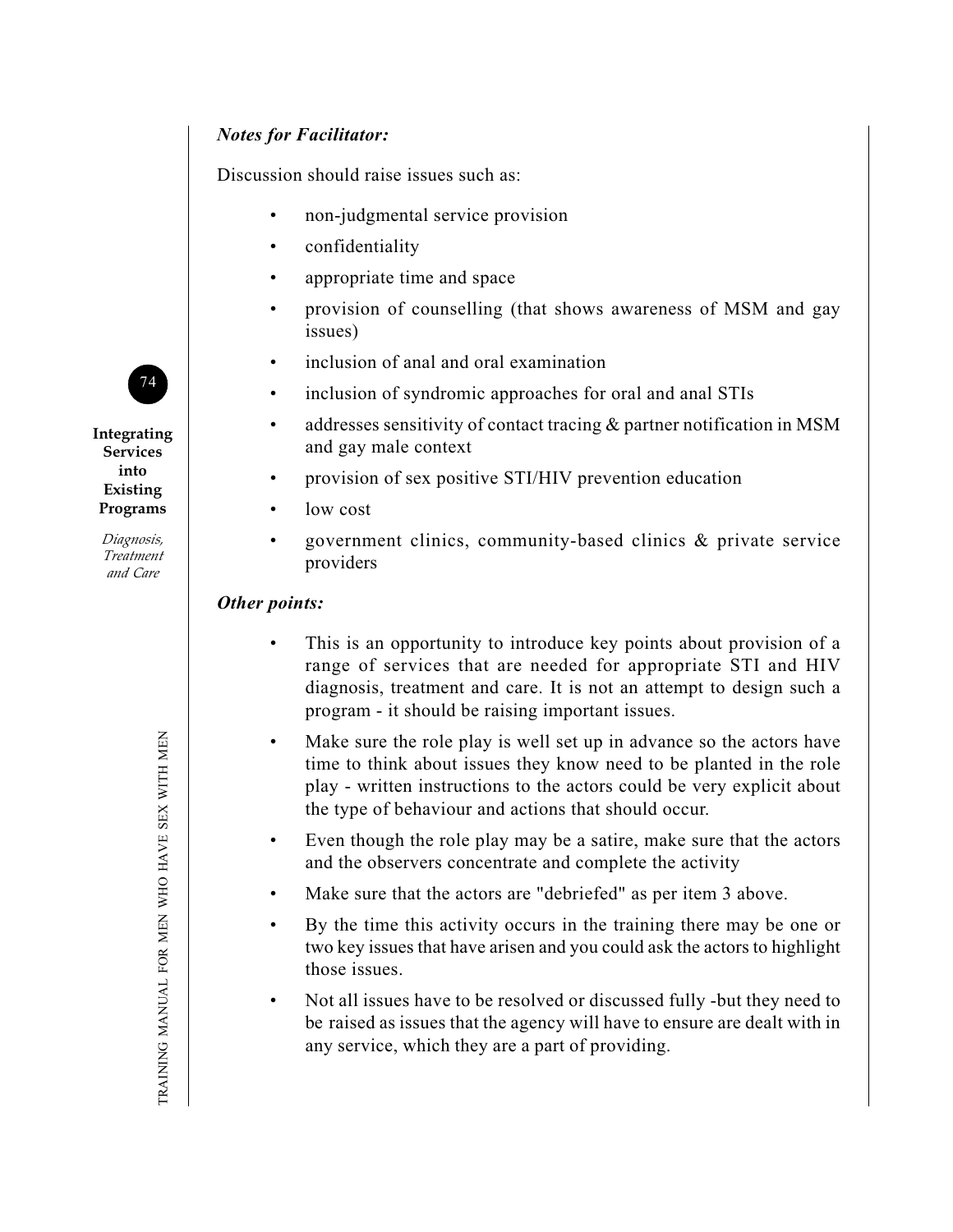***Notes for Facilitator:***

Discussion should raise issues such as:

- non-judgmental service provision
- confidentiality
- appropriate time and space
- provision of counselling (that shows awareness of MSM and gay issues)
- inclusion of anal and oral examination
- inclusion of syndromic approaches for oral and anal STIs
- addresses sensitivity of contact tracing & partner notification in MSM and gay male context
- provision of sex positive STI/HIV prevention education
- low cost
- government clinics, community-based clinics & private service providers

***Other points:***

- This is an opportunity to introduce key points about provision of a range of services that are needed for appropriate STI and HIV diagnosis, treatment and care. It is not an attempt to design such a program - it should be raising important issues.
- Make sure the role play is well set up in advance so the actors have time to think about issues they know need to be planted in the role play - written instructions to the actors could be very explicit about the type of behaviour and actions that should occur.
- Even though the role play may be a satire, make sure that the actors and the observers concentrate and complete the activity
- Make sure that the actors are "debriefed" as per item 3 above.
- By the time this activity occurs in the training there may be one or two key issues that have arisen and you could ask the actors to highlight those issues.
- Not all issues have to be resolved or discussed fully -but they need to be raised as issues that the agency will have to ensure are dealt with in any service, which they are a part of providing.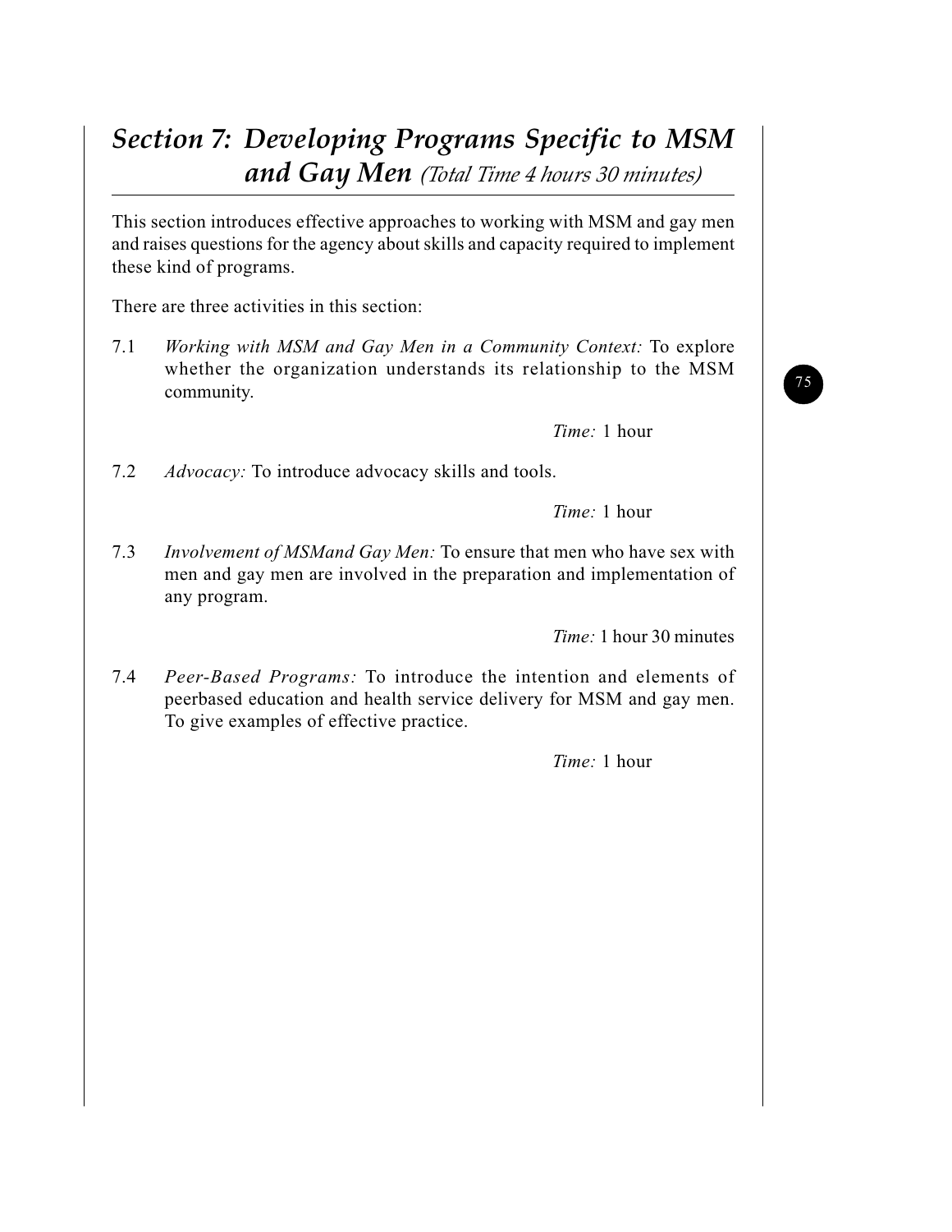# *Section 7: Developing Programs Specific to MSM and Gay Men* *(Total Time 4 hours 30 minutes)*

This section introduces effective approaches to working with MSM and gay men and raises questions for the agency about skills and capacity required to implement these kind of programs.

There are three activities in this section:

7.1 *Working with MSM and Gay Men in a Community Context:* To explore whether the organization understands its relationship to the MSM community.

*Time:* 1 hour

7.2 *Advocacy:* To introduce advocacy skills and tools.

*Time:* 1 hour

7.3 *Involvement of MSMand Gay Men:* To ensure that men who have sex with men and gay men are involved in the preparation and implementation of any program.

*Time:* 1 hour 30 minutes

7.4 *Peer-Based Programs:* To introduce the intention and elements of peerbased education and health service delivery for MSM and gay men. To give examples of effective practice.

*Time:* 1 hour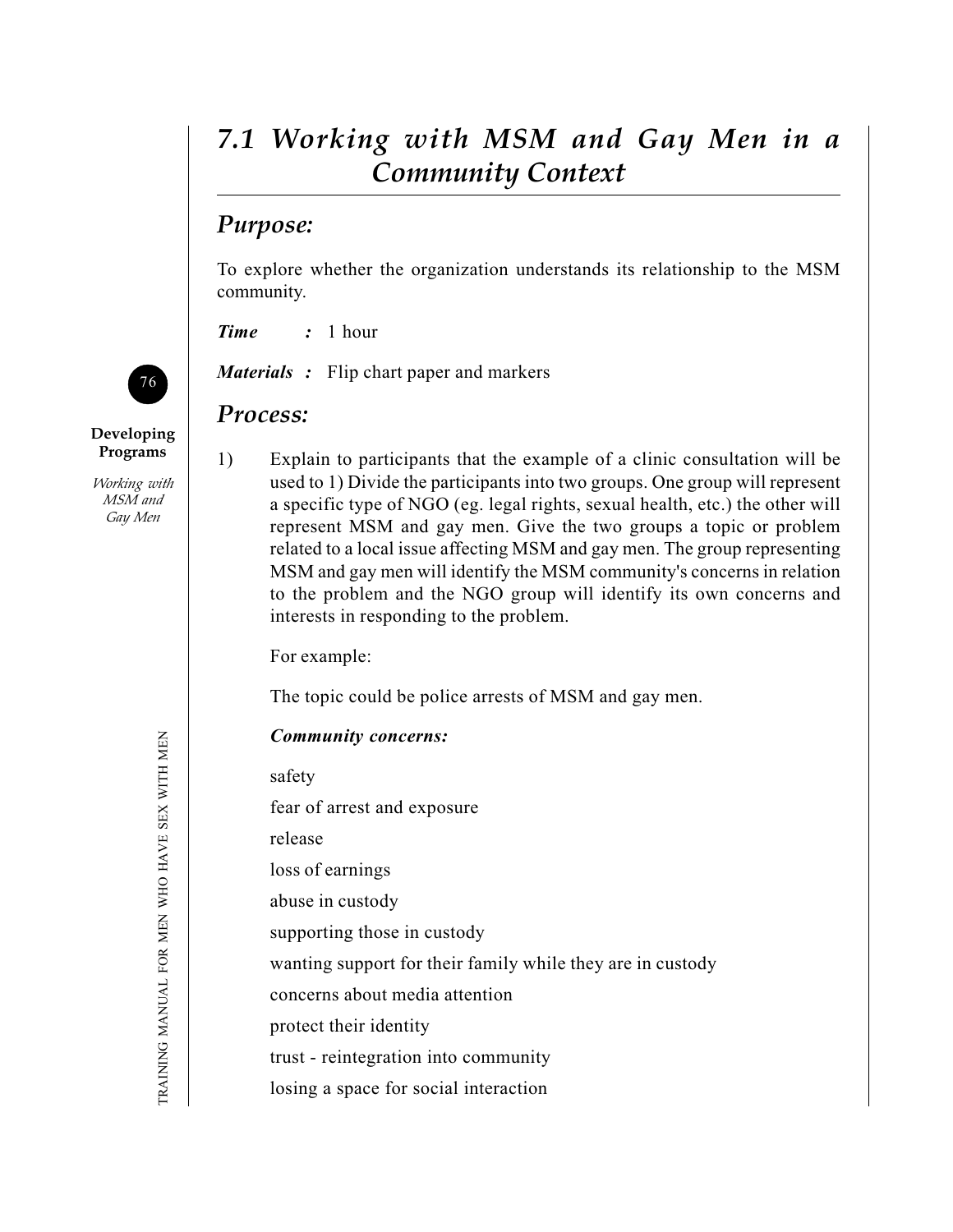# 7.1 Working with MSM and Gay Men in a Community Context

## Purpose:

To explore whether the organization understands its relationship to the MSM community.

***Time*** ***:*** 1 hour

***Materials*** ***:*** Flip chart paper and markers

## Process:

1) Explain to participants that the example of a clinic consultation will be used to 1) Divide the participants into two groups. One group will represent a specific type of NGO (eg. legal rights, sexual health, etc.) the other will represent MSM and gay men. Give the two groups a topic or problem related to a local issue affecting MSM and gay men. The group representing MSM and gay men will identify the MSM community's concerns in relation to the problem and the NGO group will identify its own concerns and interests in responding to the problem.

   For example:

   The topic could be police arrests of MSM and gay men.

   ***Community concerns:***

   safety

   fear of arrest and exposure

   release

   loss of earnings

   abuse in custody

   supporting those in custody

   wanting support for their family while they are in custody

   concerns about media attention

   protect their identity

   trust - reintegration into community

   losing a space for social interaction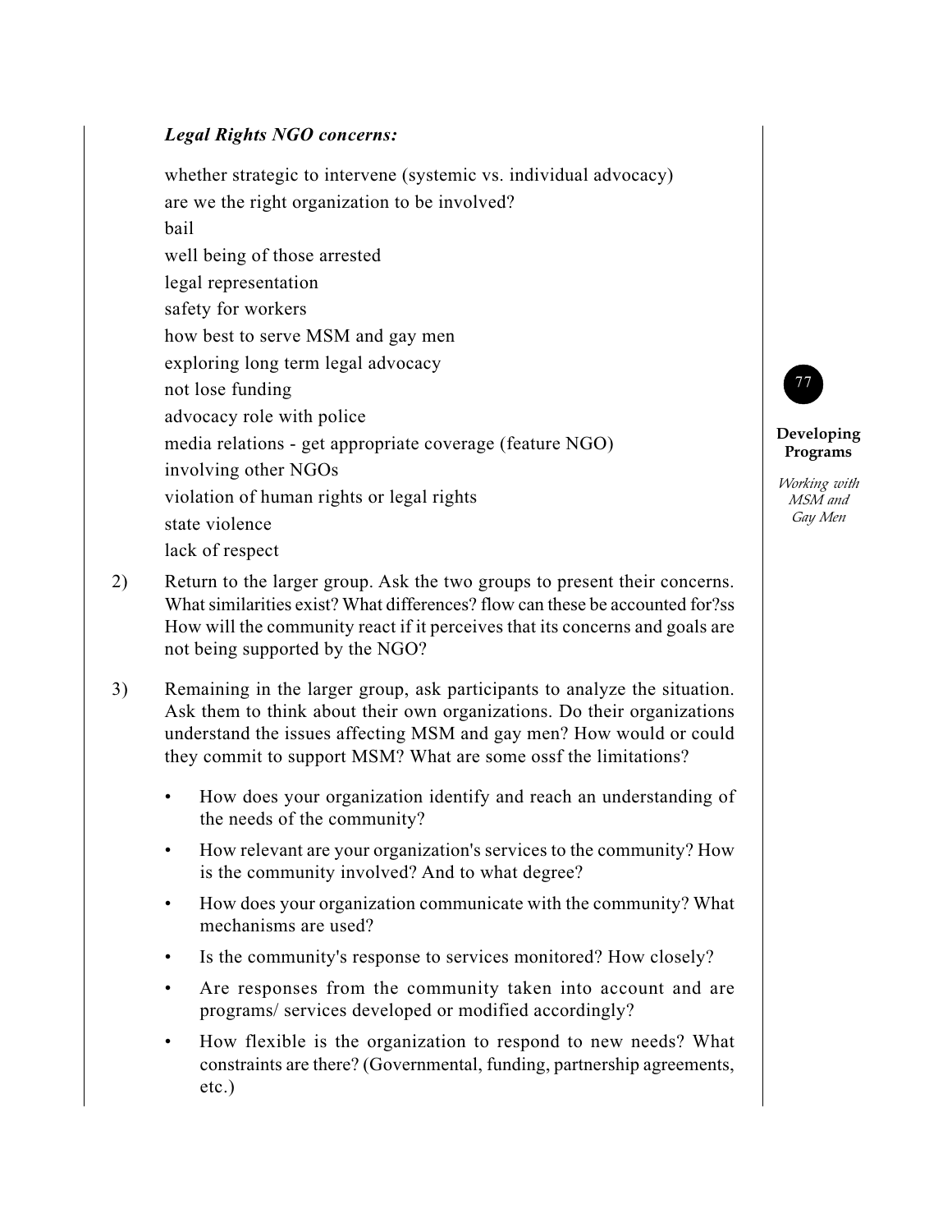***Legal Rights NGO concerns:***

whether strategic to intervene (systemic vs. individual advocacy)
are we the right organization to be involved?
bail
well being of those arrested
legal representation
safety for workers
how best to serve MSM and gay men
exploring long term legal advocacy
not lose funding
advocacy role with police
media relations - get appropriate coverage (feature NGO)
involving other NGOs
violation of human rights or legal rights
state violence
lack of respect

2) Return to the larger group. Ask the two groups to present their concerns. What similarities exist? What differences? flow can these be accounted for?ss How will the community react if it perceives that its concerns and goals are not being supported by the NGO?

3) Remaining in the larger group, ask participants to analyze the situation. Ask them to think about their own organizations. Do their organizations understand the issues affecting MSM and gay men? How would or could they commit to support MSM? What are some ossf the limitations?

   - How does your organization identify and reach an understanding of the needs of the community?
   - How relevant are your organization's services to the community? How is the community involved? And to what degree?
   - How does your organization communicate with the community? What mechanisms are used?
   - Is the community's response to services monitored? How closely?
   - Are responses from the community taken into account and are programs/ services developed or modified accordingly?
   - How flexible is the organization to respond to new needs? What constraints are there? (Governmental, funding, partnership agreements, etc.)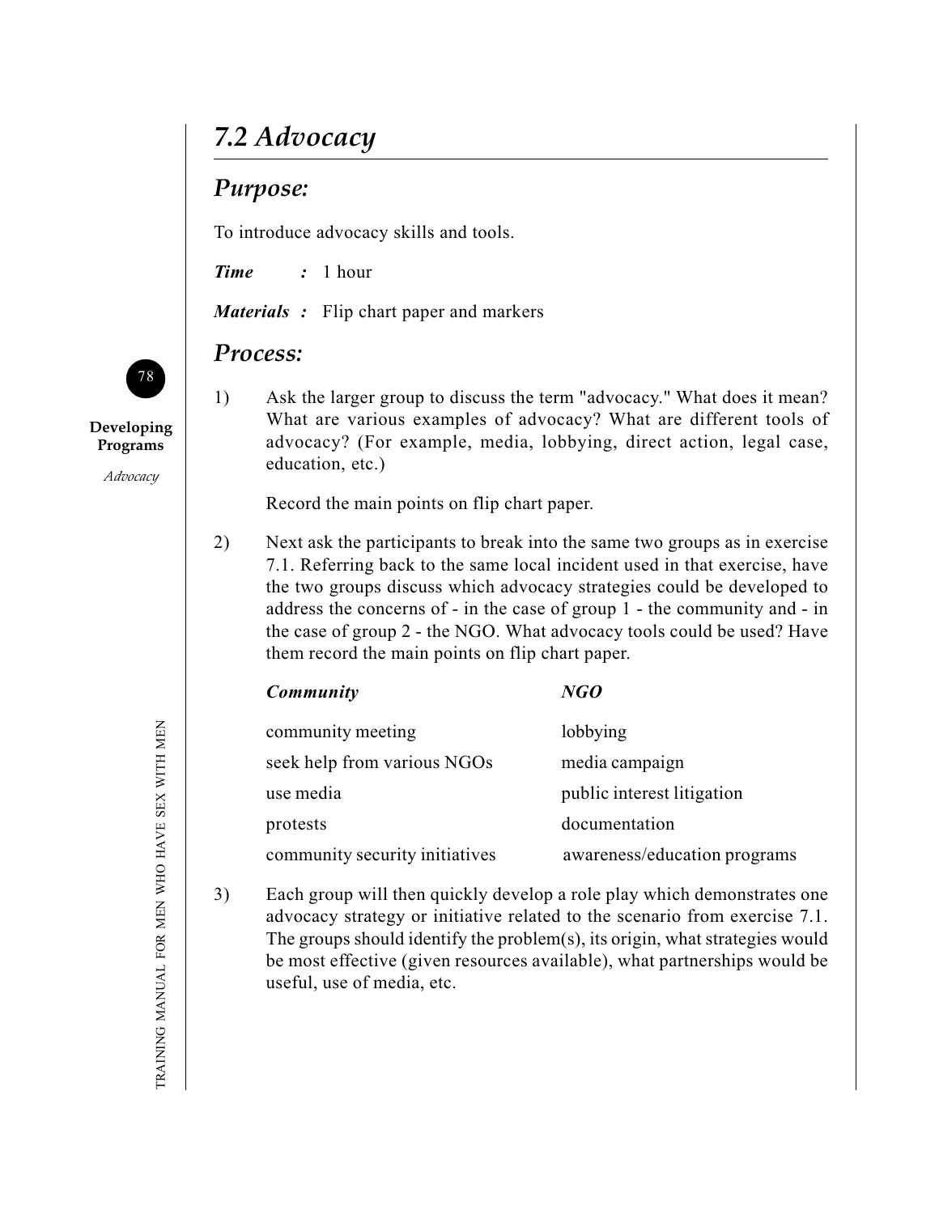## 7.2 Advocacy

### Purpose:

To introduce advocacy skills and tools.

***Time*** **:** 1 hour

***Materials*** **:** Flip chart paper and markers

### Process:

1) Ask the larger group to discuss the term "advocacy." What does it mean? What are various examples of advocacy? What are different tools of advocacy? (For example, media, lobbying, direct action, legal case, education, etc.)

   Record the main points on flip chart paper.

2) Next ask the participants to break into the same two groups as in exercise 7.1. Referring back to the same local incident used in that exercise, have the two groups discuss which advocacy strategies could be developed to address the concerns of - in the case of group 1 - the community and - in the case of group 2 - the NGO. What advocacy tools could be used? Have them record the main points on flip chart paper.

| ***Community*** | ***NGO*** |
| --- | --- |
| community meeting | lobbying |
| seek help from various NGOs | media campaign |
| use media | public interest litigation |
| protests | documentation |
| community security initiatives | awareness/education programs |

3) Each group will then quickly develop a role play which demonstrates one advocacy strategy or initiative related to the scenario from exercise 7.1. The groups should identify the problem(s), its origin, what strategies would be most effective (given resources available), what partnerships would be useful, use of media, etc.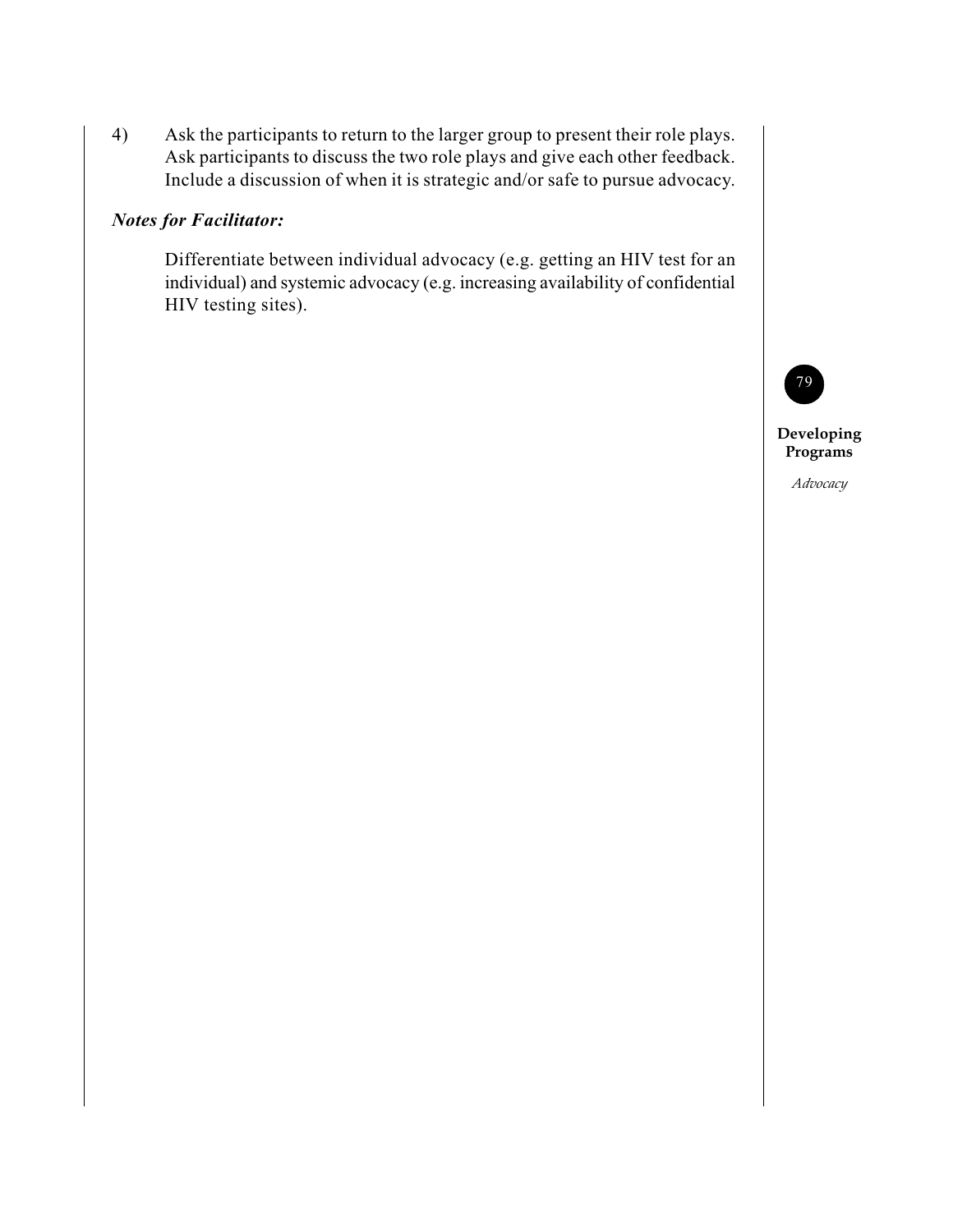4) Ask the participants to return to the larger group to present their role plays. Ask participants to discuss the two role plays and give each other feedback. Include a discussion of when it is strategic and/or safe to pursue advocacy.

***Notes for Facilitator:***

Differentiate between individual advocacy (e.g. getting an HIV test for an individual) and systemic advocacy (e.g. increasing availability of confidential HIV testing sites).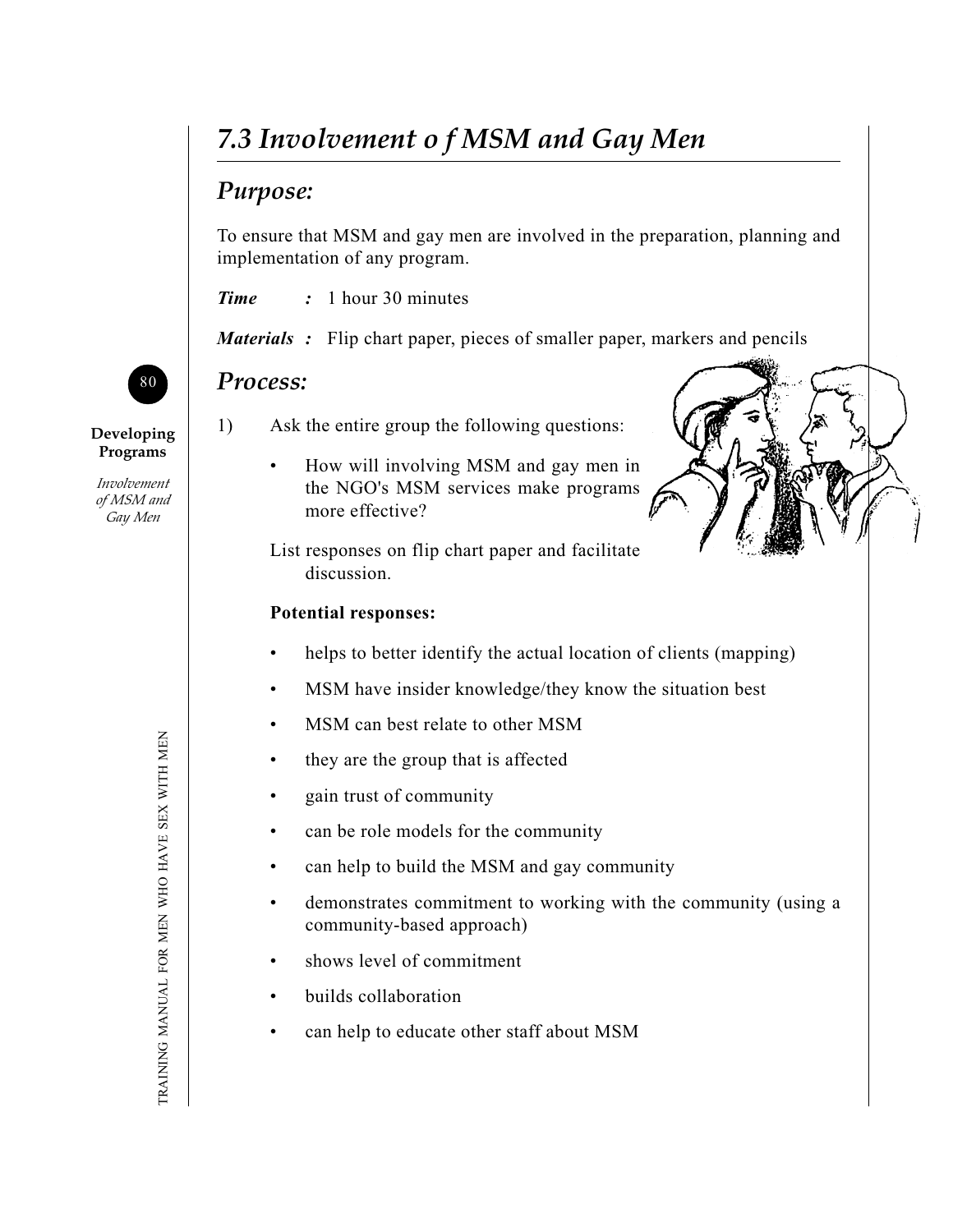## 7.3 Involvement o f MSM and Gay Men

### Purpose:

To ensure that MSM and gay men are involved in the preparation, planning and implementation of any program.

***Time*** ***:*** 1 hour 30 minutes

***Materials :*** Flip chart paper, pieces of smaller paper, markers and pencils

### Process:

1) Ask the entire group the following questions:

   - How will involving MSM and gay men in the NGO's MSM services make programs more effective?

   List responses on flip chart paper and facilitate discussion.

   **Potential responses:**

   - helps to better identify the actual location of clients (mapping)
   - MSM have insider knowledge/they know the situation best
   - MSM can best relate to other MSM
   - they are the group that is affected
   - gain trust of community
   - can be role models for the community
   - can help to build the MSM and gay community
   - demonstrates commitment to working with the community (using a community-based approach)
   - shows level of commitment
   - builds collaboration
   - can help to educate other staff about MSM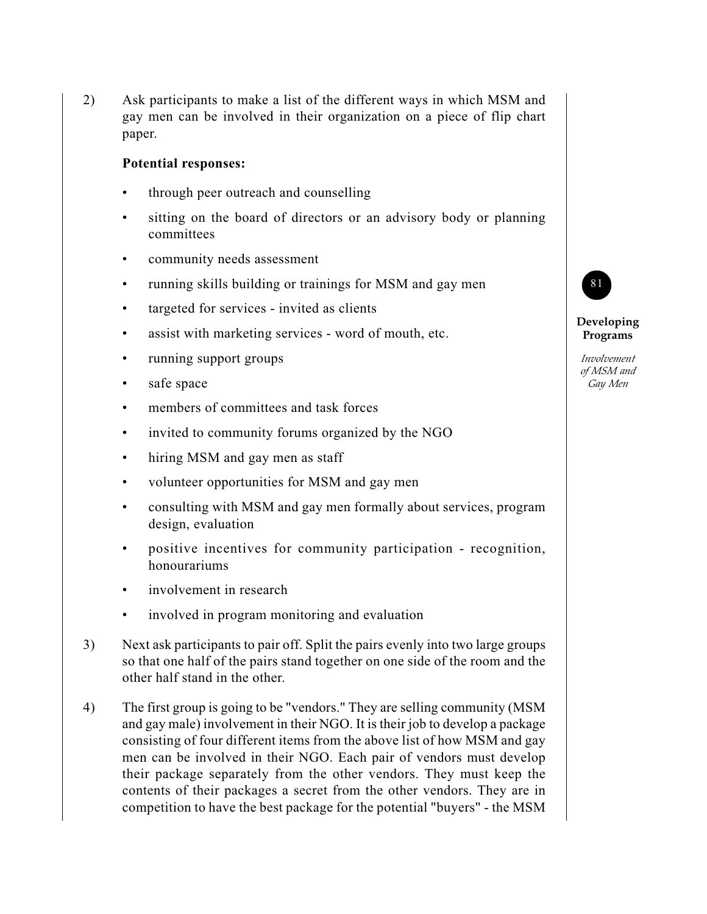2) Ask participants to make a list of the different ways in which MSM and gay men can be involved in their organization on a piece of flip chart paper.

**Potential responses:**

- through peer outreach and counselling
- sitting on the board of directors or an advisory body or planning committees
- community needs assessment
- running skills building or trainings for MSM and gay men
- targeted for services - invited as clients
- assist with marketing services - word of mouth, etc.
- running support groups
- safe space
- members of committees and task forces
- invited to community forums organized by the NGO
- hiring MSM and gay men as staff
- volunteer opportunities for MSM and gay men
- consulting with MSM and gay men formally about services, program design, evaluation
- positive incentives for community participation - recognition, honourariums
- involvement in research
- involved in program monitoring and evaluation

3) Next ask participants to pair off. Split the pairs evenly into two large groups so that one half of the pairs stand together on one side of the room and the other half stand in the other.

4) The first group is going to be "vendors." They are selling community (MSM and gay male) involvement in their NGO. It is their job to develop a package consisting of four different items from the above list of how MSM and gay men can be involved in their NGO. Each pair of vendors must develop their package separately from the other vendors. They must keep the contents of their packages a secret from the other vendors. They are in competition to have the best package for the potential "buyers" - the MSM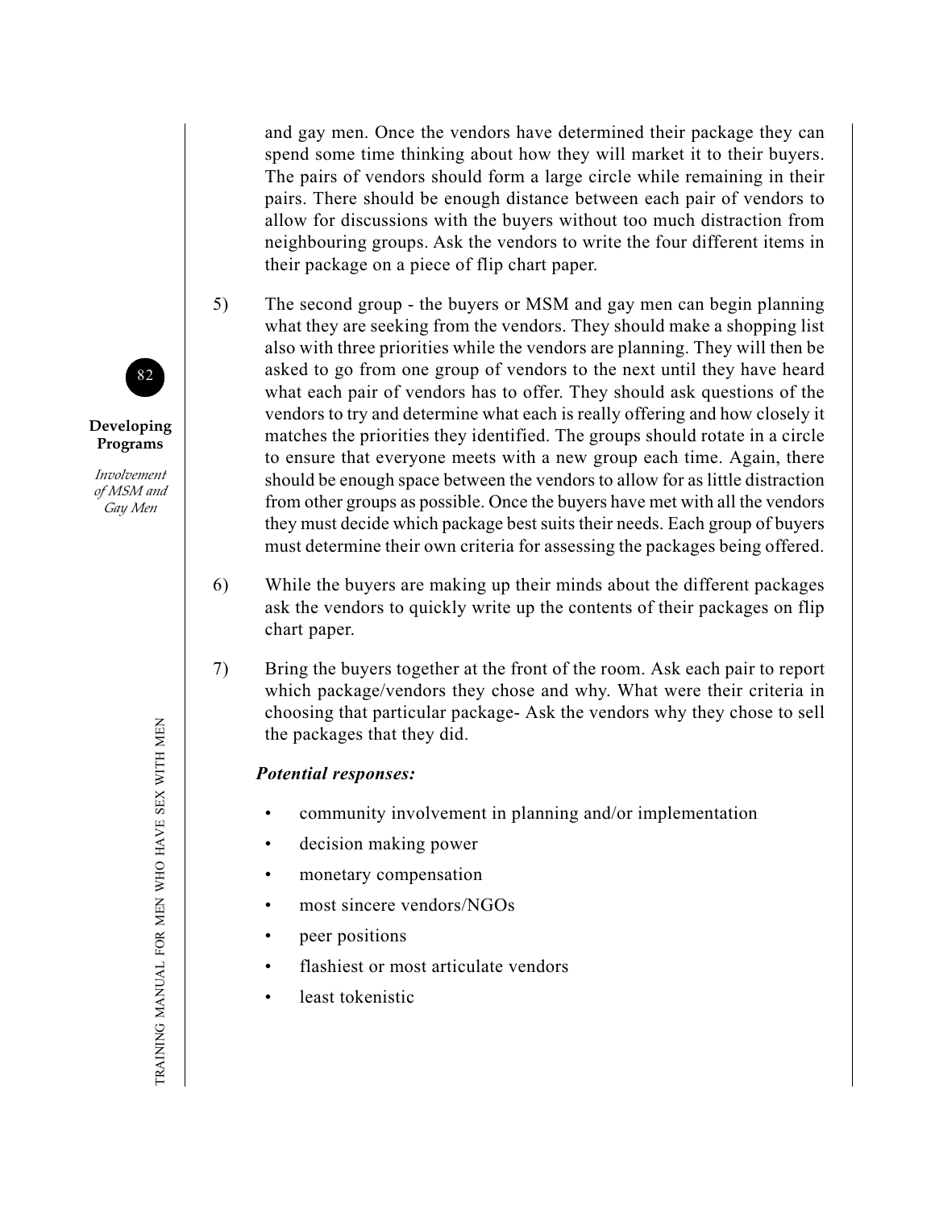and gay men. Once the vendors have determined their package they can spend some time thinking about how they will market it to their buyers. The pairs of vendors should form a large circle while remaining in their pairs. There should be enough distance between each pair of vendors to allow for discussions with the buyers without too much distraction from neighbouring groups. Ask the vendors to write the four different items in their package on a piece of flip chart paper.

5) The second group - the buyers or MSM and gay men can begin planning what they are seeking from the vendors. They should make a shopping list also with three priorities while the vendors are planning. They will then be asked to go from one group of vendors to the next until they have heard what each pair of vendors has to offer. They should ask questions of the vendors to try and determine what each is really offering and how closely it matches the priorities they identified. The groups should rotate in a circle to ensure that everyone meets with a new group each time. Again, there should be enough space between the vendors to allow for as little distraction from other groups as possible. Once the buyers have met with all the vendors they must decide which package best suits their needs. Each group of buyers must determine their own criteria for assessing the packages being offered.

6) While the buyers are making up their minds about the different packages ask the vendors to quickly write up the contents of their packages on flip chart paper.

7) Bring the buyers together at the front of the room. Ask each pair to report which package/vendors they chose and why. What were their criteria in choosing that particular package- Ask the vendors why they chose to sell the packages that they did.

***Potential responses:***

- community involvement in planning and/or implementation
- decision making power
- monetary compensation
- most sincere vendors/NGOs
- peer positions
- flashiest or most articulate vendors
- least tokenistic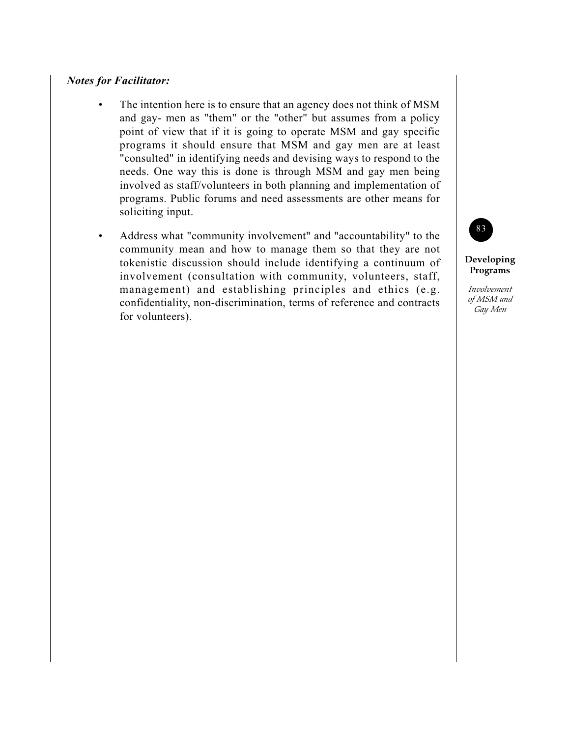***Notes for Facilitator:***

- The intention here is to ensure that an agency does not think of MSM and gay- men as "them" or the "other" but assumes from a policy point of view that if it is going to operate MSM and gay specific programs it should ensure that MSM and gay men are at least "consulted" in identifying needs and devising ways to respond to the needs. One way this is done is through MSM and gay men being involved as staff/volunteers in both planning and implementation of programs. Public forums and need assessments are other means for soliciting input.
- Address what "community involvement" and "accountability" to the community mean and how to manage them so that they are not tokenistic discussion should include identifying a continuum of involvement (consultation with community, volunteers, staff, management) and establishing principles and ethics (e.g. confidentiality, non-discrimination, terms of reference and contracts for volunteers).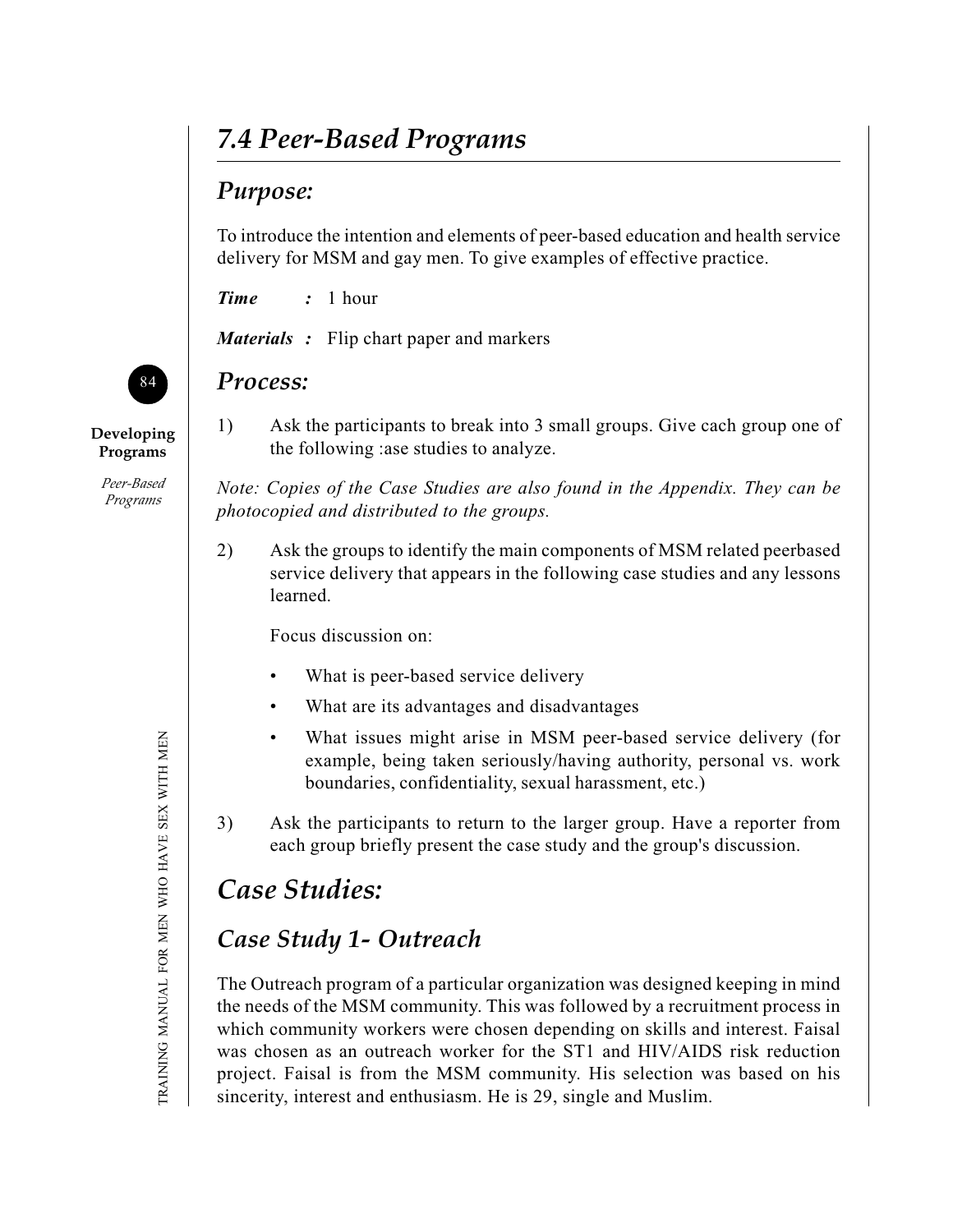# *7.4 Peer-Based Programs*

## *Purpose:*

To introduce the intention and elements of peer-based education and health service delivery for MSM and gay men. To give examples of effective practice.

***Time*** ***:*** 1 hour

***Materials*** ***:*** Flip chart paper and markers

## *Process:*

1) Ask the participants to break into 3 small groups. Give cach group one of the following :ase studies to analyze.

*Note: Copies of the Case Studies are also found in the Appendix. They can be photocopied and distributed to the groups.*

2) Ask the groups to identify the main components of MSM related peerbased service delivery that appears in the following case studies and any lessons learned.

   Focus discussion on:

   - What is peer-based service delivery
   - What are its advantages and disadvantages
   - What issues might arise in MSM peer-based service delivery (for example, being taken seriously/having authority, personal vs. work boundaries, confidentiality, sexual harassment, etc.)

3) Ask the participants to return to the larger group. Have a reporter from each group briefly present the case study and the group's discussion.

## *Case Studies:*

### *Case Study 1- Outreach*

The Outreach program of a particular organization was designed keeping in mind the needs of the MSM community. This was followed by a recruitment process in which community workers were chosen depending on skills and interest. Faisal was chosen as an outreach worker for the ST1 and HIV/AIDS risk reduction project. Faisal is from the MSM community. His selection was based on his sincerity, interest and enthusiasm. He is 29, single and Muslim.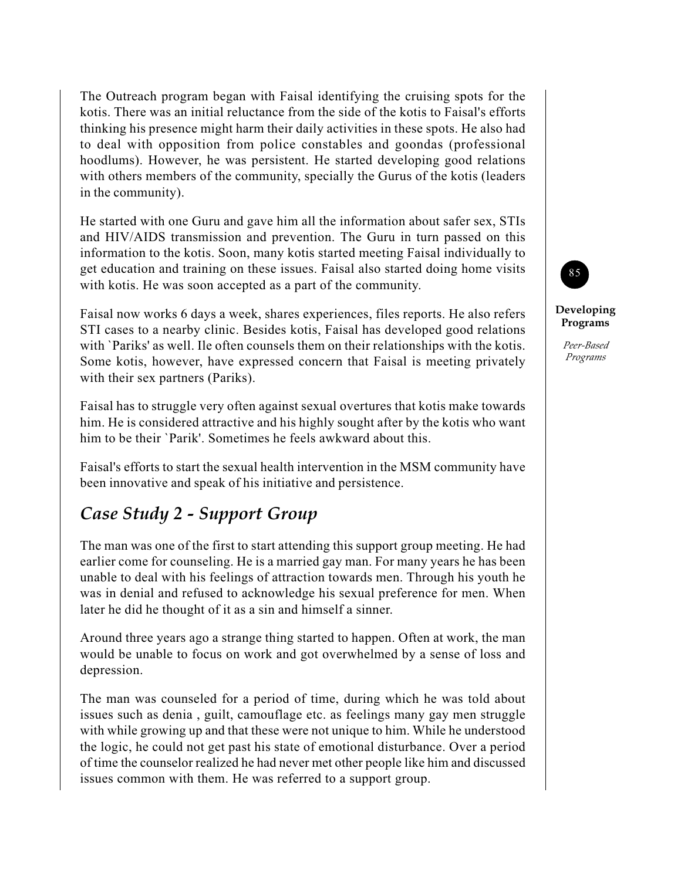The Outreach program began with Faisal identifying the cruising spots for the kotis. There was an initial reluctance from the side of the kotis to Faisal's efforts thinking his presence might harm their daily activities in these spots. He also had to deal with opposition from police constables and goondas (professional hoodlums). However, he was persistent. He started developing good relations with others members of the community, specially the Gurus of the kotis (leaders in the community).

He started with one Guru and gave him all the information about safer sex, STIs and HIV/AIDS transmission and prevention. The Guru in turn passed on this information to the kotis. Soon, many kotis started meeting Faisal individually to get education and training on these issues. Faisal also started doing home visits with kotis. He was soon accepted as a part of the community.

Faisal now works 6 days a week, shares experiences, files reports. He also refers STI cases to a nearby clinic. Besides kotis, Faisal has developed good relations with `Pariks' as well. Ile often counsels them on their relationships with the kotis. Some kotis, however, have expressed concern that Faisal is meeting privately with their sex partners (Pariks).

Faisal has to struggle very often against sexual overtures that kotis make towards him. He is considered attractive and his highly sought after by the kotis who want him to be their `Parik'. Sometimes he feels awkward about this.

Faisal's efforts to start the sexual health intervention in the MSM community have been innovative and speak of his initiative and persistence.

## *Case Study 2 - Support Group*

The man was one of the first to start attending this support group meeting. He had earlier come for counseling. He is a married gay man. For many years he has been unable to deal with his feelings of attraction towards men. Through his youth he was in denial and refused to acknowledge his sexual preference for men. When later he did he thought of it as a sin and himself a sinner.

Around three years ago a strange thing started to happen. Often at work, the man would be unable to focus on work and got overwhelmed by a sense of loss and depression.

The man was counseled for a period of time, during which he was told about issues such as denia , guilt, camouflage etc. as feelings many gay men struggle with while growing up and that these were not unique to him. While he understood the logic, he could not get past his state of emotional disturbance. Over a period of time the counselor realized he had never met other people like him and discussed issues common with them. He was referred to a support group.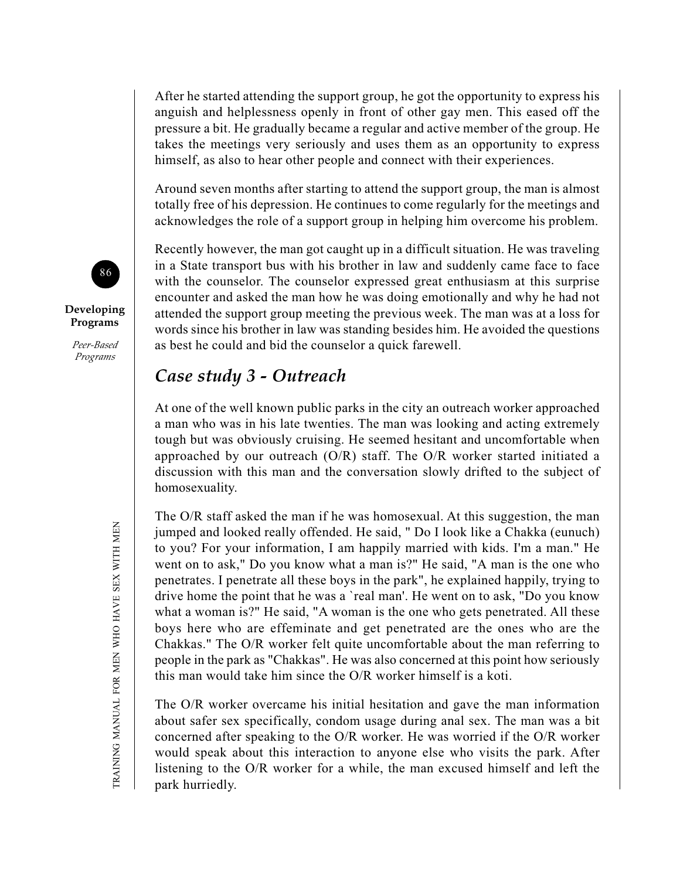After he started attending the support group, he got the opportunity to express his anguish and helplessness openly in front of other gay men. This eased off the pressure a bit. He gradually became a regular and active member of the group. He takes the meetings very seriously and uses them as an opportunity to express himself, as also to hear other people and connect with their experiences.

Around seven months after starting to attend the support group, the man is almost totally free of his depression. He continues to come regularly for the meetings and acknowledges the role of a support group in helping him overcome his problem.

Recently however, the man got caught up in a difficult situation. He was traveling in a State transport bus with his brother in law and suddenly came face to face with the counselor. The counselor expressed great enthusiasm at this surprise encounter and asked the man how he was doing emotionally and why he had not attended the support group meeting the previous week. The man was at a loss for words since his brother in law was standing besides him. He avoided the questions as best he could and bid the counselor a quick farewell.

## *Case study 3 - Outreach*

At one of the well known public parks in the city an outreach worker approached a man who was in his late twenties. The man was looking and acting extremely tough but was obviously cruising. He seemed hesitant and uncomfortable when approached by our outreach (O/R) staff. The O/R worker started initiated a discussion with this man and the conversation slowly drifted to the subject of homosexuality.

The O/R staff asked the man if he was homosexual. At this suggestion, the man jumped and looked really offended. He said, " Do I look like a Chakka (eunuch) to you? For your information, I am happily married with kids. I'm a man." He went on to ask," Do you know what a man is?" He said, "A man is the one who penetrates. I penetrate all these boys in the park", he explained happily, trying to drive home the point that he was a `real man'. He went on to ask, "Do you know what a woman is?" He said, "A woman is the one who gets penetrated. All these boys here who are effeminate and get penetrated are the ones who are the Chakkas." The O/R worker felt quite uncomfortable about the man referring to people in the park as "Chakkas". He was also concerned at this point how seriously this man would take him since the O/R worker himself is a koti.

The O/R worker overcame his initial hesitation and gave the man information about safer sex specifically, condom usage during anal sex. The man was a bit concerned after speaking to the O/R worker. He was worried if the O/R worker would speak about this interaction to anyone else who visits the park. After listening to the O/R worker for a while, the man excused himself and left the park hurriedly.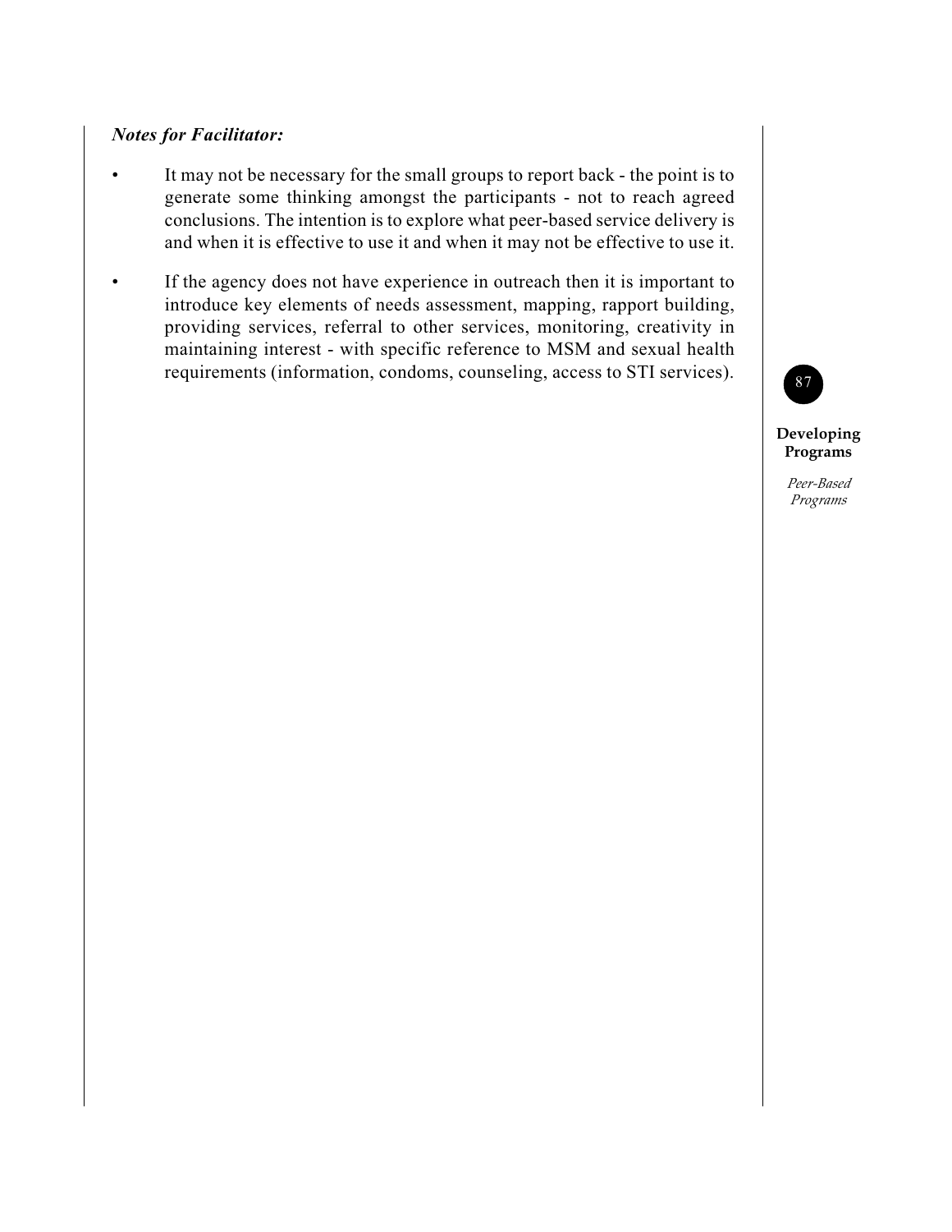***Notes for Facilitator:***

- It may not be necessary for the small groups to report back - the point is to generate some thinking amongst the participants - not to reach agreed conclusions. The intention is to explore what peer-based service delivery is and when it is effective to use it and when it may not be effective to use it.
- If the agency does not have experience in outreach then it is important to introduce key elements of needs assessment, mapping, rapport building, providing services, referral to other services, monitoring, creativity in maintaining interest - with specific reference to MSM and sexual health requirements (information, condoms, counseling, access to STI services).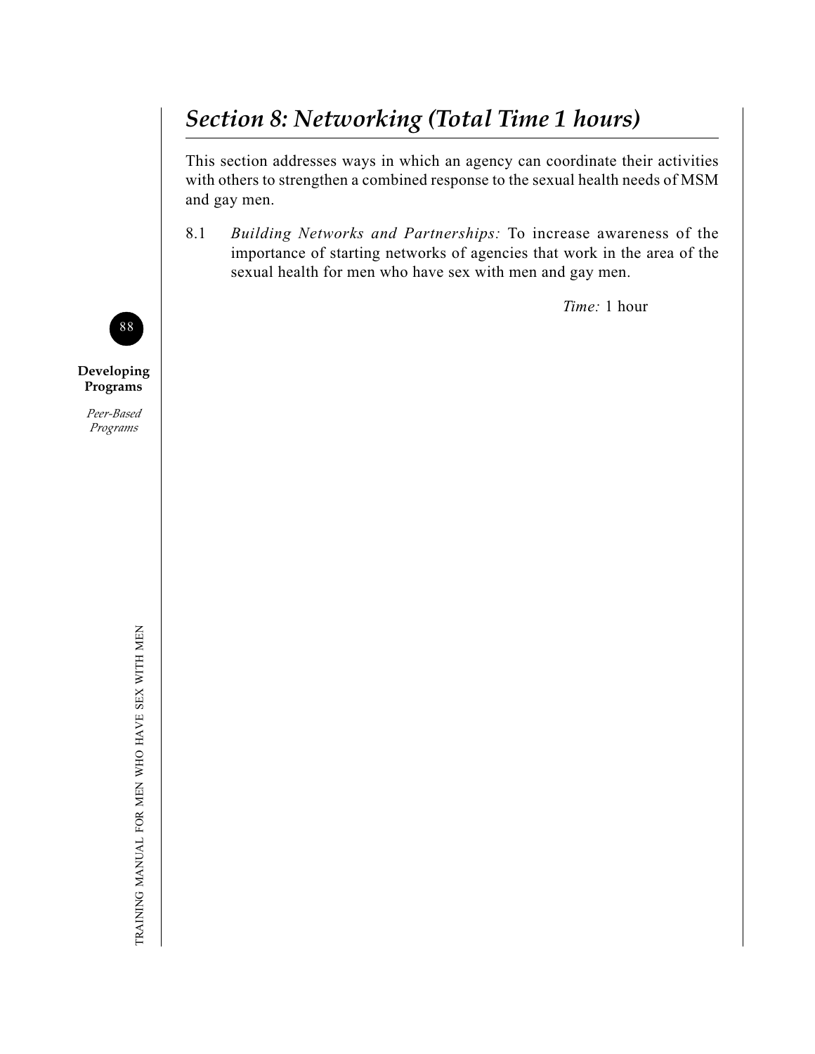# *Section 8: Networking (Total Time 1 hours)*

This section addresses ways in which an agency can coordinate their activities with others to strengthen a combined response to the sexual health needs of MSM and gay men.

8.1 *Building Networks and Partnerships:* To increase awareness of the importance of starting networks of agencies that work in the area of the sexual health for men who have sex with men and gay men.

*Time:* 1 hour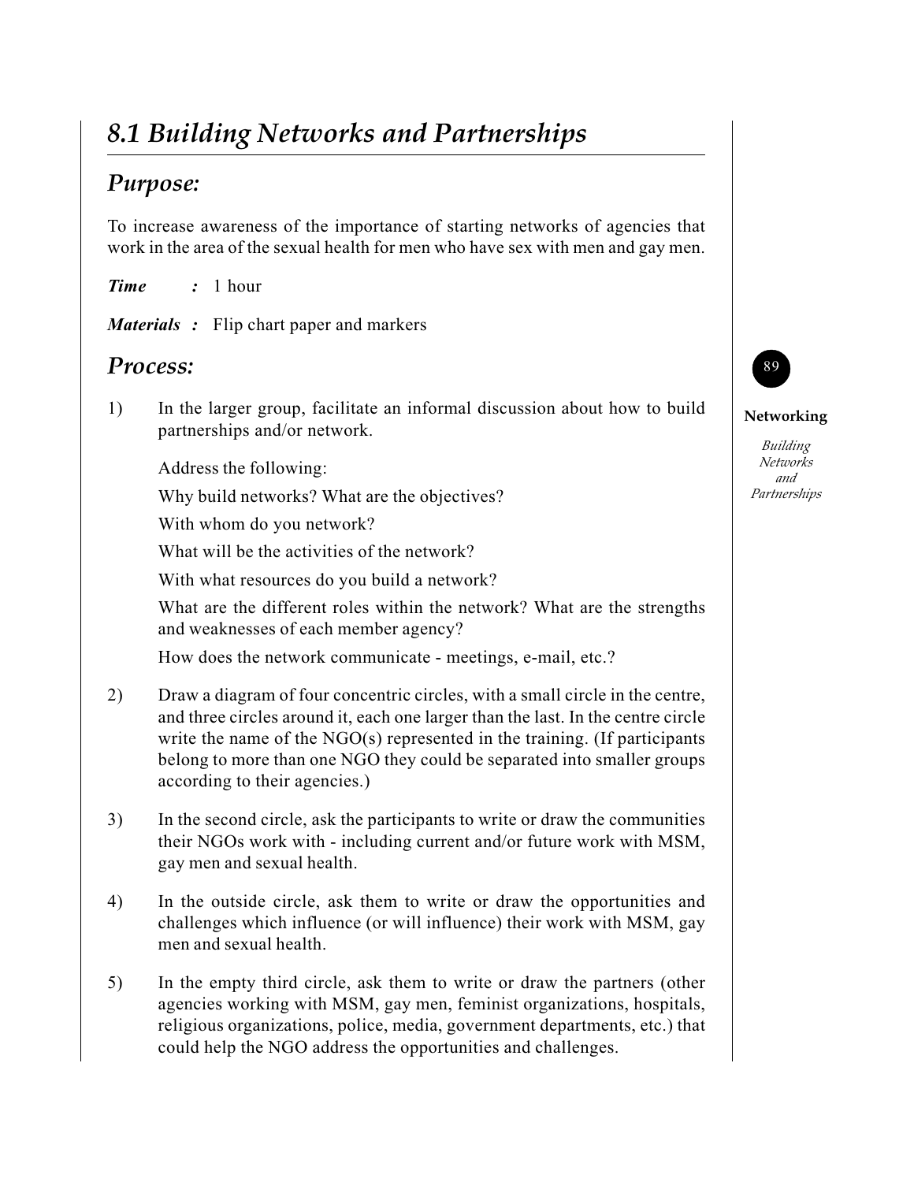## 8.1 Building Networks and Partnerships

### Purpose:

To increase awareness of the importance of starting networks of agencies that work in the area of the sexual health for men who have sex with men and gay men.

***Time*** **:** 1 hour

***Materials*** **:** Flip chart paper and markers

### Process:

1) In the larger group, facilitate an informal discussion about how to build partnerships and/or network.

   Address the following:

   Why build networks? What are the objectives?

   With whom do you network?

   What will be the activities of the network?

   With what resources do you build a network?

   What are the different roles within the network? What are the strengths and weaknesses of each member agency?

   How does the network communicate - meetings, e-mail, etc.?

2) Draw a diagram of four concentric circles, with a small circle in the centre, and three circles around it, each one larger than the last. In the centre circle write the name of the NGO(s) represented in the training. (If participants belong to more than one NGO they could be separated into smaller groups according to their agencies.)

3) In the second circle, ask the participants to write or draw the communities their NGOs work with - including current and/or future work with MSM, gay men and sexual health.

4) In the outside circle, ask them to write or draw the opportunities and challenges which influence (or will influence) their work with MSM, gay men and sexual health.

5) In the empty third circle, ask them to write or draw the partners (other agencies working with MSM, gay men, feminist organizations, hospitals, religious organizations, police, media, government departments, etc.) that could help the NGO address the opportunities and challenges.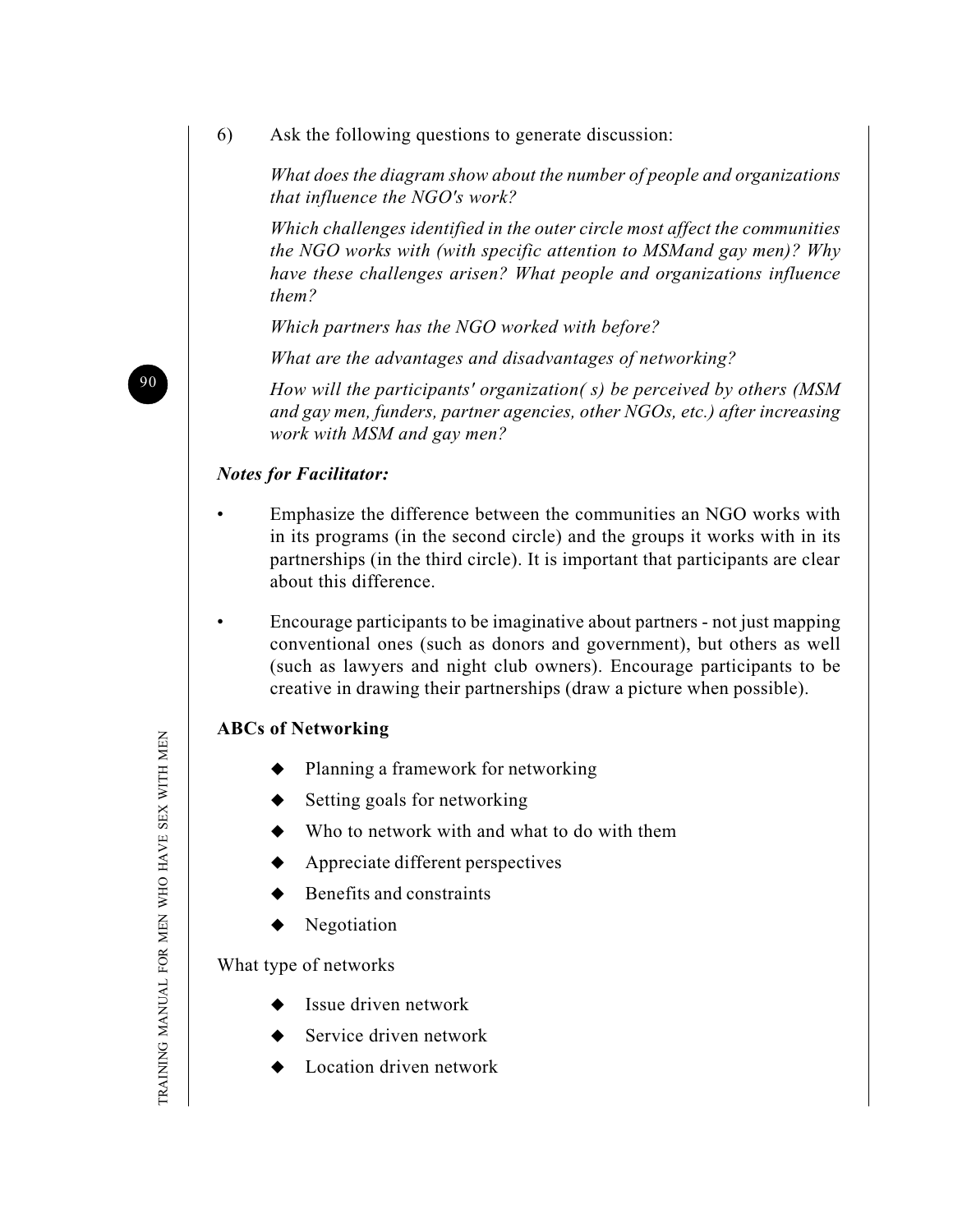6) Ask the following questions to generate discussion:

*What does the diagram show about the number of people and organizations that influence the NGO's work?*

*Which challenges identified in the outer circle most affect the communities the NGO works with (with specific attention to MSMand gay men)? Why have these challenges arisen? What people and organizations influence them?*

*Which partners has the NGO worked with before?*

*What are the advantages and disadvantages of networking?*

*How will the participants' organization( s) be perceived by others (MSM and gay men, funders, partner agencies, other NGOs, etc.) after increasing work with MSM and gay men?*

***Notes for Facilitator:***

- Emphasize the difference between the communities an NGO works with in its programs (in the second circle) and the groups it works with in its partnerships (in the third circle). It is important that participants are clear about this difference.
- Encourage participants to be imaginative about partners - not just mapping conventional ones (such as donors and government), but others as well (such as lawyers and night club owners). Encourage participants to be creative in drawing their partnerships (draw a picture when possible).

**ABCs of Networking**

- Planning a framework for networking
- Setting goals for networking
- Who to network with and what to do with them
- Appreciate different perspectives
- Benefits and constraints
- Negotiation

What type of networks

- Issue driven network
- Service driven network
- Location driven network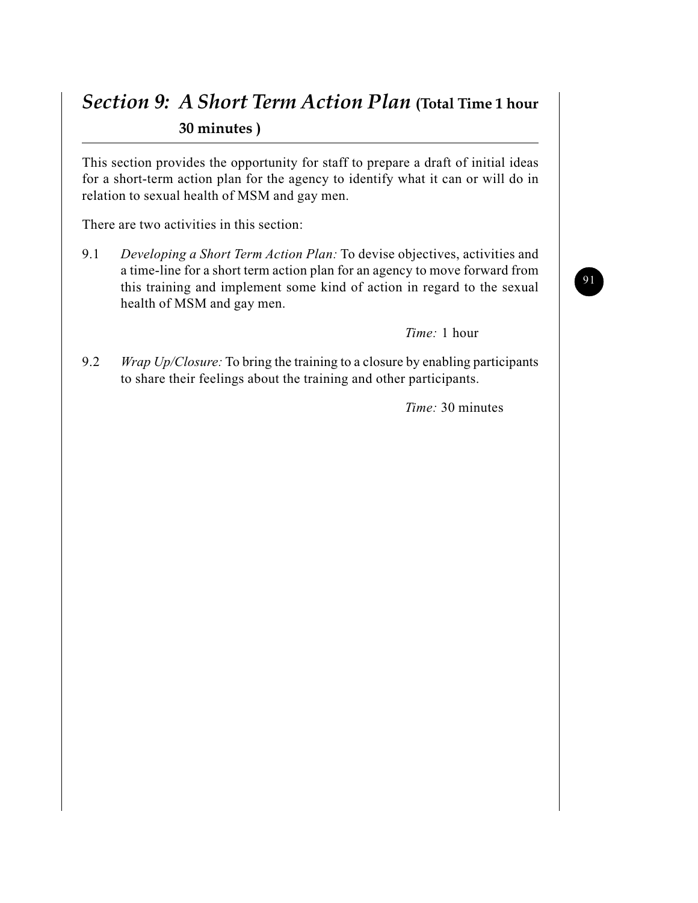# *Section 9: A Short Term Action Plan* (Total Time 1 hour 30 minutes )

This section provides the opportunity for staff to prepare a draft of initial ideas for a short-term action plan for the agency to identify what it can or will do in relation to sexual health of MSM and gay men.

There are two activities in this section:

9.1 *Developing a Short Term Action Plan:* To devise objectives, activities and a time-line for a short term action plan for an agency to move forward from this training and implement some kind of action in regard to the sexual health of MSM and gay men.

*Time:* 1 hour

9.2 *Wrap Up/Closure:* To bring the training to a closure by enabling participants to share their feelings about the training and other participants.

*Time:* 30 minutes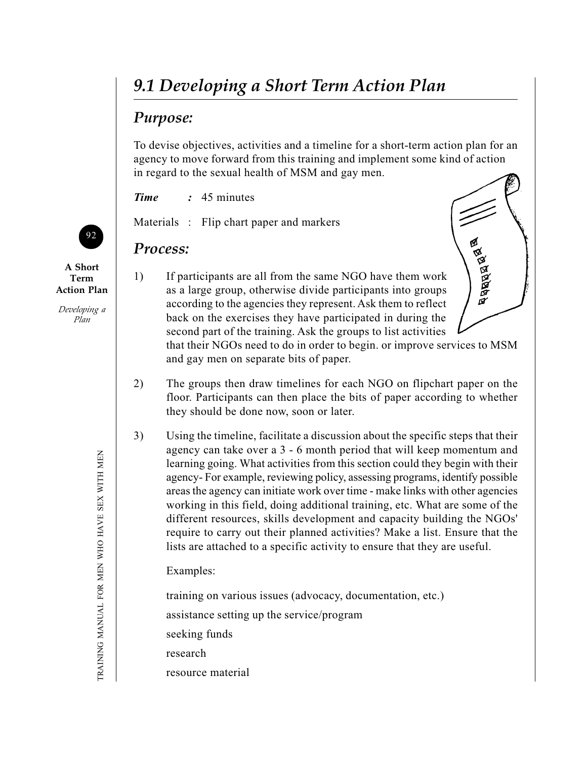# 9.1 Developing a Short Term Action Plan

## Purpose:

To devise objectives, activities and a timeline for a short-term action plan for an agency to move forward from this training and implement some kind of action in regard to the sexual health of MSM and gay men.

***Time*** ***:*** 45 minutes

Materials : Flip chart paper and markers

## Process:

1) If participants are all from the same NGO have them work as a large group, otherwise divide participants into groups according to the agencies they represent. Ask them to reflect back on the exercises they have participated in during the second part of the training. Ask the groups to list activities that their NGOs need to do in order to begin. or improve services to MSM and gay men on separate bits of paper.

2) The groups then draw timelines for each NGO on flipchart paper on the floor. Participants can then place the bits of paper according to whether they should be done now, soon or later.

3) Using the timeline, facilitate a discussion about the specific steps that their agency can take over a 3 - 6 month period that will keep momentum and learning going. What activities from this section could they begin with their agency- For example, reviewing policy, assessing programs, identify possible areas the agency can initiate work over time - make links with other agencies working in this field, doing additional training, etc. What are some of the different resources, skills development and capacity building the NGOs' require to carry out their planned activities? Make a list. Ensure that the lists are attached to a specific activity to ensure that they are useful.

   Examples:

   training on various issues (advocacy, documentation, etc.)

   assistance setting up the service/program

   seeking funds

   research

   resource material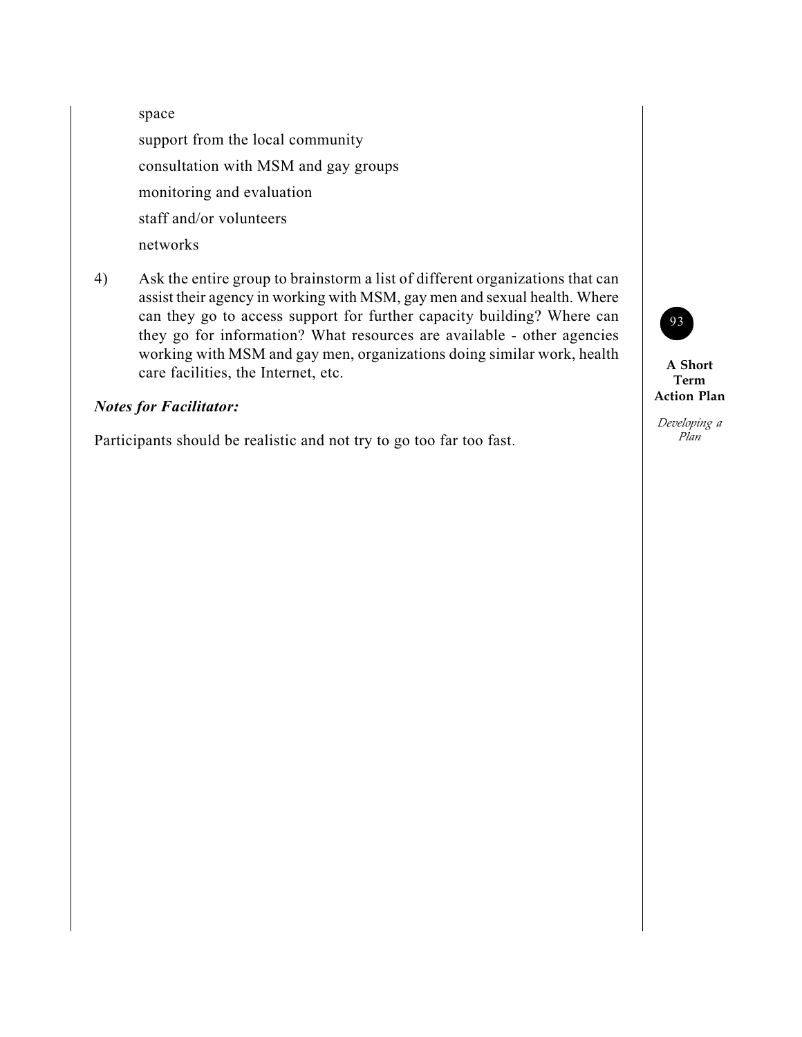space

support from the local community

consultation with MSM and gay groups

monitoring and evaluation

staff and/or volunteers

networks

4) Ask the entire group to brainstorm a list of different organizations that can assist their agency in working with MSM, gay men and sexual health. Where can they go to access support for further capacity building? Where can they go for information? What resources are available - other agencies working with MSM and gay men, organizations doing similar work, health care facilities, the Internet, etc.

***Notes for Facilitator:***

Participants should be realistic and not try to go too far too fast.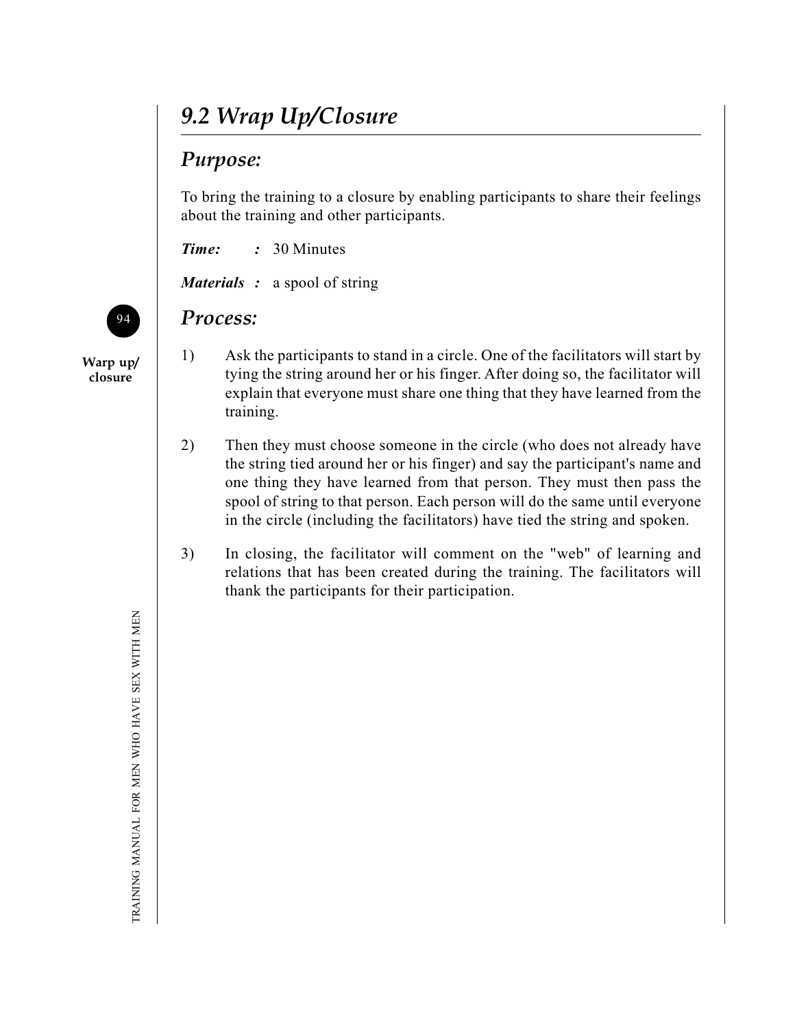## 9.2 Wrap Up/Closure

### Purpose:

To bring the training to a closure by enabling participants to share their feelings about the training and other participants.

***Time:*** : 30 Minutes

***Materials*** : a spool of string

### Process:

1) Ask the participants to stand in a circle. One of the facilitators will start by tying the string around her or his finger. After doing so, the facilitator will explain that everyone must share one thing that they have learned from the training.

2) Then they must choose someone in the circle (who does not already have the string tied around her or his finger) and say the participant's name and one thing they have learned from that person. They must then pass the spool of string to that person. Each person will do the same until everyone in the circle (including the facilitators) have tied the string and spoken.

3) In closing, the facilitator will comment on the "web" of learning and relations that has been created during the training. The facilitators will thank the participants for their participation.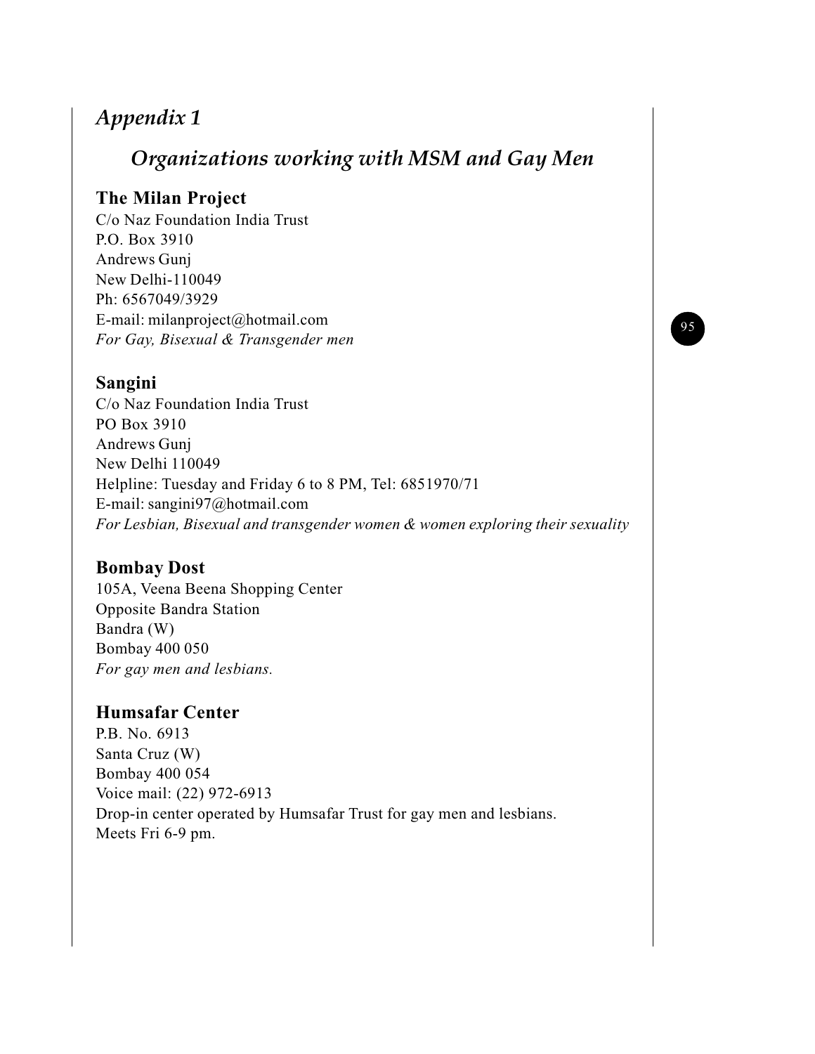# *Appendix 1*

## *Organizations working with MSM and Gay Men*

### The Milan Project

C/o Naz Foundation India Trust
P.O. Box 3910
Andrews Gunj
New Delhi-110049
Ph: 6567049/3929
E-mail: milanproject@hotmail.com
*For Gay, Bisexual & Transgender men*

### Sangini

C/o Naz Foundation India Trust
PO Box 3910
Andrews Gunj
New Delhi 110049
Helpline: Tuesday and Friday 6 to 8 PM, Tel: 6851970/71
E-mail: sangini97@hotmail.com
*For Lesbian, Bisexual and transgender women & women exploring their sexuality*

### Bombay Dost

105A, Veena Beena Shopping Center
Opposite Bandra Station
Bandra (W)
Bombay 400 050
*For gay men and lesbians.*

### Humsafar Center

P.B. No. 6913
Santa Cruz (W)
Bombay 400 054
Voice mail: (22) 972-6913
Drop-in center operated by Humsafar Trust for gay men and lesbians.
Meets Fri 6-9 pm.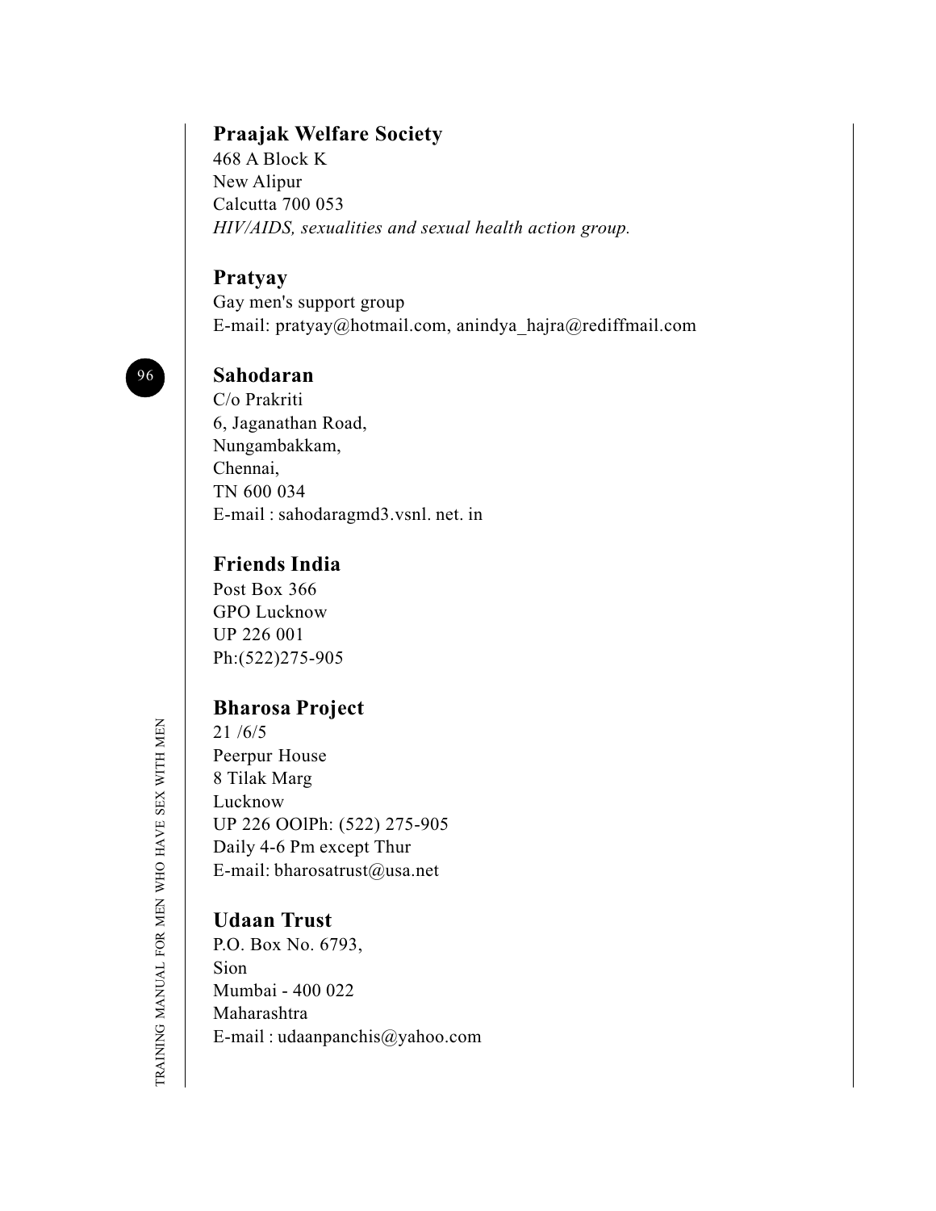## Praajak Welfare Society

468 A Block K
New Alipur
Calcutta 700 053
*HIV/AIDS, sexualities and sexual health action group.*

## Pratyay

Gay men's support group
E-mail: pratyay@hotmail.com, anindya_hajra@rediffmail.com

## Sahodaran

C/o Prakriti
6, Jaganathan Road,
Nungambakkam,
Chennai,
TN 600 034
E-mail : sahodaragmd3.vsnl. net. in

## Friends India

Post Box 366
GPO Lucknow
UP 226 001
Ph:(522)275-905

## Bharosa Project

21 /6/5
Peerpur House
8 Tilak Marg
Lucknow
UP 226 OOlPh: (522) 275-905
Daily 4-6 Pm except Thur
E-mail: bharosatrust@usa.net

## Udaan Trust

P.O. Box No. 6793,
Sion
Mumbai - 400 022
Maharashtra
E-mail : udaanpanchis@yahoo.com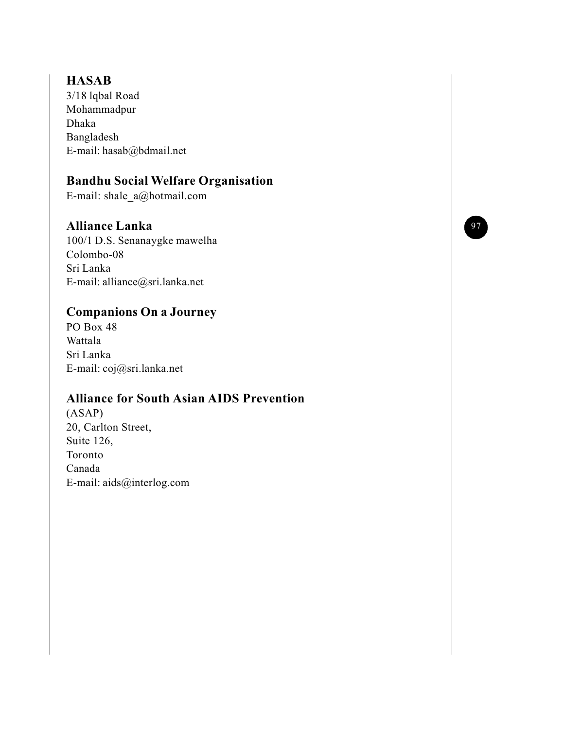**HASAB**

3/18 lqbal Road
Mohammadpur
Dhaka
Bangladesh
E-mail: hasab@bdmail.net

**Bandhu Social Welfare Organisation**

E-mail: shale_a@hotmail.com

**Alliance Lanka**

100/1 D.S. Senanaygke mawelha
Colombo-08
Sri Lanka
E-mail: alliance@sri.lanka.net

**Companions On a Journey**

PO Box 48
Wattala
Sri Lanka
E-mail: coj@sri.lanka.net

**Alliance for South Asian AIDS Prevention**

(ASAP)
20, Carlton Street,
Suite 126,
Toronto
Canada
E-mail: aids@interlog.com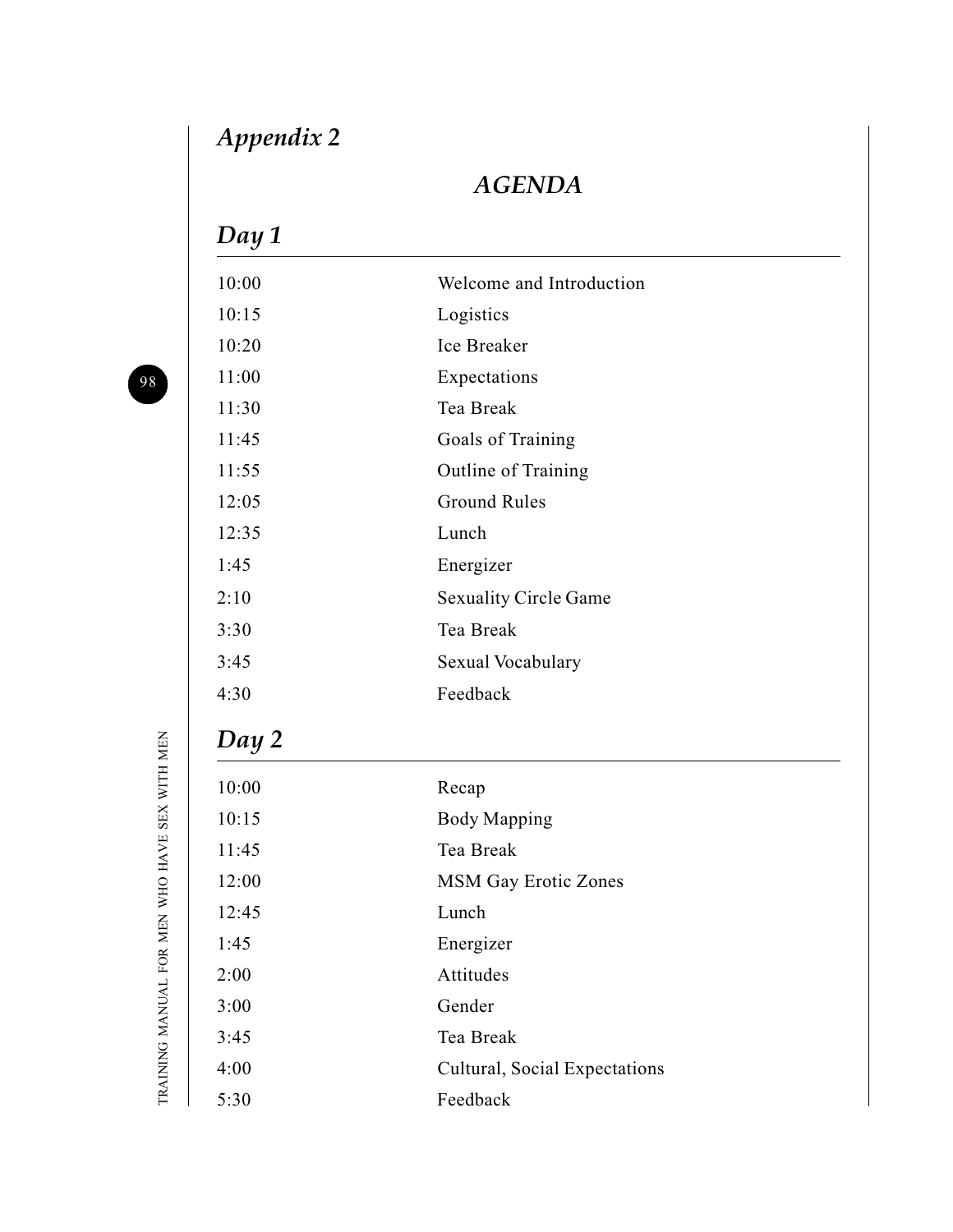# Appendix 2

## AGENDA

### Day 1

| | |
|---|---|
| 10:00 | Welcome and Introduction |
| 10:15 | Logistics |
| 10:20 | Ice Breaker |
| 11:00 | Expectations |
| 11:30 | Tea Break |
| 11:45 | Goals of Training |
| 11:55 | Outline of Training |
| 12:05 | Ground Rules |
| 12:35 | Lunch |
| 1:45 | Energizer |
| 2:10 | Sexuality Circle Game |
| 3:30 | Tea Break |
| 3:45 | Sexual Vocabulary |
| 4:30 | Feedback |

### Day 2

| | |
|---|---|
| 10:00 | Recap |
| 10:15 | Body Mapping |
| 11:45 | Tea Break |
| 12:00 | MSM Gay Erotic Zones |
| 12:45 | Lunch |
| 1:45 | Energizer |
| 2:00 | Attitudes |
| 3:00 | Gender |
| 3:45 | Tea Break |
| 4:00 | Cultural, Social Expectations |
| 5:30 | Feedback |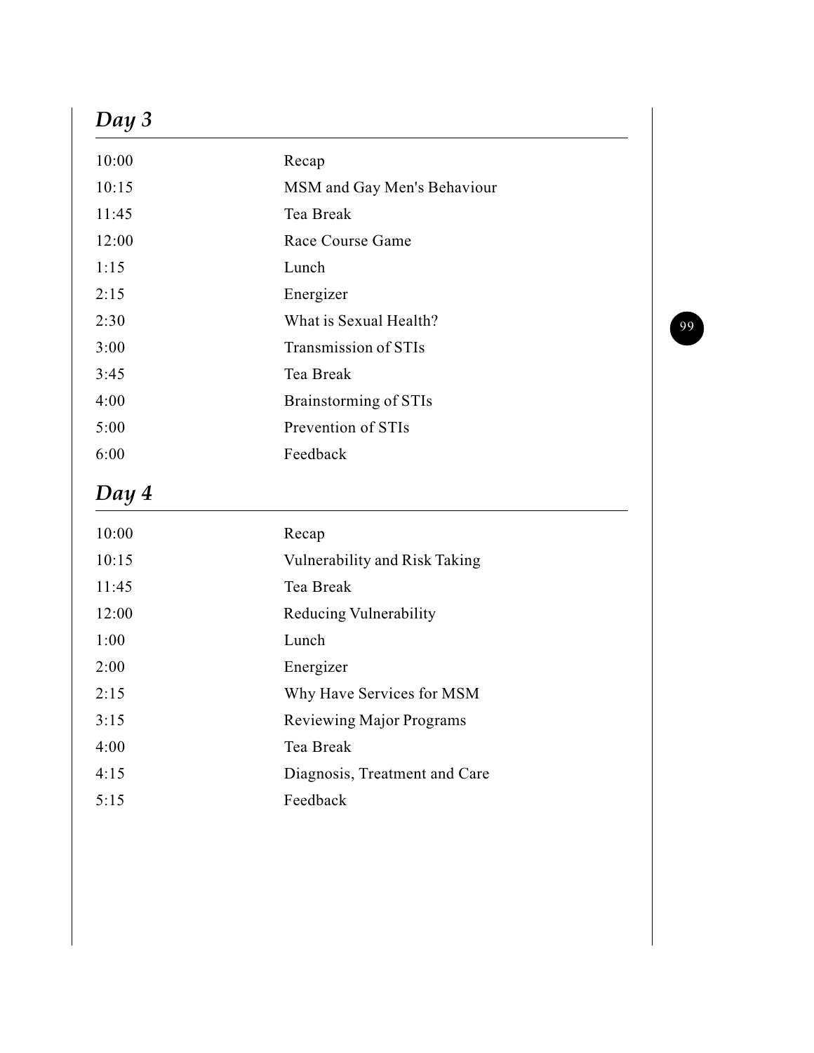## *Day 3*

| | |
|---|---|
| 10:00 | Recap |
| 10:15 | MSM and Gay Men's Behaviour |
| 11:45 | Tea Break |
| 12:00 | Race Course Game |
| 1:15 | Lunch |
| 2:15 | Energizer |
| 2:30 | What is Sexual Health? |
| 3:00 | Transmission of STIs |
| 3:45 | Tea Break |
| 4:00 | Brainstorming of STIs |
| 5:00 | Prevention of STIs |
| 6:00 | Feedback |

## *Day 4*

| | |
|---|---|
| 10:00 | Recap |
| 10:15 | Vulnerability and Risk Taking |
| 11:45 | Tea Break |
| 12:00 | Reducing Vulnerability |
| 1:00 | Lunch |
| 2:00 | Energizer |
| 2:15 | Why Have Services for MSM |
| 3:15 | Reviewing Major Programs |
| 4:00 | Tea Break |
| 4:15 | Diagnosis, Treatment and Care |
| 5:15 | Feedback |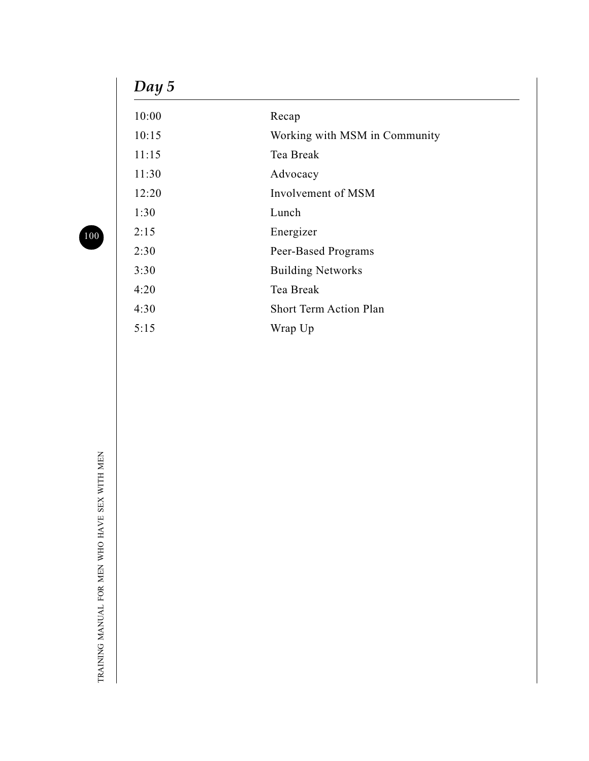## *Day 5*

| | |
|---|---|
| 10:00 | Recap |
| 10:15 | Working with MSM in Community |
| 11:15 | Tea Break |
| 11:30 | Advocacy |
| 12:20 | Involvement of MSM |
| 1:30 | Lunch |
| 2:15 | Energizer |
| 2:30 | Peer-Based Programs |
| 3:30 | Building Networks |
| 4:20 | Tea Break |
| 4:30 | Short Term Action Plan |
| 5:15 | Wrap Up |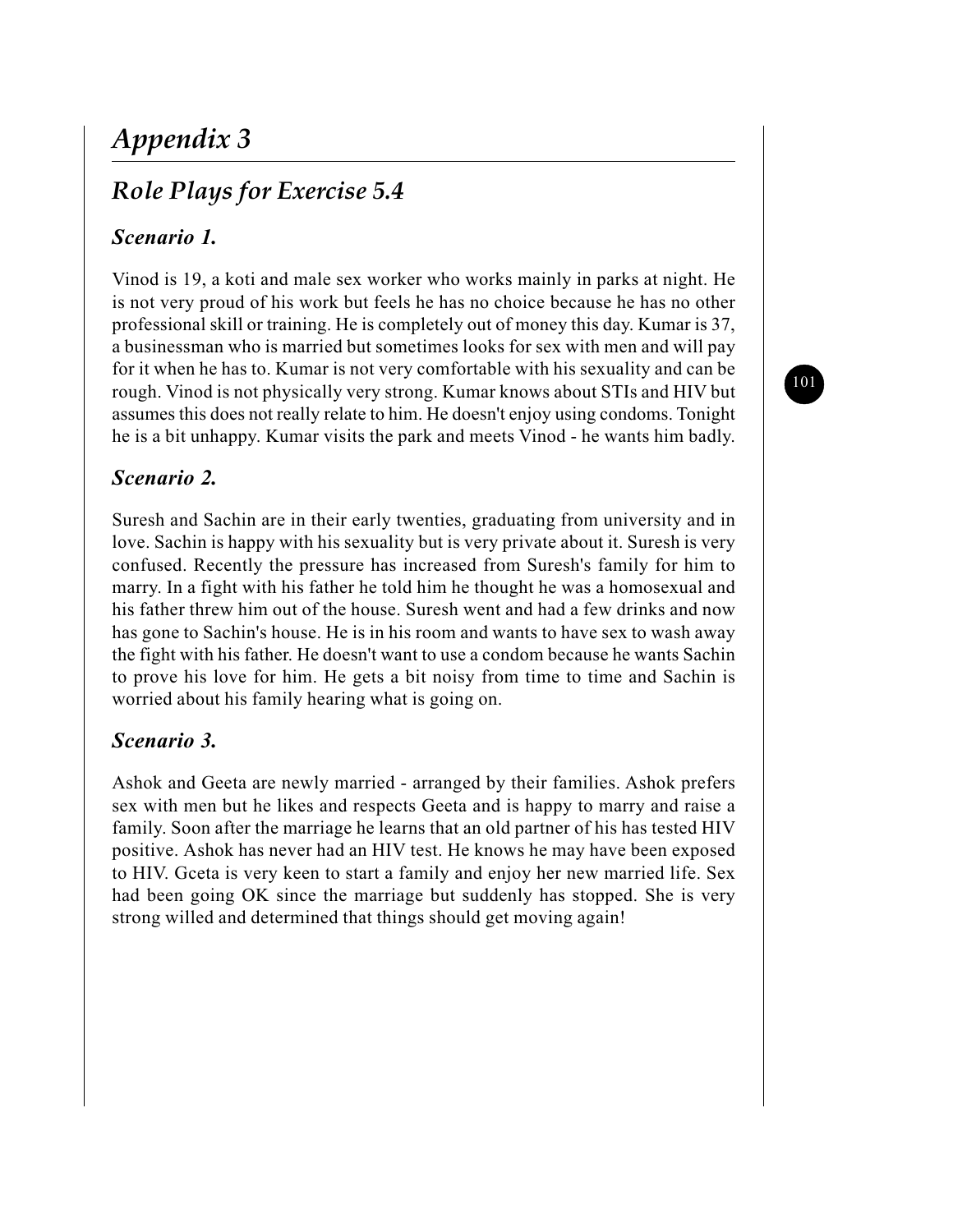# *Appendix 3*

## *Role Plays for Exercise 5.4*

### *Scenario 1.*

Vinod is 19, a koti and male sex worker who works mainly in parks at night. He is not very proud of his work but feels he has no choice because he has no other professional skill or training. He is completely out of money this day. Kumar is 37, a businessman who is married but sometimes looks for sex with men and will pay for it when he has to. Kumar is not very comfortable with his sexuality and can be rough. Vinod is not physically very strong. Kumar knows about STIs and HIV but assumes this does not really relate to him. He doesn't enjoy using condoms. Tonight he is a bit unhappy. Kumar visits the park and meets Vinod - he wants him badly.

### *Scenario 2.*

Suresh and Sachin are in their early twenties, graduating from university and in love. Sachin is happy with his sexuality but is very private about it. Suresh is very confused. Recently the pressure has increased from Suresh's family for him to marry. In a fight with his father he told him he thought he was a homosexual and his father threw him out of the house. Suresh went and had a few drinks and now has gone to Sachin's house. He is in his room and wants to have sex to wash away the fight with his father. He doesn't want to use a condom because he wants Sachin to prove his love for him. He gets a bit noisy from time to time and Sachin is worried about his family hearing what is going on.

### *Scenario 3.*

Ashok and Geeta are newly married - arranged by their families. Ashok prefers sex with men but he likes and respects Geeta and is happy to marry and raise a family. Soon after the marriage he learns that an old partner of his has tested HIV positive. Ashok has never had an HIV test. He knows he may have been exposed to HIV. Gceta is very keen to start a family and enjoy her new married life. Sex had been going OK since the marriage but suddenly has stopped. She is very strong willed and determined that things should get moving again!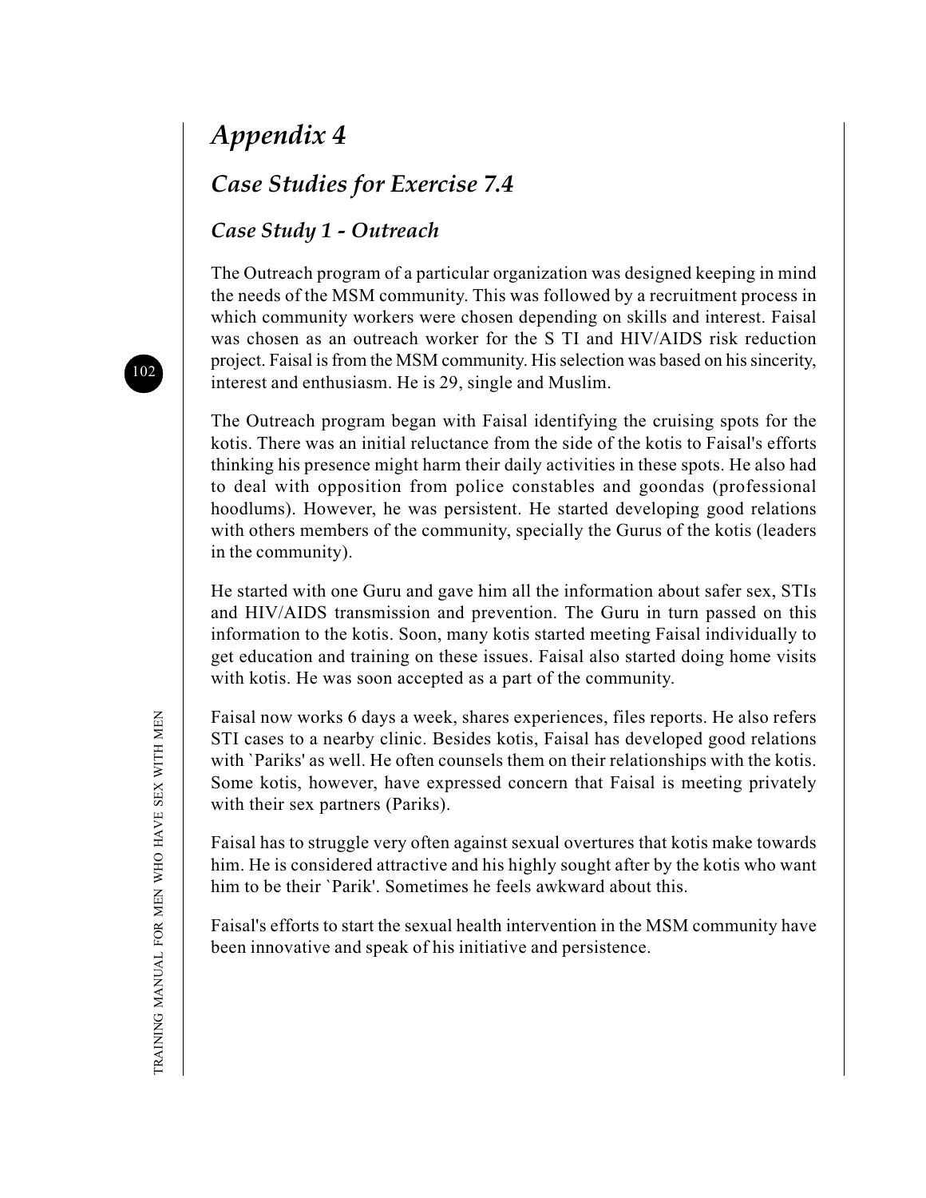# Appendix 4

## Case Studies for Exercise 7.4

### Case Study 1 - Outreach

The Outreach program of a particular organization was designed keeping in mind the needs of the MSM community. This was followed by a recruitment process in which community workers were chosen depending on skills and interest. Faisal was chosen as an outreach worker for the S TI and HIV/AIDS risk reduction project. Faisal is from the MSM community. His selection was based on his sincerity, interest and enthusiasm. He is 29, single and Muslim.

The Outreach program began with Faisal identifying the cruising spots for the kotis. There was an initial reluctance from the side of the kotis to Faisal's efforts thinking his presence might harm their daily activities in these spots. He also had to deal with opposition from police constables and goondas (professional hoodlums). However, he was persistent. He started developing good relations with others members of the community, specially the Gurus of the kotis (leaders in the community).

He started with one Guru and gave him all the information about safer sex, STIs and HIV/AIDS transmission and prevention. The Guru in turn passed on this information to the kotis. Soon, many kotis started meeting Faisal individually to get education and training on these issues. Faisal also started doing home visits with kotis. He was soon accepted as a part of the community.

Faisal now works 6 days a week, shares experiences, files reports. He also refers STI cases to a nearby clinic. Besides kotis, Faisal has developed good relations with `Pariks' as well. He often counsels them on their relationships with the kotis. Some kotis, however, have expressed concern that Faisal is meeting privately with their sex partners (Pariks).

Faisal has to struggle very often against sexual overtures that kotis make towards him. He is considered attractive and his highly sought after by the kotis who want him to be their `Parik'. Sometimes he feels awkward about this.

Faisal's efforts to start the sexual health intervention in the MSM community have been innovative and speak of his initiative and persistence.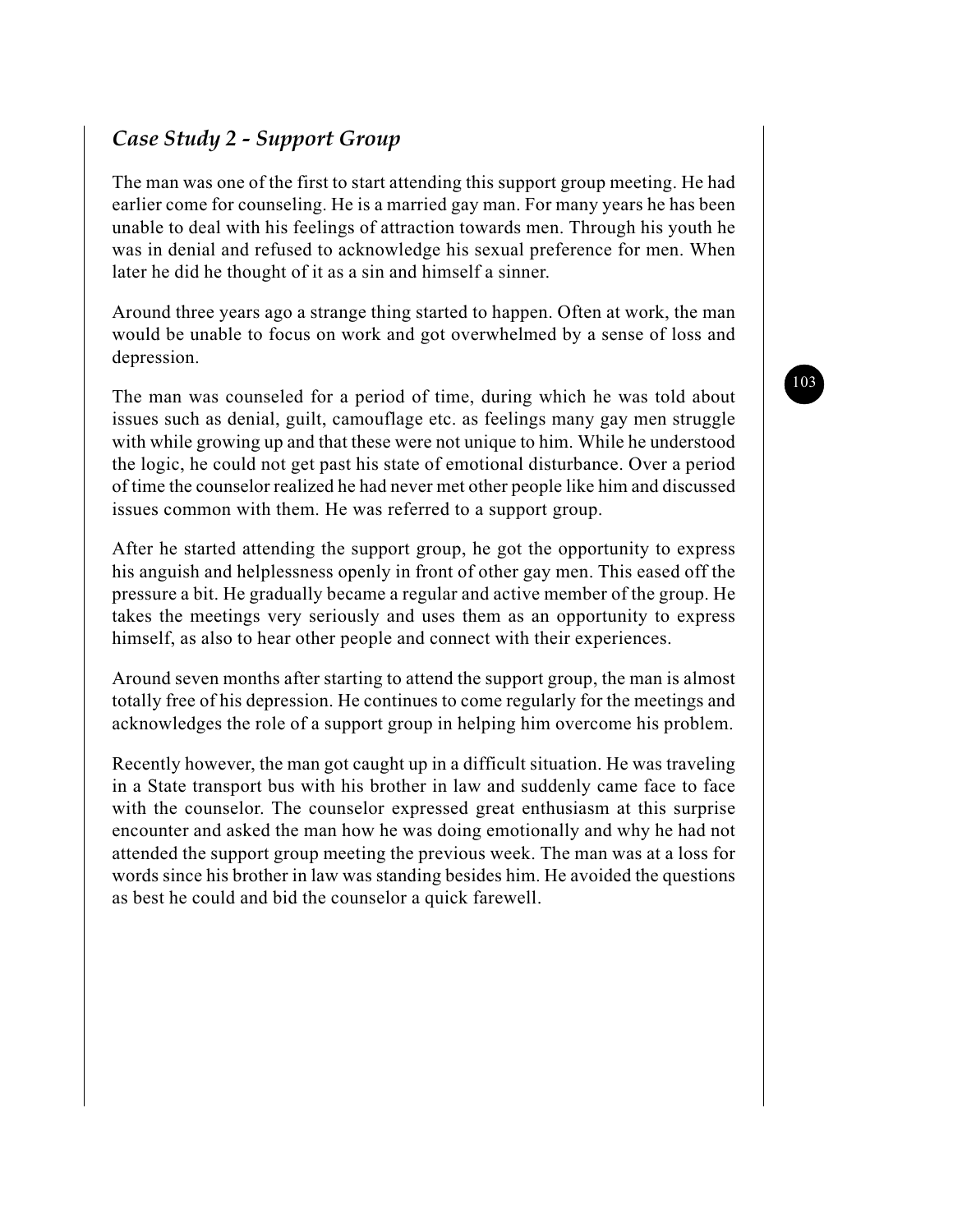## *Case Study 2 - Support Group*

The man was one of the first to start attending this support group meeting. He had earlier come for counseling. He is a married gay man. For many years he has been unable to deal with his feelings of attraction towards men. Through his youth he was in denial and refused to acknowledge his sexual preference for men. When later he did he thought of it as a sin and himself a sinner.

Around three years ago a strange thing started to happen. Often at work, the man would be unable to focus on work and got overwhelmed by a sense of loss and depression.

The man was counseled for a period of time, during which he was told about issues such as denial, guilt, camouflage etc. as feelings many gay men struggle with while growing up and that these were not unique to him. While he understood the logic, he could not get past his state of emotional disturbance. Over a period of time the counselor realized he had never met other people like him and discussed issues common with them. He was referred to a support group.

After he started attending the support group, he got the opportunity to express his anguish and helplessness openly in front of other gay men. This eased off the pressure a bit. He gradually became a regular and active member of the group. He takes the meetings very seriously and uses them as an opportunity to express himself, as also to hear other people and connect with their experiences.

Around seven months after starting to attend the support group, the man is almost totally free of his depression. He continues to come regularly for the meetings and acknowledges the role of a support group in helping him overcome his problem.

Recently however, the man got caught up in a difficult situation. He was traveling in a State transport bus with his brother in law and suddenly came face to face with the counselor. The counselor expressed great enthusiasm at this surprise encounter and asked the man how he was doing emotionally and why he had not attended the support group meeting the previous week. The man was at a loss for words since his brother in law was standing besides him. He avoided the questions as best he could and bid the counselor a quick farewell.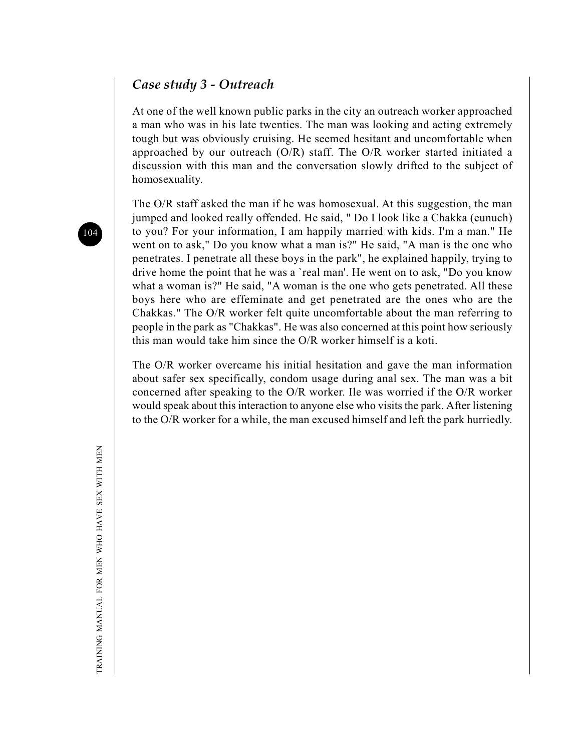### *Case study 3 - Outreach*

At one of the well known public parks in the city an outreach worker approached a man who was in his late twenties. The man was looking and acting extremely tough but was obviously cruising. He seemed hesitant and uncomfortable when approached by our outreach (O/R) staff. The O/R worker started initiated a discussion with this man and the conversation slowly drifted to the subject of homosexuality.

The O/R staff asked the man if he was homosexual. At this suggestion, the man jumped and looked really offended. He said, " Do I look like a Chakka (eunuch) to you? For your information, I am happily married with kids. I'm a man." He went on to ask," Do you know what a man is?" He said, "A man is the one who penetrates. I penetrate all these boys in the park", he explained happily, trying to drive home the point that he was a `real man'. He went on to ask, "Do you know what a woman is?" He said, "A woman is the one who gets penetrated. All these boys here who are effeminate and get penetrated are the ones who are the Chakkas." The O/R worker felt quite uncomfortable about the man referring to people in the park as "Chakkas". He was also concerned at this point how seriously this man would take him since the O/R worker himself is a koti.

The O/R worker overcame his initial hesitation and gave the man information about safer sex specifically, condom usage during anal sex. The man was a bit concerned after speaking to the O/R worker. Ile was worried if the O/R worker would speak about this interaction to anyone else who visits the park. After listening to the O/R worker for a while, the man excused himself and left the park hurriedly.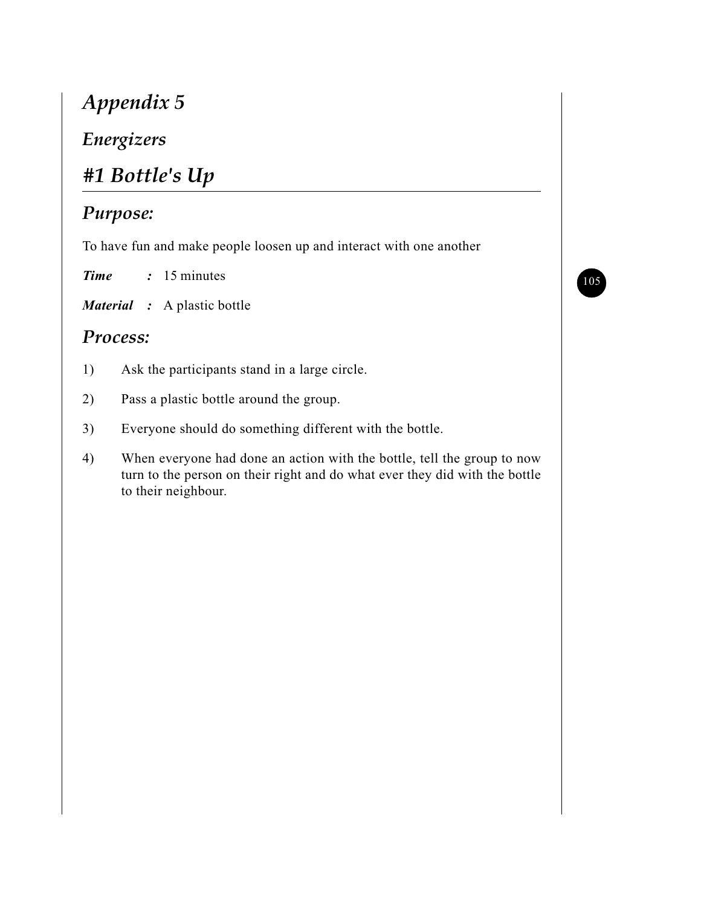# Appendix 5

## Energizers

## #1 Bottle's Up

### Purpose:

To have fun and make people loosen up and interact with one another

***Time*** ***:*** 15 minutes

***Material*** ***:*** A plastic bottle

### Process:

1) Ask the participants stand in a large circle.

2) Pass a plastic bottle around the group.

3) Everyone should do something different with the bottle.

4) When everyone had done an action with the bottle, tell the group to now turn to the person on their right and do what ever they did with the bottle to their neighbour.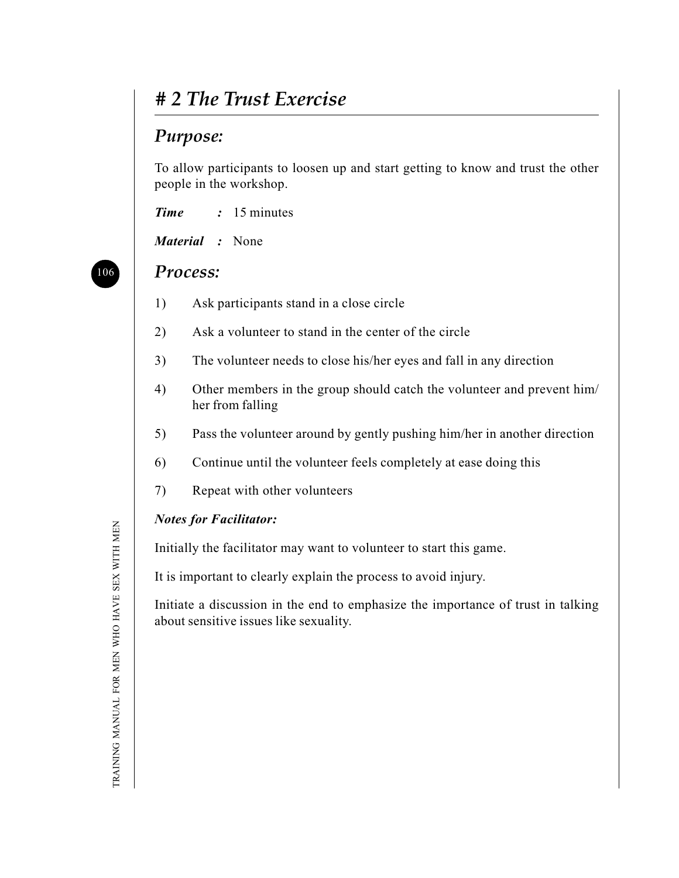# # 2 The Trust Exercise

## Purpose:

To allow participants to loosen up and start getting to know and trust the other people in the workshop.

***Time*** **:** 15 minutes

***Material*** **:** None

## Process:

1) Ask participants stand in a close circle
2) Ask a volunteer to stand in the center of the circle
3) The volunteer needs to close his/her eyes and fall in any direction
4) Other members in the group should catch the volunteer and prevent him/her from falling
5) Pass the volunteer around by gently pushing him/her in another direction
6) Continue until the volunteer feels completely at ease doing this
7) Repeat with other volunteers

***Notes for Facilitator:***

Initially the facilitator may want to volunteer to start this game.

It is important to clearly explain the process to avoid injury.

Initiate a discussion in the end to emphasize the importance of trust in talking about sensitive issues like sexuality.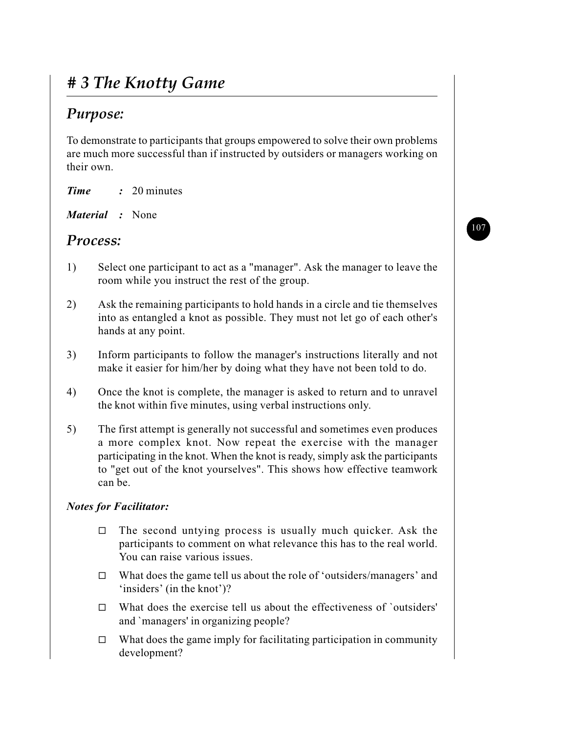# *# 3 The Knotty Game*

## *Purpose:*

To demonstrate to participants that groups empowered to solve their own problems are much more successful than if instructed by outsiders or managers working on their own.

***Time :*** 20 minutes

***Material :*** None

## *Process:*

1) Select one participant to act as a "manager". Ask the manager to leave the room while you instruct the rest of the group.

2) Ask the remaining participants to hold hands in a circle and tie themselves into as entangled a knot as possible. They must not let go of each other's hands at any point.

3) Inform participants to follow the manager's instructions literally and not make it easier for him/her by doing what they have not been told to do.

4) Once the knot is complete, the manager is asked to return and to unravel the knot within five minutes, using verbal instructions only.

5) The first attempt is generally not successful and sometimes even produces a more complex knot. Now repeat the exercise with the manager participating in the knot. When the knot is ready, simply ask the participants to "get out of the knot yourselves". This shows how effective teamwork can be.

***Notes for Facilitator:***

- The second untying process is usually much quicker. Ask the participants to comment on what relevance this has to the real world. You can raise various issues.
- What does the game tell us about the role of 'outsiders/managers' and 'insiders' (in the knot')?
- What does the exercise tell us about the effectiveness of `outsiders' and `managers' in organizing people?
- What does the game imply for facilitating participation in community development?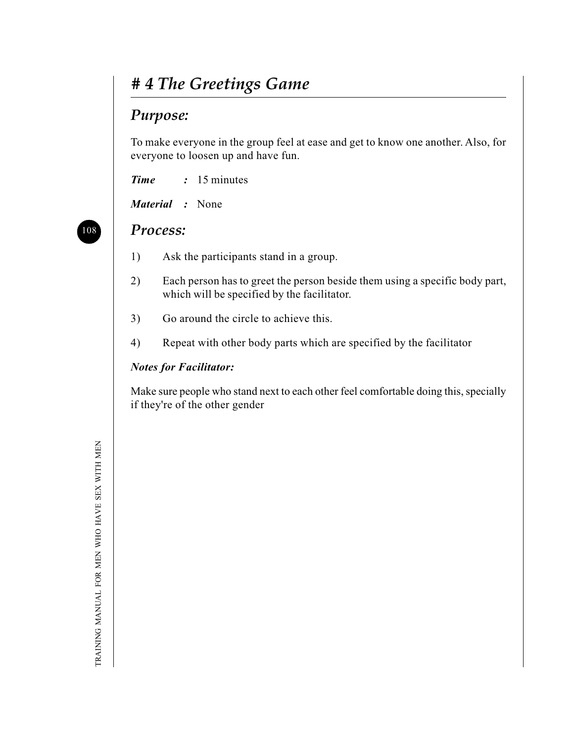# # 4 The Greetings Game

## Purpose:

To make everyone in the group feel at ease and get to know one another. Also, for everyone to loosen up and have fun.

***Time*** **:** 15 minutes

***Material*** **:** None

## Process:

1) Ask the participants stand in a group.

2) Each person has to greet the person beside them using a specific body part, which will be specified by the facilitator.

3) Go around the circle to achieve this.

4) Repeat with other body parts which are specified by the facilitator

***Notes for Facilitator:***

Make sure people who stand next to each other feel comfortable doing this, specially if they're of the other gender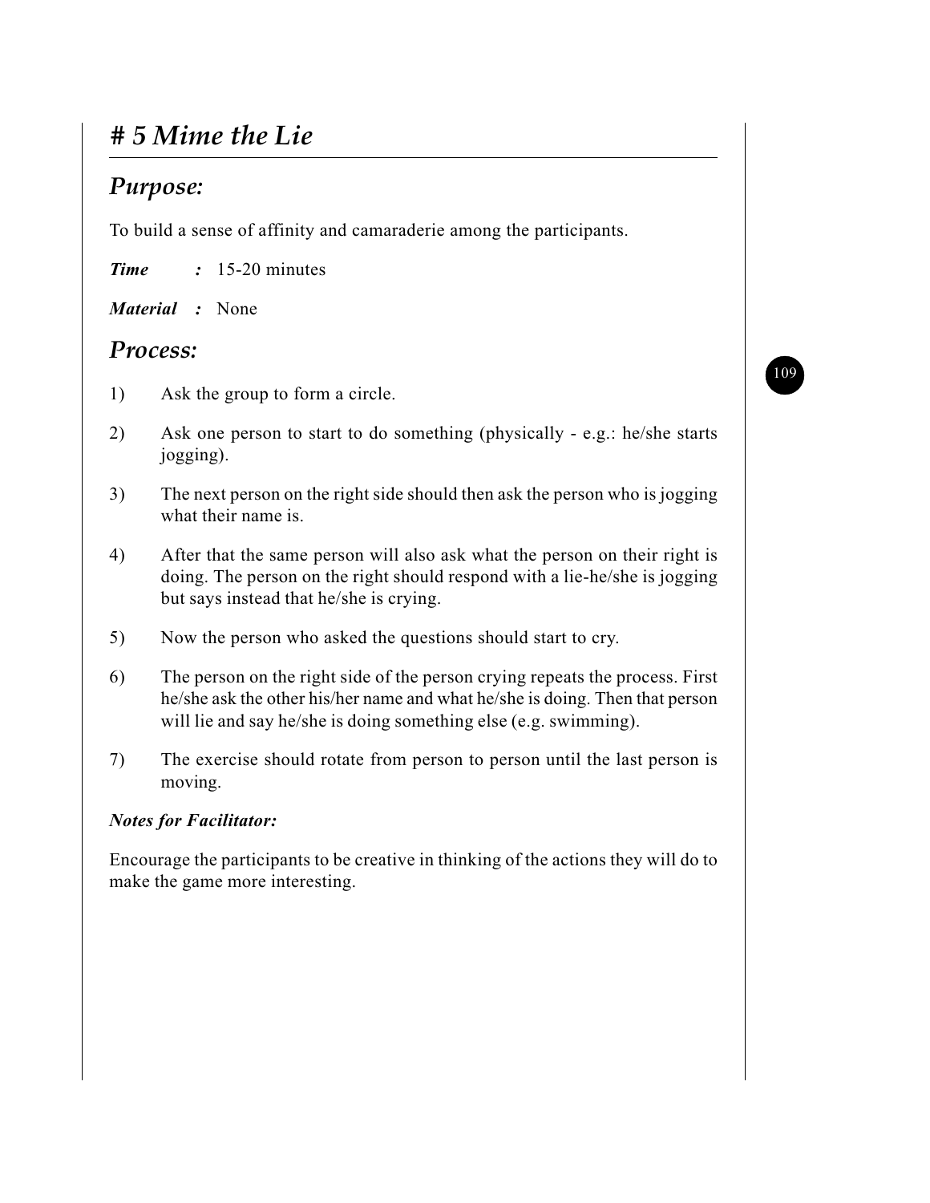# *# 5 Mime the Lie*

## *Purpose:*

To build a sense of affinity and camaraderie among the participants.

***Time*** **:** 15-20 minutes

***Material*** **:** None

## *Process:*

1) Ask the group to form a circle.

2) Ask one person to start to do something (physically - e.g.: he/she starts jogging).

3) The next person on the right side should then ask the person who is jogging what their name is.

4) After that the same person will also ask what the person on their right is doing. The person on the right should respond with a lie-he/she is jogging but says instead that he/she is crying.

5) Now the person who asked the questions should start to cry.

6) The person on the right side of the person crying repeats the process. First he/she ask the other his/her name and what he/she is doing. Then that person will lie and say he/she is doing something else (e.g. swimming).

7) The exercise should rotate from person to person until the last person is moving.

***Notes for Facilitator:***

Encourage the participants to be creative in thinking of the actions they will do to make the game more interesting.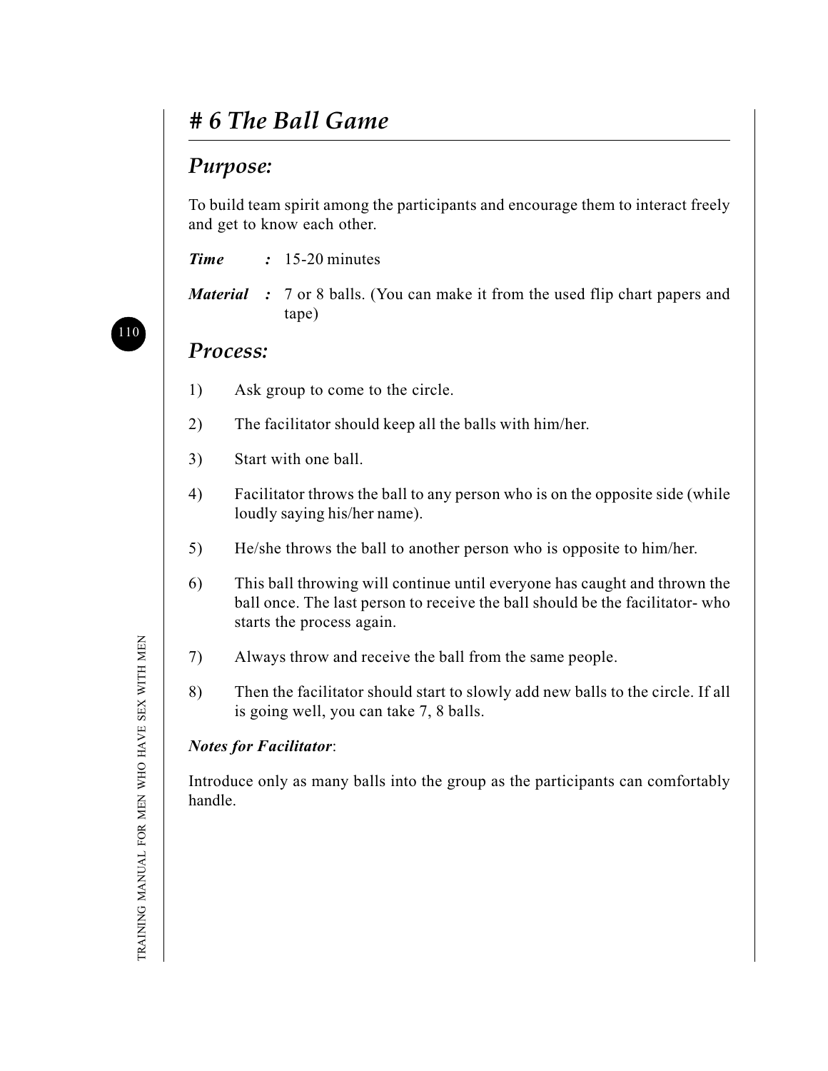# # 6 The Ball Game

## Purpose:

To build team spirit among the participants and encourage them to interact freely and get to know each other.

***Time*** **:** 15-20 minutes

***Material*** **:** 7 or 8 balls. (You can make it from the used flip chart papers and tape)

## Process:

1) Ask group to come to the circle.

2) The facilitator should keep all the balls with him/her.

3) Start with one ball.

4) Facilitator throws the ball to any person who is on the opposite side (while loudly saying his/her name).

5) He/she throws the ball to another person who is opposite to him/her.

6) This ball throwing will continue until everyone has caught and thrown the ball once. The last person to receive the ball should be the facilitator- who starts the process again.

7) Always throw and receive the ball from the same people.

8) Then the facilitator should start to slowly add new balls to the circle. If all is going well, you can take 7, 8 balls.

***Notes for Facilitator***:

Introduce only as many balls into the group as the participants can comfortably handle.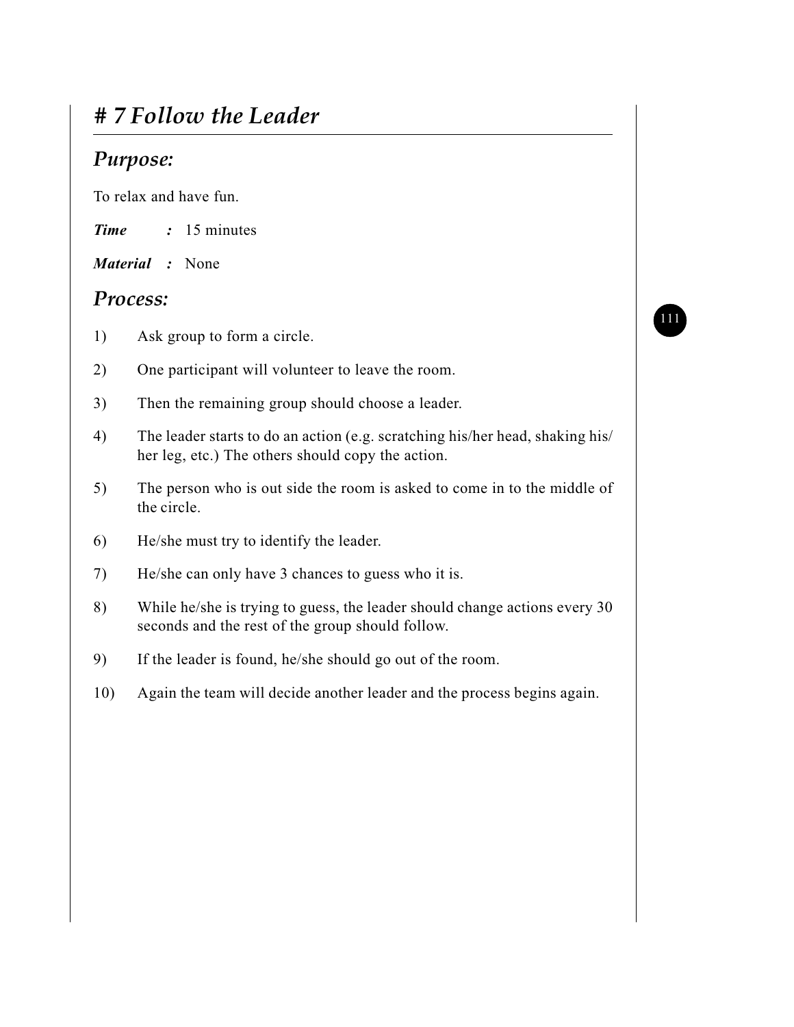# # 7 Follow the Leader

## Purpose:

To relax and have fun.

***Time*** **:** 15 minutes

***Material*** **:** None

## Process:

1) Ask group to form a circle.

2) One participant will volunteer to leave the room.

3) Then the remaining group should choose a leader.

4) The leader starts to do an action (e.g. scratching his/her head, shaking his/her leg, etc.) The others should copy the action.

5) The person who is out side the room is asked to come in to the middle of the circle.

6) He/she must try to identify the leader.

7) He/she can only have 3 chances to guess who it is.

8) While he/she is trying to guess, the leader should change actions every 30 seconds and the rest of the group should follow.

9) If the leader is found, he/she should go out of the room.

10) Again the team will decide another leader and the process begins again.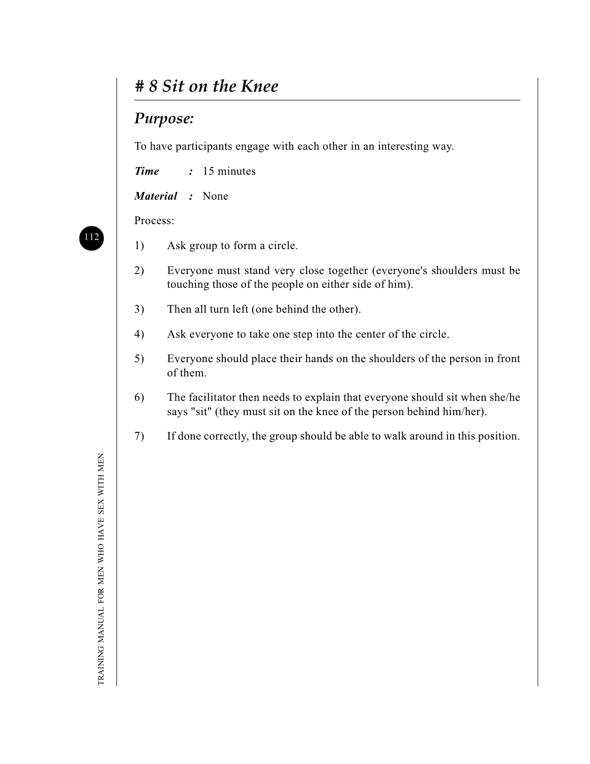# # 8 Sit on the Knee

## *Purpose:*

To have participants engage with each other in an interesting way.

***Time*** **:** 15 minutes

***Material*** **:** None

Process:

1) Ask group to form a circle.

2) Everyone must stand very close together (everyone's shoulders must be touching those of the people on either side of him).

3) Then all turn left (one behind the other).

4) Ask everyone to take one step into the center of the circle.

5) Everyone should place their hands on the shoulders of the person in front of them.

6) The facilitator then needs to explain that everyone should sit when she/he says "sit" (they must sit on the knee of the person behind him/her).

7) If done correctly, the group should be able to walk around in this position.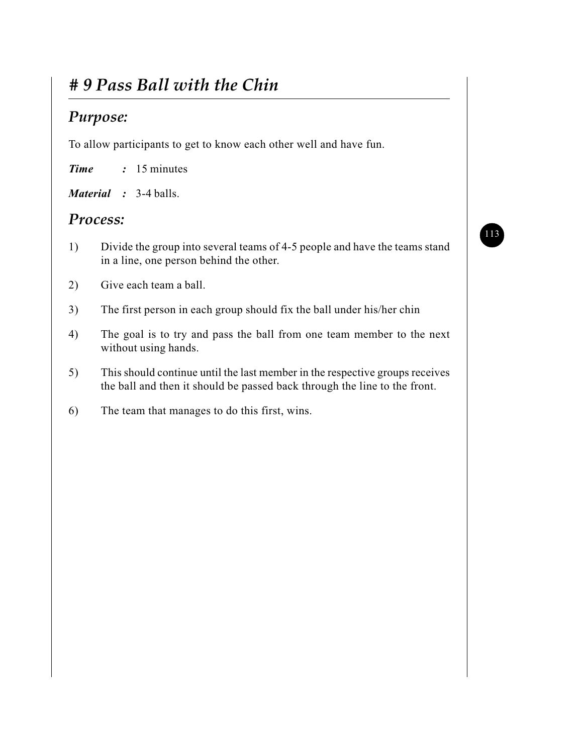# # 9 Pass Ball with the Chin

## *Purpose:*

To allow participants to get to know each other well and have fun.

***Time*** ***:*** 15 minutes

***Material*** ***:*** 3-4 balls.

## *Process:*

1) Divide the group into several teams of 4-5 people and have the teams stand in a line, one person behind the other.

2) Give each team a ball.

3) The first person in each group should fix the ball under his/her chin

4) The goal is to try and pass the ball from one team member to the next without using hands.

5) This should continue until the last member in the respective groups receives the ball and then it should be passed back through the line to the front.

6) The team that manages to do this first, wins.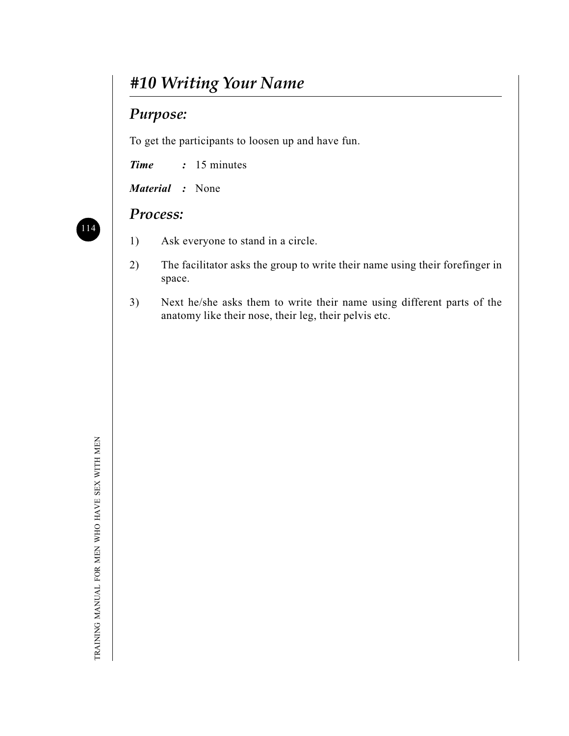# #10 Writing Your Name

## *Purpose:*

To get the participants to loosen up and have fun.

***Time*** **:** 15 minutes

***Material*** **:** None

## *Process:*

1) Ask everyone to stand in a circle.

2) The facilitator asks the group to write their name using their forefinger in space.

3) Next he/she asks them to write their name using different parts of the anatomy like their nose, their leg, their pelvis etc.